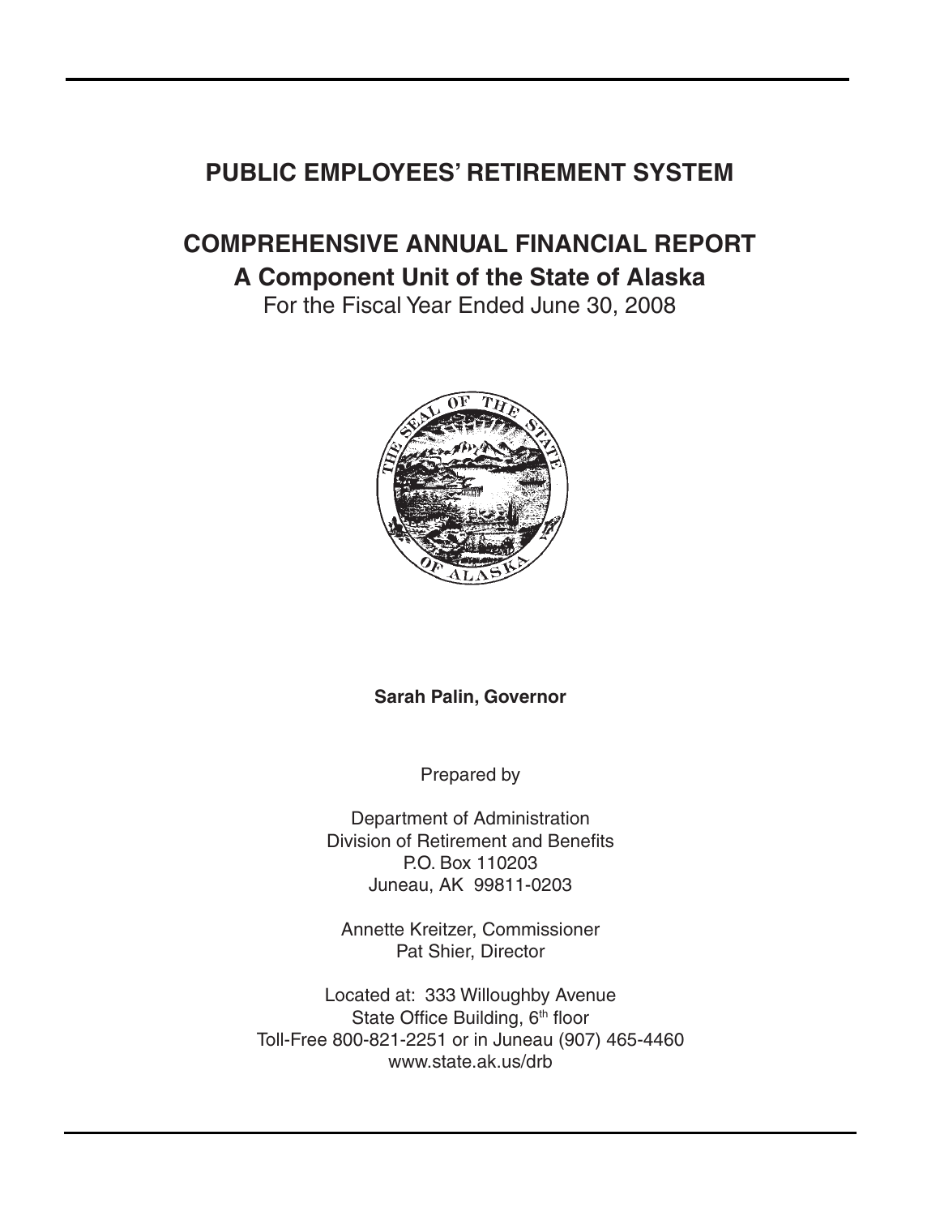# PUBLIC EMPLOYEES' RETIREMENT SYSTEM

## COMPREHENSIVE ANNUAL FINANCIAL REPORT

### A Component Unit of the State of Alaska

For the Fiscal Year Ended June 30, 2008

**Sarah Palin, Governor**

Prepared by

Department of Administration
Division of Retirement and Benefits
P.O. Box 110203
Juneau, AK 99811-0203

Annette Kreitzer, Commissioner
Pat Shier, Director

Located at: 333 Willoughby Avenue
State Office Building, 6th floor
Toll-Free 800-821-2251 or in Juneau (907) 465-4460
www.state.ak.us/drb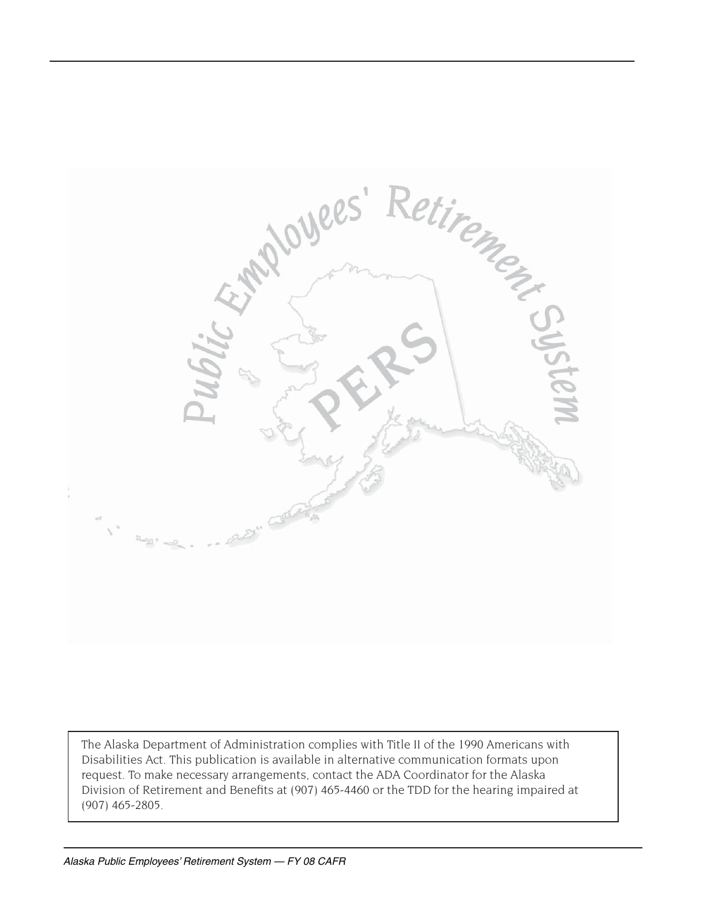Public Employees' Retirement System

PERS

The Alaska Department of Administration complies with Title II of the 1990 Americans with Disabilities Act. This publication is available in alternative communication formats upon request. To make necessary arrangements, contact the ADA Coordinator for the Alaska Division of Retirement and Benefits at (907) 465-4460 or the TDD for the hearing impaired at (907) 465-2805.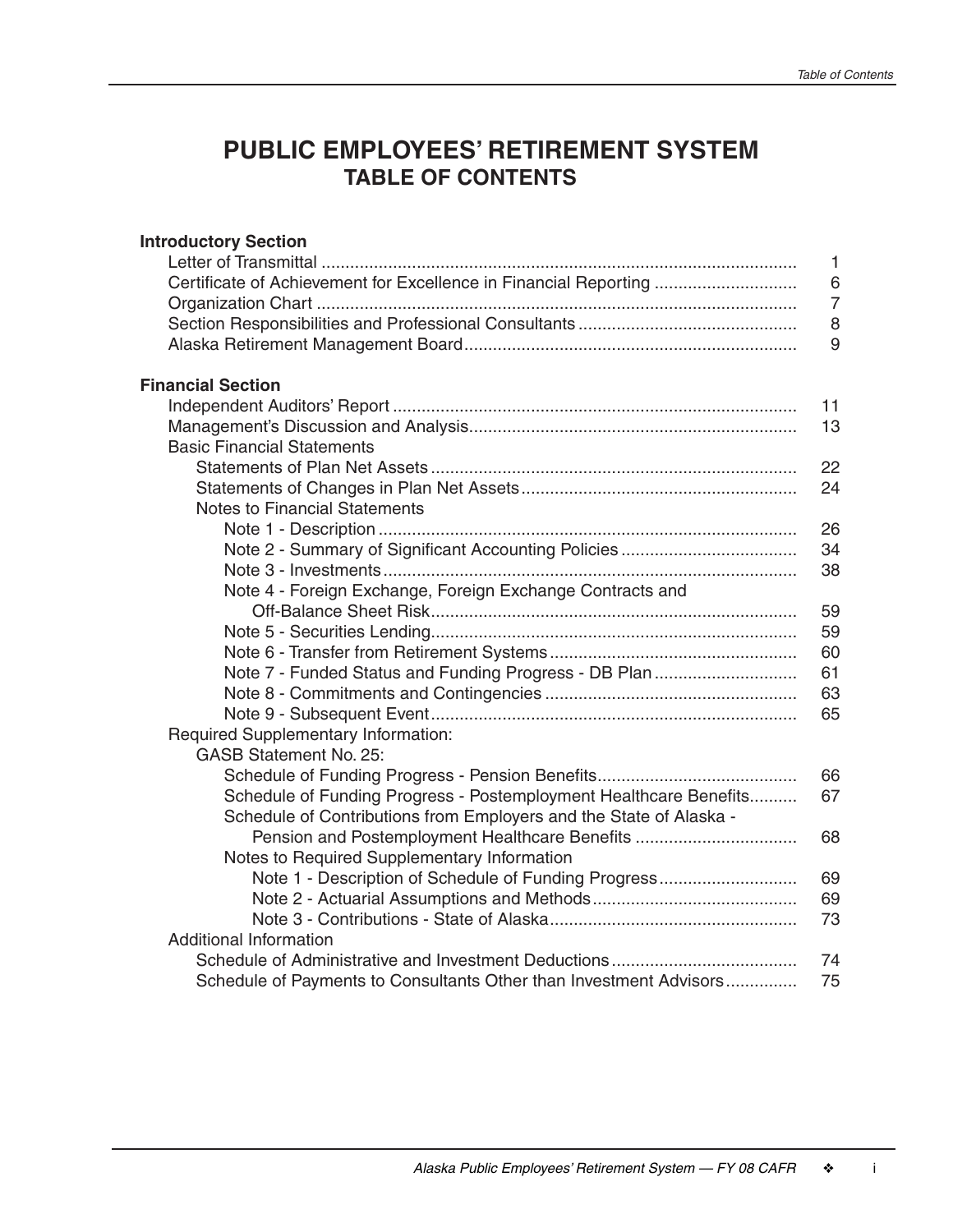# PUBLIC EMPLOYEES' RETIREMENT SYSTEM
## TABLE OF CONTENTS

**Introductory Section**

| | |
|---|---|
| Letter of Transmittal | 1 |
| Certificate of Achievement for Excellence in Financial Reporting | 6 |
| Organization Chart | 7 |
| Section Responsibilities and Professional Consultants | 8 |
| Alaska Retirement Management Board | 9 |

**Financial Section**

| | |
|---|---|
| Independent Auditors' Report | 11 |
| Management's Discussion and Analysis | 13 |
| Basic Financial Statements | |
| Statements of Plan Net Assets | 22 |
| Statements of Changes in Plan Net Assets | 24 |
| Notes to Financial Statements | |
| Note 1 - Description | 26 |
| Note 2 - Summary of Significant Accounting Policies | 34 |
| Note 3 - Investments | 38 |
| Note 4 - Foreign Exchange, Foreign Exchange Contracts and Off-Balance Sheet Risk | 59 |
| Note 5 - Securities Lending | 59 |
| Note 6 - Transfer from Retirement Systems | 60 |
| Note 7 - Funded Status and Funding Progress - DB Plan | 61 |
| Note 8 - Commitments and Contingencies | 63 |
| Note 9 - Subsequent Event | 65 |
| Required Supplementary Information: | |
| GASB Statement No. 25: | |
| Schedule of Funding Progress - Pension Benefits | 66 |
| Schedule of Funding Progress - Postemployment Healthcare Benefits | 67 |
| Schedule of Contributions from Employers and the State of Alaska - Pension and Postemployment Healthcare Benefits | 68 |
| Notes to Required Supplementary Information | |
| Note 1 - Description of Schedule of Funding Progress | 69 |
| Note 2 - Actuarial Assumptions and Methods | 69 |
| Note 3 - Contributions - State of Alaska | 73 |
| Additional Information | |
| Schedule of Administrative and Investment Deductions | 74 |
| Schedule of Payments to Consultants Other than Investment Advisors | 75 |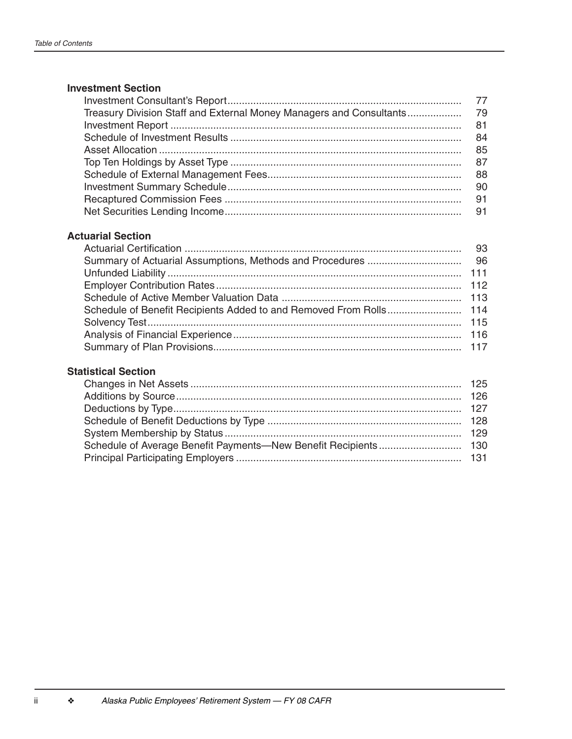## Investment Section

| | |
|---|---|
| Investment Consultant's Report | 77 |
| Treasury Division Staff and External Money Managers and Consultants | 79 |
| Investment Report | 81 |
| Schedule of Investment Results | 84 |
| Asset Allocation | 85 |
| Top Ten Holdings by Asset Type | 87 |
| Schedule of External Management Fees | 88 |
| Investment Summary Schedule | 90 |
| Recaptured Commission Fees | 91 |
| Net Securities Lending Income | 91 |

## Actuarial Section

| | |
|---|---|
| Actuarial Certification | 93 |
| Summary of Actuarial Assumptions, Methods and Procedures | 96 |
| Unfunded Liability | 111 |
| Employer Contribution Rates | 112 |
| Schedule of Active Member Valuation Data | 113 |
| Schedule of Benefit Recipients Added to and Removed From Rolls | 114 |
| Solvency Test | 115 |
| Analysis of Financial Experience | 116 |
| Summary of Plan Provisions | 117 |

## Statistical Section

| | |
|---|---|
| Changes in Net Assets | 125 |
| Additions by Source | 126 |
| Deductions by Type | 127 |
| Schedule of Benefit Deductions by Type | 128 |
| System Membership by Status | 129 |
| Schedule of Average Benefit Payments—New Benefit Recipients | 130 |
| Principal Participating Employers | 131 |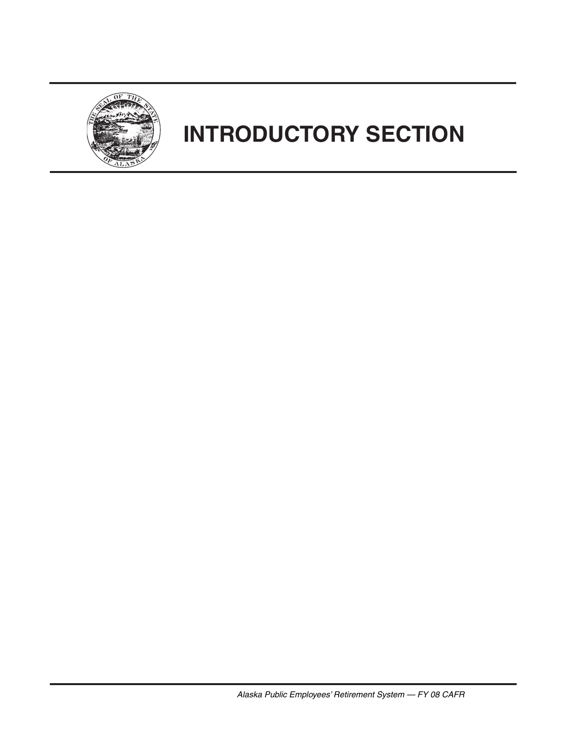# INTRODUCTORY SECTION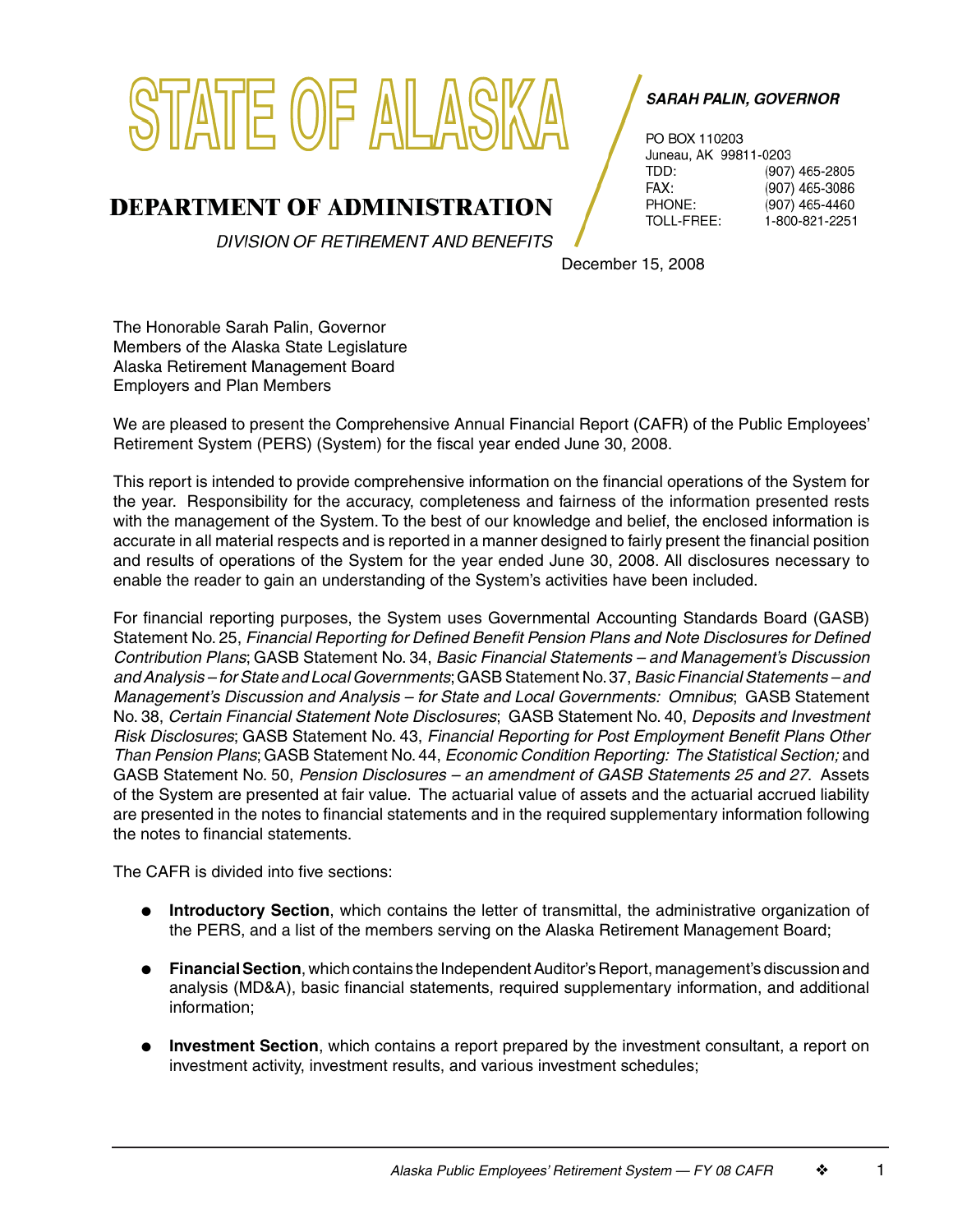# STATE OF ALASKA

## DEPARTMENT OF ADMINISTRATION

*DIVISION OF RETIREMENT AND BENEFITS*

***SARAH PALIN, GOVERNOR***

PO BOX 110203
Juneau, AK 99811-0203
TDD: (907) 465-2805
FAX: (907) 465-3086
PHONE: (907) 465-4460
TOLL-FREE: 1-800-821-2251

December 15, 2008

The Honorable Sarah Palin, Governor
Members of the Alaska State Legislature
Alaska Retirement Management Board
Employers and Plan Members

We are pleased to present the Comprehensive Annual Financial Report (CAFR) of the Public Employees' Retirement System (PERS) (System) for the fiscal year ended June 30, 2008.

This report is intended to provide comprehensive information on the financial operations of the System for the year. Responsibility for the accuracy, completeness and fairness of the information presented rests with the management of the System. To the best of our knowledge and belief, the enclosed information is accurate in all material respects and is reported in a manner designed to fairly present the financial position and results of operations of the System for the year ended June 30, 2008. All disclosures necessary to enable the reader to gain an understanding of the System's activities have been included.

For financial reporting purposes, the System uses Governmental Accounting Standards Board (GASB) Statement No. 25, *Financial Reporting for Defined Benefit Pension Plans and Note Disclosures for Defined Contribution Plans*; GASB Statement No. 34, *Basic Financial Statements – and Management's Discussion and Analysis – for State and Local Governments*; GASB Statement No. 37, *Basic Financial Statements – and Management's Discussion and Analysis – for State and Local Governments: Omnibus*; GASB Statement No. 38, *Certain Financial Statement Note Disclosures*; GASB Statement No. 40, *Deposits and Investment Risk Disclosures*; GASB Statement No. 43, *Financial Reporting for Post Employment Benefit Plans Other Than Pension Plans*; GASB Statement No. 44, *Economic Condition Reporting: The Statistical Section;* and GASB Statement No. 50, *Pension Disclosures – an amendment of GASB Statements 25 and 27*. Assets of the System are presented at fair value. The actuarial value of assets and the actuarial accrued liability are presented in the notes to financial statements and in the required supplementary information following the notes to financial statements.

The CAFR is divided into five sections:

- **Introductory Section**, which contains the letter of transmittal, the administrative organization of the PERS, and a list of the members serving on the Alaska Retirement Management Board;
- **Financial Section**, which contains the Independent Auditor's Report, management's discussion and analysis (MD&A), basic financial statements, required supplementary information, and additional information;
- **Investment Section**, which contains a report prepared by the investment consultant, a report on investment activity, investment results, and various investment schedules;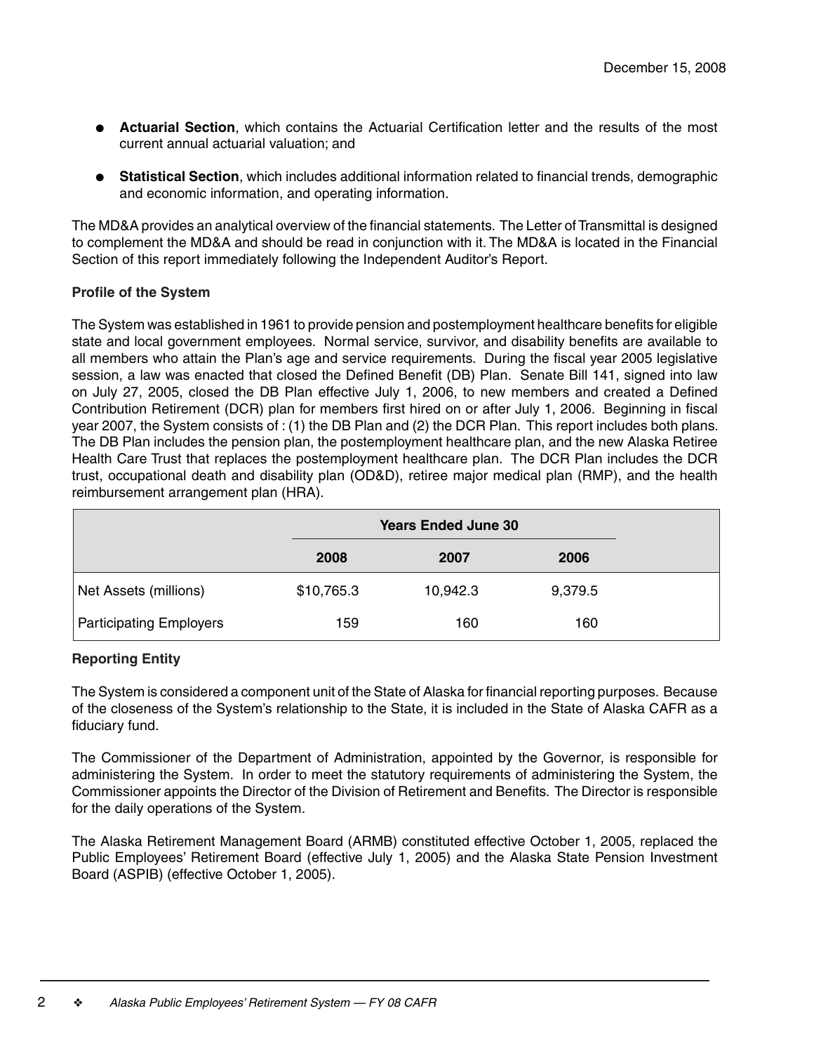December 15, 2008

- **Actuarial Section**, which contains the Actuarial Certification letter and the results of the most current annual actuarial valuation; and

- **Statistical Section**, which includes additional information related to financial trends, demographic and economic information, and operating information.

The MD&A provides an analytical overview of the financial statements. The Letter of Transmittal is designed to complement the MD&A and should be read in conjunction with it. The MD&A is located in the Financial Section of this report immediately following the Independent Auditor's Report.

**Profile of the System**

The System was established in 1961 to provide pension and postemployment healthcare benefits for eligible state and local government employees. Normal service, survivor, and disability benefits are available to all members who attain the Plan's age and service requirements. During the fiscal year 2005 legislative session, a law was enacted that closed the Defined Benefit (DB) Plan. Senate Bill 141, signed into law on July 27, 2005, closed the DB Plan effective July 1, 2006, to new members and created a Defined Contribution Retirement (DCR) plan for members first hired on or after July 1, 2006. Beginning in fiscal year 2007, the System consists of : (1) the DB Plan and (2) the DCR Plan. This report includes both plans. The DB Plan includes the pension plan, the postemployment healthcare plan, and the new Alaska Retiree Health Care Trust that replaces the postemployment healthcare plan. The DCR Plan includes the DCR trust, occupational death and disability plan (OD&D), retiree major medical plan (RMP), and the health reimbursement arrangement plan (HRA).

| | Years Ended June 30 | | |
|---|---|---|---|
| | 2008 | 2007 | 2006 |
| Net Assets (millions) | $10,765.3 | 10,942.3 | 9,379.5 |
| Participating Employers | 159 | 160 | 160 |

**Reporting Entity**

The System is considered a component unit of the State of Alaska for financial reporting purposes. Because of the closeness of the System's relationship to the State, it is included in the State of Alaska CAFR as a fiduciary fund.

The Commissioner of the Department of Administration, appointed by the Governor, is responsible for administering the System. In order to meet the statutory requirements of administering the System, the Commissioner appoints the Director of the Division of Retirement and Benefits. The Director is responsible for the daily operations of the System.

The Alaska Retirement Management Board (ARMB) constituted effective October 1, 2005, replaced the Public Employees' Retirement Board (effective July 1, 2005) and the Alaska State Pension Investment Board (ASPIB) (effective October 1, 2005).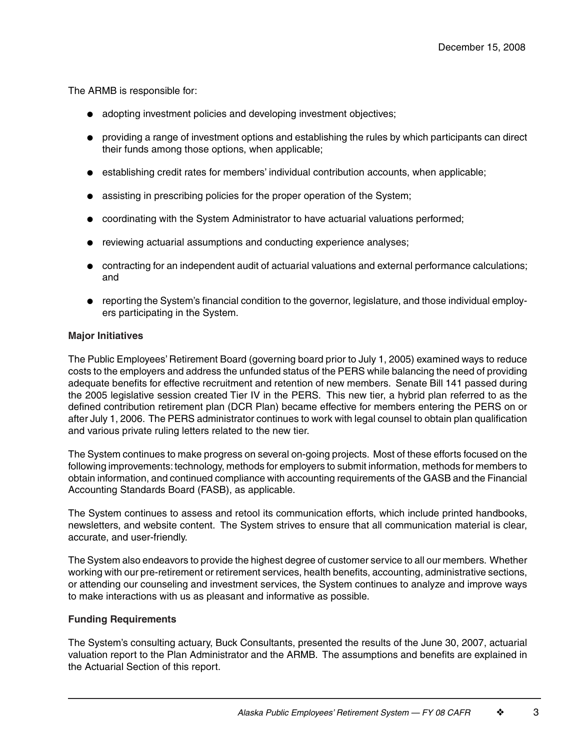December 15, 2008

The ARMB is responsible for:

- adopting investment policies and developing investment objectives;
- providing a range of investment options and establishing the rules by which participants can direct their funds among those options, when applicable;
- establishing credit rates for members' individual contribution accounts, when applicable;
- assisting in prescribing policies for the proper operation of the System;
- coordinating with the System Administrator to have actuarial valuations performed;
- reviewing actuarial assumptions and conducting experience analyses;
- contracting for an independent audit of actuarial valuations and external performance calculations; and
- reporting the System's financial condition to the governor, legislature, and those individual employers participating in the System.

**Major Initiatives**

The Public Employees' Retirement Board (governing board prior to July 1, 2005) examined ways to reduce costs to the employers and address the unfunded status of the PERS while balancing the need of providing adequate benefits for effective recruitment and retention of new members. Senate Bill 141 passed during the 2005 legislative session created Tier IV in the PERS. This new tier, a hybrid plan referred to as the defined contribution retirement plan (DCR Plan) became effective for members entering the PERS on or after July 1, 2006. The PERS administrator continues to work with legal counsel to obtain plan qualification and various private ruling letters related to the new tier.

The System continues to make progress on several on-going projects. Most of these efforts focused on the following improvements: technology, methods for employers to submit information, methods for members to obtain information, and continued compliance with accounting requirements of the GASB and the Financial Accounting Standards Board (FASB), as applicable.

The System continues to assess and retool its communication efforts, which include printed handbooks, newsletters, and website content. The System strives to ensure that all communication material is clear, accurate, and user-friendly.

The System also endeavors to provide the highest degree of customer service to all our members. Whether working with our pre-retirement or retirement services, health benefits, accounting, administrative sections, or attending our counseling and investment services, the System continues to analyze and improve ways to make interactions with us as pleasant and informative as possible.

**Funding Requirements**

The System's consulting actuary, Buck Consultants, presented the results of the June 30, 2007, actuarial valuation report to the Plan Administrator and the ARMB. The assumptions and benefits are explained in the Actuarial Section of this report.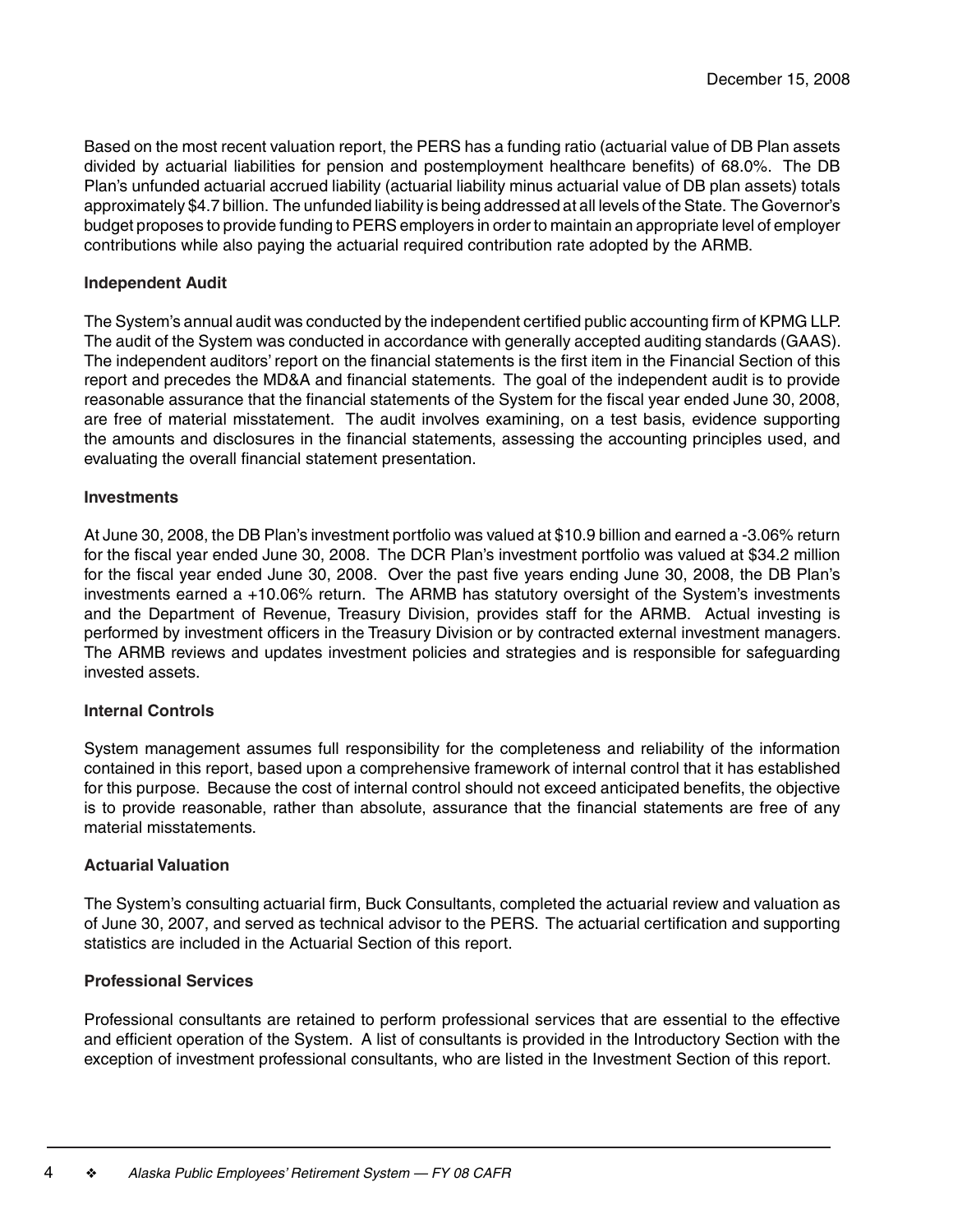December 15, 2008

Based on the most recent valuation report, the PERS has a funding ratio (actuarial value of DB Plan assets divided by actuarial liabilities for pension and postemployment healthcare benefits) of 68.0%. The DB Plan's unfunded actuarial accrued liability (actuarial liability minus actuarial value of DB plan assets) totals approximately $4.7 billion. The unfunded liability is being addressed at all levels of the State. The Governor's budget proposes to provide funding to PERS employers in order to maintain an appropriate level of employer contributions while also paying the actuarial required contribution rate adopted by the ARMB.

**Independent Audit**

The System's annual audit was conducted by the independent certified public accounting firm of KPMG LLP. The audit of the System was conducted in accordance with generally accepted auditing standards (GAAS). The independent auditors' report on the financial statements is the first item in the Financial Section of this report and precedes the MD&A and financial statements. The goal of the independent audit is to provide reasonable assurance that the financial statements of the System for the fiscal year ended June 30, 2008, are free of material misstatement. The audit involves examining, on a test basis, evidence supporting the amounts and disclosures in the financial statements, assessing the accounting principles used, and evaluating the overall financial statement presentation.

**Investments**

At June 30, 2008, the DB Plan's investment portfolio was valued at $10.9 billion and earned a -3.06% return for the fiscal year ended June 30, 2008. The DCR Plan's investment portfolio was valued at $34.2 million for the fiscal year ended June 30, 2008. Over the past five years ending June 30, 2008, the DB Plan's investments earned a +10.06% return. The ARMB has statutory oversight of the System's investments and the Department of Revenue, Treasury Division, provides staff for the ARMB. Actual investing is performed by investment officers in the Treasury Division or by contracted external investment managers. The ARMB reviews and updates investment policies and strategies and is responsible for safeguarding invested assets.

**Internal Controls**

System management assumes full responsibility for the completeness and reliability of the information contained in this report, based upon a comprehensive framework of internal control that it has established for this purpose. Because the cost of internal control should not exceed anticipated benefits, the objective is to provide reasonable, rather than absolute, assurance that the financial statements are free of any material misstatements.

**Actuarial Valuation**

The System's consulting actuarial firm, Buck Consultants, completed the actuarial review and valuation as of June 30, 2007, and served as technical advisor to the PERS. The actuarial certification and supporting statistics are included in the Actuarial Section of this report.

**Professional Services**

Professional consultants are retained to perform professional services that are essential to the effective and efficient operation of the System. A list of consultants is provided in the Introductory Section with the exception of investment professional consultants, who are listed in the Investment Section of this report.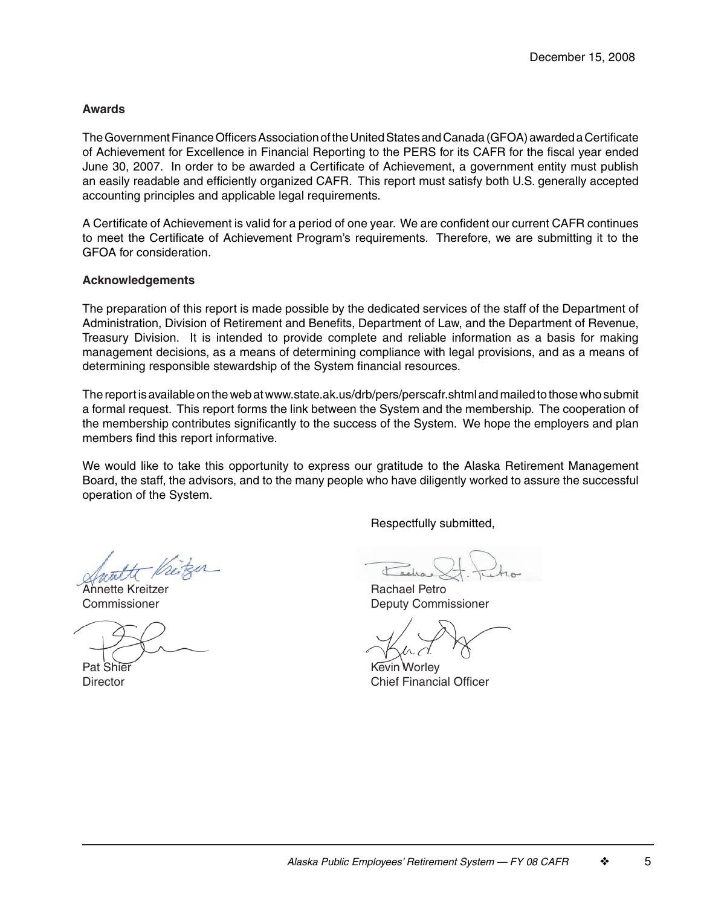December 15, 2008

**Awards**

The Government Finance Officers Association of the United States and Canada (GFOA) awarded a Certificate of Achievement for Excellence in Financial Reporting to the PERS for its CAFR for the fiscal year ended June 30, 2007. In order to be awarded a Certificate of Achievement, a government entity must publish an easily readable and efficiently organized CAFR. This report must satisfy both U.S. generally accepted accounting principles and applicable legal requirements.

A Certificate of Achievement is valid for a period of one year. We are confident our current CAFR continues to meet the Certificate of Achievement Program's requirements. Therefore, we are submitting it to the GFOA for consideration.

**Acknowledgements**

The preparation of this report is made possible by the dedicated services of the staff of the Department of Administration, Division of Retirement and Benefits, Department of Law, and the Department of Revenue, Treasury Division. It is intended to provide complete and reliable information as a basis for making management decisions, as a means of determining compliance with legal provisions, and as a means of determining responsible stewardship of the System financial resources.

The report is available on the web at www.state.ak.us/drb/pers/perscafr.shtml and mailed to those who submit a formal request. This report forms the link between the System and the membership. The cooperation of the membership contributes significantly to the success of the System. We hope the employers and plan members find this report informative.

We would like to take this opportunity to express our gratitude to the Alaska Retirement Management Board, the staff, the advisors, and to the many people who have diligently worked to assure the successful operation of the System.

Respectfully submitted,

Annette Kreitzer
Commissioner

Rachael Petro
Deputy Commissioner

Pat Shier
Director

Kevin Worley
Chief Financial Officer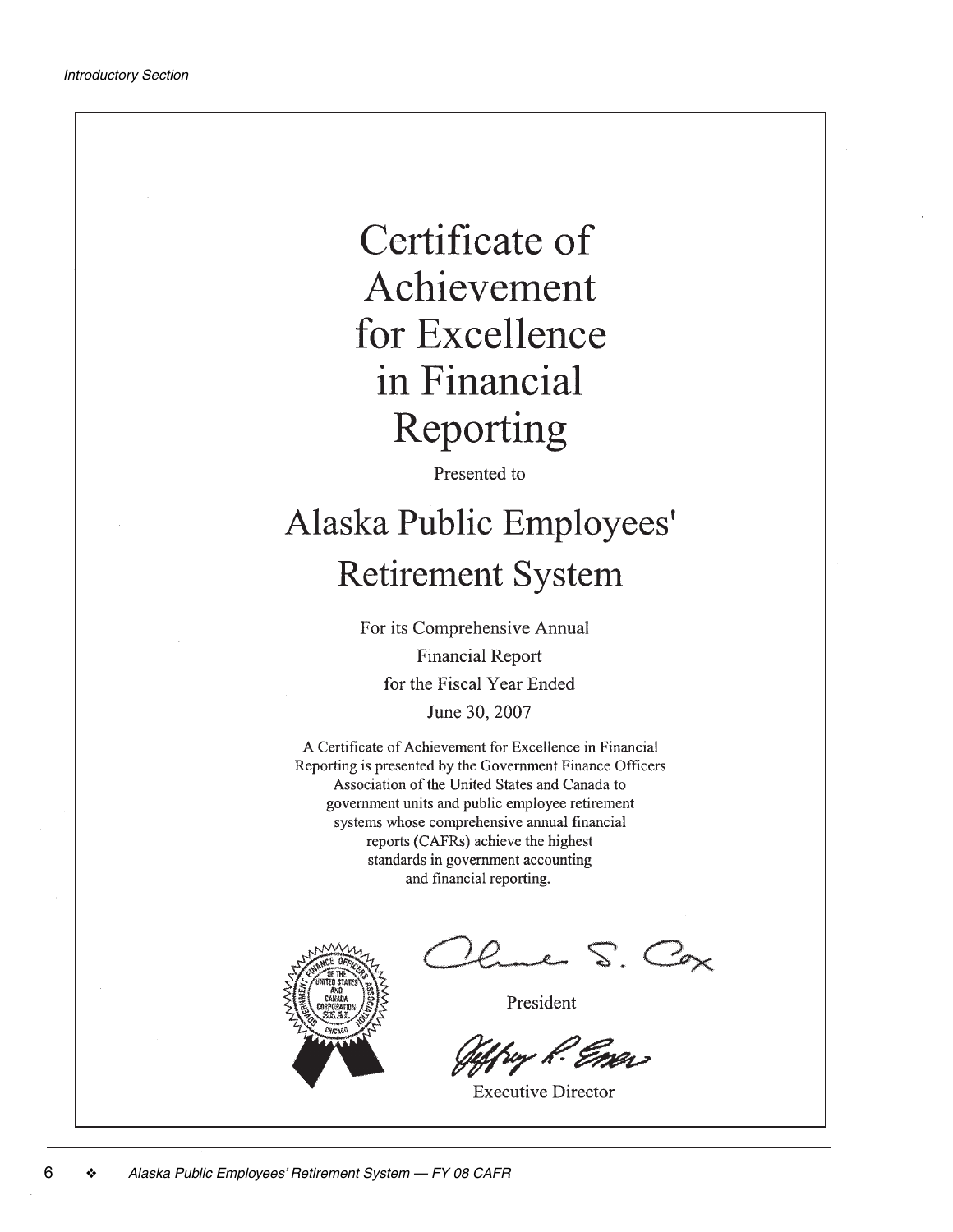# Certificate of Achievement for Excellence in Financial Reporting

Presented to

## Alaska Public Employees' Retirement System

For its Comprehensive Annual
Financial Report
for the Fiscal Year Ended
June 30, 2007

A Certificate of Achievement for Excellence in Financial Reporting is presented by the Government Finance Officers Association of the United States and Canada to government units and public employee retirement systems whose comprehensive annual financial reports (CAFRs) achieve the highest standards in government accounting and financial reporting.

Government Finance Officers Association of the United States and Canada Corporation Seal Chicago

Oline S. Cox

President

Jeffrey R. Emer

Executive Director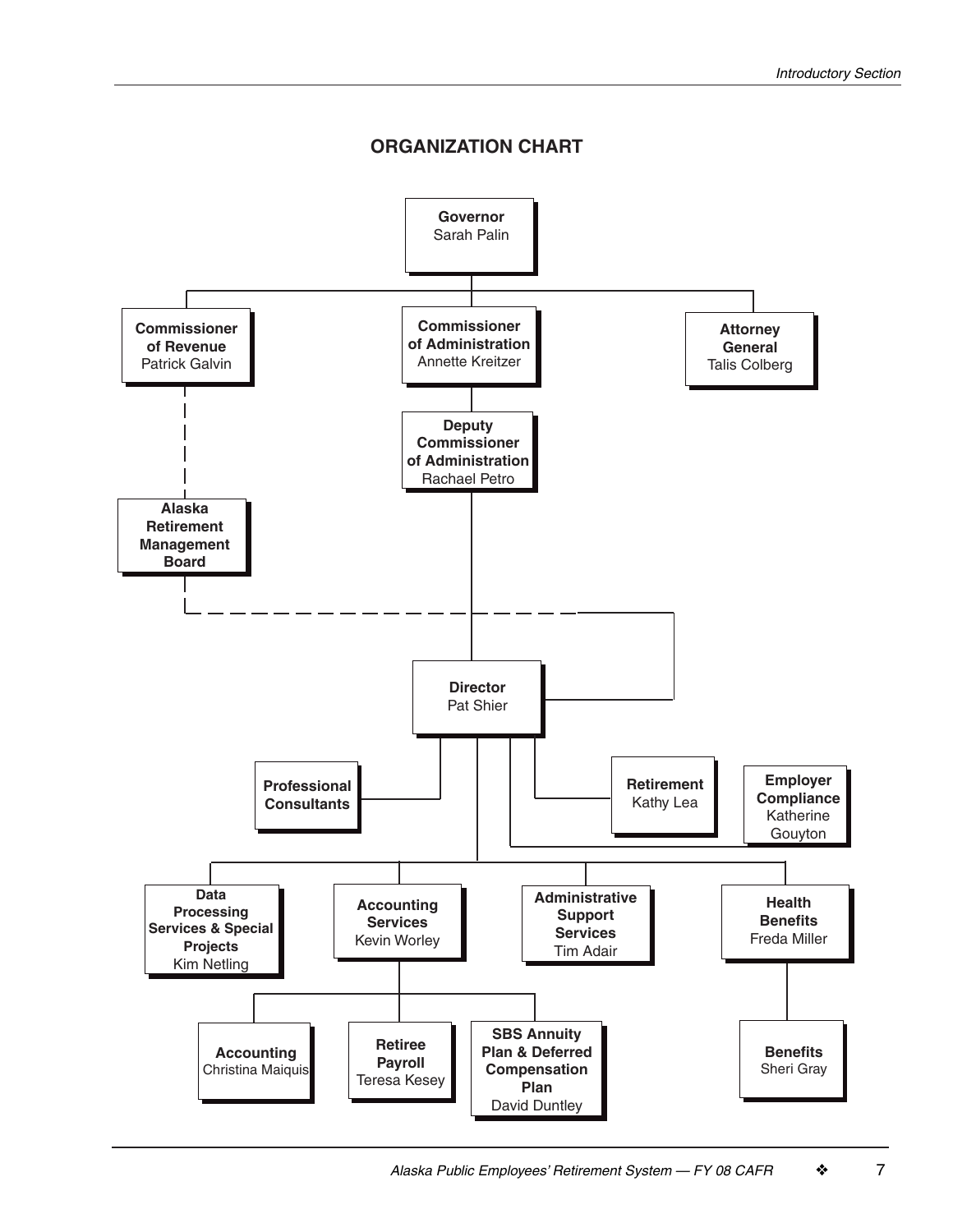## ORGANIZATION CHART

- **Governor** – Sarah Palin
  - **Commissioner of Revenue** – Patrick Galvin
    - **Alaska Retirement Management Board** (dashed line)
  - **Commissioner of Administration** – Annette Kreitzer
    - **Deputy Commissioner of Administration** – Rachael Petro
      - **Director** – Pat Shier
        - **Professional Consultants**
        - **Retirement** – Kathy Lea
        - **Employer Compliance** – Katherine Gouyton
        - **Data Processing Services & Special Projects** – Kim Netling
        - **Accounting Services** – Kevin Worley
          - **Accounting** – Christina Maiquis
          - **Retiree Payroll** – Teresa Kesey
          - **SBS Annuity Plan & Deferred Compensation Plan** – David Duntley
        - **Administrative Support Services** – Tim Adair
        - **Health Benefits** – Freda Miller
          - **Benefits** – Sheri Gray
  - **Attorney General** – Talis Colberg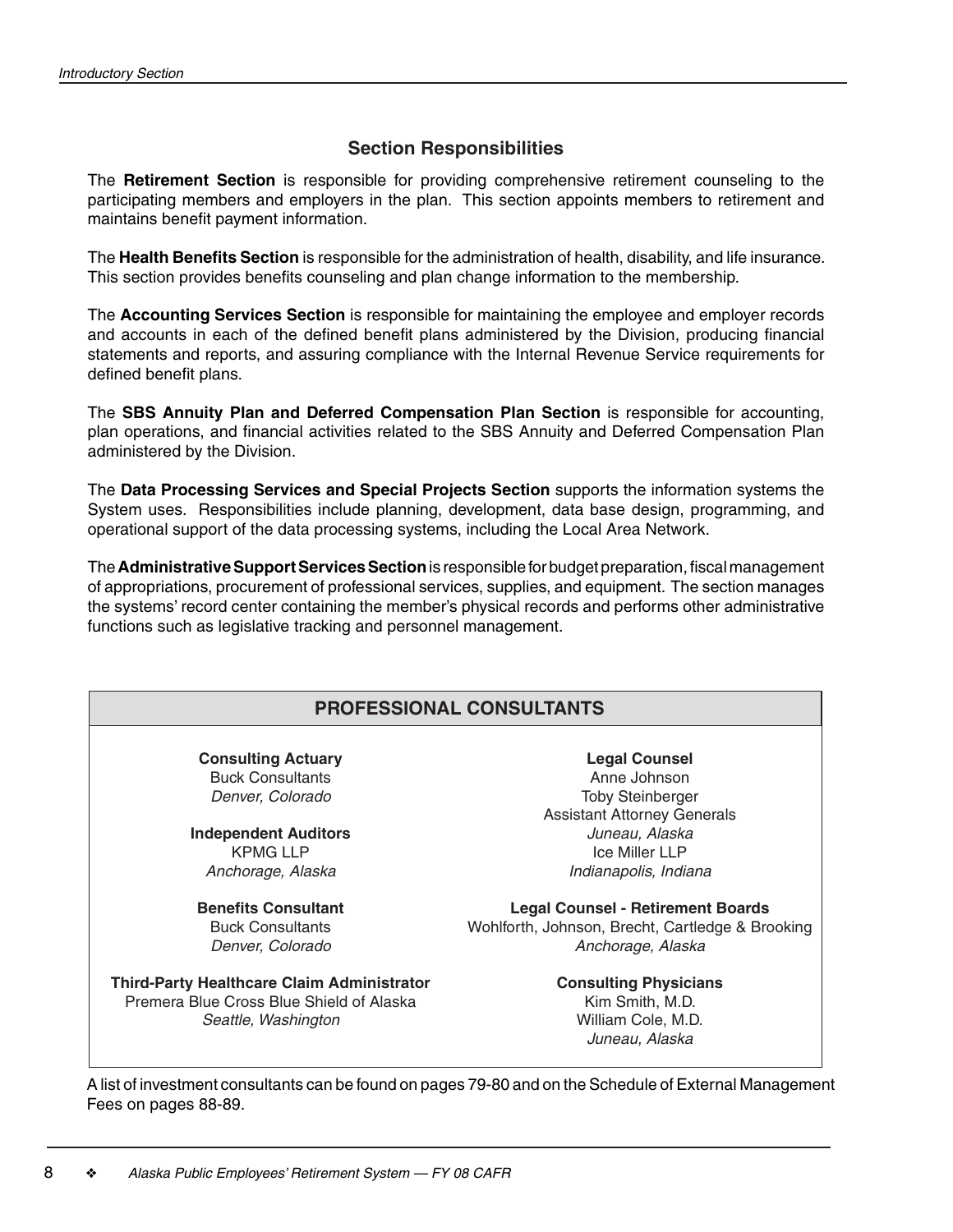## Section Responsibilities

The **Retirement Section** is responsible for providing comprehensive retirement counseling to the participating members and employers in the plan. This section appoints members to retirement and maintains benefit payment information.

The **Health Benefits Section** is responsible for the administration of health, disability, and life insurance. This section provides benefits counseling and plan change information to the membership.

The **Accounting Services Section** is responsible for maintaining the employee and employer records and accounts in each of the defined benefit plans administered by the Division, producing financial statements and reports, and assuring compliance with the Internal Revenue Service requirements for defined benefit plans.

The **SBS Annuity Plan and Deferred Compensation Plan Section** is responsible for accounting, plan operations, and financial activities related to the SBS Annuity and Deferred Compensation Plan administered by the Division.

The **Data Processing Services and Special Projects Section** supports the information systems the System uses. Responsibilities include planning, development, data base design, programming, and operational support of the data processing systems, including the Local Area Network.

The **Administrative Support Services Section** is responsible for budget preparation, fiscal management of appropriations, procurement of professional services, supplies, and equipment. The section manages the systems' record center containing the member's physical records and performs other administrative functions such as legislative tracking and personnel management.

## PROFESSIONAL CONSULTANTS

**Consulting Actuary**
Buck Consultants
*Denver, Colorado*

**Independent Auditors**
KPMG LLP
*Anchorage, Alaska*

**Benefits Consultant**
Buck Consultants
*Denver, Colorado*

**Third-Party Healthcare Claim Administrator**
Premera Blue Cross Blue Shield of Alaska
*Seattle, Washington*

**Legal Counsel**
Anne Johnson
Toby Steinberger
Assistant Attorney Generals
*Juneau, Alaska*
Ice Miller LLP
*Indianapolis, Indiana*

**Legal Counsel - Retirement Boards**
Wohlforth, Johnson, Brecht, Cartledge & Brooking
*Anchorage, Alaska*

**Consulting Physicians**
Kim Smith, M.D.
William Cole, M.D.
*Juneau, Alaska*

A list of investment consultants can be found on pages 79-80 and on the Schedule of External Management Fees on pages 88-89.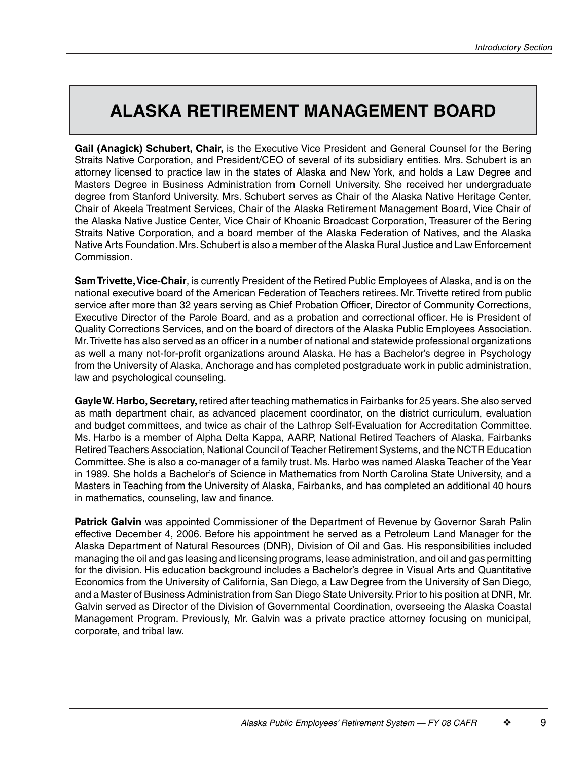# ALASKA RETIREMENT MANAGEMENT BOARD

**Gail (Anagick) Schubert, Chair,** is the Executive Vice President and General Counsel for the Bering Straits Native Corporation, and President/CEO of several of its subsidiary entities. Mrs. Schubert is an attorney licensed to practice law in the states of Alaska and New York, and holds a Law Degree and Masters Degree in Business Administration from Cornell University. She received her undergraduate degree from Stanford University. Mrs. Schubert serves as Chair of the Alaska Native Heritage Center, Chair of Akeela Treatment Services, Chair of the Alaska Retirement Management Board, Vice Chair of the Alaska Native Justice Center, Vice Chair of Khoanic Broadcast Corporation, Treasurer of the Bering Straits Native Corporation, and a board member of the Alaska Federation of Natives, and the Alaska Native Arts Foundation. Mrs. Schubert is also a member of the Alaska Rural Justice and Law Enforcement Commission.

**Sam Trivette, Vice-Chair**, is currently President of the Retired Public Employees of Alaska, and is on the national executive board of the American Federation of Teachers retirees. Mr. Trivette retired from public service after more than 32 years serving as Chief Probation Officer, Director of Community Corrections, Executive Director of the Parole Board, and as a probation and correctional officer. He is President of Quality Corrections Services, and on the board of directors of the Alaska Public Employees Association. Mr. Trivette has also served as an officer in a number of national and statewide professional organizations as well a many not-for-profit organizations around Alaska. He has a Bachelor's degree in Psychology from the University of Alaska, Anchorage and has completed postgraduate work in public administration, law and psychological counseling.

**Gayle W. Harbo, Secretary,** retired after teaching mathematics in Fairbanks for 25 years. She also served as math department chair, as advanced placement coordinator, on the district curriculum, evaluation and budget committees, and twice as chair of the Lathrop Self-Evaluation for Accreditation Committee. Ms. Harbo is a member of Alpha Delta Kappa, AARP, National Retired Teachers of Alaska, Fairbanks Retired Teachers Association, National Council of Teacher Retirement Systems, and the NCTR Education Committee. She is also a co-manager of a family trust. Ms. Harbo was named Alaska Teacher of the Year in 1989. She holds a Bachelor's of Science in Mathematics from North Carolina State University, and a Masters in Teaching from the University of Alaska, Fairbanks, and has completed an additional 40 hours in mathematics, counseling, law and finance.

**Patrick Galvin** was appointed Commissioner of the Department of Revenue by Governor Sarah Palin effective December 4, 2006. Before his appointment he served as a Petroleum Land Manager for the Alaska Department of Natural Resources (DNR), Division of Oil and Gas. His responsibilities included managing the oil and gas leasing and licensing programs, lease administration, and oil and gas permitting for the division. His education background includes a Bachelor's degree in Visual Arts and Quantitative Economics from the University of California, San Diego, a Law Degree from the University of San Diego, and a Master of Business Administration from San Diego State University. Prior to his position at DNR, Mr. Galvin served as Director of the Division of Governmental Coordination, overseeing the Alaska Coastal Management Program. Previously, Mr. Galvin was a private practice attorney focusing on municipal, corporate, and tribal law.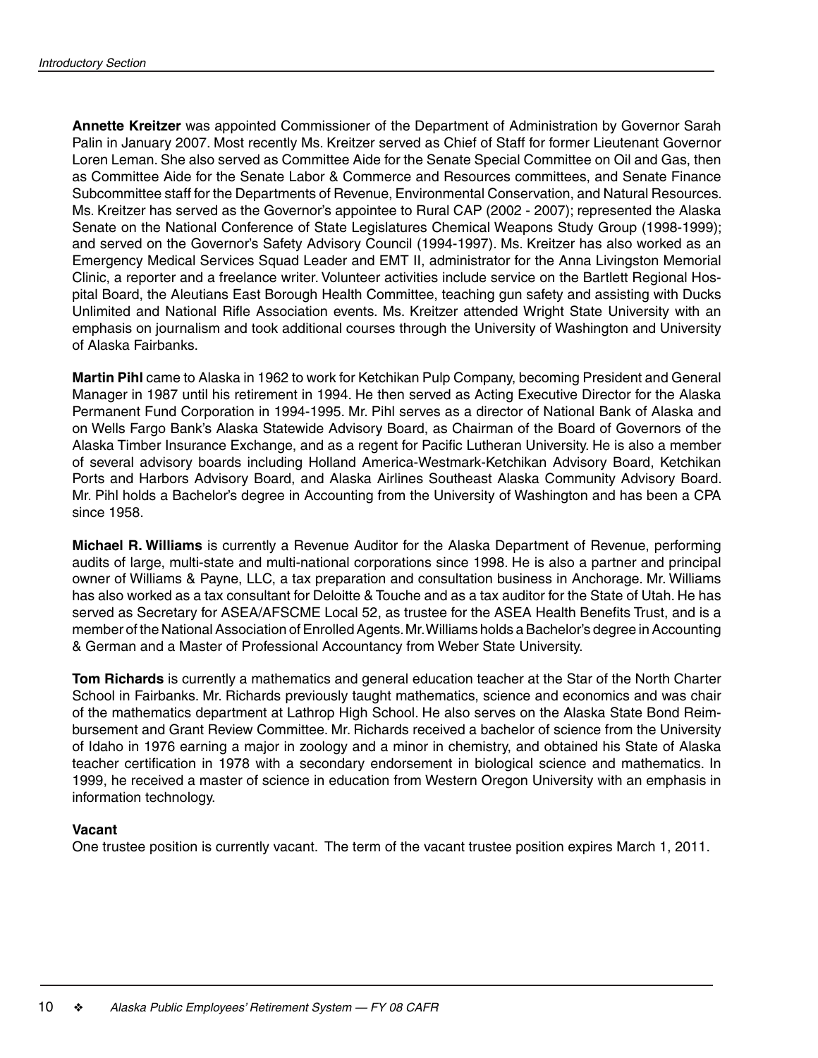**Annette Kreitzer** was appointed Commissioner of the Department of Administration by Governor Sarah Palin in January 2007. Most recently Ms. Kreitzer served as Chief of Staff for former Lieutenant Governor Loren Leman. She also served as Committee Aide for the Senate Special Committee on Oil and Gas, then as Committee Aide for the Senate Labor & Commerce and Resources committees, and Senate Finance Subcommittee staff for the Departments of Revenue, Environmental Conservation, and Natural Resources. Ms. Kreitzer has served as the Governor's appointee to Rural CAP (2002 - 2007); represented the Alaska Senate on the National Conference of State Legislatures Chemical Weapons Study Group (1998-1999); and served on the Governor's Safety Advisory Council (1994-1997). Ms. Kreitzer has also worked as an Emergency Medical Services Squad Leader and EMT II, administrator for the Anna Livingston Memorial Clinic, a reporter and a freelance writer. Volunteer activities include service on the Bartlett Regional Hospital Board, the Aleutians East Borough Health Committee, teaching gun safety and assisting with Ducks Unlimited and National Rifle Association events. Ms. Kreitzer attended Wright State University with an emphasis on journalism and took additional courses through the University of Washington and University of Alaska Fairbanks.

**Martin Pihl** came to Alaska in 1962 to work for Ketchikan Pulp Company, becoming President and General Manager in 1987 until his retirement in 1994. He then served as Acting Executive Director for the Alaska Permanent Fund Corporation in 1994-1995. Mr. Pihl serves as a director of National Bank of Alaska and on Wells Fargo Bank's Alaska Statewide Advisory Board, as Chairman of the Board of Governors of the Alaska Timber Insurance Exchange, and as a regent for Pacific Lutheran University. He is also a member of several advisory boards including Holland America-Westmark-Ketchikan Advisory Board, Ketchikan Ports and Harbors Advisory Board, and Alaska Airlines Southeast Alaska Community Advisory Board. Mr. Pihl holds a Bachelor's degree in Accounting from the University of Washington and has been a CPA since 1958.

**Michael R. Williams** is currently a Revenue Auditor for the Alaska Department of Revenue, performing audits of large, multi-state and multi-national corporations since 1998. He is also a partner and principal owner of Williams & Payne, LLC, a tax preparation and consultation business in Anchorage. Mr. Williams has also worked as a tax consultant for Deloitte & Touche and as a tax auditor for the State of Utah. He has served as Secretary for ASEA/AFSCME Local 52, as trustee for the ASEA Health Benefits Trust, and is a member of the National Association of Enrolled Agents. Mr. Williams holds a Bachelor's degree in Accounting & German and a Master of Professional Accountancy from Weber State University.

**Tom Richards** is currently a mathematics and general education teacher at the Star of the North Charter School in Fairbanks. Mr. Richards previously taught mathematics, science and economics and was chair of the mathematics department at Lathrop High School. He also serves on the Alaska State Bond Reimbursement and Grant Review Committee. Mr. Richards received a bachelor of science from the University of Idaho in 1976 earning a major in zoology and a minor in chemistry, and obtained his State of Alaska teacher certification in 1978 with a secondary endorsement in biological science and mathematics. In 1999, he received a master of science in education from Western Oregon University with an emphasis in information technology.

**Vacant**

One trustee position is currently vacant. The term of the vacant trustee position expires March 1, 2011.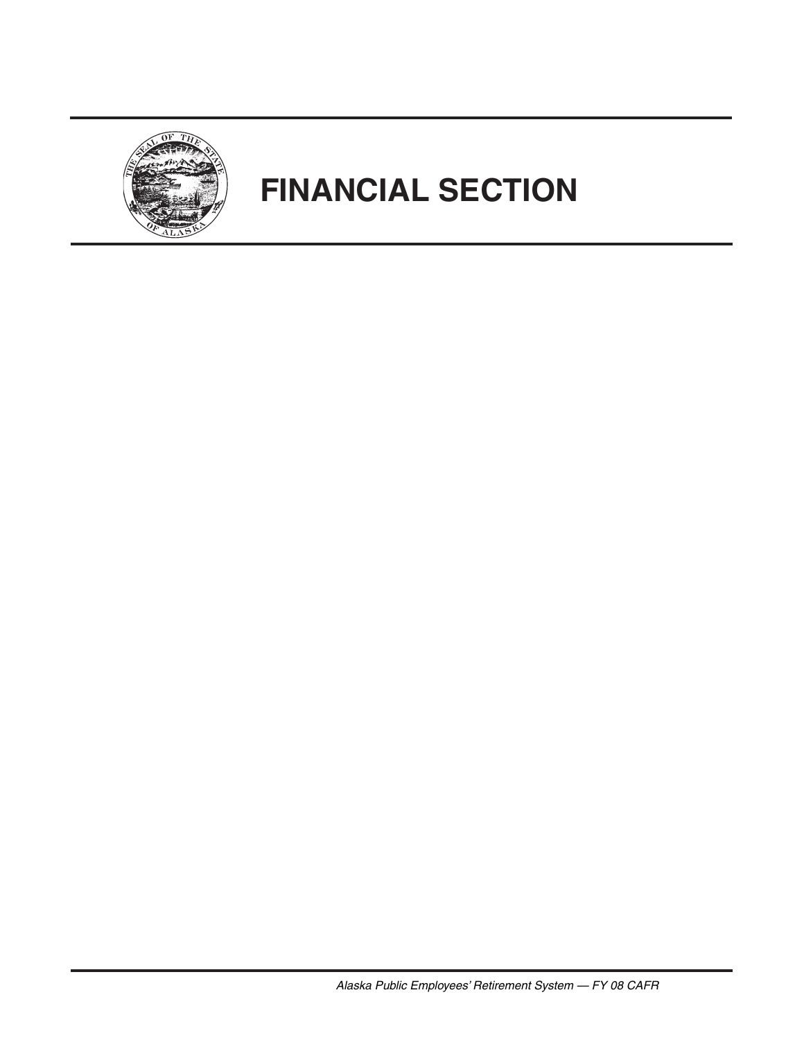# FINANCIAL SECTION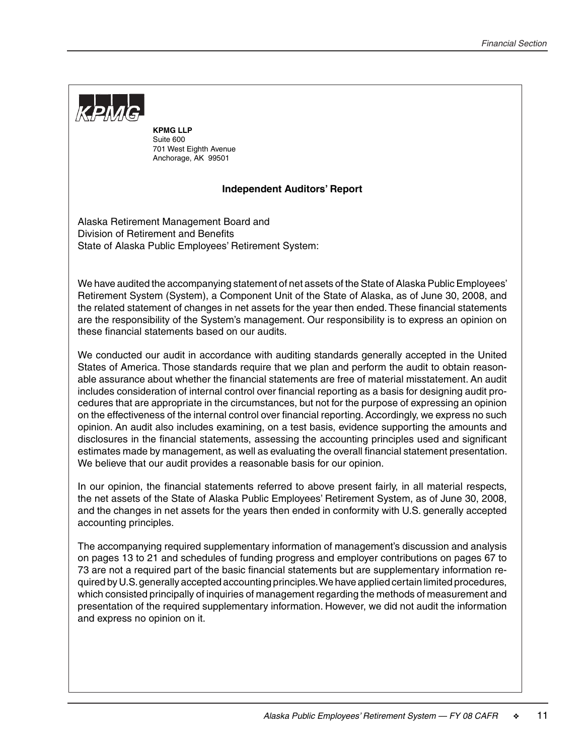**KPMG LLP**
Suite 600
701 West Eighth Avenue
Anchorage, AK 99501

## Independent Auditors' Report

Alaska Retirement Management Board and
Division of Retirement and Benefits
State of Alaska Public Employees' Retirement System:

We have audited the accompanying statement of net assets of the State of Alaska Public Employees' Retirement System (System), a Component Unit of the State of Alaska, as of June 30, 2008, and the related statement of changes in net assets for the year then ended. These financial statements are the responsibility of the System's management. Our responsibility is to express an opinion on these financial statements based on our audits.

We conducted our audit in accordance with auditing standards generally accepted in the United States of America. Those standards require that we plan and perform the audit to obtain reasonable assurance about whether the financial statements are free of material misstatement. An audit includes consideration of internal control over financial reporting as a basis for designing audit procedures that are appropriate in the circumstances, but not for the purpose of expressing an opinion on the effectiveness of the internal control over financial reporting. Accordingly, we express no such opinion. An audit also includes examining, on a test basis, evidence supporting the amounts and disclosures in the financial statements, assessing the accounting principles used and significant estimates made by management, as well as evaluating the overall financial statement presentation. We believe that our audit provides a reasonable basis for our opinion.

In our opinion, the financial statements referred to above present fairly, in all material respects, the net assets of the State of Alaska Public Employees' Retirement System, as of June 30, 2008, and the changes in net assets for the years then ended in conformity with U.S. generally accepted accounting principles.

The accompanying required supplementary information of management's discussion and analysis on pages 13 to 21 and schedules of funding progress and employer contributions on pages 67 to 73 are not a required part of the basic financial statements but are supplementary information required by U.S. generally accepted accounting principles. We have applied certain limited procedures, which consisted principally of inquiries of management regarding the methods of measurement and presentation of the required supplementary information. However, we did not audit the information and express no opinion on it.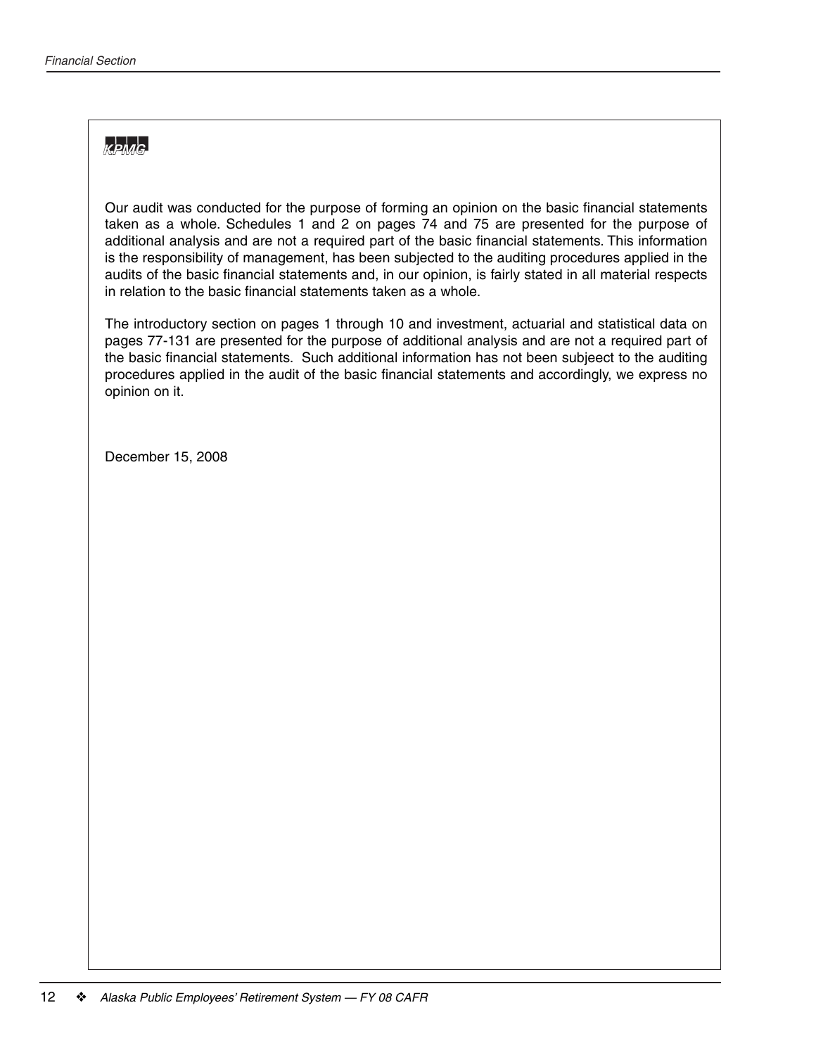KPMG

Our audit was conducted for the purpose of forming an opinion on the basic financial statements taken as a whole. Schedules 1 and 2 on pages 74 and 75 are presented for the purpose of additional analysis and are not a required part of the basic financial statements. This information is the responsibility of management, has been subjected to the auditing procedures applied in the audits of the basic financial statements and, in our opinion, is fairly stated in all material respects in relation to the basic financial statements taken as a whole.

The introductory section on pages 1 through 10 and investment, actuarial and statistical data on pages 77-131 are presented for the purpose of additional analysis and are not a required part of the basic financial statements. Such additional information has not been subjeect to the auditing procedures applied in the audit of the basic financial statements and accordingly, we express no opinion on it.

December 15, 2008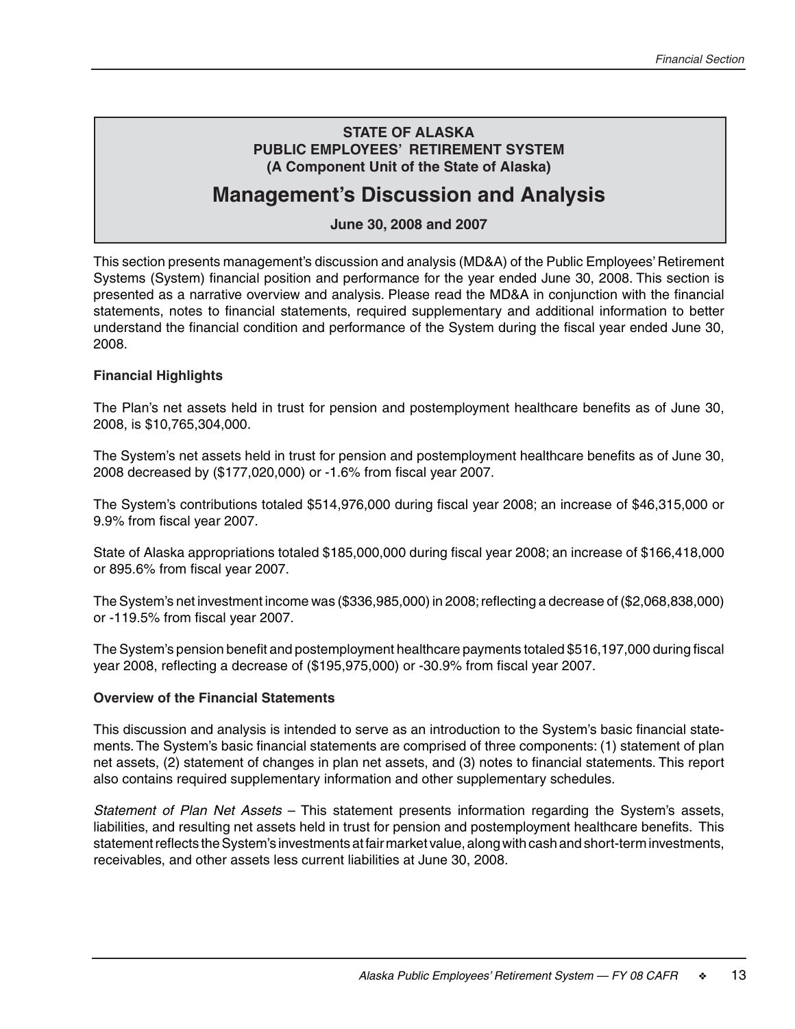**STATE OF ALASKA**
**PUBLIC EMPLOYEES' RETIREMENT SYSTEM**
**(A Component Unit of the State of Alaska)**

# Management's Discussion and Analysis

**June 30, 2008 and 2007**

This section presents management's discussion and analysis (MD&A) of the Public Employees' Retirement Systems (System) financial position and performance for the year ended June 30, 2008. This section is presented as a narrative overview and analysis. Please read the MD&A in conjunction with the financial statements, notes to financial statements, required supplementary and additional information to better understand the financial condition and performance of the System during the fiscal year ended June 30, 2008.

**Financial Highlights**

The Plan's net assets held in trust for pension and postemployment healthcare benefits as of June 30, 2008, is $10,765,304,000.

The System's net assets held in trust for pension and postemployment healthcare benefits as of June 30, 2008 decreased by ($177,020,000) or -1.6% from fiscal year 2007.

The System's contributions totaled $514,976,000 during fiscal year 2008; an increase of $46,315,000 or 9.9% from fiscal year 2007.

State of Alaska appropriations totaled $185,000,000 during fiscal year 2008; an increase of $166,418,000 or 895.6% from fiscal year 2007.

The System's net investment income was ($336,985,000) in 2008; reflecting a decrease of ($2,068,838,000) or -119.5% from fiscal year 2007.

The System's pension benefit and postemployment healthcare payments totaled $516,197,000 during fiscal year 2008, reflecting a decrease of ($195,975,000) or -30.9% from fiscal year 2007.

**Overview of the Financial Statements**

This discussion and analysis is intended to serve as an introduction to the System's basic financial statements. The System's basic financial statements are comprised of three components: (1) statement of plan net assets, (2) statement of changes in plan net assets, and (3) notes to financial statements. This report also contains required supplementary information and other supplementary schedules.

*Statement of Plan Net Assets* – This statement presents information regarding the System's assets, liabilities, and resulting net assets held in trust for pension and postemployment healthcare benefits. This statement reflects the System's investments at fair market value, along with cash and short-term investments, receivables, and other assets less current liabilities at June 30, 2008.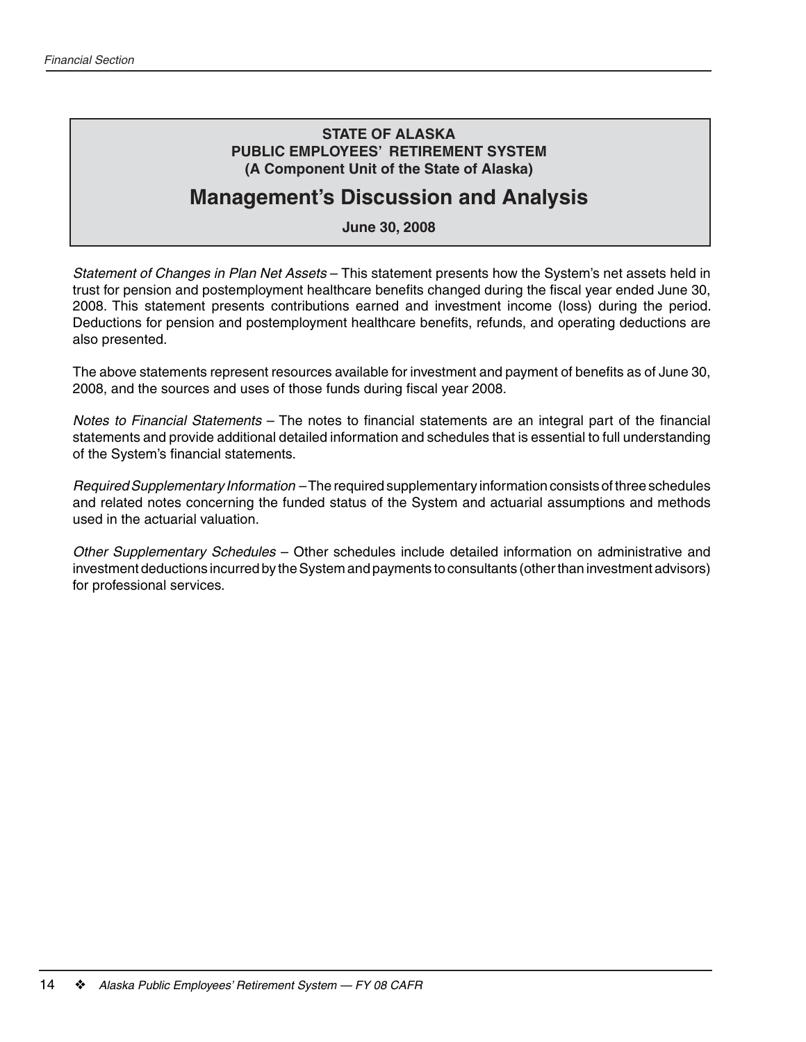**STATE OF ALASKA**
**PUBLIC EMPLOYEES' RETIREMENT SYSTEM**
**(A Component Unit of the State of Alaska)**

# Management's Discussion and Analysis

**June 30, 2008**

*Statement of Changes in Plan Net Assets* – This statement presents how the System's net assets held in trust for pension and postemployment healthcare benefits changed during the fiscal year ended June 30, 2008. This statement presents contributions earned and investment income (loss) during the period. Deductions for pension and postemployment healthcare benefits, refunds, and operating deductions are also presented.

The above statements represent resources available for investment and payment of benefits as of June 30, 2008, and the sources and uses of those funds during fiscal year 2008.

*Notes to Financial Statements* – The notes to financial statements are an integral part of the financial statements and provide additional detailed information and schedules that is essential to full understanding of the System's financial statements.

*Required Supplementary Information* – The required supplementary information consists of three schedules and related notes concerning the funded status of the System and actuarial assumptions and methods used in the actuarial valuation.

*Other Supplementary Schedules* – Other schedules include detailed information on administrative and investment deductions incurred by the System and payments to consultants (other than investment advisors) for professional services.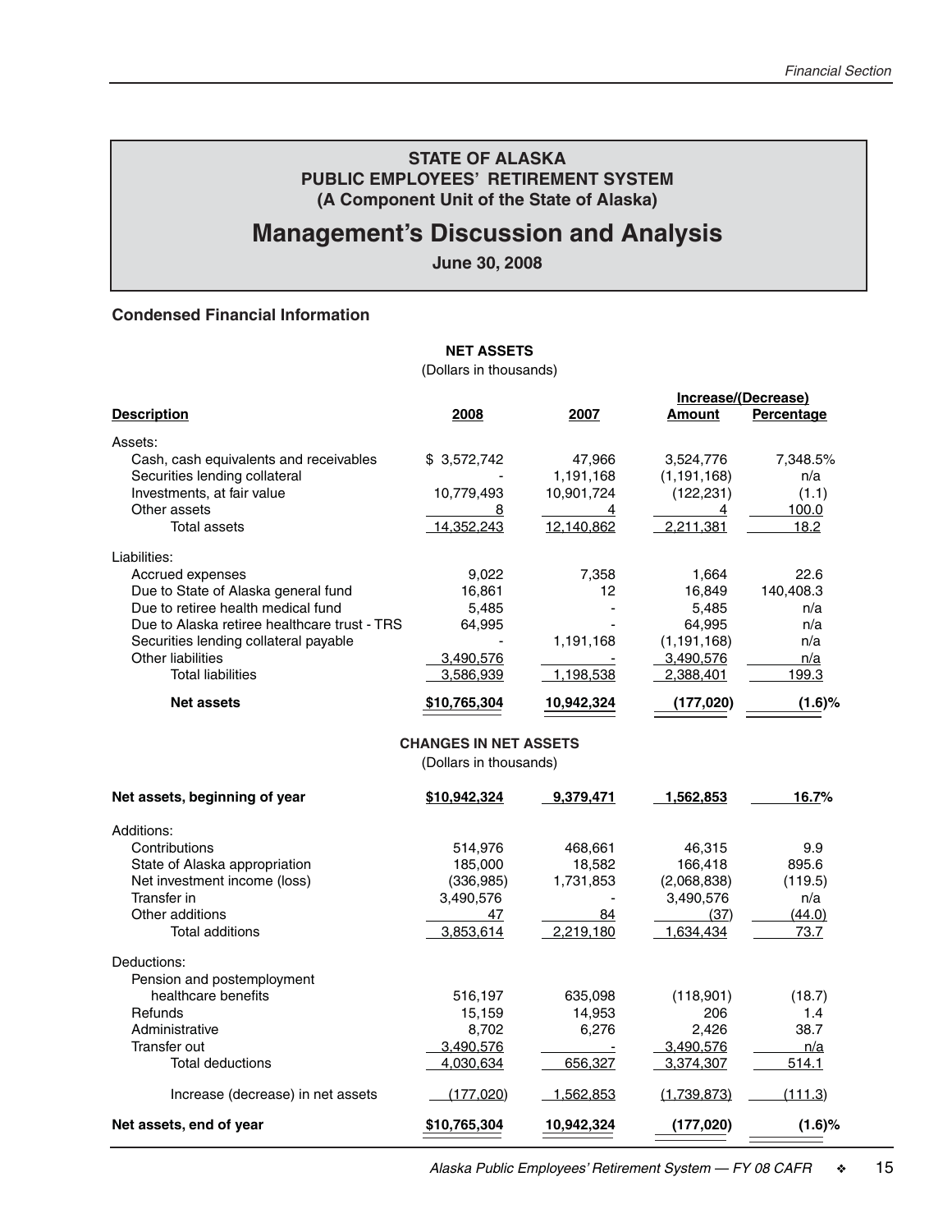**STATE OF ALASKA**
**PUBLIC EMPLOYEES' RETIREMENT SYSTEM**
**(A Component Unit of the State of Alaska)**

# Management's Discussion and Analysis

**June 30, 2008**

### Condensed Financial Information

**NET ASSETS**
(Dollars in thousands)

| Description | 2008 | 2007 | Increase/(Decrease) Amount | Increase/(Decrease) Percentage |
|---|---|---|---|---|
| Assets: | | | | |
| Cash, cash equivalents and receivables | $ 3,572,742 | 47,966 | 3,524,776 | 7,348.5% |
| Securities lending collateral | - | 1,191,168 | (1,191,168) | n/a |
| Investments, at fair value | 10,779,493 | 10,901,724 | (122,231) | (1.1) |
| Other assets | 8 | 4 | 4 | 100.0 |
| Total assets | 14,352,243 | 12,140,862 | 2,211,381 | 18.2 |
| Liabilities: | | | | |
| Accrued expenses | 9,022 | 7,358 | 1,664 | 22.6 |
| Due to State of Alaska general fund | 16,861 | 12 | 16,849 | 140,408.3 |
| Due to retiree health medical fund | 5,485 | - | 5,485 | n/a |
| Due to Alaska retiree healthcare trust - TRS | 64,995 | - | 64,995 | n/a |
| Securities lending collateral payable | - | 1,191,168 | (1,191,168) | n/a |
| Other liabilities | 3,490,576 | - | 3,490,576 | n/a |
| Total liabilities | 3,586,939 | 1,198,538 | 2,388,401 | 199.3 |
| **Net assets** | **$10,765,304** | **10,942,324** | **(177,020)** | **(1.6)%** |

**CHANGES IN NET ASSETS**
(Dollars in thousands)

| Description | 2008 | 2007 | Increase/(Decrease) Amount | Increase/(Decrease) Percentage |
|---|---|---|---|---|
| **Net assets, beginning of year** | **$10,942,324** | **9,379,471** | **1,562,853** | **16.7%** |
| Additions: | | | | |
| Contributions | 514,976 | 468,661 | 46,315 | 9.9 |
| State of Alaska appropriation | 185,000 | 18,582 | 166,418 | 895.6 |
| Net investment income (loss) | (336,985) | 1,731,853 | (2,068,838) | (119.5) |
| Transfer in | 3,490,576 | - | 3,490,576 | n/a |
| Other additions | 47 | 84 | (37) | (44.0) |
| Total additions | 3,853,614 | 2,219,180 | 1,634,434 | 73.7 |
| Deductions: | | | | |
| Pension and postemployment healthcare benefits | 516,197 | 635,098 | (118,901) | (18.7) |
| Refunds | 15,159 | 14,953 | 206 | 1.4 |
| Administrative | 8,702 | 6,276 | 2,426 | 38.7 |
| Transfer out | 3,490,576 | - | 3,490,576 | n/a |
| Total deductions | 4,030,634 | 656,327 | 3,374,307 | 514.1 |
| Increase (decrease) in net assets | (177,020) | 1,562,853 | (1,739,873) | (111.3) |
| **Net assets, end of year** | **$10,765,304** | **10,942,324** | **(177,020)** | **(1.6)%** |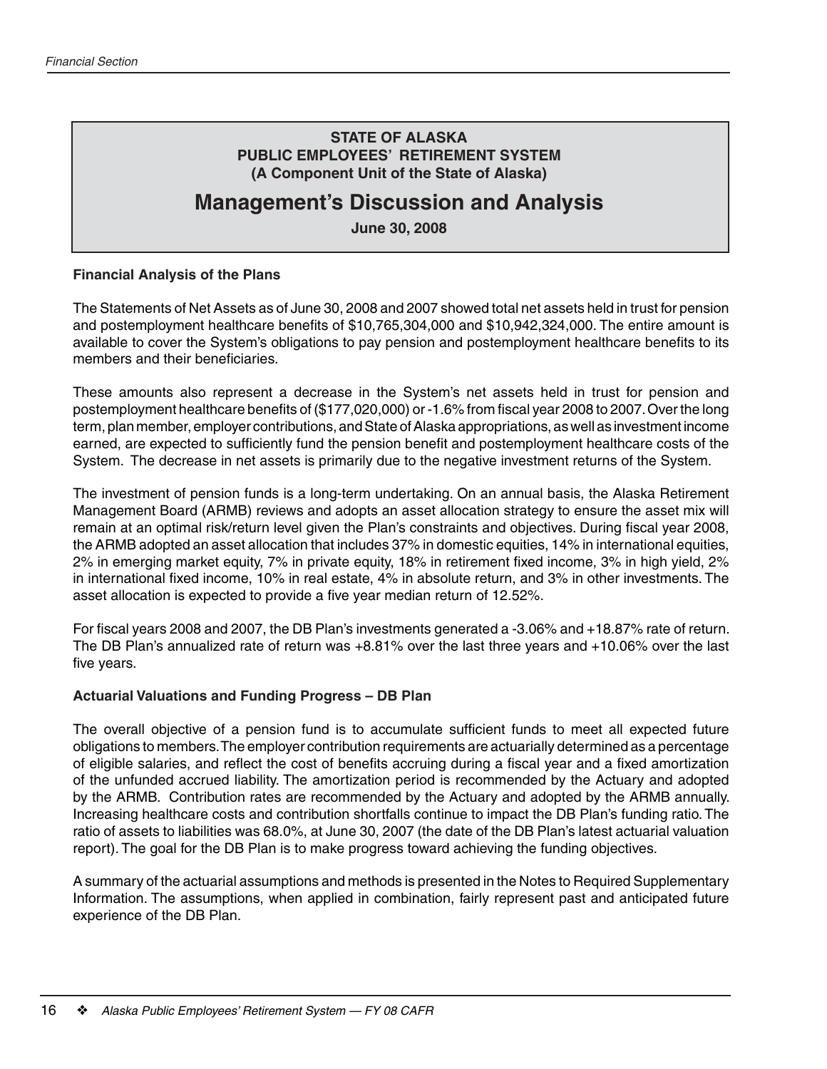## STATE OF ALASKA
## PUBLIC EMPLOYEES' RETIREMENT SYSTEM
## (A Component Unit of the State of Alaska)

# Management's Discussion and Analysis

**June 30, 2008**

**Financial Analysis of the Plans**

The Statements of Net Assets as of June 30, 2008 and 2007 showed total net assets held in trust for pension and postemployment healthcare benefits of $10,765,304,000 and $10,942,324,000. The entire amount is available to cover the System's obligations to pay pension and postemployment healthcare benefits to its members and their beneficiaries.

These amounts also represent a decrease in the System's net assets held in trust for pension and postemployment healthcare benefits of ($177,020,000) or -1.6% from fiscal year 2008 to 2007. Over the long term, plan member, employer contributions, and State of Alaska appropriations, as well as investment income earned, are expected to sufficiently fund the pension benefit and postemployment healthcare costs of the System. The decrease in net assets is primarily due to the negative investment returns of the System.

The investment of pension funds is a long-term undertaking. On an annual basis, the Alaska Retirement Management Board (ARMB) reviews and adopts an asset allocation strategy to ensure the asset mix will remain at an optimal risk/return level given the Plan's constraints and objectives. During fiscal year 2008, the ARMB adopted an asset allocation that includes 37% in domestic equities, 14% in international equities, 2% in emerging market equity, 7% in private equity, 18% in retirement fixed income, 3% in high yield, 2% in international fixed income, 10% in real estate, 4% in absolute return, and 3% in other investments. The asset allocation is expected to provide a five year median return of 12.52%.

For fiscal years 2008 and 2007, the DB Plan's investments generated a -3.06% and +18.87% rate of return. The DB Plan's annualized rate of return was +8.81% over the last three years and +10.06% over the last five years.

**Actuarial Valuations and Funding Progress – DB Plan**

The overall objective of a pension fund is to accumulate sufficient funds to meet all expected future obligations to members. The employer contribution requirements are actuarially determined as a percentage of eligible salaries, and reflect the cost of benefits accruing during a fiscal year and a fixed amortization of the unfunded accrued liability. The amortization period is recommended by the Actuary and adopted by the ARMB. Contribution rates are recommended by the Actuary and adopted by the ARMB annually. Increasing healthcare costs and contribution shortfalls continue to impact the DB Plan's funding ratio. The ratio of assets to liabilities was 68.0%, at June 30, 2007 (the date of the DB Plan's latest actuarial valuation report). The goal for the DB Plan is to make progress toward achieving the funding objectives.

A summary of the actuarial assumptions and methods is presented in the Notes to Required Supplementary Information. The assumptions, when applied in combination, fairly represent past and anticipated future experience of the DB Plan.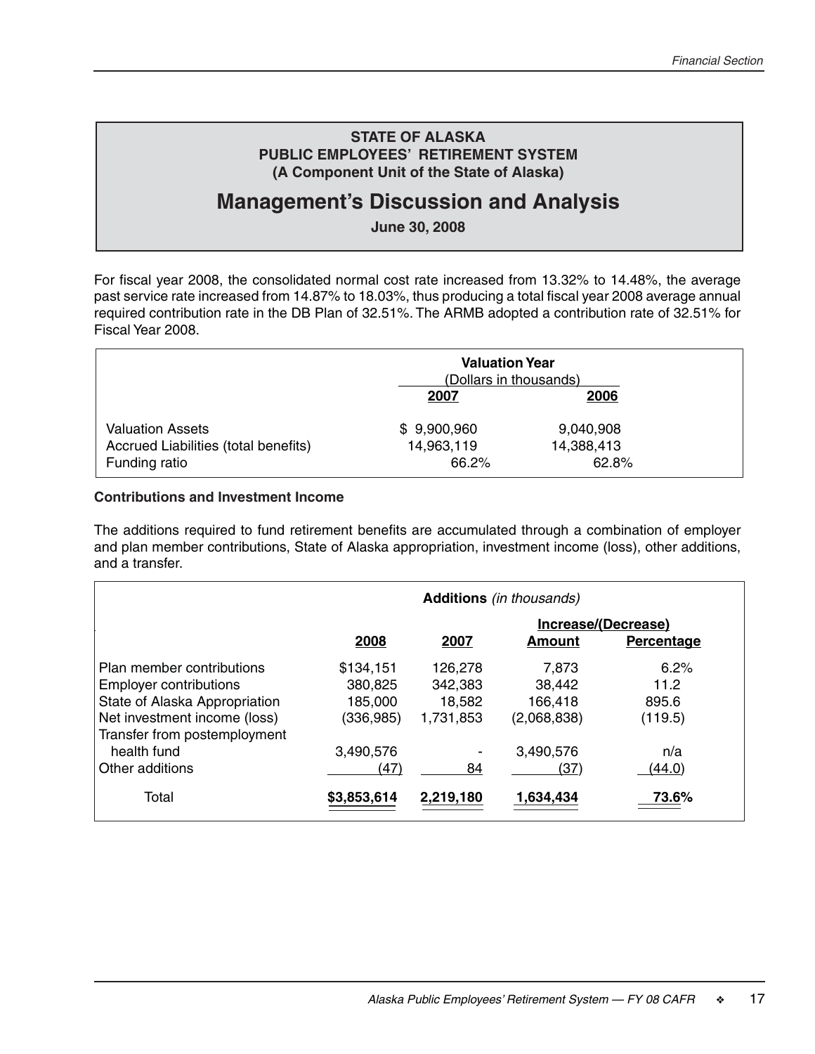## STATE OF ALASKA
## PUBLIC EMPLOYEES' RETIREMENT SYSTEM
## (A Component Unit of the State of Alaska)

# Management's Discussion and Analysis

**June 30, 2008**

For fiscal year 2008, the consolidated normal cost rate increased from 13.32% to 14.48%, the average past service rate increased from 14.87% to 18.03%, thus producing a total fiscal year 2008 average annual required contribution rate in the DB Plan of 32.51%. The ARMB adopted a contribution rate of 32.51% for Fiscal Year 2008.

| | **Valuation Year** (Dollars in thousands) | |
|---|---|---|
| | **2007** | **2006** |
| Valuation Assets | $ 9,900,960 | 9,040,908 |
| Accrued Liabilities (total benefits) | 14,963,119 | 14,388,413 |
| Funding ratio | 66.2% | 62.8% |

**Contributions and Investment Income**

The additions required to fund retirement benefits are accumulated through a combination of employer and plan member contributions, State of Alaska appropriation, investment income (loss), other additions, and a transfer.

| **Additions** *(in thousands)* | | | | |
|---|---|---|---|---|
| | | | **Increase/(Decrease)** | |
| | **2008** | **2007** | **Amount** | **Percentage** |
| Plan member contributions | $134,151 | 126,278 | 7,873 | 6.2% |
| Employer contributions | 380,825 | 342,383 | 38,442 | 11.2 |
| State of Alaska Appropriation | 185,000 | 18,582 | 166,418 | 895.6 |
| Net investment income (loss) | (336,985) | 1,731,853 | (2,068,838) | (119.5) |
| Transfer from postemployment health fund | 3,490,576 | - | 3,490,576 | n/a |
| Other additions | (47) | 84 | (37) | (44.0) |
| Total | **$3,853,614** | **2,219,180** | **1,634,434** | **73.6%** |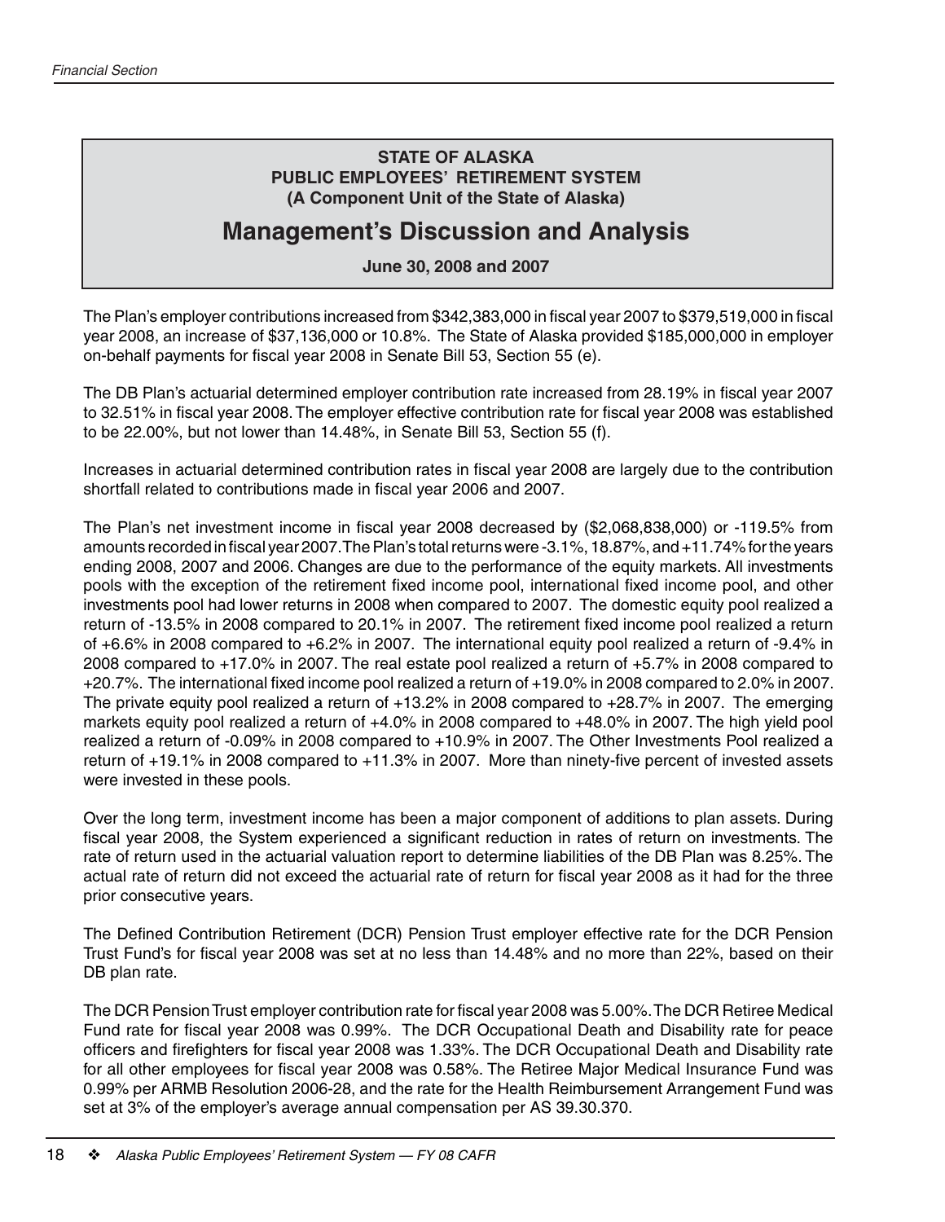**STATE OF ALASKA**
**PUBLIC EMPLOYEES' RETIREMENT SYSTEM**
**(A Component Unit of the State of Alaska)**

# Management's Discussion and Analysis

**June 30, 2008 and 2007**

The Plan's employer contributions increased from $342,383,000 in fiscal year 2007 to $379,519,000 in fiscal year 2008, an increase of $37,136,000 or 10.8%. The State of Alaska provided $185,000,000 in employer on-behalf payments for fiscal year 2008 in Senate Bill 53, Section 55 (e).

The DB Plan's actuarial determined employer contribution rate increased from 28.19% in fiscal year 2007 to 32.51% in fiscal year 2008. The employer effective contribution rate for fiscal year 2008 was established to be 22.00%, but not lower than 14.48%, in Senate Bill 53, Section 55 (f).

Increases in actuarial determined contribution rates in fiscal year 2008 are largely due to the contribution shortfall related to contributions made in fiscal year 2006 and 2007.

The Plan's net investment income in fiscal year 2008 decreased by ($2,068,838,000) or -119.5% from amounts recorded in fiscal year 2007. The Plan's total returns were -3.1%, 18.87%, and +11.74% for the years ending 2008, 2007 and 2006. Changes are due to the performance of the equity markets. All investments pools with the exception of the retirement fixed income pool, international fixed income pool, and other investments pool had lower returns in 2008 when compared to 2007. The domestic equity pool realized a return of -13.5% in 2008 compared to 20.1% in 2007. The retirement fixed income pool realized a return of +6.6% in 2008 compared to +6.2% in 2007. The international equity pool realized a return of -9.4% in 2008 compared to +17.0% in 2007. The real estate pool realized a return of +5.7% in 2008 compared to +20.7%. The international fixed income pool realized a return of +19.0% in 2008 compared to 2.0% in 2007. The private equity pool realized a return of +13.2% in 2008 compared to +28.7% in 2007. The emerging markets equity pool realized a return of +4.0% in 2008 compared to +48.0% in 2007. The high yield pool realized a return of -0.09% in 2008 compared to +10.9% in 2007. The Other Investments Pool realized a return of +19.1% in 2008 compared to +11.3% in 2007. More than ninety-five percent of invested assets were invested in these pools.

Over the long term, investment income has been a major component of additions to plan assets. During fiscal year 2008, the System experienced a significant reduction in rates of return on investments. The rate of return used in the actuarial valuation report to determine liabilities of the DB Plan was 8.25%. The actual rate of return did not exceed the actuarial rate of return for fiscal year 2008 as it had for the three prior consecutive years.

The Defined Contribution Retirement (DCR) Pension Trust employer effective rate for the DCR Pension Trust Fund's for fiscal year 2008 was set at no less than 14.48% and no more than 22%, based on their DB plan rate.

The DCR Pension Trust employer contribution rate for fiscal year 2008 was 5.00%. The DCR Retiree Medical Fund rate for fiscal year 2008 was 0.99%. The DCR Occupational Death and Disability rate for peace officers and firefighters for fiscal year 2008 was 1.33%. The DCR Occupational Death and Disability rate for all other employees for fiscal year 2008 was 0.58%. The Retiree Major Medical Insurance Fund was 0.99% per ARMB Resolution 2006-28, and the rate for the Health Reimbursement Arrangement Fund was set at 3% of the employer's average annual compensation per AS 39.30.370.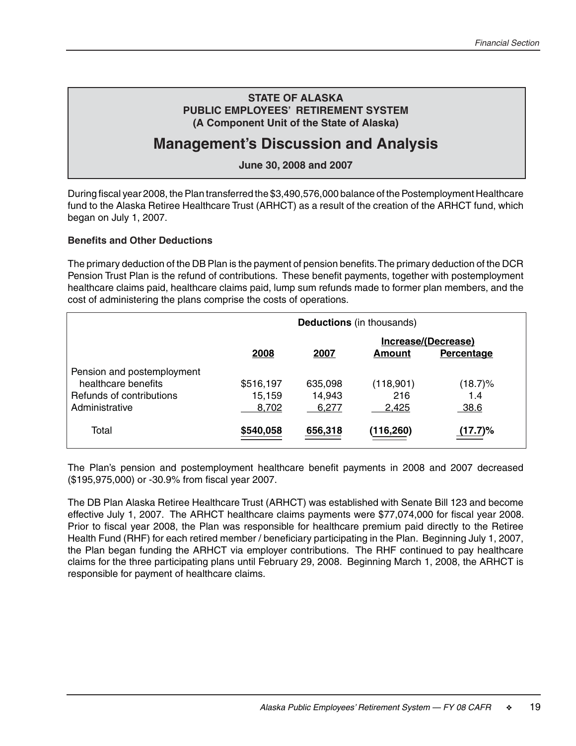# STATE OF ALASKA
## PUBLIC EMPLOYEES' RETIREMENT SYSTEM
### (A Component Unit of the State of Alaska)

# Management's Discussion and Analysis

**June 30, 2008 and 2007**

During fiscal year 2008, the Plan transferred the $3,490,576,000 balance of the Postemployment Healthcare fund to the Alaska Retiree Healthcare Trust (ARHCT) as a result of the creation of the ARHCT fund, which began on July 1, 2007.

**Benefits and Other Deductions**

The primary deduction of the DB Plan is the payment of pension benefits. The primary deduction of the DCR Pension Trust Plan is the refund of contributions. These benefit payments, together with postemployment healthcare claims paid, healthcare claims paid, lump sum refunds made to former plan members, and the cost of administering the plans comprise the costs of operations.

| | **Deductions** (in thousands) | | | |
|---|---|---|---|---|
| | | | Increase/(Decrease) | |
| | 2008 | 2007 | Amount | Percentage |
| Pension and postemployment healthcare benefits | $516,197 | 635,098 | (118,901) | (18.7)% |
| Refunds of contributions | 15,159 | 14,943 | 216 | 1.4 |
| Administrative | 8,702 | 6,277 | 2,425 | 38.6 |
| Total | **$540,058** | **656,318** | **(116,260)** | **(17.7)%** |

The Plan's pension and postemployment healthcare benefit payments in 2008 and 2007 decreased ($195,975,000) or -30.9% from fiscal year 2007.

The DB Plan Alaska Retiree Healthcare Trust (ARHCT) was established with Senate Bill 123 and become effective July 1, 2007. The ARHCT healthcare claims payments were $77,074,000 for fiscal year 2008. Prior to fiscal year 2008, the Plan was responsible for healthcare premium paid directly to the Retiree Health Fund (RHF) for each retired member / beneficiary participating in the Plan. Beginning July 1, 2007, the Plan began funding the ARHCT via employer contributions. The RHF continued to pay healthcare claims for the three participating plans until February 29, 2008. Beginning March 1, 2008, the ARHCT is responsible for payment of healthcare claims.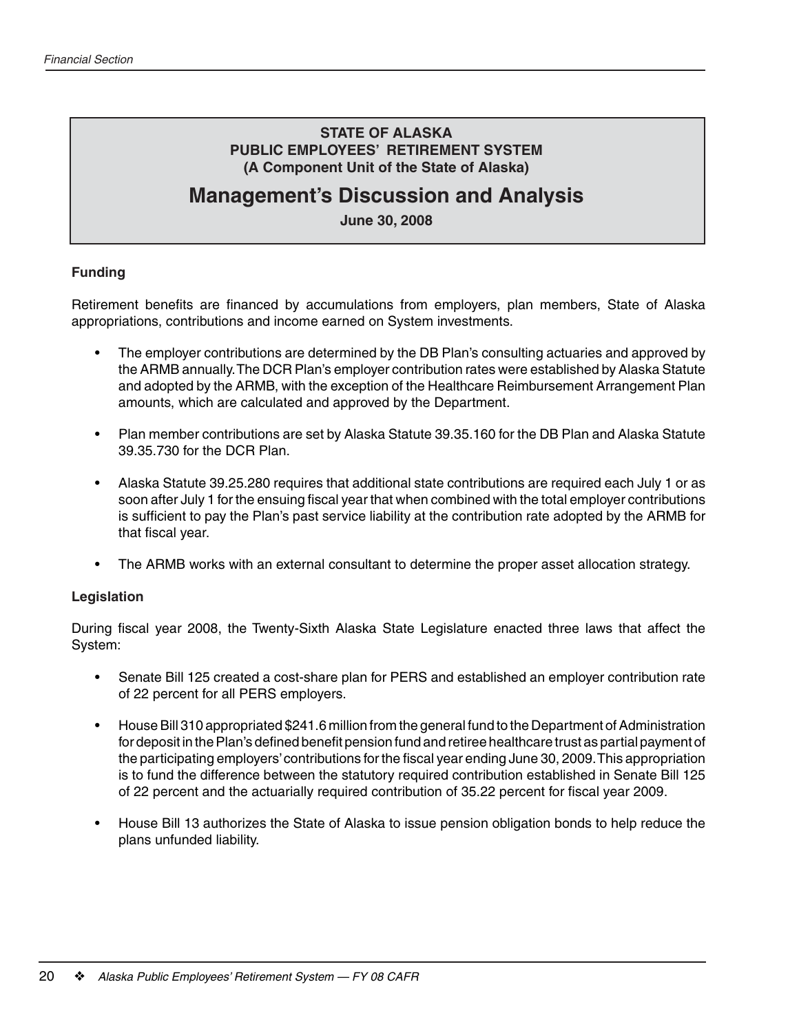**STATE OF ALASKA**
**PUBLIC EMPLOYEES' RETIREMENT SYSTEM**
**(A Component Unit of the State of Alaska)**

# Management's Discussion and Analysis

**June 30, 2008**

### Funding

Retirement benefits are financed by accumulations from employers, plan members, State of Alaska appropriations, contributions and income earned on System investments.

- The employer contributions are determined by the DB Plan's consulting actuaries and approved by the ARMB annually. The DCR Plan's employer contribution rates were established by Alaska Statute and adopted by the ARMB, with the exception of the Healthcare Reimbursement Arrangement Plan amounts, which are calculated and approved by the Department.
- Plan member contributions are set by Alaska Statute 39.35.160 for the DB Plan and Alaska Statute 39.35.730 for the DCR Plan.
- Alaska Statute 39.25.280 requires that additional state contributions are required each July 1 or as soon after July 1 for the ensuing fiscal year that when combined with the total employer contributions is sufficient to pay the Plan's past service liability at the contribution rate adopted by the ARMB for that fiscal year.
- The ARMB works with an external consultant to determine the proper asset allocation strategy.

### Legislation

During fiscal year 2008, the Twenty-Sixth Alaska State Legislature enacted three laws that affect the System:

- Senate Bill 125 created a cost-share plan for PERS and established an employer contribution rate of 22 percent for all PERS employers.
- House Bill 310 appropriated $241.6 million from the general fund to the Department of Administration for deposit in the Plan's defined benefit pension fund and retiree healthcare trust as partial payment of the participating employers' contributions for the fiscal year ending June 30, 2009. This appropriation is to fund the difference between the statutory required contribution established in Senate Bill 125 of 22 percent and the actuarially required contribution of 35.22 percent for fiscal year 2009.
- House Bill 13 authorizes the State of Alaska to issue pension obligation bonds to help reduce the plans unfunded liability.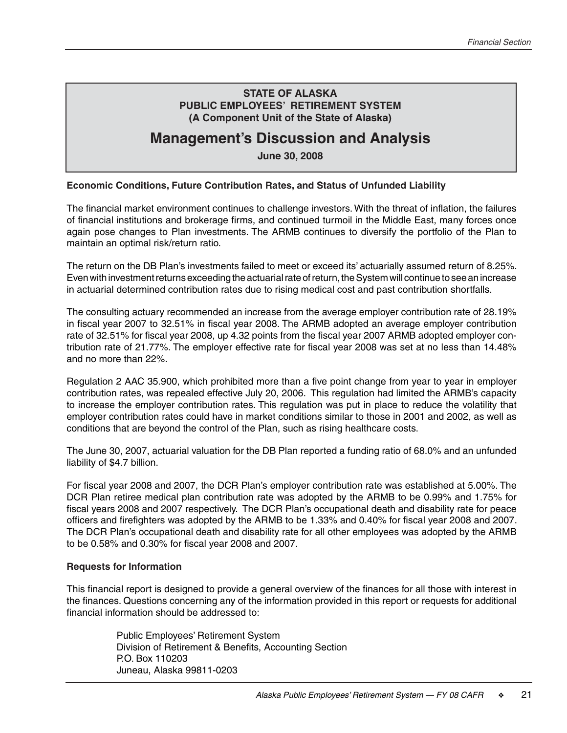# STATE OF ALASKA
## PUBLIC EMPLOYEES' RETIREMENT SYSTEM
### (A Component Unit of the State of Alaska)

# Management's Discussion and Analysis

**June 30, 2008**

**Economic Conditions, Future Contribution Rates, and Status of Unfunded Liability**

The financial market environment continues to challenge investors. With the threat of inflation, the failures of financial institutions and brokerage firms, and continued turmoil in the Middle East, many forces once again pose changes to Plan investments. The ARMB continues to diversify the portfolio of the Plan to maintain an optimal risk/return ratio.

The return on the DB Plan's investments failed to meet or exceed its' actuarially assumed return of 8.25%. Even with investment returns exceeding the actuarial rate of return, the System will continue to see an increase in actuarial determined contribution rates due to rising medical cost and past contribution shortfalls.

The consulting actuary recommended an increase from the average employer contribution rate of 28.19% in fiscal year 2007 to 32.51% in fiscal year 2008. The ARMB adopted an average employer contribution rate of 32.51% for fiscal year 2008, up 4.32 points from the fiscal year 2007 ARMB adopted employer contribution rate of 21.77%. The employer effective rate for fiscal year 2008 was set at no less than 14.48% and no more than 22%.

Regulation 2 AAC 35.900, which prohibited more than a five point change from year to year in employer contribution rates, was repealed effective July 20, 2006. This regulation had limited the ARMB's capacity to increase the employer contribution rates. This regulation was put in place to reduce the volatility that employer contribution rates could have in market conditions similar to those in 2001 and 2002, as well as conditions that are beyond the control of the Plan, such as rising healthcare costs.

The June 30, 2007, actuarial valuation for the DB Plan reported a funding ratio of 68.0% and an unfunded liability of $4.7 billion.

For fiscal year 2008 and 2007, the DCR Plan's employer contribution rate was established at 5.00%. The DCR Plan retiree medical plan contribution rate was adopted by the ARMB to be 0.99% and 1.75% for fiscal years 2008 and 2007 respectively. The DCR Plan's occupational death and disability rate for peace officers and firefighters was adopted by the ARMB to be 1.33% and 0.40% for fiscal year 2008 and 2007. The DCR Plan's occupational death and disability rate for all other employees was adopted by the ARMB to be 0.58% and 0.30% for fiscal year 2008 and 2007.

**Requests for Information**

This financial report is designed to provide a general overview of the finances for all those with interest in the finances. Questions concerning any of the information provided in this report or requests for additional financial information should be addressed to:

Public Employees' Retirement System
Division of Retirement & Benefits, Accounting Section
P.O. Box 110203
Juneau, Alaska 99811-0203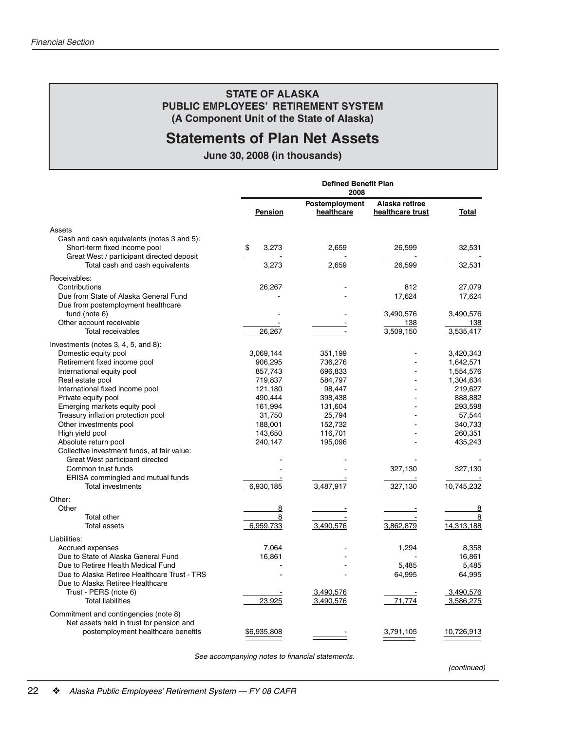## STATE OF ALASKA
## PUBLIC EMPLOYEES' RETIREMENT SYSTEM
## (A Component Unit of the State of Alaska)

# Statements of Plan Net Assets

**June 30, 2008 (in thousands)**

| | Defined Benefit Plan 2008 | | | |
|---|---|---|---|---|
| | **Pension** | **Postemployment healthcare** | **Alaska retiree healthcare trust** | **Total** |
| Assets | | | | |
| Cash and cash equivalents (notes 3 and 5): | | | | |
| Short-term fixed income pool | $ 3,273 | 2,659 | 26,599 | 32,531 |
| Great West / participant directed deposit | - | - | - | - |
| Total cash and cash equivalents | 3,273 | 2,659 | 26,599 | 32,531 |
| Receivables: | | | | |
| Contributions | 26,267 | - | 812 | 27,079 |
| Due from State of Alaska General Fund | - | - | 17,624 | 17,624 |
| Due from postemployment healthcare fund (note 6) | - | - | 3,490,576 | 3,490,576 |
| Other account receivable | - | - | 138 | 138 |
| Total receivables | 26,267 | - | 3,509,150 | 3,535,417 |
| Investments (notes 3, 4, 5, and 8): | | | | |
| Domestic equity pool | 3,069,144 | 351,199 | - | 3,420,343 |
| Retirement fixed income pool | 906,295 | 736,276 | - | 1,642,571 |
| International equity pool | 857,743 | 696,833 | - | 1,554,576 |
| Real estate pool | 719,837 | 584,797 | - | 1,304,634 |
| International fixed income pool | 121,180 | 98,447 | - | 219,627 |
| Private equity pool | 490,444 | 398,438 | - | 888,882 |
| Emerging markets equity pool | 161,994 | 131,604 | - | 293,598 |
| Treasury inflation protection pool | 31,750 | 25,794 | - | 57,544 |
| Other investments pool | 188,001 | 152,732 | - | 340,733 |
| High yield pool | 143,650 | 116,701 | - | 260,351 |
| Absolute return pool | 240,147 | 195,096 | - | 435,243 |
| Collective investment funds, at fair value: | | | | |
| Great West participant directed | - | - | - | - |
| Common trust funds | - | - | 327,130 | 327,130 |
| ERISA commingled and mutual funds | - | - | - | - |
| Total investments | 6,930,185 | 3,487,917 | 327,130 | 10,745,232 |
| Other: | | | | |
| Other | 8 | - | - | 8 |
| Total other | 8 | - | - | 8 |
| Total assets | 6,959,733 | 3,490,576 | 3,862,879 | 14,313,188 |
| Liabilities: | | | | |
| Accrued expenses | 7,064 | - | 1,294 | 8,358 |
| Due to State of Alaska General Fund | 16,861 | - | - | 16,861 |
| Due to Retiree Health Medical Fund | - | - | 5,485 | 5,485 |
| Due to Alaska Retiree Healthcare Trust - TRS | - | - | 64,995 | 64,995 |
| Due to Alaska Retiree Healthcare Trust - PERS (note 6) | - | 3,490,576 | - | 3,490,576 |
| Total liabilities | 23,925 | 3,490,576 | 71,774 | 3,586,275 |
| Commitment and contingencies (note 8) | | | | |
| Net assets held in trust for pension and postemployment healthcare benefits | $6,935,808 | - | 3,791,105 | 10,726,913 |

*See accompanying notes to financial statements.*

*(continued)*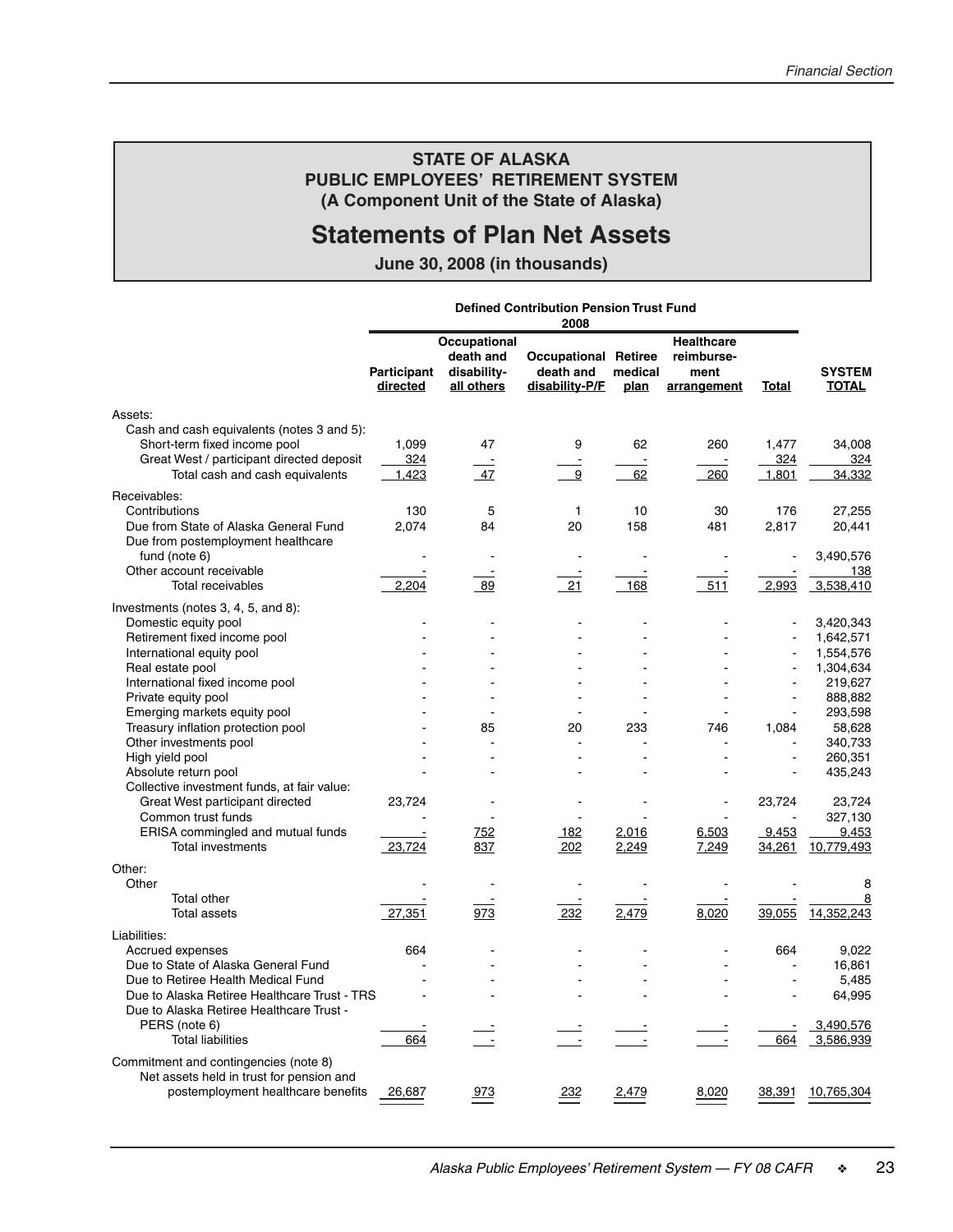**STATE OF ALASKA**
**PUBLIC EMPLOYEES' RETIREMENT SYSTEM**
**(A Component Unit of the State of Alaska)**

# Statements of Plan Net Assets

**June 30, 2008 (in thousands)**

| | Defined Contribution Pension Trust Fund 2008 | | | | | | |
|---|---|---|---|---|---|---|---|
| | Participant directed | Occupational death and disability-all others | Occupational death and disability-P/F | Retiree medical plan | Healthcare reimbursement arrangement | Total | SYSTEM TOTAL |
| Assets: | | | | | | | |
| Cash and cash equivalents (notes 3 and 5): | | | | | | | |
| Short-term fixed income pool | 1,099 | 47 | 9 | 62 | 260 | 1,477 | 34,008 |
| Great West / participant directed deposit | 324 | - | - | - | - | 324 | 324 |
| Total cash and cash equivalents | 1,423 | 47 | 9 | 62 | 260 | 1,801 | 34,332 |
| Receivables: | | | | | | | |
| Contributions | 130 | 5 | 1 | 10 | 30 | 176 | 27,255 |
| Due from State of Alaska General Fund | 2,074 | 84 | 20 | 158 | 481 | 2,817 | 20,441 |
| Due from postemployment healthcare fund (note 6) | - | - | - | - | - | - | 3,490,576 |
| Other account receivable | - | - | - | - | - | - | 138 |
| Total receivables | 2,204 | 89 | 21 | 168 | 511 | 2,993 | 3,538,410 |
| Investments (notes 3, 4, 5, and 8): | | | | | | | |
| Domestic equity pool | - | - | - | - | - | - | 3,420,343 |
| Retirement fixed income pool | - | - | - | - | - | - | 1,642,571 |
| International equity pool | - | - | - | - | - | - | 1,554,576 |
| Real estate pool | - | - | - | - | - | - | 1,304,634 |
| International fixed income pool | - | - | - | - | - | - | 219,627 |
| Private equity pool | - | - | - | - | - | - | 888,882 |
| Emerging markets equity pool | - | - | - | - | - | - | 293,598 |
| Treasury inflation protection pool | - | 85 | 20 | 233 | 746 | 1,084 | 58,628 |
| Other investments pool | - | - | - | - | - | - | 340,733 |
| High yield pool | - | - | - | - | - | - | 260,351 |
| Absolute return pool | - | - | - | - | - | - | 435,243 |
| Collective investment funds, at fair value: | | | | | | | |
| Great West participant directed | 23,724 | - | - | - | - | 23,724 | 23,724 |
| Common trust funds | - | - | - | - | - | - | 327,130 |
| ERISA commingled and mutual funds | - | 752 | 182 | 2,016 | 6,503 | 9,453 | 9,453 |
| Total investments | 23,724 | 837 | 202 | 2,249 | 7,249 | 34,261 | 10,779,493 |
| Other: | | | | | | | |
| Other | - | - | - | - | - | - | 8 |
| Total other | - | - | - | - | - | - | 8 |
| Total assets | 27,351 | 973 | 232 | 2,479 | 8,020 | 39,055 | 14,352,243 |
| Liabilities: | | | | | | | |
| Accrued expenses | 664 | - | - | - | - | 664 | 9,022 |
| Due to State of Alaska General Fund | - | - | - | - | - | - | 16,861 |
| Due to Retiree Health Medical Fund | - | - | - | - | - | - | 5,485 |
| Due to Alaska Retiree Healthcare Trust - TRS | - | - | - | - | - | - | 64,995 |
| Due to Alaska Retiree Healthcare Trust - PERS (note 6) | - | - | - | - | - | - | 3,490,576 |
| Total liabilities | 664 | - | - | - | - | 664 | 3,586,939 |
| Commitment and contingencies (note 8) | | | | | | | |
| Net assets held in trust for pension and postemployment healthcare benefits | 26,687 | 973 | 232 | 2,479 | 8,020 | 38,391 | 10,765,304 |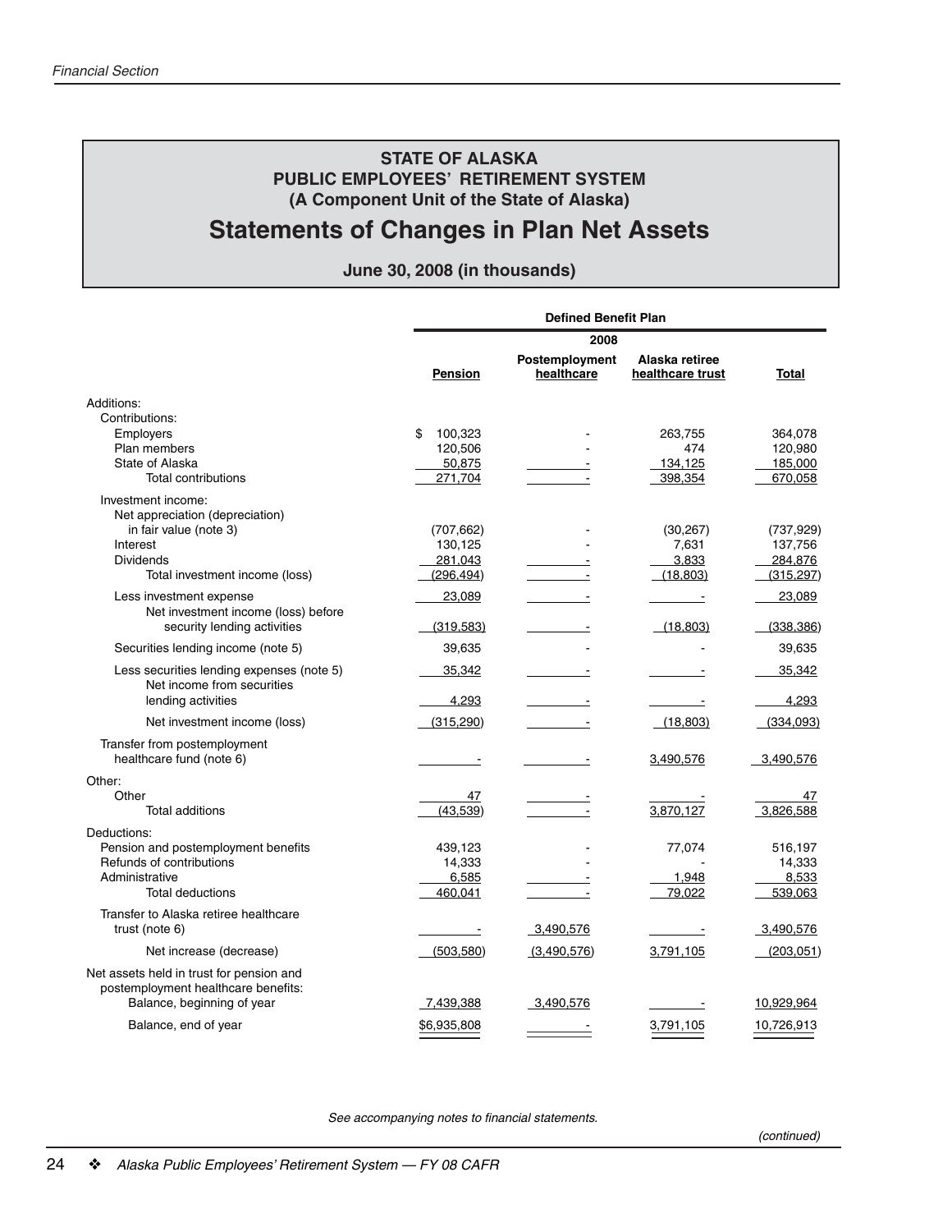# STATE OF ALASKA
## PUBLIC EMPLOYEES' RETIREMENT SYSTEM
### (A Component Unit of the State of Alaska)

# Statements of Changes in Plan Net Assets

**June 30, 2008 (in thousands)**

| | Defined Benefit Plan | | | |
|---|---|---|---|---|
| | 2008 | | | |
| | Pension | Postemployment healthcare | Alaska retiree healthcare trust | Total |
| Additions: | | | | |
| Contributions: | | | | |
| Employers | $ 100,323 | - | 263,755 | 364,078 |
| Plan members | 120,506 | - | 474 | 120,980 |
| State of Alaska | 50,875 | - | 134,125 | 185,000 |
| Total contributions | 271,704 | - | 398,354 | 670,058 |
| Investment income: | | | | |
| Net appreciation (depreciation) in fair value (note 3) | (707,662) | - | (30,267) | (737,929) |
| Interest | 130,125 | - | 7,631 | 137,756 |
| Dividends | 281,043 | - | 3,833 | 284,876 |
| Total investment income (loss) | (296,494) | - | (18,803) | (315,297) |
| Less investment expense | 23,089 | - | - | 23,089 |
| Net investment income (loss) before security lending activities | (319,583) | - | (18,803) | (338,386) |
| Securities lending income (note 5) | 39,635 | - | - | 39,635 |
| Less securities lending expenses (note 5) | 35,342 | - | - | 35,342 |
| Net income from securities lending activities | 4,293 | - | - | 4,293 |
| Net investment income (loss) | (315,290) | - | (18,803) | (334,093) |
| Transfer from postemployment healthcare fund (note 6) | - | - | 3,490,576 | 3,490,576 |
| Other: | | | | |
| Other | 47 | - | - | 47 |
| Total additions | (43,539) | - | 3,870,127 | 3,826,588 |
| Deductions: | | | | |
| Pension and postemployment benefits | 439,123 | - | 77,074 | 516,197 |
| Refunds of contributions | 14,333 | - | - | 14,333 |
| Administrative | 6,585 | - | 1,948 | 8,533 |
| Total deductions | 460,041 | - | 79,022 | 539,063 |
| Transfer to Alaska retiree healthcare trust (note 6) | - | 3,490,576 | - | 3,490,576 |
| Net increase (decrease) | (503,580) | (3,490,576) | 3,791,105 | (203,051) |
| Net assets held in trust for pension and postemployment healthcare benefits: | | | | |
| Balance, beginning of year | 7,439,388 | 3,490,576 | - | 10,929,964 |
| Balance, end of year | $6,935,808 | - | 3,791,105 | 10,726,913 |

*See accompanying notes to financial statements.*

*(continued)*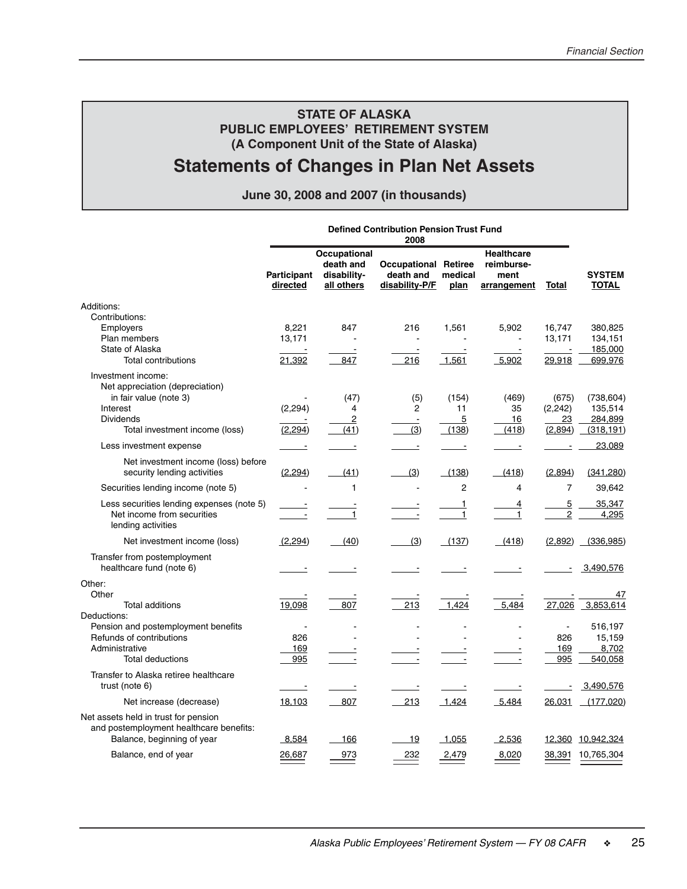# STATE OF ALASKA
## PUBLIC EMPLOYEES' RETIREMENT SYSTEM
### (A Component Unit of the State of Alaska)

# Statements of Changes in Plan Net Assets

**June 30, 2008 and 2007 (in thousands)**

| | Defined Contribution Pension Trust Fund 2008 | | | | | | |
|---|---|---|---|---|---|---|---|
| | Participant directed | Occupational death and disability-all others | Occupational death and disability-P/F | Retiree medical plan | Healthcare reimbursement arrangement | Total | SYSTEM TOTAL |
| Additions: | | | | | | | |
| Contributions: | | | | | | | |
| Employers | 8,221 | 847 | 216 | 1,561 | 5,902 | 16,747 | 380,825 |
| Plan members | 13,171 | - | - | - | - | 13,171 | 134,151 |
| State of Alaska | - | - | - | - | - | - | 185,000 |
| Total contributions | 21,392 | 847 | 216 | 1,561 | 5,902 | 29,918 | 699,976 |
| Investment income: | | | | | | | |
| Net appreciation (depreciation) in fair value (note 3) | - | (47) | (5) | (154) | (469) | (675) | (738,604) |
| Interest | (2,294) | 4 | 2 | 11 | 35 | (2,242) | 135,514 |
| Dividends | - | 2 | - | 5 | 16 | 23 | 284,899 |
| Total investment income (loss) | (2,294) | (41) | (3) | (138) | (418) | (2,894) | (318,191) |
| Less investment expense | - | - | - | - | - | - | 23,089 |
| Net investment income (loss) before security lending activities | (2,294) | (41) | (3) | (138) | (418) | (2,894) | (341,280) |
| Securities lending income (note 5) | - | 1 | - | 2 | 4 | 7 | 39,642 |
| Less securities lending expenses (note 5) | - | - | - | 1 | 4 | 5 | 35,347 |
| Net income from securities lending activities | - | 1 | - | 1 | 1 | 2 | 4,295 |
| Net investment income (loss) | (2,294) | (40) | (3) | (137) | (418) | (2,892) | (336,985) |
| Transfer from postemployment healthcare fund (note 6) | - | - | - | - | - | - | 3,490,576 |
| Other: | | | | | | | |
| Other | - | - | - | - | - | - | 47 |
| Total additions | 19,098 | 807 | 213 | 1,424 | 5,484 | 27,026 | 3,853,614 |
| Deductions: | | | | | | | |
| Pension and postemployment benefits | - | - | - | - | - | - | 516,197 |
| Refunds of contributions | 826 | - | - | - | - | 826 | 15,159 |
| Administrative | 169 | - | - | - | - | 169 | 8,702 |
| Total deductions | 995 | - | - | - | - | 995 | 540,058 |
| Transfer to Alaska retiree healthcare trust (note 6) | - | - | - | - | - | - | 3,490,576 |
| Net increase (decrease) | 18,103 | 807 | 213 | 1,424 | 5,484 | 26,031 | (177,020) |
| Net assets held in trust for pension and postemployment healthcare benefits: | | | | | | | |
| Balance, beginning of year | 8,584 | 166 | 19 | 1,055 | 2,536 | 12,360 | 10,942,324 |
| Balance, end of year | 26,687 | 973 | 232 | 2,479 | 8,020 | 38,391 | 10,765,304 |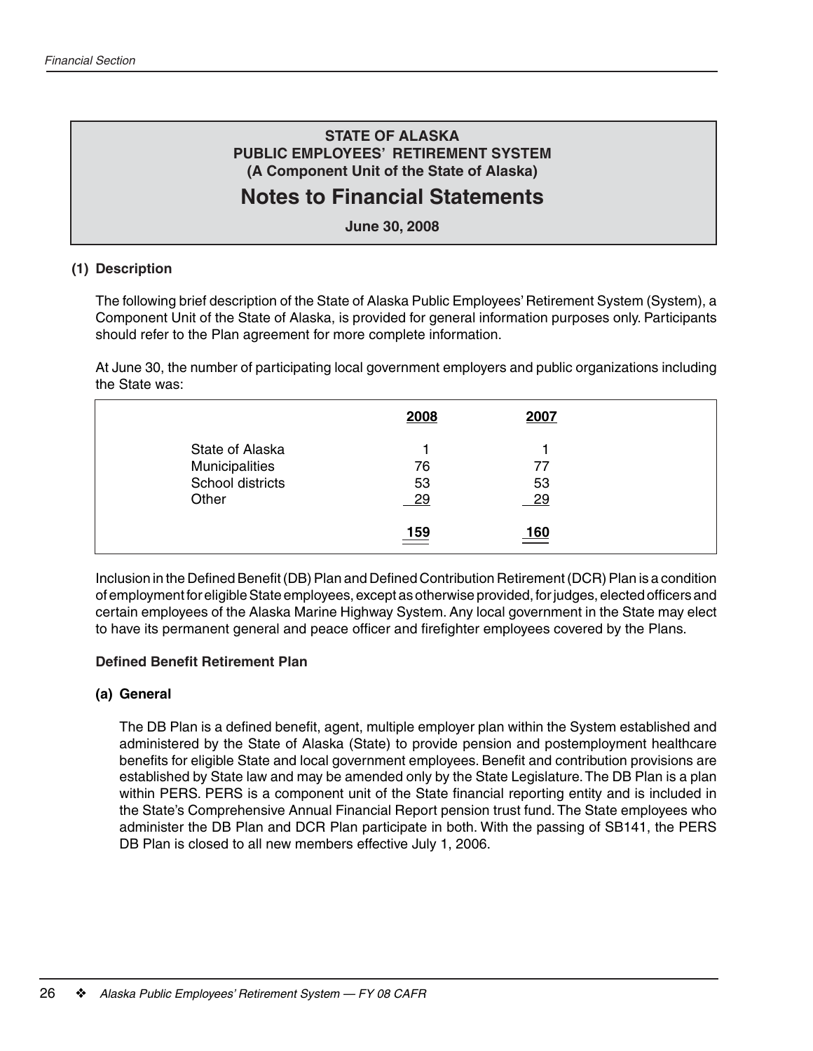# STATE OF ALASKA
# PUBLIC EMPLOYEES' RETIREMENT SYSTEM
## (A Component Unit of the State of Alaska)
## Notes to Financial Statements
**June 30, 2008**

### (1) Description

The following brief description of the State of Alaska Public Employees' Retirement System (System), a Component Unit of the State of Alaska, is provided for general information purposes only. Participants should refer to the Plan agreement for more complete information.

At June 30, the number of participating local government employers and public organizations including the State was:

| | 2008 | 2007 |
|---|---|---|
| State of Alaska | 1 | 1 |
| Municipalities | 76 | 77 |
| School districts | 53 | 53 |
| Other | 29 | 29 |
| | 159 | 160 |

Inclusion in the Defined Benefit (DB) Plan and Defined Contribution Retirement (DCR) Plan is a condition of employment for eligible State employees, except as otherwise provided, for judges, elected officers and certain employees of the Alaska Marine Highway System. Any local government in the State may elect to have its permanent general and peace officer and firefighter employees covered by the Plans.

**Defined Benefit Retirement Plan**

#### (a) General

The DB Plan is a defined benefit, agent, multiple employer plan within the System established and administered by the State of Alaska (State) to provide pension and postemployment healthcare benefits for eligible State and local government employees. Benefit and contribution provisions are established by State law and may be amended only by the State Legislature. The DB Plan is a plan within PERS. PERS is a component unit of the State financial reporting entity and is included in the State's Comprehensive Annual Financial Report pension trust fund. The State employees who administer the DB Plan and DCR Plan participate in both. With the passing of SB141, the PERS DB Plan is closed to all new members effective July 1, 2006.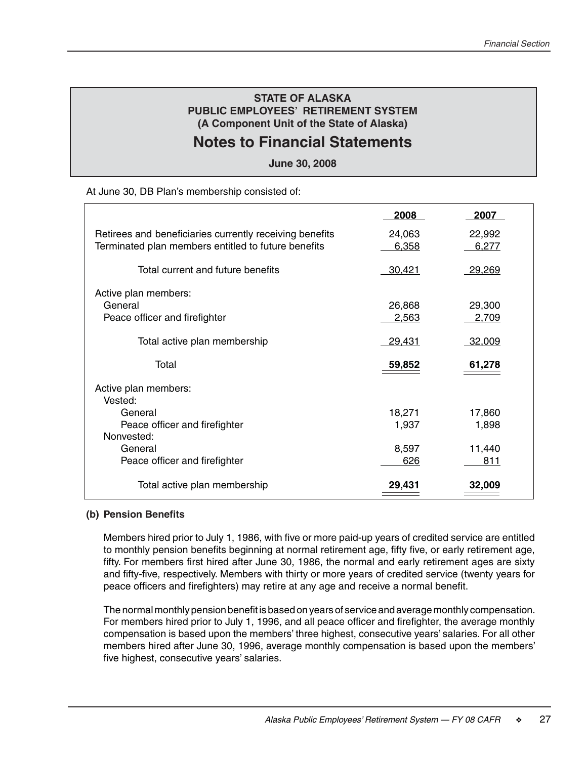**STATE OF ALASKA**
**PUBLIC EMPLOYEES' RETIREMENT SYSTEM**
**(A Component Unit of the State of Alaska)**

# Notes to Financial Statements

**June 30, 2008**

At June 30, DB Plan's membership consisted of:

| | 2008 | 2007 |
|---|---|---|
| Retirees and beneficiaries currently receiving benefits | 24,063 | 22,992 |
| Terminated plan members entitled to future benefits | 6,358 | 6,277 |
| Total current and future benefits | 30,421 | 29,269 |
| Active plan members: | | |
| General | 26,868 | 29,300 |
| Peace officer and firefighter | 2,563 | 2,709 |
| Total active plan membership | 29,431 | 32,009 |
| Total | **59,852** | **61,278** |
| Active plan members: | | |
| Vested: | | |
| General | 18,271 | 17,860 |
| Peace officer and firefighter | 1,937 | 1,898 |
| Nonvested: | | |
| General | 8,597 | 11,440 |
| Peace officer and firefighter | 626 | 811 |
| Total active plan membership | **29,431** | **32,009** |

**(b) Pension Benefits**

Members hired prior to July 1, 1986, with five or more paid-up years of credited service are entitled to monthly pension benefits beginning at normal retirement age, fifty five, or early retirement age, fifty. For members first hired after June 30, 1986, the normal and early retirement ages are sixty and fifty-five, respectively. Members with thirty or more years of credited service (twenty years for peace officers and firefighters) may retire at any age and receive a normal benefit.

The normal monthly pension benefit is based on years of service and average monthly compensation. For members hired prior to July 1, 1996, and all peace officer and firefighter, the average monthly compensation is based upon the members' three highest, consecutive years' salaries. For all other members hired after June 30, 1996, average monthly compensation is based upon the members' five highest, consecutive years' salaries.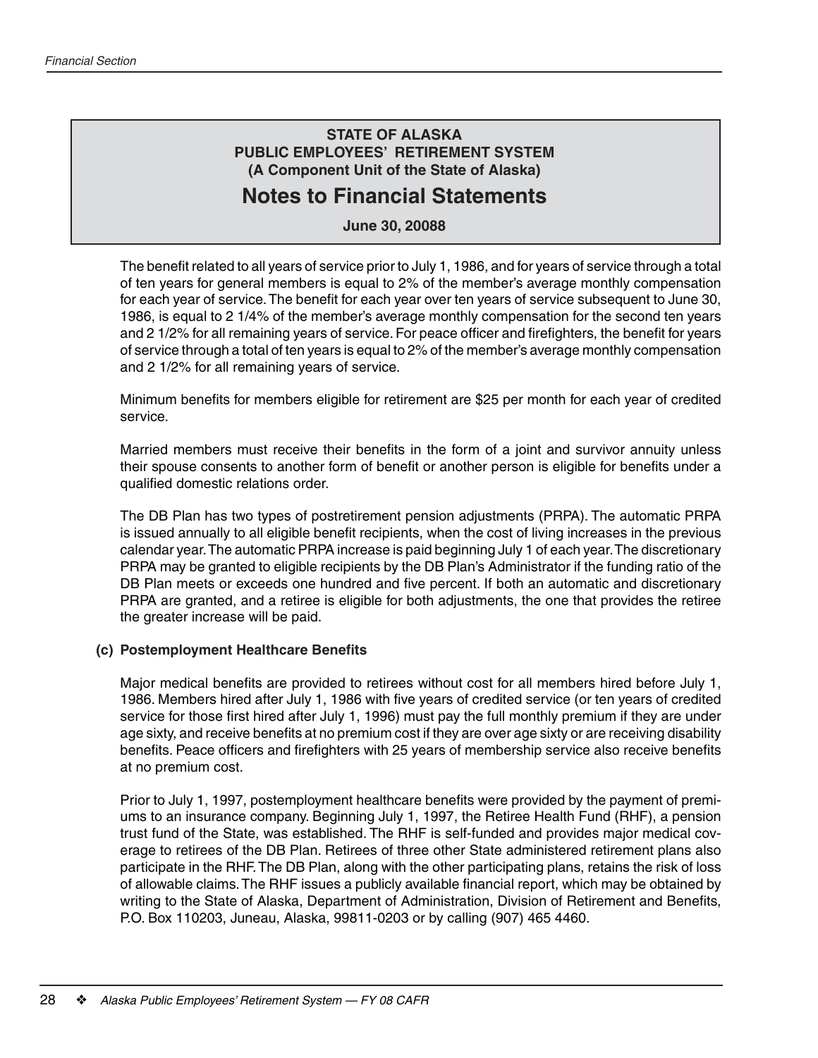**STATE OF ALASKA**
**PUBLIC EMPLOYEES' RETIREMENT SYSTEM**
**(A Component Unit of the State of Alaska)**

# Notes to Financial Statements

**June 30, 20088**

The benefit related to all years of service prior to July 1, 1986, and for years of service through a total of ten years for general members is equal to 2% of the member's average monthly compensation for each year of service. The benefit for each year over ten years of service subsequent to June 30, 1986, is equal to 2 1/4% of the member's average monthly compensation for the second ten years and 2 1/2% for all remaining years of service. For peace officer and firefighters, the benefit for years of service through a total of ten years is equal to 2% of the member's average monthly compensation and 2 1/2% for all remaining years of service.

Minimum benefits for members eligible for retirement are $25 per month for each year of credited service.

Married members must receive their benefits in the form of a joint and survivor annuity unless their spouse consents to another form of benefit or another person is eligible for benefits under a qualified domestic relations order.

The DB Plan has two types of postretirement pension adjustments (PRPA). The automatic PRPA is issued annually to all eligible benefit recipients, when the cost of living increases in the previous calendar year. The automatic PRPA increase is paid beginning July 1 of each year. The discretionary PRPA may be granted to eligible recipients by the DB Plan's Administrator if the funding ratio of the DB Plan meets or exceeds one hundred and five percent. If both an automatic and discretionary PRPA are granted, and a retiree is eligible for both adjustments, the one that provides the retiree the greater increase will be paid.

### (c) Postemployment Healthcare Benefits

Major medical benefits are provided to retirees without cost for all members hired before July 1, 1986. Members hired after July 1, 1986 with five years of credited service (or ten years of credited service for those first hired after July 1, 1996) must pay the full monthly premium if they are under age sixty, and receive benefits at no premium cost if they are over age sixty or are receiving disability benefits. Peace officers and firefighters with 25 years of membership service also receive benefits at no premium cost.

Prior to July 1, 1997, postemployment healthcare benefits were provided by the payment of premiums to an insurance company. Beginning July 1, 1997, the Retiree Health Fund (RHF), a pension trust fund of the State, was established. The RHF is self-funded and provides major medical coverage to retirees of the DB Plan. Retirees of three other State administered retirement plans also participate in the RHF. The DB Plan, along with the other participating plans, retains the risk of loss of allowable claims. The RHF issues a publicly available financial report, which may be obtained by writing to the State of Alaska, Department of Administration, Division of Retirement and Benefits, P.O. Box 110203, Juneau, Alaska, 99811-0203 or by calling (907) 465 4460.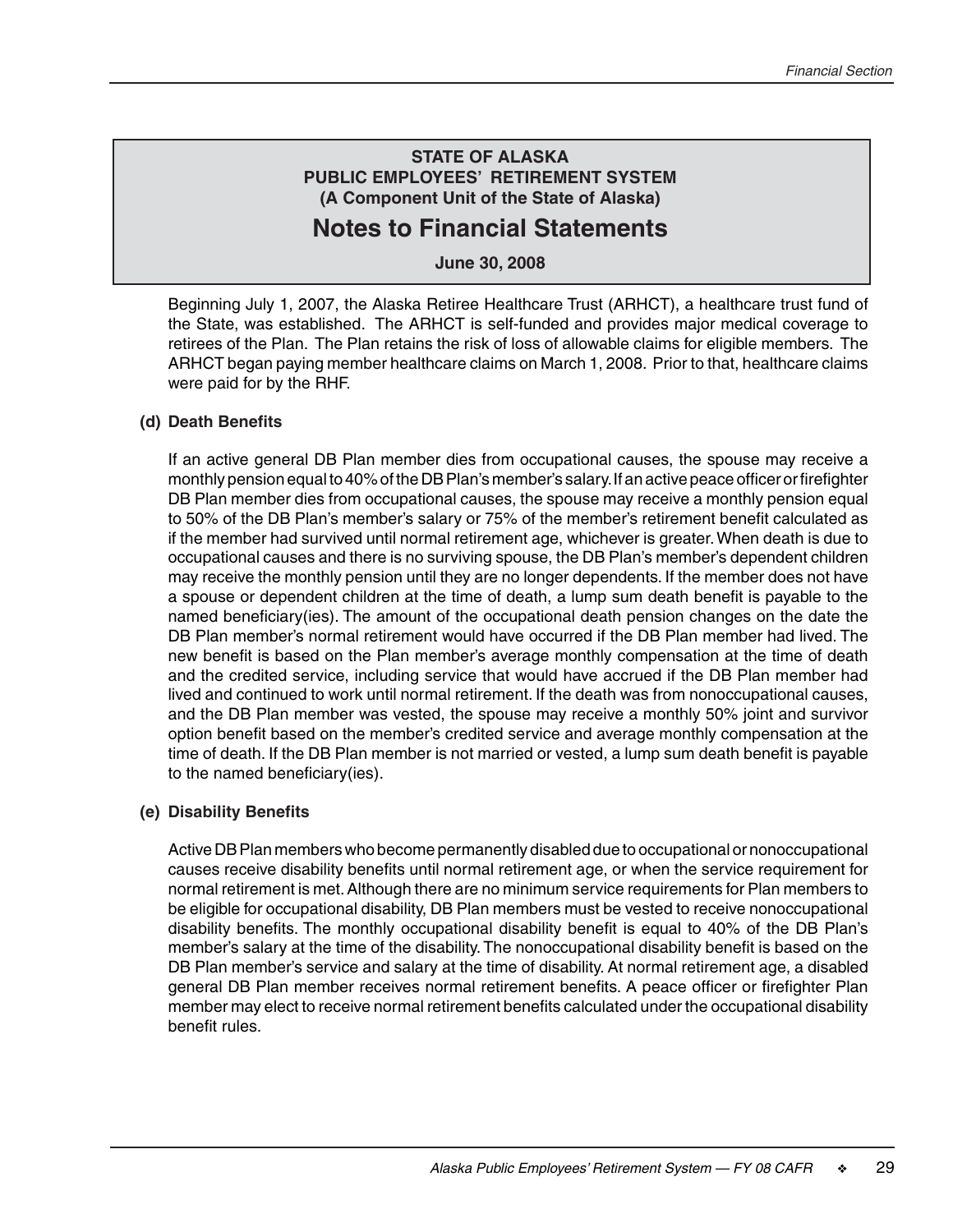# STATE OF ALASKA
## PUBLIC EMPLOYEES' RETIREMENT SYSTEM
### (A Component Unit of the State of Alaska)

# Notes to Financial Statements

**June 30, 2008**

Beginning July 1, 2007, the Alaska Retiree Healthcare Trust (ARHCT), a healthcare trust fund of the State, was established. The ARHCT is self-funded and provides major medical coverage to retirees of the Plan. The Plan retains the risk of loss of allowable claims for eligible members. The ARHCT began paying member healthcare claims on March 1, 2008. Prior to that, healthcare claims were paid for by the RHF.

**(d) Death Benefits**

If an active general DB Plan member dies from occupational causes, the spouse may receive a monthly pension equal to 40% of the DB Plan's member's salary. If an active peace officer or firefighter DB Plan member dies from occupational causes, the spouse may receive a monthly pension equal to 50% of the DB Plan's member's salary or 75% of the member's retirement benefit calculated as if the member had survived until normal retirement age, whichever is greater. When death is due to occupational causes and there is no surviving spouse, the DB Plan's member's dependent children may receive the monthly pension until they are no longer dependents. If the member does not have a spouse or dependent children at the time of death, a lump sum death benefit is payable to the named beneficiary(ies). The amount of the occupational death pension changes on the date the DB Plan member's normal retirement would have occurred if the DB Plan member had lived. The new benefit is based on the Plan member's average monthly compensation at the time of death and the credited service, including service that would have accrued if the DB Plan member had lived and continued to work until normal retirement. If the death was from nonoccupational causes, and the DB Plan member was vested, the spouse may receive a monthly 50% joint and survivor option benefit based on the member's credited service and average monthly compensation at the time of death. If the DB Plan member is not married or vested, a lump sum death benefit is payable to the named beneficiary(ies).

**(e) Disability Benefits**

Active DB Plan members who become permanently disabled due to occupational or nonoccupational causes receive disability benefits until normal retirement age, or when the service requirement for normal retirement is met. Although there are no minimum service requirements for Plan members to be eligible for occupational disability, DB Plan members must be vested to receive nonoccupational disability benefits. The monthly occupational disability benefit is equal to 40% of the DB Plan's member's salary at the time of the disability. The nonoccupational disability benefit is based on the DB Plan member's service and salary at the time of disability. At normal retirement age, a disabled general DB Plan member receives normal retirement benefits. A peace officer or firefighter Plan member may elect to receive normal retirement benefits calculated under the occupational disability benefit rules.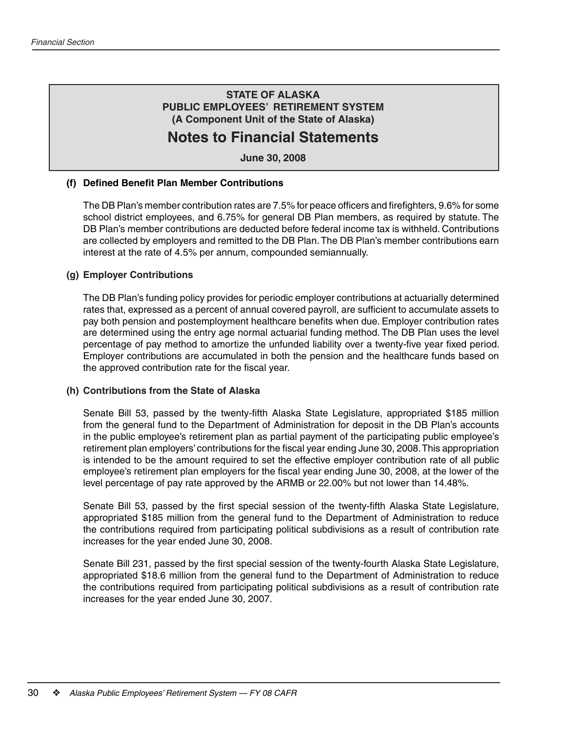**STATE OF ALASKA**
**PUBLIC EMPLOYEES' RETIREMENT SYSTEM**
**(A Component Unit of the State of Alaska)**

# Notes to Financial Statements

**June 30, 2008**

### (f) Defined Benefit Plan Member Contributions

The DB Plan's member contribution rates are 7.5% for peace officers and firefighters, 9.6% for some school district employees, and 6.75% for general DB Plan members, as required by statute. The DB Plan's member contributions are deducted before federal income tax is withheld. Contributions are collected by employers and remitted to the DB Plan. The DB Plan's member contributions earn interest at the rate of 4.5% per annum, compounded semiannually.

### (g) Employer Contributions

The DB Plan's funding policy provides for periodic employer contributions at actuarially determined rates that, expressed as a percent of annual covered payroll, are sufficient to accumulate assets to pay both pension and postemployment healthcare benefits when due. Employer contribution rates are determined using the entry age normal actuarial funding method. The DB Plan uses the level percentage of pay method to amortize the unfunded liability over a twenty-five year fixed period. Employer contributions are accumulated in both the pension and the healthcare funds based on the approved contribution rate for the fiscal year.

### (h) Contributions from the State of Alaska

Senate Bill 53, passed by the twenty-fifth Alaska State Legislature, appropriated $185 million from the general fund to the Department of Administration for deposit in the DB Plan's accounts in the public employee's retirement plan as partial payment of the participating public employee's retirement plan employers' contributions for the fiscal year ending June 30, 2008. This appropriation is intended to be the amount required to set the effective employer contribution rate of all public employee's retirement plan employers for the fiscal year ending June 30, 2008, at the lower of the level percentage of pay rate approved by the ARMB or 22.00% but not lower than 14.48%.

Senate Bill 53, passed by the first special session of the twenty-fifth Alaska State Legislature, appropriated $185 million from the general fund to the Department of Administration to reduce the contributions required from participating political subdivisions as a result of contribution rate increases for the year ended June 30, 2008.

Senate Bill 231, passed by the first special session of the twenty-fourth Alaska State Legislature, appropriated $18.6 million from the general fund to the Department of Administration to reduce the contributions required from participating political subdivisions as a result of contribution rate increases for the year ended June 30, 2007.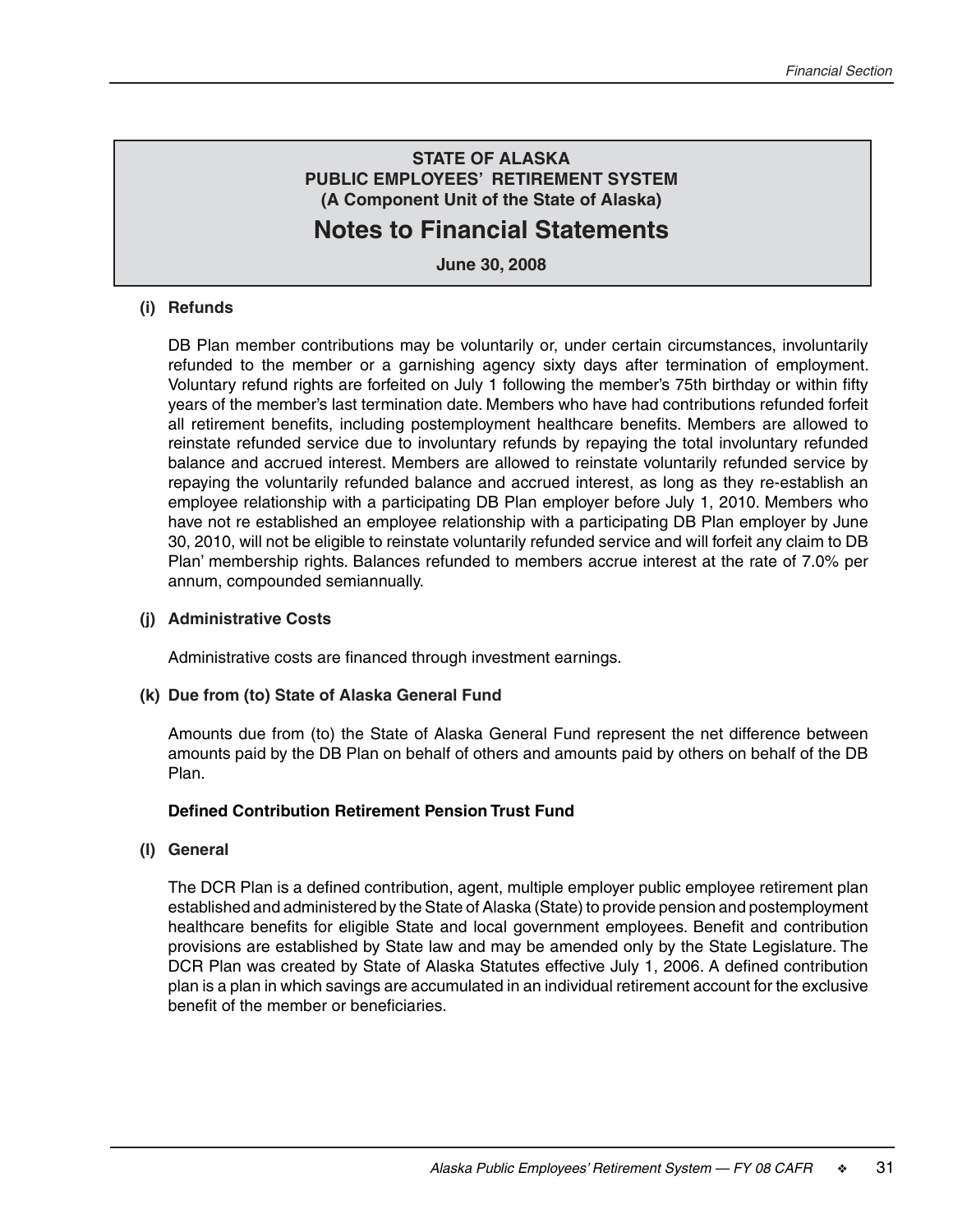**STATE OF ALASKA**
**PUBLIC EMPLOYEES' RETIREMENT SYSTEM**
**(A Component Unit of the State of Alaska)**

# Notes to Financial Statements

**June 30, 2008**

**(i) Refunds**

DB Plan member contributions may be voluntarily or, under certain circumstances, involuntarily refunded to the member or a garnishing agency sixty days after termination of employment. Voluntary refund rights are forfeited on July 1 following the member's 75th birthday or within fifty years of the member's last termination date. Members who have had contributions refunded forfeit all retirement benefits, including postemployment healthcare benefits. Members are allowed to reinstate refunded service due to involuntary refunds by repaying the total involuntary refunded balance and accrued interest. Members are allowed to reinstate voluntarily refunded service by repaying the voluntarily refunded balance and accrued interest, as long as they re-establish an employee relationship with a participating DB Plan employer before July 1, 2010. Members who have not re established an employee relationship with a participating DB Plan employer by June 30, 2010, will not be eligible to reinstate voluntarily refunded service and will forfeit any claim to DB Plan' membership rights. Balances refunded to members accrue interest at the rate of 7.0% per annum, compounded semiannually.

**(j) Administrative Costs**

Administrative costs are financed through investment earnings.

**(k) Due from (to) State of Alaska General Fund**

Amounts due from (to) the State of Alaska General Fund represent the net difference between amounts paid by the DB Plan on behalf of others and amounts paid by others on behalf of the DB Plan.

**Defined Contribution Retirement Pension Trust Fund**

**(l) General**

The DCR Plan is a defined contribution, agent, multiple employer public employee retirement plan established and administered by the State of Alaska (State) to provide pension and postemployment healthcare benefits for eligible State and local government employees. Benefit and contribution provisions are established by State law and may be amended only by the State Legislature. The DCR Plan was created by State of Alaska Statutes effective July 1, 2006. A defined contribution plan is a plan in which savings are accumulated in an individual retirement account for the exclusive benefit of the member or beneficiaries.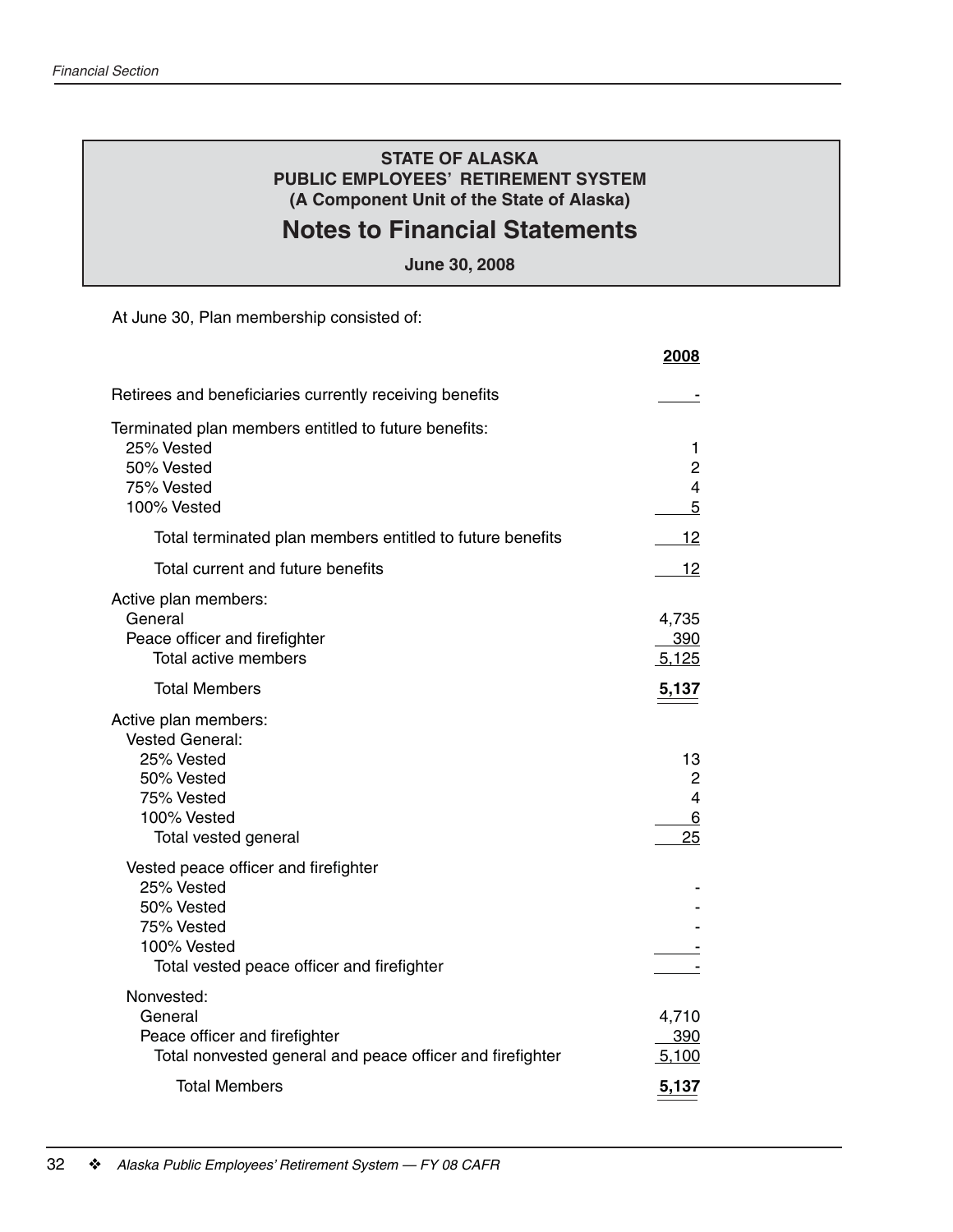**STATE OF ALASKA**
**PUBLIC EMPLOYEES' RETIREMENT SYSTEM**
**(A Component Unit of the State of Alaska)**

# Notes to Financial Statements

**June 30, 2008**

At June 30, Plan membership consisted of:

| | **2008** |
|---|---|
| Retirees and beneficiaries currently receiving benefits | - |
| Terminated plan members entitled to future benefits: | |
| 25% Vested | 1 |
| 50% Vested | 2 |
| 75% Vested | 4 |
| 100% Vested | 5 |
| Total terminated plan members entitled to future benefits | 12 |
| Total current and future benefits | 12 |
| Active plan members: | |
| General | 4,735 |
| Peace officer and firefighter | 390 |
| Total active members | 5,125 |
| Total Members | **5,137** |
| Active plan members: | |
| Vested General: | |
| 25% Vested | 13 |
| 50% Vested | 2 |
| 75% Vested | 4 |
| 100% Vested | 6 |
| Total vested general | 25 |
| Vested peace officer and firefighter | |
| 25% Vested | - |
| 50% Vested | - |
| 75% Vested | - |
| 100% Vested | - |
| Total vested peace officer and firefighter | - |
| Nonvested: | |
| General | 4,710 |
| Peace officer and firefighter | 390 |
| Total nonvested general and peace officer and firefighter | 5,100 |
| Total Members | **5,137** |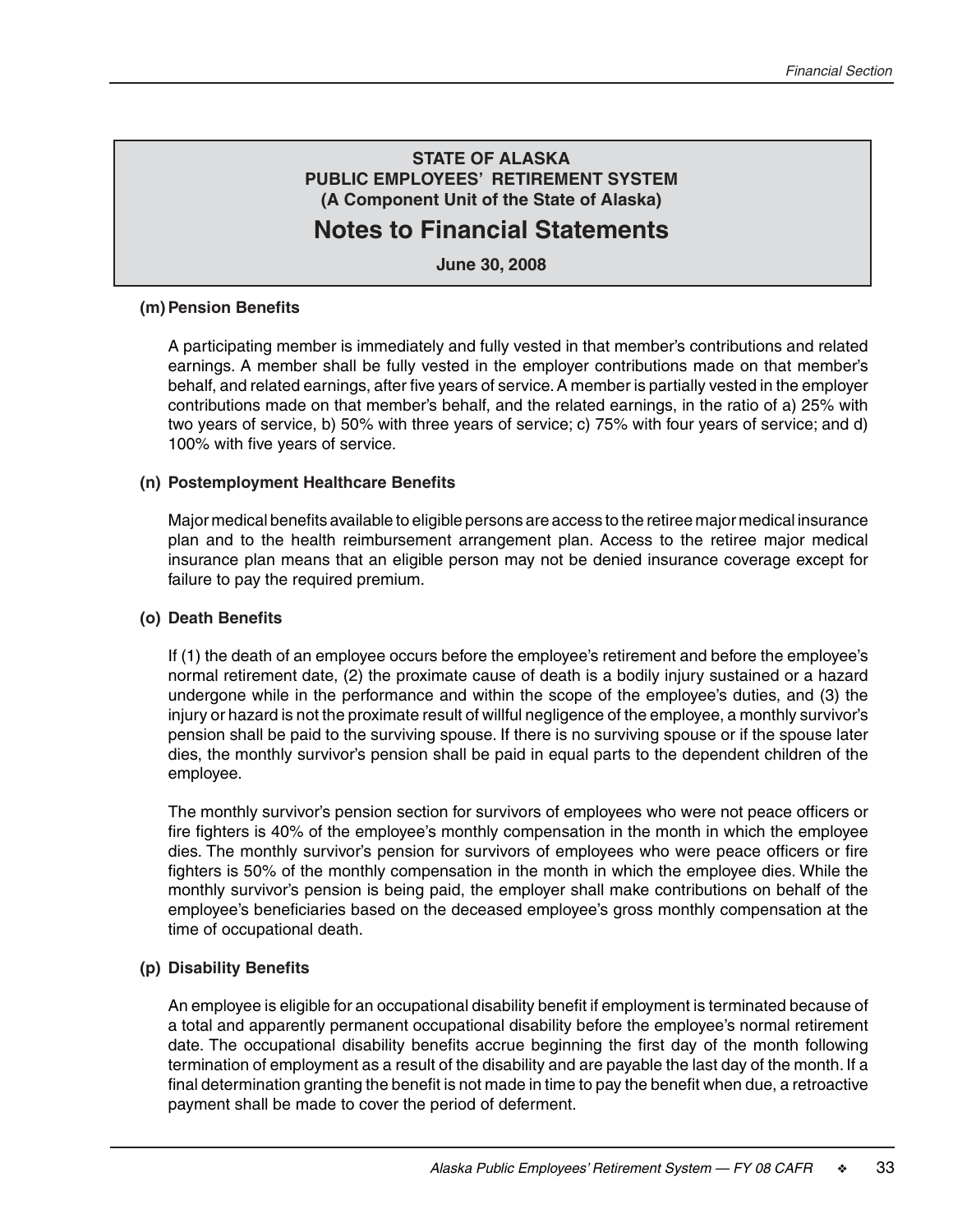## STATE OF ALASKA
## PUBLIC EMPLOYEES' RETIREMENT SYSTEM
## (A Component Unit of the State of Alaska)

# Notes to Financial Statements

**June 30, 2008**

### (m) Pension Benefits

A participating member is immediately and fully vested in that member's contributions and related earnings. A member shall be fully vested in the employer contributions made on that member's behalf, and related earnings, after five years of service. A member is partially vested in the employer contributions made on that member's behalf, and the related earnings, in the ratio of a) 25% with two years of service, b) 50% with three years of service; c) 75% with four years of service; and d) 100% with five years of service.

### (n) Postemployment Healthcare Benefits

Major medical benefits available to eligible persons are access to the retiree major medical insurance plan and to the health reimbursement arrangement plan. Access to the retiree major medical insurance plan means that an eligible person may not be denied insurance coverage except for failure to pay the required premium.

### (o) Death Benefits

If (1) the death of an employee occurs before the employee's retirement and before the employee's normal retirement date, (2) the proximate cause of death is a bodily injury sustained or a hazard undergone while in the performance and within the scope of the employee's duties, and (3) the injury or hazard is not the proximate result of willful negligence of the employee, a monthly survivor's pension shall be paid to the surviving spouse. If there is no surviving spouse or if the spouse later dies, the monthly survivor's pension shall be paid in equal parts to the dependent children of the employee.

The monthly survivor's pension section for survivors of employees who were not peace officers or fire fighters is 40% of the employee's monthly compensation in the month in which the employee dies. The monthly survivor's pension for survivors of employees who were peace officers or fire fighters is 50% of the monthly compensation in the month in which the employee dies. While the monthly survivor's pension is being paid, the employer shall make contributions on behalf of the employee's beneficiaries based on the deceased employee's gross monthly compensation at the time of occupational death.

### (p) Disability Benefits

An employee is eligible for an occupational disability benefit if employment is terminated because of a total and apparently permanent occupational disability before the employee's normal retirement date. The occupational disability benefits accrue beginning the first day of the month following termination of employment as a result of the disability and are payable the last day of the month. If a final determination granting the benefit is not made in time to pay the benefit when due, a retroactive payment shall be made to cover the period of deferment.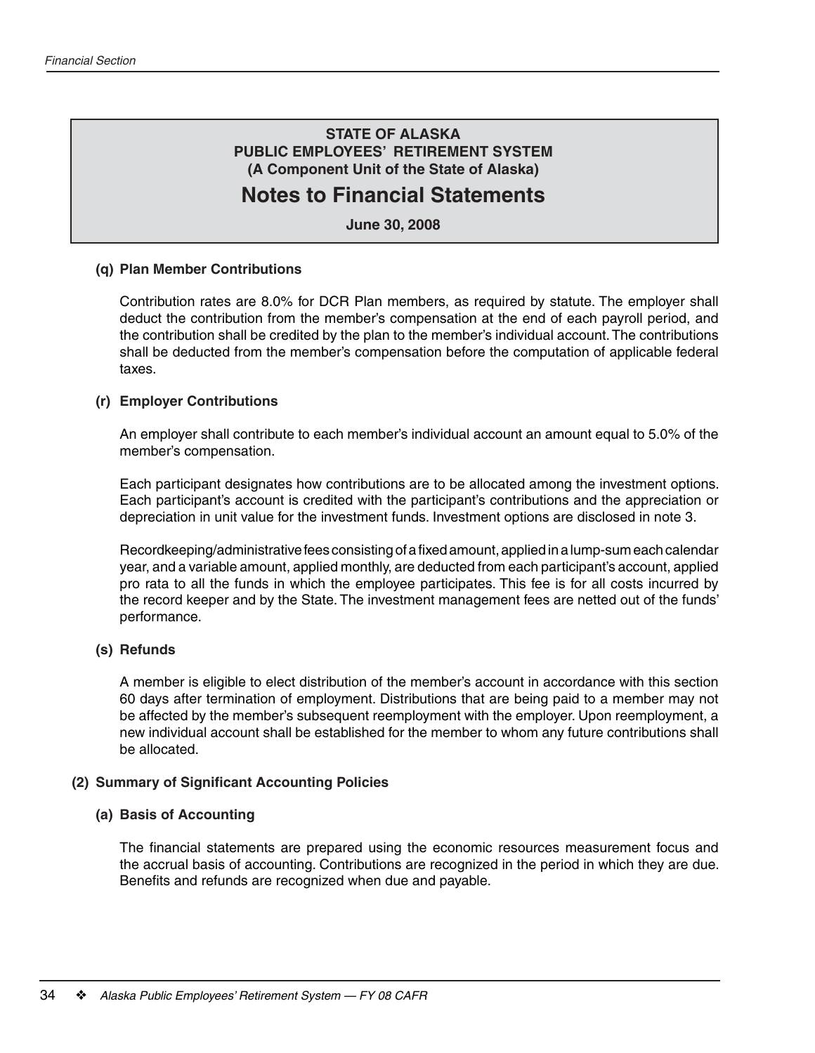**STATE OF ALASKA**
**PUBLIC EMPLOYEES' RETIREMENT SYSTEM**
**(A Component Unit of the State of Alaska)**

# Notes to Financial Statements

**June 30, 2008**

### (q) Plan Member Contributions

Contribution rates are 8.0% for DCR Plan members, as required by statute. The employer shall deduct the contribution from the member's compensation at the end of each payroll period, and the contribution shall be credited by the plan to the member's individual account. The contributions shall be deducted from the member's compensation before the computation of applicable federal taxes.

### (r) Employer Contributions

An employer shall contribute to each member's individual account an amount equal to 5.0% of the member's compensation.

Each participant designates how contributions are to be allocated among the investment options. Each participant's account is credited with the participant's contributions and the appreciation or depreciation in unit value for the investment funds. Investment options are disclosed in note 3.

Recordkeeping/administrative fees consisting of a fixed amount, applied in a lump-sum each calendar year, and a variable amount, applied monthly, are deducted from each participant's account, applied pro rata to all the funds in which the employee participates. This fee is for all costs incurred by the record keeper and by the State. The investment management fees are netted out of the funds' performance.

### (s) Refunds

A member is eligible to elect distribution of the member's account in accordance with this section 60 days after termination of employment. Distributions that are being paid to a member may not be affected by the member's subsequent reemployment with the employer. Upon reemployment, a new individual account shall be established for the member to whom any future contributions shall be allocated.

## (2) Summary of Significant Accounting Policies

### (a) Basis of Accounting

The financial statements are prepared using the economic resources measurement focus and the accrual basis of accounting. Contributions are recognized in the period in which they are due. Benefits and refunds are recognized when due and payable.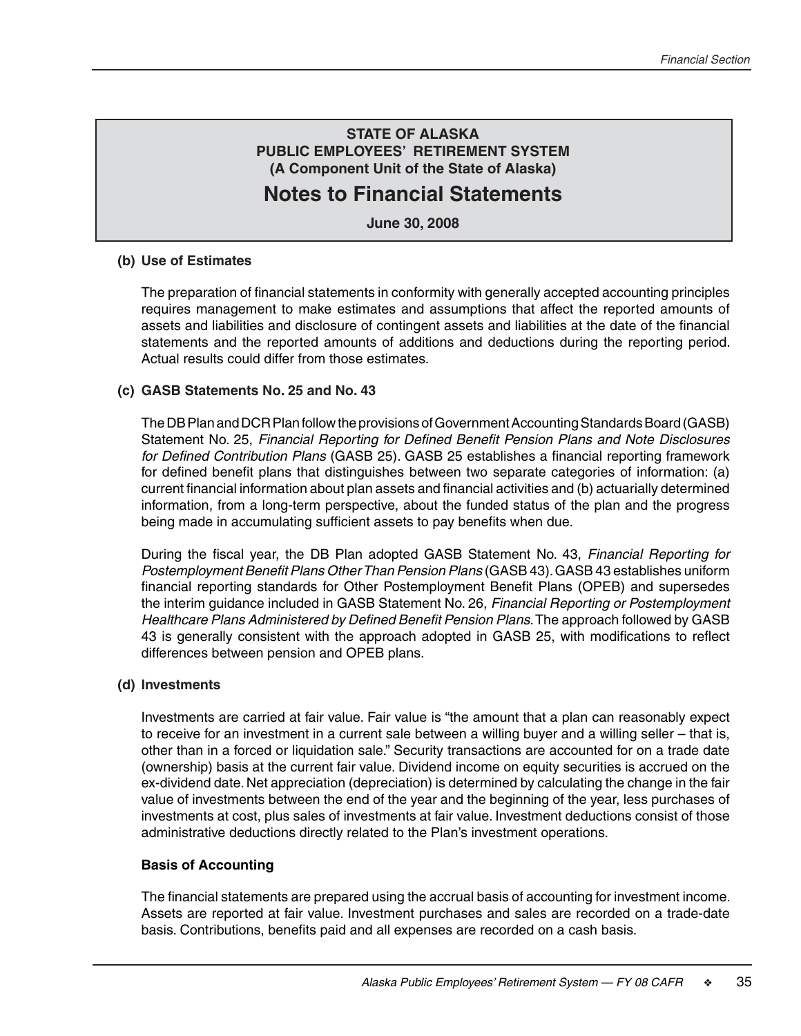**STATE OF ALASKA**
**PUBLIC EMPLOYEES' RETIREMENT SYSTEM**
**(A Component Unit of the State of Alaska)**

# Notes to Financial Statements

**June 30, 2008**

### (b) Use of Estimates

The preparation of financial statements in conformity with generally accepted accounting principles requires management to make estimates and assumptions that affect the reported amounts of assets and liabilities and disclosure of contingent assets and liabilities at the date of the financial statements and the reported amounts of additions and deductions during the reporting period. Actual results could differ from those estimates.

### (c) GASB Statements No. 25 and No. 43

The DB Plan and DCR Plan follow the provisions of Government Accounting Standards Board (GASB) Statement No. 25, *Financial Reporting for Defined Benefit Pension Plans and Note Disclosures for Defined Contribution Plans* (GASB 25). GASB 25 establishes a financial reporting framework for defined benefit plans that distinguishes between two separate categories of information: (a) current financial information about plan assets and financial activities and (b) actuarially determined information, from a long-term perspective, about the funded status of the plan and the progress being made in accumulating sufficient assets to pay benefits when due.

During the fiscal year, the DB Plan adopted GASB Statement No. 43, *Financial Reporting for Postemployment Benefit Plans Other Than Pension Plans* (GASB 43). GASB 43 establishes uniform financial reporting standards for Other Postemployment Benefit Plans (OPEB) and supersedes the interim guidance included in GASB Statement No. 26, *Financial Reporting or Postemployment Healthcare Plans Administered by Defined Benefit Pension Plans.* The approach followed by GASB 43 is generally consistent with the approach adopted in GASB 25, with modifications to reflect differences between pension and OPEB plans.

### (d) Investments

Investments are carried at fair value. Fair value is "the amount that a plan can reasonably expect to receive for an investment in a current sale between a willing buyer and a willing seller – that is, other than in a forced or liquidation sale." Security transactions are accounted for on a trade date (ownership) basis at the current fair value. Dividend income on equity securities is accrued on the ex-dividend date. Net appreciation (depreciation) is determined by calculating the change in the fair value of investments between the end of the year and the beginning of the year, less purchases of investments at cost, plus sales of investments at fair value. Investment deductions consist of those administrative deductions directly related to the Plan's investment operations.

**Basis of Accounting**

The financial statements are prepared using the accrual basis of accounting for investment income. Assets are reported at fair value. Investment purchases and sales are recorded on a trade-date basis. Contributions, benefits paid and all expenses are recorded on a cash basis.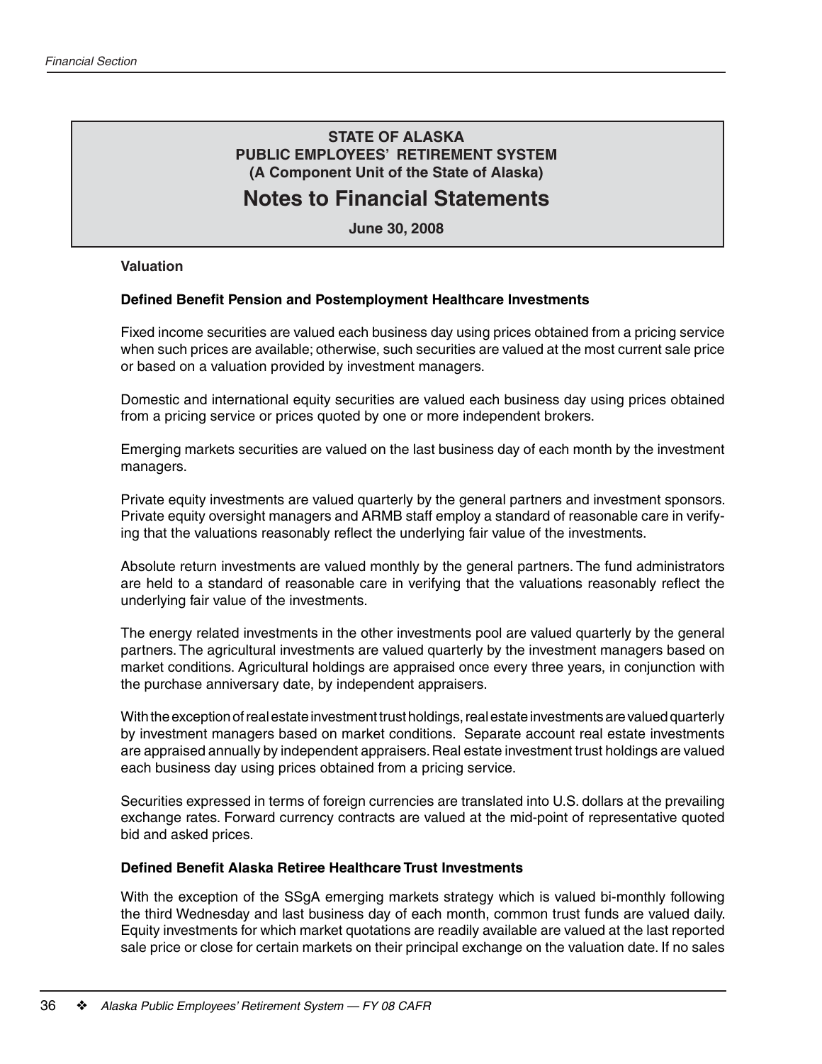**STATE OF ALASKA**
**PUBLIC EMPLOYEES' RETIREMENT SYSTEM**
**(A Component Unit of the State of Alaska)**

# Notes to Financial Statements

**June 30, 2008**

**Valuation**

**Defined Benefit Pension and Postemployment Healthcare Investments**

Fixed income securities are valued each business day using prices obtained from a pricing service when such prices are available; otherwise, such securities are valued at the most current sale price or based on a valuation provided by investment managers.

Domestic and international equity securities are valued each business day using prices obtained from a pricing service or prices quoted by one or more independent brokers.

Emerging markets securities are valued on the last business day of each month by the investment managers.

Private equity investments are valued quarterly by the general partners and investment sponsors. Private equity oversight managers and ARMB staff employ a standard of reasonable care in verifying that the valuations reasonably reflect the underlying fair value of the investments.

Absolute return investments are valued monthly by the general partners. The fund administrators are held to a standard of reasonable care in verifying that the valuations reasonably reflect the underlying fair value of the investments.

The energy related investments in the other investments pool are valued quarterly by the general partners. The agricultural investments are valued quarterly by the investment managers based on market conditions. Agricultural holdings are appraised once every three years, in conjunction with the purchase anniversary date, by independent appraisers.

With the exception of real estate investment trust holdings, real estate investments are valued quarterly by investment managers based on market conditions. Separate account real estate investments are appraised annually by independent appraisers. Real estate investment trust holdings are valued each business day using prices obtained from a pricing service.

Securities expressed in terms of foreign currencies are translated into U.S. dollars at the prevailing exchange rates. Forward currency contracts are valued at the mid-point of representative quoted bid and asked prices.

**Defined Benefit Alaska Retiree Healthcare Trust Investments**

With the exception of the SSgA emerging markets strategy which is valued bi-monthly following the third Wednesday and last business day of each month, common trust funds are valued daily. Equity investments for which market quotations are readily available are valued at the last reported sale price or close for certain markets on their principal exchange on the valuation date. If no sales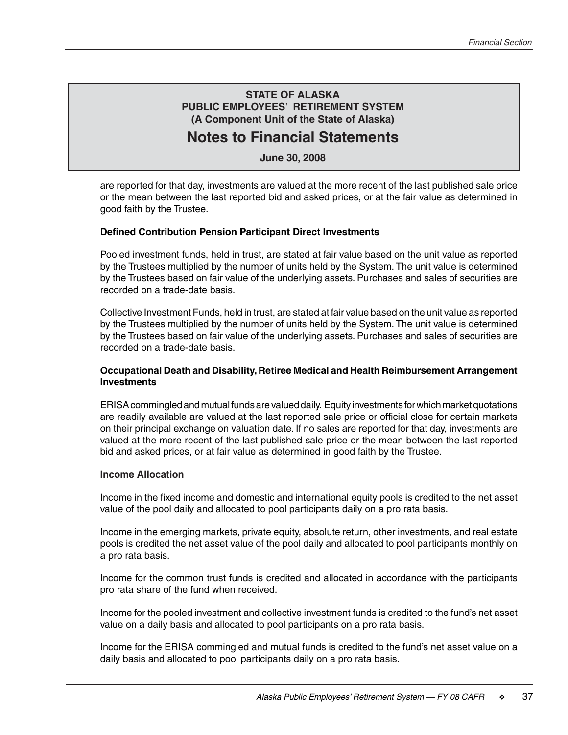# STATE OF ALASKA
## PUBLIC EMPLOYEES' RETIREMENT SYSTEM
### (A Component Unit of the State of Alaska)

# Notes to Financial Statements

**June 30, 2008**

are reported for that day, investments are valued at the more recent of the last published sale price or the mean between the last reported bid and asked prices, or at the fair value as determined in good faith by the Trustee.

**Defined Contribution Pension Participant Direct Investments**

Pooled investment funds, held in trust, are stated at fair value based on the unit value as reported by the Trustees multiplied by the number of units held by the System. The unit value is determined by the Trustees based on fair value of the underlying assets. Purchases and sales of securities are recorded on a trade-date basis.

Collective Investment Funds, held in trust, are stated at fair value based on the unit value as reported by the Trustees multiplied by the number of units held by the System. The unit value is determined by the Trustees based on fair value of the underlying assets. Purchases and sales of securities are recorded on a trade-date basis.

**Occupational Death and Disability, Retiree Medical and Health Reimbursement Arrangement Investments**

ERISA commingled and mutual funds are valued daily. Equity investments for which market quotations are readily available are valued at the last reported sale price or official close for certain markets on their principal exchange on valuation date. If no sales are reported for that day, investments are valued at the more recent of the last published sale price or the mean between the last reported bid and asked prices, or at fair value as determined in good faith by the Trustee.

**Income Allocation**

Income in the fixed income and domestic and international equity pools is credited to the net asset value of the pool daily and allocated to pool participants daily on a pro rata basis.

Income in the emerging markets, private equity, absolute return, other investments, and real estate pools is credited the net asset value of the pool daily and allocated to pool participants monthly on a pro rata basis.

Income for the common trust funds is credited and allocated in accordance with the participants pro rata share of the fund when received.

Income for the pooled investment and collective investment funds is credited to the fund's net asset value on a daily basis and allocated to pool participants on a pro rata basis.

Income for the ERISA commingled and mutual funds is credited to the fund's net asset value on a daily basis and allocated to pool participants daily on a pro rata basis.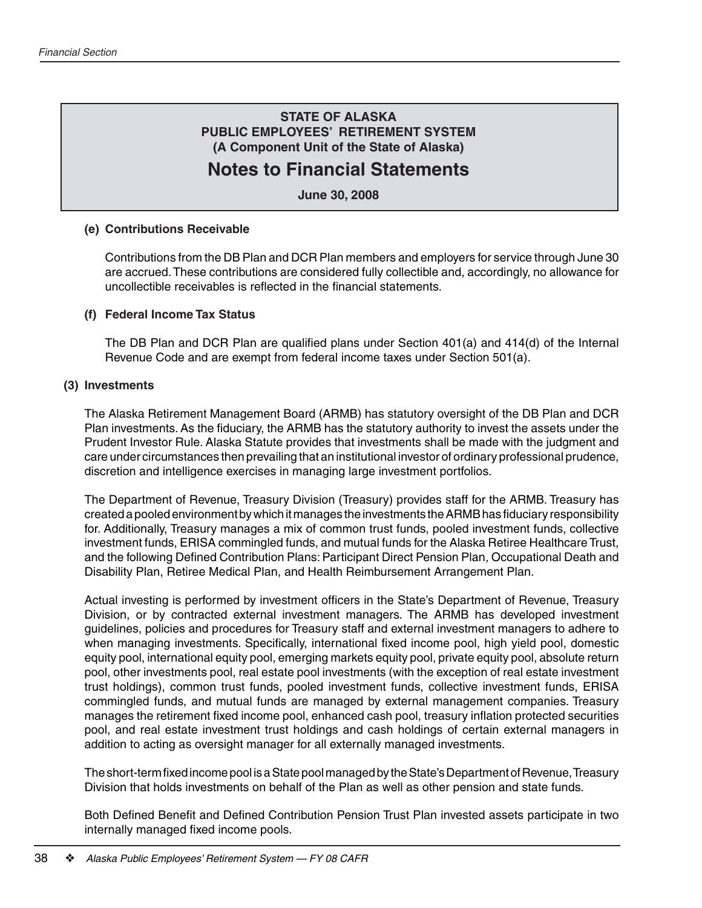**STATE OF ALASKA**
**PUBLIC EMPLOYEES' RETIREMENT SYSTEM**
**(A Component Unit of the State of Alaska)**

# Notes to Financial Statements

**June 30, 2008**

### (e) Contributions Receivable

Contributions from the DB Plan and DCR Plan members and employers for service through June 30 are accrued. These contributions are considered fully collectible and, accordingly, no allowance for uncollectible receivables is reflected in the financial statements.

### (f) Federal Income Tax Status

The DB Plan and DCR Plan are qualified plans under Section 401(a) and 414(d) of the Internal Revenue Code and are exempt from federal income taxes under Section 501(a).

## (3) Investments

The Alaska Retirement Management Board (ARMB) has statutory oversight of the DB Plan and DCR Plan investments. As the fiduciary, the ARMB has the statutory authority to invest the assets under the Prudent Investor Rule. Alaska Statute provides that investments shall be made with the judgment and care under circumstances then prevailing that an institutional investor of ordinary professional prudence, discretion and intelligence exercises in managing large investment portfolios.

The Department of Revenue, Treasury Division (Treasury) provides staff for the ARMB. Treasury has created a pooled environment by which it manages the investments the ARMB has fiduciary responsibility for. Additionally, Treasury manages a mix of common trust funds, pooled investment funds, collective investment funds, ERISA commingled funds, and mutual funds for the Alaska Retiree Healthcare Trust, and the following Defined Contribution Plans: Participant Direct Pension Plan, Occupational Death and Disability Plan, Retiree Medical Plan, and Health Reimbursement Arrangement Plan.

Actual investing is performed by investment officers in the State's Department of Revenue, Treasury Division, or by contracted external investment managers. The ARMB has developed investment guidelines, policies and procedures for Treasury staff and external investment managers to adhere to when managing investments. Specifically, international fixed income pool, high yield pool, domestic equity pool, international equity pool, emerging markets equity pool, private equity pool, absolute return pool, other investments pool, real estate pool investments (with the exception of real estate investment trust holdings), common trust funds, pooled investment funds, collective investment funds, ERISA commingled funds, and mutual funds are managed by external management companies. Treasury manages the retirement fixed income pool, enhanced cash pool, treasury inflation protected securities pool, and real estate investment trust holdings and cash holdings of certain external managers in addition to acting as oversight manager for all externally managed investments.

The short-term fixed income pool is a State pool managed by the State's Department of Revenue, Treasury Division that holds investments on behalf of the Plan as well as other pension and state funds.

Both Defined Benefit and Defined Contribution Pension Trust Plan invested assets participate in two internally managed fixed income pools.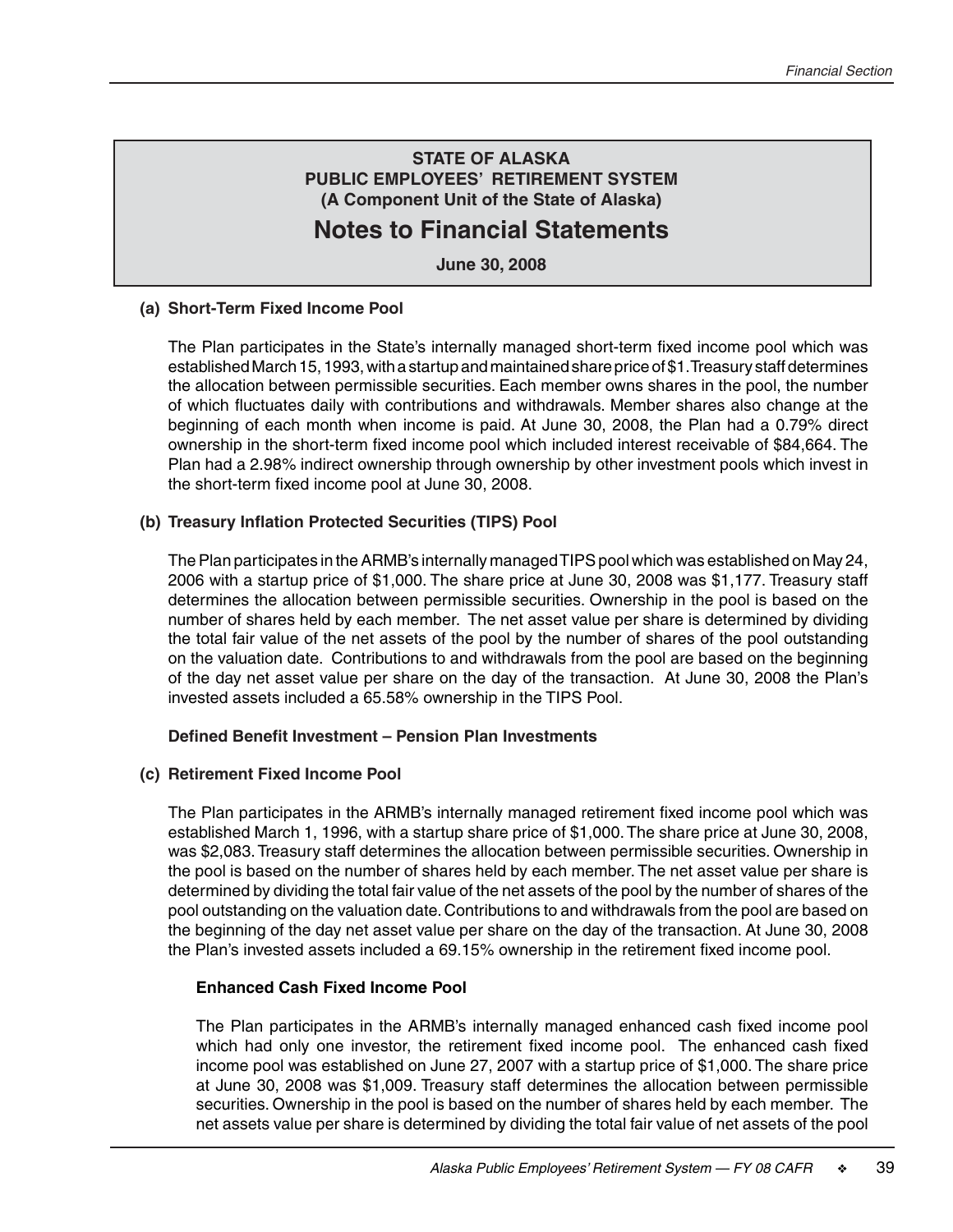## STATE OF ALASKA
## PUBLIC EMPLOYEES' RETIREMENT SYSTEM
## (A Component Unit of the State of Alaska)

# Notes to Financial Statements

**June 30, 2008**

**(a) Short-Term Fixed Income Pool**

The Plan participates in the State's internally managed short-term fixed income pool which was established March 15, 1993, with a startup and maintained share price of $1. Treasury staff determines the allocation between permissible securities. Each member owns shares in the pool, the number of which fluctuates daily with contributions and withdrawals. Member shares also change at the beginning of each month when income is paid. At June 30, 2008, the Plan had a 0.79% direct ownership in the short-term fixed income pool which included interest receivable of $84,664. The Plan had a 2.98% indirect ownership through ownership by other investment pools which invest in the short-term fixed income pool at June 30, 2008.

**(b) Treasury Inflation Protected Securities (TIPS) Pool**

The Plan participates in the ARMB's internally managed TIPS pool which was established on May 24, 2006 with a startup price of $1,000. The share price at June 30, 2008 was $1,177. Treasury staff determines the allocation between permissible securities. Ownership in the pool is based on the number of shares held by each member. The net asset value per share is determined by dividing the total fair value of the net assets of the pool by the number of shares of the pool outstanding on the valuation date. Contributions to and withdrawals from the pool are based on the beginning of the day net asset value per share on the day of the transaction. At June 30, 2008 the Plan's invested assets included a 65.58% ownership in the TIPS Pool.

**Defined Benefit Investment – Pension Plan Investments**

**(c) Retirement Fixed Income Pool**

The Plan participates in the ARMB's internally managed retirement fixed income pool which was established March 1, 1996, with a startup share price of $1,000. The share price at June 30, 2008, was $2,083. Treasury staff determines the allocation between permissible securities. Ownership in the pool is based on the number of shares held by each member. The net asset value per share is determined by dividing the total fair value of the net assets of the pool by the number of shares of the pool outstanding on the valuation date. Contributions to and withdrawals from the pool are based on the beginning of the day net asset value per share on the day of the transaction. At June 30, 2008 the Plan's invested assets included a 69.15% ownership in the retirement fixed income pool.

**Enhanced Cash Fixed Income Pool**

The Plan participates in the ARMB's internally managed enhanced cash fixed income pool which had only one investor, the retirement fixed income pool. The enhanced cash fixed income pool was established on June 27, 2007 with a startup price of $1,000. The share price at June 30, 2008 was $1,009. Treasury staff determines the allocation between permissible securities. Ownership in the pool is based on the number of shares held by each member. The net assets value per share is determined by dividing the total fair value of net assets of the pool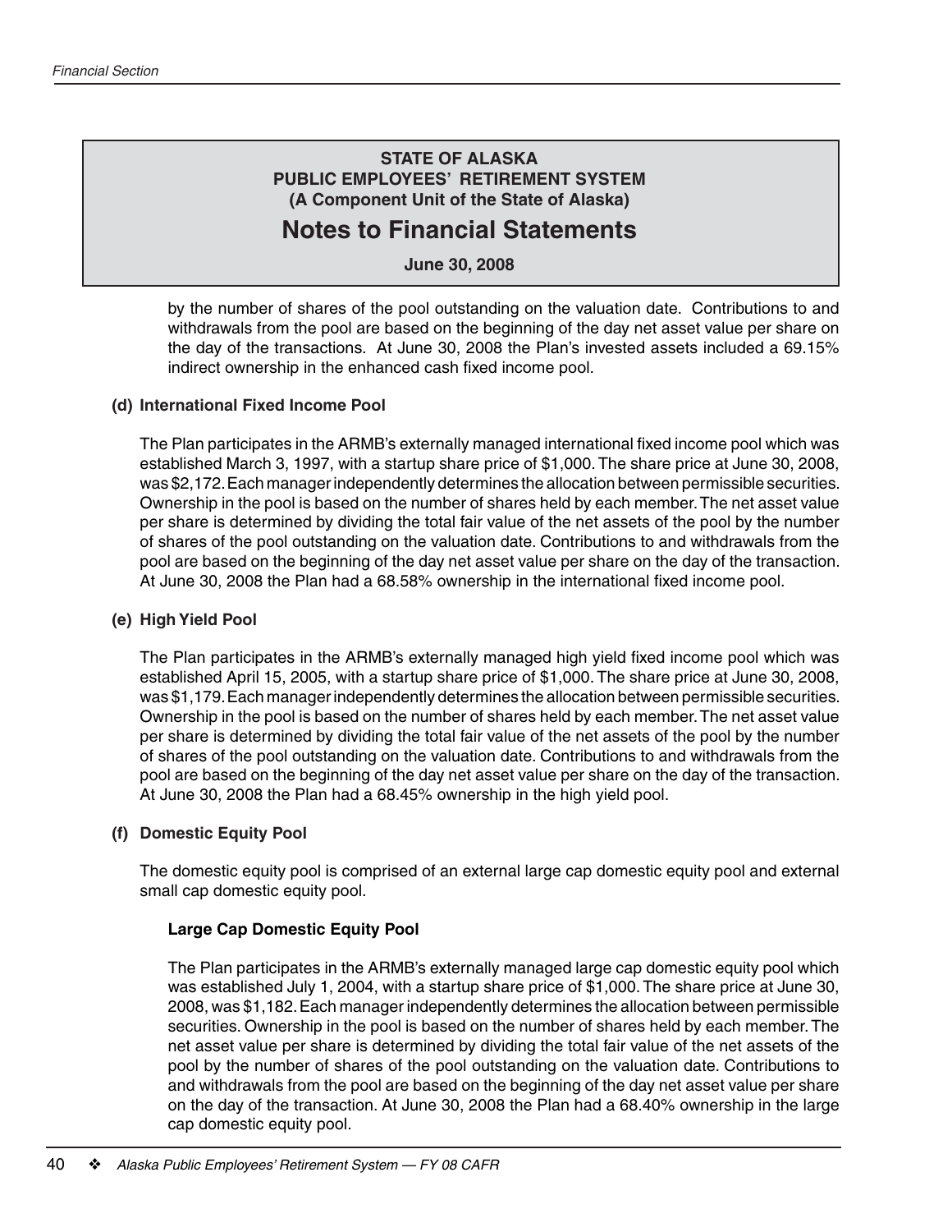by the number of shares of the pool outstanding on the valuation date. Contributions to and withdrawals from the pool are based on the beginning of the day net asset value per share on the day of the transactions. At June 30, 2008 the Plan's invested assets included a 69.15% indirect ownership in the enhanced cash fixed income pool.

**(d) International Fixed Income Pool**

The Plan participates in the ARMB's externally managed international fixed income pool which was established March 3, 1997, with a startup share price of $1,000. The share price at June 30, 2008, was $2,172. Each manager independently determines the allocation between permissible securities. Ownership in the pool is based on the number of shares held by each member. The net asset value per share is determined by dividing the total fair value of the net assets of the pool by the number of shares of the pool outstanding on the valuation date. Contributions to and withdrawals from the pool are based on the beginning of the day net asset value per share on the day of the transaction. At June 30, 2008 the Plan had a 68.58% ownership in the international fixed income pool.

**(e) High Yield Pool**

The Plan participates in the ARMB's externally managed high yield fixed income pool which was established April 15, 2005, with a startup share price of $1,000. The share price at June 30, 2008, was $1,179. Each manager independently determines the allocation between permissible securities. Ownership in the pool is based on the number of shares held by each member. The net asset value per share is determined by dividing the total fair value of the net assets of the pool by the number of shares of the pool outstanding on the valuation date. Contributions to and withdrawals from the pool are based on the beginning of the day net asset value per share on the day of the transaction. At June 30, 2008 the Plan had a 68.45% ownership in the high yield pool.

**(f) Domestic Equity Pool**

The domestic equity pool is comprised of an external large cap domestic equity pool and external small cap domestic equity pool.

**Large Cap Domestic Equity Pool**

The Plan participates in the ARMB's externally managed large cap domestic equity pool which was established July 1, 2004, with a startup share price of $1,000. The share price at June 30, 2008, was $1,182. Each manager independently determines the allocation between permissible securities. Ownership in the pool is based on the number of shares held by each member. The net asset value per share is determined by dividing the total fair value of the net assets of the pool by the number of shares of the pool outstanding on the valuation date. Contributions to and withdrawals from the pool are based on the beginning of the day net asset value per share on the day of the transaction. At June 30, 2008 the Plan had a 68.40% ownership in the large cap domestic equity pool.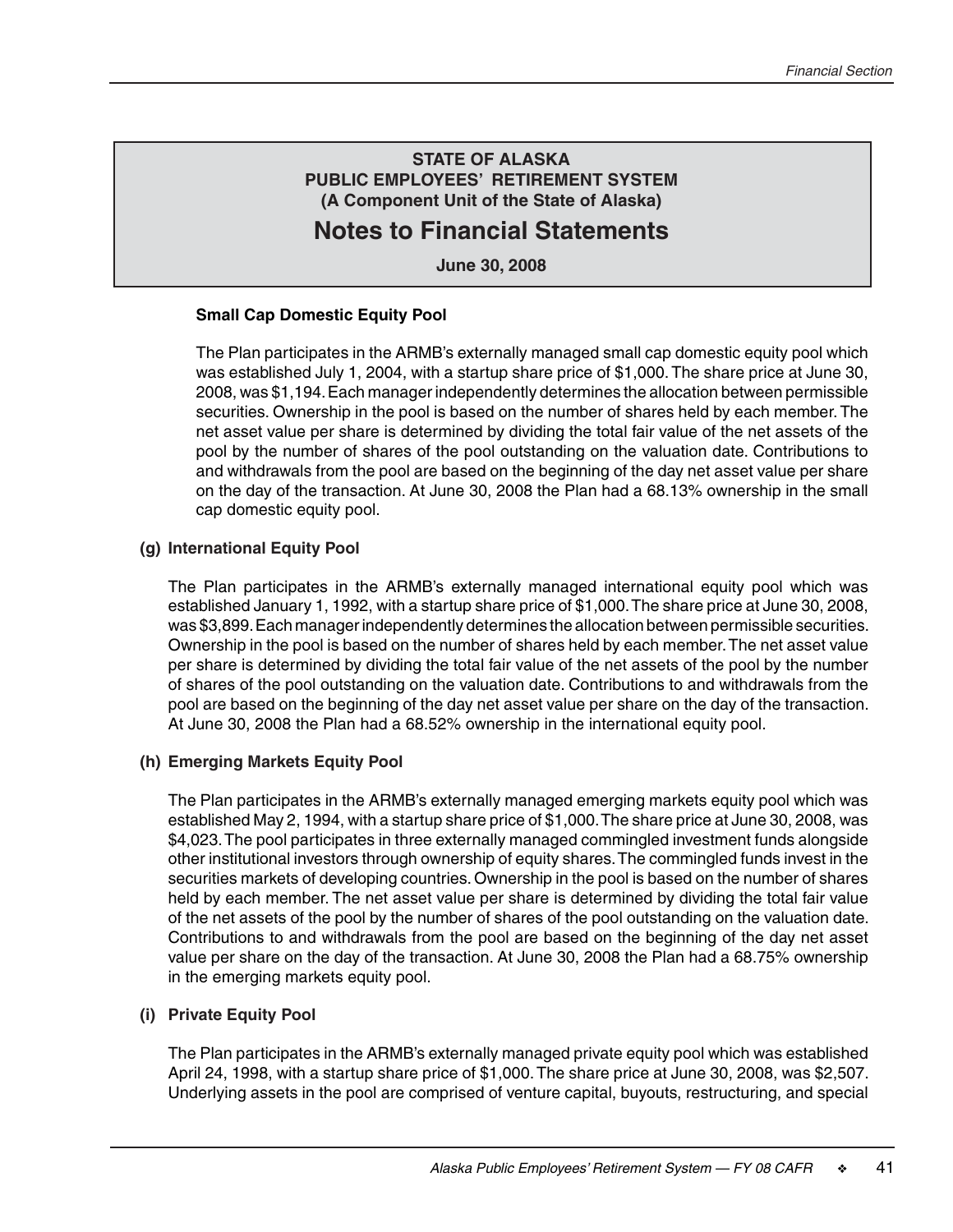**Small Cap Domestic Equity Pool**

The Plan participates in the ARMB's externally managed small cap domestic equity pool which was established July 1, 2004, with a startup share price of $1,000. The share price at June 30, 2008, was $1,194. Each manager independently determines the allocation between permissible securities. Ownership in the pool is based on the number of shares held by each member. The net asset value per share is determined by dividing the total fair value of the net assets of the pool by the number of shares of the pool outstanding on the valuation date. Contributions to and withdrawals from the pool are based on the beginning of the day net asset value per share on the day of the transaction. At June 30, 2008 the Plan had a 68.13% ownership in the small cap domestic equity pool.

**(g) International Equity Pool**

The Plan participates in the ARMB's externally managed international equity pool which was established January 1, 1992, with a startup share price of $1,000. The share price at June 30, 2008, was $3,899. Each manager independently determines the allocation between permissible securities. Ownership in the pool is based on the number of shares held by each member. The net asset value per share is determined by dividing the total fair value of the net assets of the pool by the number of shares of the pool outstanding on the valuation date. Contributions to and withdrawals from the pool are based on the beginning of the day net asset value per share on the day of the transaction. At June 30, 2008 the Plan had a 68.52% ownership in the international equity pool.

**(h) Emerging Markets Equity Pool**

The Plan participates in the ARMB's externally managed emerging markets equity pool which was established May 2, 1994, with a startup share price of $1,000. The share price at June 30, 2008, was $4,023. The pool participates in three externally managed commingled investment funds alongside other institutional investors through ownership of equity shares. The commingled funds invest in the securities markets of developing countries. Ownership in the pool is based on the number of shares held by each member. The net asset value per share is determined by dividing the total fair value of the net assets of the pool by the number of shares of the pool outstanding on the valuation date. Contributions to and withdrawals from the pool are based on the beginning of the day net asset value per share on the day of the transaction. At June 30, 2008 the Plan had a 68.75% ownership in the emerging markets equity pool.

**(i) Private Equity Pool**

The Plan participates in the ARMB's externally managed private equity pool which was established April 24, 1998, with a startup share price of $1,000. The share price at June 30, 2008, was $2,507. Underlying assets in the pool are comprised of venture capital, buyouts, restructuring, and special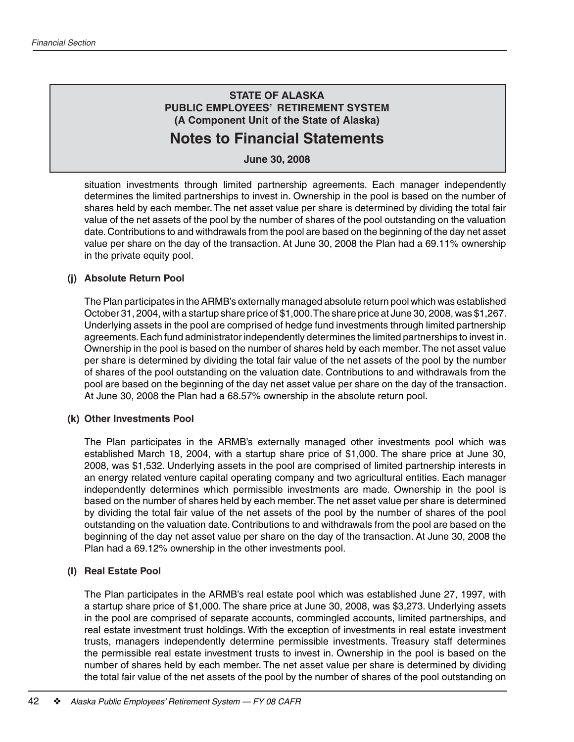situation investments through limited partnership agreements. Each manager independently determines the limited partnerships to invest in. Ownership in the pool is based on the number of shares held by each member. The net asset value per share is determined by dividing the total fair value of the net assets of the pool by the number of shares of the pool outstanding on the valuation date. Contributions to and withdrawals from the pool are based on the beginning of the day net asset value per share on the day of the transaction. At June 30, 2008 the Plan had a 69.11% ownership in the private equity pool.

**(j) Absolute Return Pool**

The Plan participates in the ARMB's externally managed absolute return pool which was established October 31, 2004, with a startup share price of $1,000. The share price at June 30, 2008, was $1,267. Underlying assets in the pool are comprised of hedge fund investments through limited partnership agreements. Each fund administrator independently determines the limited partnerships to invest in. Ownership in the pool is based on the number of shares held by each member. The net asset value per share is determined by dividing the total fair value of the net assets of the pool by the number of shares of the pool outstanding on the valuation date. Contributions to and withdrawals from the pool are based on the beginning of the day net asset value per share on the day of the transaction. At June 30, 2008 the Plan had a 68.57% ownership in the absolute return pool.

**(k) Other Investments Pool**

The Plan participates in the ARMB's externally managed other investments pool which was established March 18, 2004, with a startup share price of $1,000. The share price at June 30, 2008, was $1,532. Underlying assets in the pool are comprised of limited partnership interests in an energy related venture capital operating company and two agricultural entities. Each manager independently determines which permissible investments are made. Ownership in the pool is based on the number of shares held by each member. The net asset value per share is determined by dividing the total fair value of the net assets of the pool by the number of shares of the pool outstanding on the valuation date. Contributions to and withdrawals from the pool are based on the beginning of the day net asset value per share on the day of the transaction. At June 30, 2008 the Plan had a 69.12% ownership in the other investments pool.

**(l) Real Estate Pool**

The Plan participates in the ARMB's real estate pool which was established June 27, 1997, with a startup share price of $1,000. The share price at June 30, 2008, was $3,273. Underlying assets in the pool are comprised of separate accounts, commingled accounts, limited partnerships, and real estate investment trust holdings. With the exception of investments in real estate investment trusts, managers independently determine permissible investments. Treasury staff determines the permissible real estate investment trusts to invest in. Ownership in the pool is based on the number of shares held by each member. The net asset value per share is determined by dividing the total fair value of the net assets of the pool by the number of shares of the pool outstanding on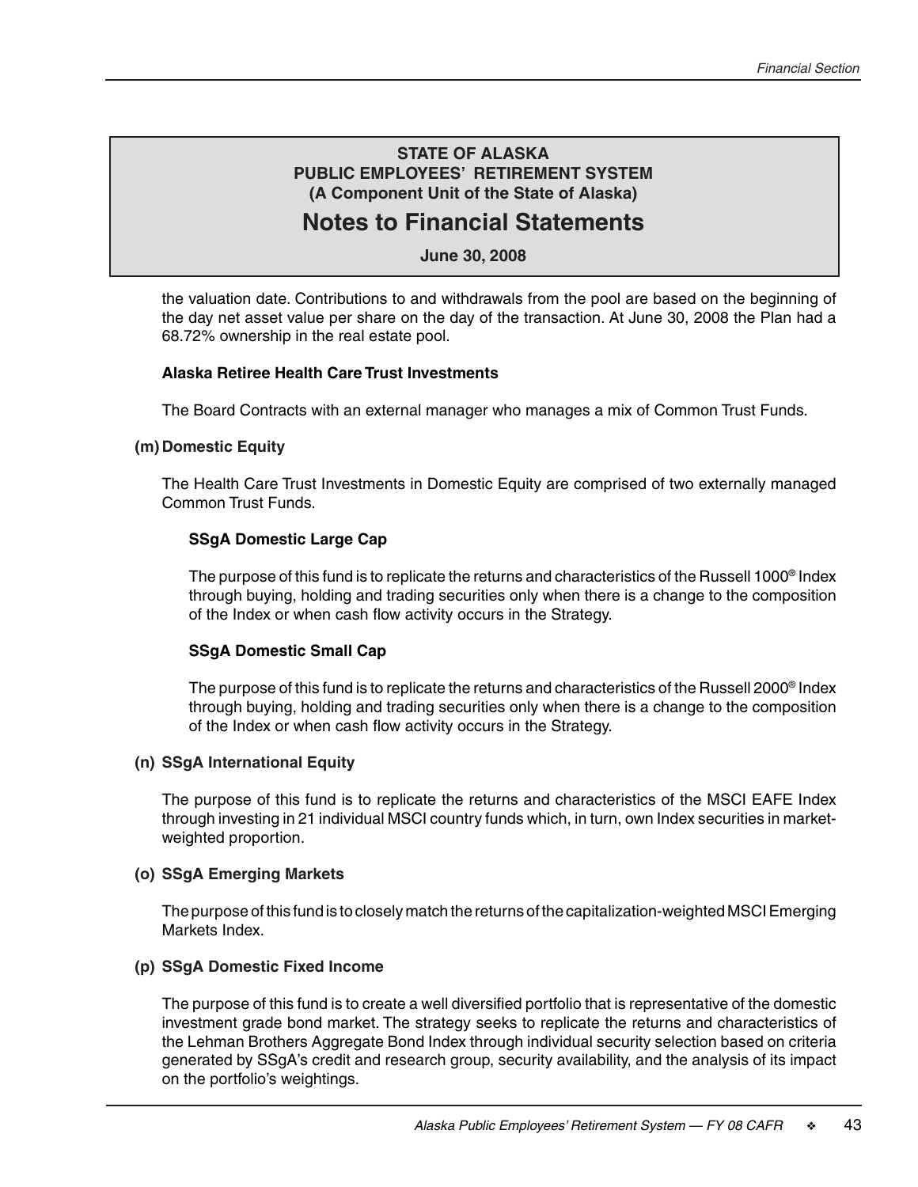# STATE OF ALASKA
## PUBLIC EMPLOYEES' RETIREMENT SYSTEM
### (A Component Unit of the State of Alaska)

# Notes to Financial Statements

**June 30, 2008**

the valuation date. Contributions to and withdrawals from the pool are based on the beginning of the day net asset value per share on the day of the transaction. At June 30, 2008 the Plan had a 68.72% ownership in the real estate pool.

**Alaska Retiree Health Care Trust Investments**

The Board Contracts with an external manager who manages a mix of Common Trust Funds.

**(m) Domestic Equity**

The Health Care Trust Investments in Domestic Equity are comprised of two externally managed Common Trust Funds.

**SSgA Domestic Large Cap**

The purpose of this fund is to replicate the returns and characteristics of the Russell 1000® Index through buying, holding and trading securities only when there is a change to the composition of the Index or when cash flow activity occurs in the Strategy.

**SSgA Domestic Small Cap**

The purpose of this fund is to replicate the returns and characteristics of the Russell 2000® Index through buying, holding and trading securities only when there is a change to the composition of the Index or when cash flow activity occurs in the Strategy.

**(n) SSgA International Equity**

The purpose of this fund is to replicate the returns and characteristics of the MSCI EAFE Index through investing in 21 individual MSCI country funds which, in turn, own Index securities in market-weighted proportion.

**(o) SSgA Emerging Markets**

The purpose of this fund is to closely match the returns of the capitalization-weighted MSCI Emerging Markets Index.

**(p) SSgA Domestic Fixed Income**

The purpose of this fund is to create a well diversified portfolio that is representative of the domestic investment grade bond market. The strategy seeks to replicate the returns and characteristics of the Lehman Brothers Aggregate Bond Index through individual security selection based on criteria generated by SSgA's credit and research group, security availability, and the analysis of its impact on the portfolio's weightings.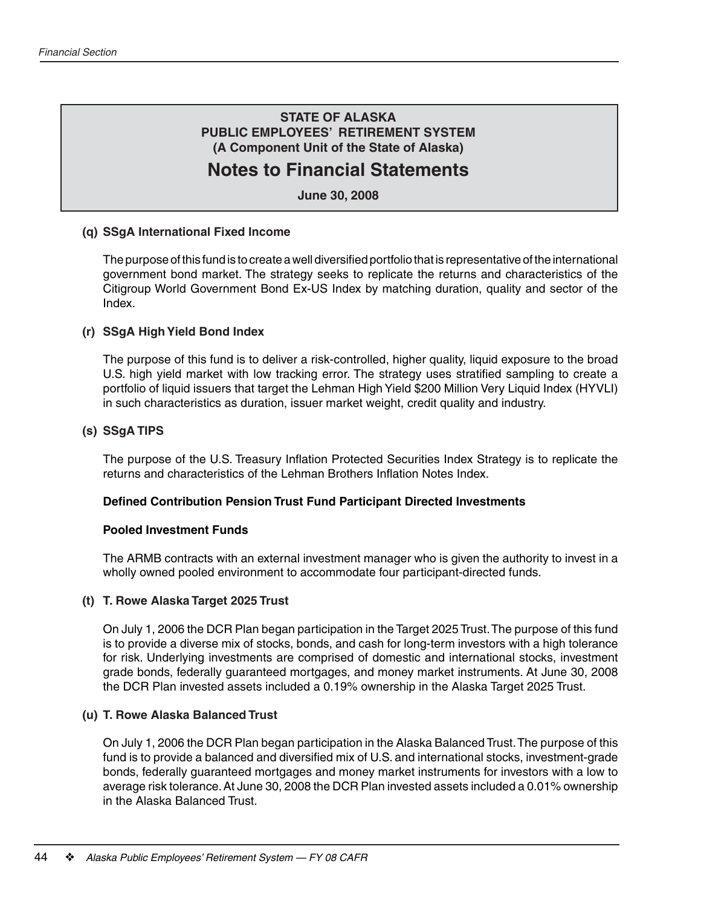**STATE OF ALASKA**
**PUBLIC EMPLOYEES' RETIREMENT SYSTEM**
**(A Component Unit of the State of Alaska)**

# Notes to Financial Statements

**June 30, 2008**

**(q) SSgA International Fixed Income**

The purpose of this fund is to create a well diversified portfolio that is representative of the international government bond market. The strategy seeks to replicate the returns and characteristics of the Citigroup World Government Bond Ex-US Index by matching duration, quality and sector of the Index.

**(r) SSgA High Yield Bond Index**

The purpose of this fund is to deliver a risk-controlled, higher quality, liquid exposure to the broad U.S. high yield market with low tracking error. The strategy uses stratified sampling to create a portfolio of liquid issuers that target the Lehman High Yield $200 Million Very Liquid Index (HYVLI) in such characteristics as duration, issuer market weight, credit quality and industry.

**(s) SSgA TIPS**

The purpose of the U.S. Treasury Inflation Protected Securities Index Strategy is to replicate the returns and characteristics of the Lehman Brothers Inflation Notes Index.

**Defined Contribution Pension Trust Fund Participant Directed Investments**

**Pooled Investment Funds**

The ARMB contracts with an external investment manager who is given the authority to invest in a wholly owned pooled environment to accommodate four participant-directed funds.

**(t) T. Rowe Alaska Target 2025 Trust**

On July 1, 2006 the DCR Plan began participation in the Target 2025 Trust. The purpose of this fund is to provide a diverse mix of stocks, bonds, and cash for long-term investors with a high tolerance for risk. Underlying investments are comprised of domestic and international stocks, investment grade bonds, federally guaranteed mortgages, and money market instruments. At June 30, 2008 the DCR Plan invested assets included a 0.19% ownership in the Alaska Target 2025 Trust.

**(u) T. Rowe Alaska Balanced Trust**

On July 1, 2006 the DCR Plan began participation in the Alaska Balanced Trust. The purpose of this fund is to provide a balanced and diversified mix of U.S. and international stocks, investment-grade bonds, federally guaranteed mortgages and money market instruments for investors with a low to average risk tolerance. At June 30, 2008 the DCR Plan invested assets included a 0.01% ownership in the Alaska Balanced Trust.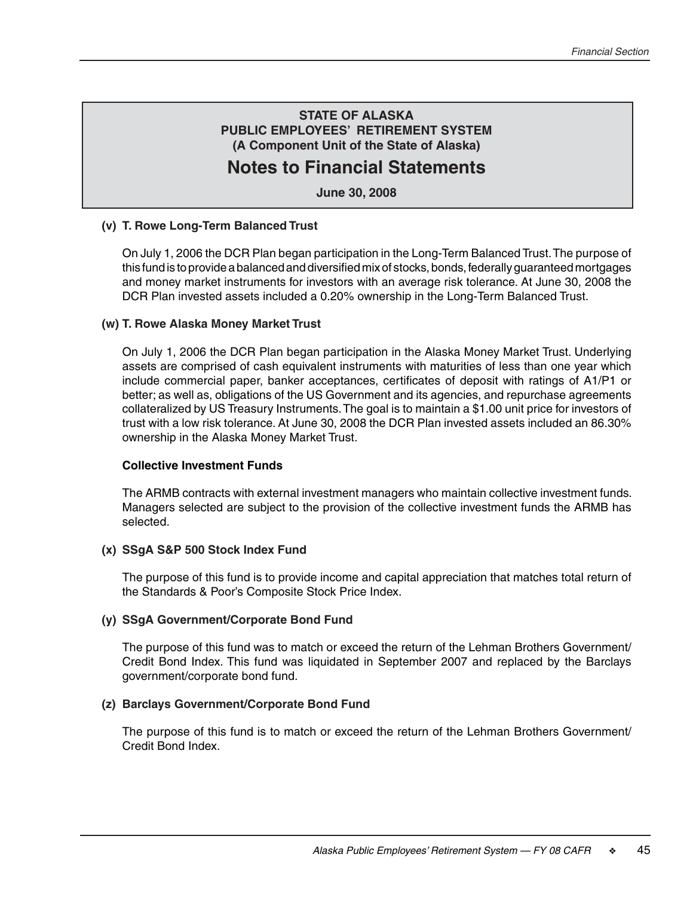**STATE OF ALASKA**
**PUBLIC EMPLOYEES' RETIREMENT SYSTEM**
**(A Component Unit of the State of Alaska)**

# Notes to Financial Statements

**June 30, 2008**

**(v) T. Rowe Long-Term Balanced Trust**

On July 1, 2006 the DCR Plan began participation in the Long-Term Balanced Trust. The purpose of this fund is to provide a balanced and diversified mix of stocks, bonds, federally guaranteed mortgages and money market instruments for investors with an average risk tolerance. At June 30, 2008 the DCR Plan invested assets included a 0.20% ownership in the Long-Term Balanced Trust.

**(w) T. Rowe Alaska Money Market Trust**

On July 1, 2006 the DCR Plan began participation in the Alaska Money Market Trust. Underlying assets are comprised of cash equivalent instruments with maturities of less than one year which include commercial paper, banker acceptances, certificates of deposit with ratings of A1/P1 or better; as well as, obligations of the US Government and its agencies, and repurchase agreements collateralized by US Treasury Instruments. The goal is to maintain a $1.00 unit price for investors of trust with a low risk tolerance. At June 30, 2008 the DCR Plan invested assets included an 86.30% ownership in the Alaska Money Market Trust.

**Collective Investment Funds**

The ARMB contracts with external investment managers who maintain collective investment funds. Managers selected are subject to the provision of the collective investment funds the ARMB has selected.

**(x) SSgA S&P 500 Stock Index Fund**

The purpose of this fund is to provide income and capital appreciation that matches total return of the Standards & Poor's Composite Stock Price Index.

**(y) SSgA Government/Corporate Bond Fund**

The purpose of this fund was to match or exceed the return of the Lehman Brothers Government/Credit Bond Index. This fund was liquidated in September 2007 and replaced by the Barclays government/corporate bond fund.

**(z) Barclays Government/Corporate Bond Fund**

The purpose of this fund is to match or exceed the return of the Lehman Brothers Government/Credit Bond Index.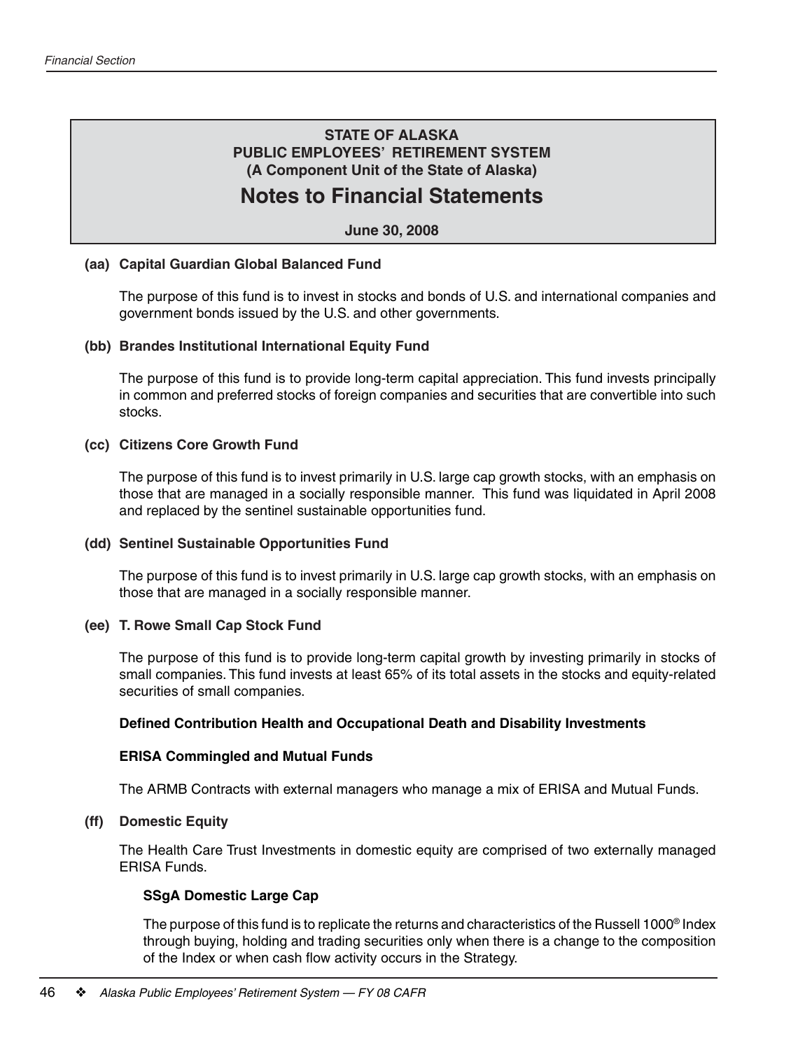**STATE OF ALASKA**
**PUBLIC EMPLOYEES' RETIREMENT SYSTEM**
**(A Component Unit of the State of Alaska)**

# Notes to Financial Statements

**June 30, 2008**

**(aa) Capital Guardian Global Balanced Fund**

The purpose of this fund is to invest in stocks and bonds of U.S. and international companies and government bonds issued by the U.S. and other governments.

**(bb) Brandes Institutional International Equity Fund**

The purpose of this fund is to provide long-term capital appreciation. This fund invests principally in common and preferred stocks of foreign companies and securities that are convertible into such stocks.

**(cc) Citizens Core Growth Fund**

The purpose of this fund is to invest primarily in U.S. large cap growth stocks, with an emphasis on those that are managed in a socially responsible manner. This fund was liquidated in April 2008 and replaced by the sentinel sustainable opportunities fund.

**(dd) Sentinel Sustainable Opportunities Fund**

The purpose of this fund is to invest primarily in U.S. large cap growth stocks, with an emphasis on those that are managed in a socially responsible manner.

**(ee) T. Rowe Small Cap Stock Fund**

The purpose of this fund is to provide long-term capital growth by investing primarily in stocks of small companies. This fund invests at least 65% of its total assets in the stocks and equity-related securities of small companies.

**Defined Contribution Health and Occupational Death and Disability Investments**

**ERISA Commingled and Mutual Funds**

The ARMB Contracts with external managers who manage a mix of ERISA and Mutual Funds.

**(ff) Domestic Equity**

The Health Care Trust Investments in domestic equity are comprised of two externally managed ERISA Funds.

**SSgA Domestic Large Cap**

The purpose of this fund is to replicate the returns and characteristics of the Russell 1000® Index through buying, holding and trading securities only when there is a change to the composition of the Index or when cash flow activity occurs in the Strategy.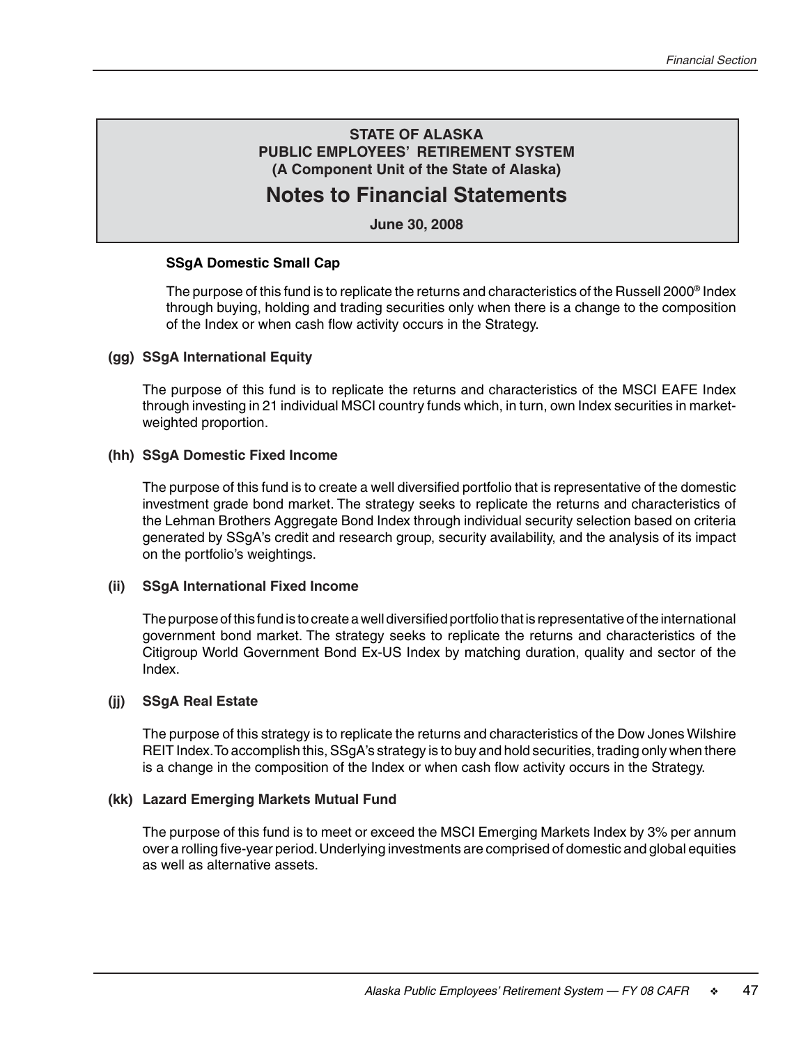# STATE OF ALASKA
## PUBLIC EMPLOYEES' RETIREMENT SYSTEM
### (A Component Unit of the State of Alaska)

# Notes to Financial Statements

**June 30, 2008**

**SSgA Domestic Small Cap**

The purpose of this fund is to replicate the returns and characteristics of the Russell 2000® Index through buying, holding and trading securities only when there is a change to the composition of the Index or when cash flow activity occurs in the Strategy.

**(gg) SSgA International Equity**

The purpose of this fund is to replicate the returns and characteristics of the MSCI EAFE Index through investing in 21 individual MSCI country funds which, in turn, own Index securities in market-weighted proportion.

**(hh) SSgA Domestic Fixed Income**

The purpose of this fund is to create a well diversified portfolio that is representative of the domestic investment grade bond market. The strategy seeks to replicate the returns and characteristics of the Lehman Brothers Aggregate Bond Index through individual security selection based on criteria generated by SSgA's credit and research group, security availability, and the analysis of its impact on the portfolio's weightings.

**(ii) SSgA International Fixed Income**

The purpose of this fund is to create a well diversified portfolio that is representative of the international government bond market. The strategy seeks to replicate the returns and characteristics of the Citigroup World Government Bond Ex-US Index by matching duration, quality and sector of the Index.

**(jj) SSgA Real Estate**

The purpose of this strategy is to replicate the returns and characteristics of the Dow Jones Wilshire REIT Index. To accomplish this, SSgA's strategy is to buy and hold securities, trading only when there is a change in the composition of the Index or when cash flow activity occurs in the Strategy.

**(kk) Lazard Emerging Markets Mutual Fund**

The purpose of this fund is to meet or exceed the MSCI Emerging Markets Index by 3% per annum over a rolling five-year period. Underlying investments are comprised of domestic and global equities as well as alternative assets.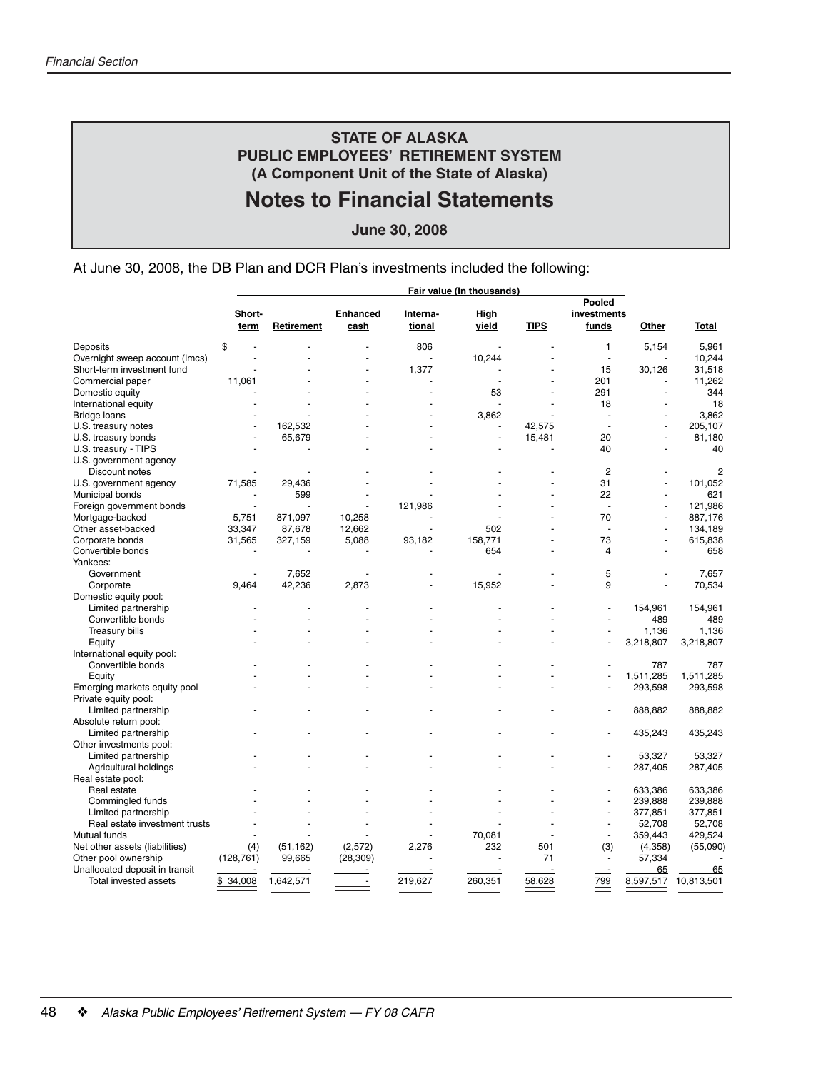# STATE OF ALASKA
## PUBLIC EMPLOYEES' RETIREMENT SYSTEM
### (A Component Unit of the State of Alaska)

# Notes to Financial Statements

**June 30, 2008**

At June 30, 2008, the DB Plan and DCR Plan's investments included the following:

| | Fair value (In thousands) | | | | | | | | |
|---|---|---|---|---|---|---|---|---|---|
| | Short-term | Retirement | Enhanced cash | International | High yield | TIPS | Pooled investments funds | Other | Total |
| Deposits | $ - | - | - | 806 | - | - | 1 | 5,154 | 5,961 |
| Overnight sweep account (lmcs) | - | - | - | - | 10,244 | - | - | - | 10,244 |
| Short-term investment fund | - | - | - | 1,377 | - | - | 15 | 30,126 | 31,518 |
| Commercial paper | 11,061 | - | - | - | - | - | 201 | - | 11,262 |
| Domestic equity | - | - | - | - | 53 | - | 291 | - | 344 |
| International equity | - | - | - | - | - | - | 18 | - | 18 |
| Bridge loans | - | - | - | - | 3,862 | - | - | - | 3,862 |
| U.S. treasury notes | - | 162,532 | - | - | - | 42,575 | - | - | 205,107 |
| U.S. treasury bonds | - | 65,679 | - | - | - | 15,481 | 20 | - | 81,180 |
| U.S. treasury - TIPS | - | - | - | - | - | - | 40 | - | 40 |
| U.S. government agency | | | | | | | | | |
| Discount notes | - | - | - | - | - | - | 2 | - | 2 |
| U.S. government agency | 71,585 | 29,436 | - | - | - | - | 31 | - | 101,052 |
| Municipal bonds | - | 599 | - | - | - | - | 22 | - | 621 |
| Foreign government bonds | - | - | - | 121,986 | - | - | - | - | 121,986 |
| Mortgage-backed | 5,751 | 871,097 | 10,258 | - | - | - | 70 | - | 887,176 |
| Other asset-backed | 33,347 | 87,678 | 12,662 | - | 502 | - | - | - | 134,189 |
| Corporate bonds | 31,565 | 327,159 | 5,088 | 93,182 | 158,771 | - | 73 | - | 615,838 |
| Convertible bonds | - | - | - | - | 654 | - | 4 | - | 658 |
| Yankees: | | | | | | | | | |
| Government | - | 7,652 | - | - | - | - | 5 | - | 7,657 |
| Corporate | 9,464 | 42,236 | 2,873 | - | 15,952 | - | 9 | - | 70,534 |
| Domestic equity pool: | | | | | | | | | |
| Limited partnership | - | - | - | - | - | - | - | 154,961 | 154,961 |
| Convertible bonds | - | - | - | - | - | - | - | 489 | 489 |
| Treasury bills | - | - | - | - | - | - | - | 1,136 | 1,136 |
| Equity | - | - | - | - | - | - | - | 3,218,807 | 3,218,807 |
| International equity pool: | | | | | | | | | |
| Convertible bonds | - | - | - | - | - | - | - | 787 | 787 |
| Equity | - | - | - | - | - | - | - | 1,511,285 | 1,511,285 |
| Emerging markets equity pool | - | - | - | - | - | - | - | 293,598 | 293,598 |
| Private equity pool: | | | | | | | | | |
| Limited partnership | - | - | - | - | - | - | - | 888,882 | 888,882 |
| Absolute return pool: | | | | | | | | | |
| Limited partnership | - | - | - | - | - | - | - | 435,243 | 435,243 |
| Other investments pool: | | | | | | | | | |
| Limited partnership | - | - | - | - | - | - | - | 53,327 | 53,327 |
| Agricultural holdings | - | - | - | - | - | - | - | 287,405 | 287,405 |
| Real estate pool: | | | | | | | | | |
| Real estate | - | - | - | - | - | - | - | 633,386 | 633,386 |
| Commingled funds | - | - | - | - | - | - | - | 239,888 | 239,888 |
| Limited partnership | - | - | - | - | - | - | - | 377,851 | 377,851 |
| Real estate investment trusts | - | - | - | - | - | - | - | 52,708 | 52,708 |
| Mutual funds | - | - | - | - | 70,081 | - | - | 359,443 | 429,524 |
| Net other assets (liabilities) | (4) | (51,162) | (2,572) | 2,276 | 232 | 501 | (3) | (4,358) | (55,090) |
| Other pool ownership | (128,761) | 99,665 | (28,309) | - | - | 71 | - | 57,334 | - |
| Unallocated deposit in transit | - | - | - | - | - | - | - | 65 | 65 |
| Total invested assets | $ 34,008 | 1,642,571 | - | 219,627 | 260,351 | 58,628 | 799 | 8,597,517 | 10,813,501 |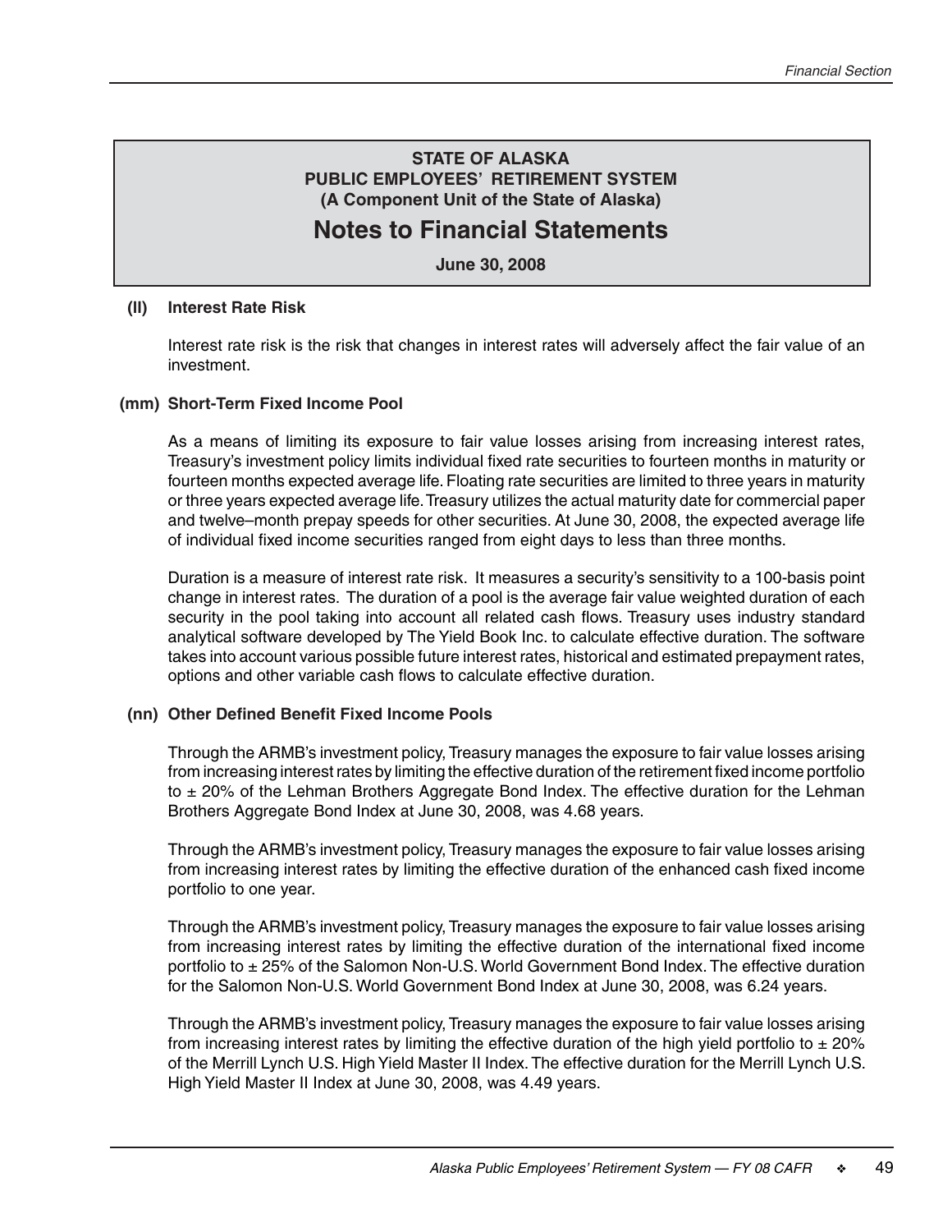## STATE OF ALASKA
## PUBLIC EMPLOYEES' RETIREMENT SYSTEM
## (A Component Unit of the State of Alaska)

# Notes to Financial Statements

**June 30, 2008**

**(ll) Interest Rate Risk**

Interest rate risk is the risk that changes in interest rates will adversely affect the fair value of an investment.

**(mm) Short-Term Fixed Income Pool**

As a means of limiting its exposure to fair value losses arising from increasing interest rates, Treasury's investment policy limits individual fixed rate securities to fourteen months in maturity or fourteen months expected average life. Floating rate securities are limited to three years in maturity or three years expected average life. Treasury utilizes the actual maturity date for commercial paper and twelve–month prepay speeds for other securities. At June 30, 2008, the expected average life of individual fixed income securities ranged from eight days to less than three months.

Duration is a measure of interest rate risk. It measures a security's sensitivity to a 100-basis point change in interest rates. The duration of a pool is the average fair value weighted duration of each security in the pool taking into account all related cash flows. Treasury uses industry standard analytical software developed by The Yield Book Inc. to calculate effective duration. The software takes into account various possible future interest rates, historical and estimated prepayment rates, options and other variable cash flows to calculate effective duration.

**(nn) Other Defined Benefit Fixed Income Pools**

Through the ARMB's investment policy, Treasury manages the exposure to fair value losses arising from increasing interest rates by limiting the effective duration of the retirement fixed income portfolio to ± 20% of the Lehman Brothers Aggregate Bond Index. The effective duration for the Lehman Brothers Aggregate Bond Index at June 30, 2008, was 4.68 years.

Through the ARMB's investment policy, Treasury manages the exposure to fair value losses arising from increasing interest rates by limiting the effective duration of the enhanced cash fixed income portfolio to one year.

Through the ARMB's investment policy, Treasury manages the exposure to fair value losses arising from increasing interest rates by limiting the effective duration of the international fixed income portfolio to ± 25% of the Salomon Non-U.S. World Government Bond Index. The effective duration for the Salomon Non-U.S. World Government Bond Index at June 30, 2008, was 6.24 years.

Through the ARMB's investment policy, Treasury manages the exposure to fair value losses arising from increasing interest rates by limiting the effective duration of the high yield portfolio to ± 20% of the Merrill Lynch U.S. High Yield Master II Index. The effective duration for the Merrill Lynch U.S. High Yield Master II Index at June 30, 2008, was 4.49 years.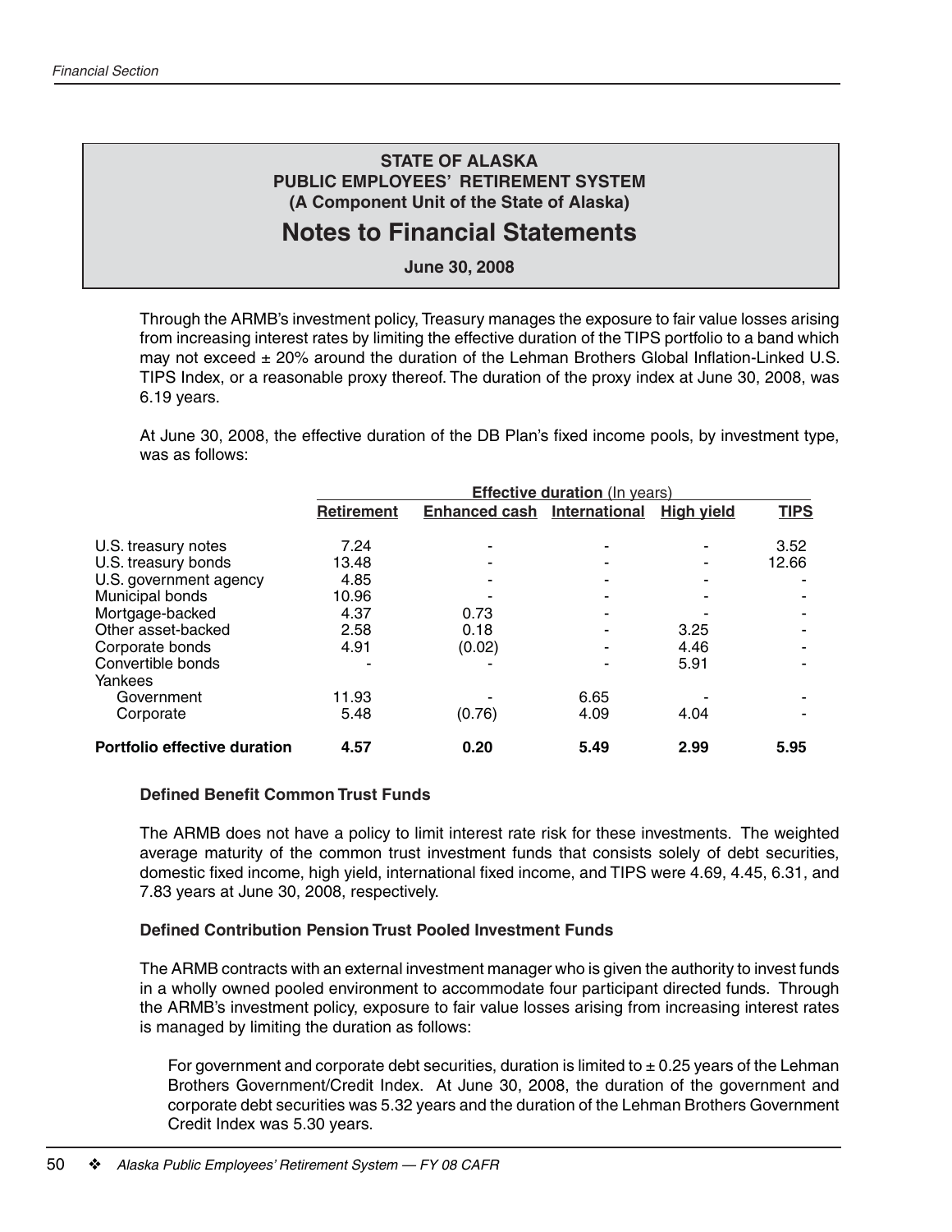# STATE OF ALASKA
## PUBLIC EMPLOYEES' RETIREMENT SYSTEM
### (A Component Unit of the State of Alaska)

# Notes to Financial Statements

**June 30, 2008**

Through the ARMB's investment policy, Treasury manages the exposure to fair value losses arising from increasing interest rates by limiting the effective duration of the TIPS portfolio to a band which may not exceed ± 20% around the duration of the Lehman Brothers Global Inflation-Linked U.S. TIPS Index, or a reasonable proxy thereof. The duration of the proxy index at June 30, 2008, was 6.19 years.

At June 30, 2008, the effective duration of the DB Plan's fixed income pools, by investment type, was as follows:

| | **Effective duration** (In years) | | | | |
|---|---|---|---|---|---|
| | **Retirement** | **Enhanced cash** | **International** | **High yield** | **TIPS** |
| U.S. treasury notes | 7.24 | - | - | - | 3.52 |
| U.S. treasury bonds | 13.48 | - | - | - | 12.66 |
| U.S. government agency | 4.85 | - | - | - | - |
| Municipal bonds | 10.96 | - | - | - | - |
| Mortgage-backed | 4.37 | 0.73 | - | - | - |
| Other asset-backed | 2.58 | 0.18 | - | 3.25 | - |
| Corporate bonds | 4.91 | (0.02) | - | 4.46 | - |
| Convertible bonds | - | - | - | 5.91 | - |
| Yankees | | | | | |
| Government | 11.93 | - | 6.65 | - | - |
| Corporate | 5.48 | (0.76) | 4.09 | 4.04 | - |
| **Portfolio effective duration** | **4.57** | **0.20** | **5.49** | **2.99** | **5.95** |

**Defined Benefit Common Trust Funds**

The ARMB does not have a policy to limit interest rate risk for these investments. The weighted average maturity of the common trust investment funds that consists solely of debt securities, domestic fixed income, high yield, international fixed income, and TIPS were 4.69, 4.45, 6.31, and 7.83 years at June 30, 2008, respectively.

**Defined Contribution Pension Trust Pooled Investment Funds**

The ARMB contracts with an external investment manager who is given the authority to invest funds in a wholly owned pooled environment to accommodate four participant directed funds. Through the ARMB's investment policy, exposure to fair value losses arising from increasing interest rates is managed by limiting the duration as follows:

For government and corporate debt securities, duration is limited to ± 0.25 years of the Lehman Brothers Government/Credit Index. At June 30, 2008, the duration of the government and corporate debt securities was 5.32 years and the duration of the Lehman Brothers Government Credit Index was 5.30 years.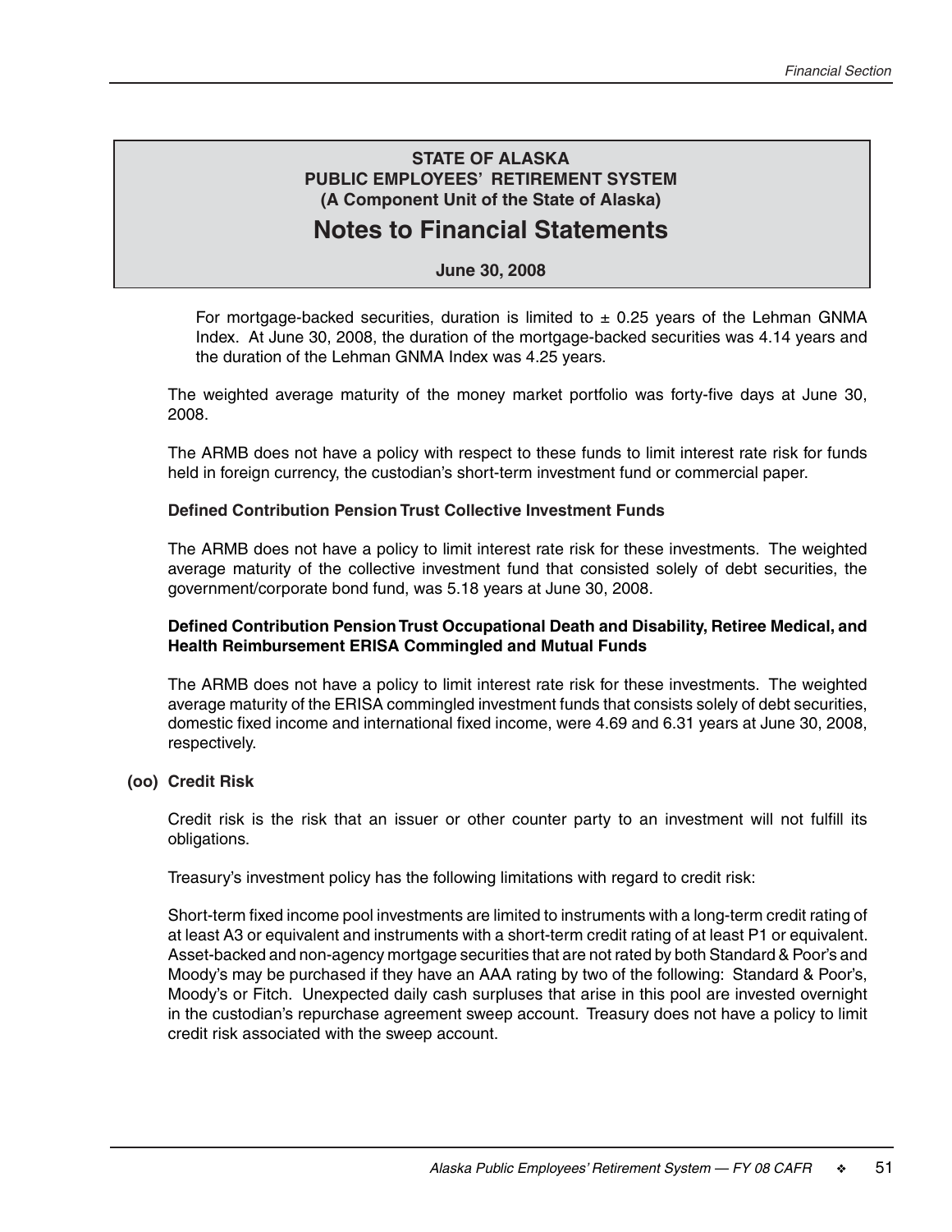## STATE OF ALASKA
## PUBLIC EMPLOYEES' RETIREMENT SYSTEM
## (A Component Unit of the State of Alaska)

# Notes to Financial Statements

**June 30, 2008**

For mortgage-backed securities, duration is limited to ± 0.25 years of the Lehman GNMA Index. At June 30, 2008, the duration of the mortgage-backed securities was 4.14 years and the duration of the Lehman GNMA Index was 4.25 years.

The weighted average maturity of the money market portfolio was forty-five days at June 30, 2008.

The ARMB does not have a policy with respect to these funds to limit interest rate risk for funds held in foreign currency, the custodian's short-term investment fund or commercial paper.

**Defined Contribution Pension Trust Collective Investment Funds**

The ARMB does not have a policy to limit interest rate risk for these investments. The weighted average maturity of the collective investment fund that consisted solely of debt securities, the government/corporate bond fund, was 5.18 years at June 30, 2008.

**Defined Contribution Pension Trust Occupational Death and Disability, Retiree Medical, and Health Reimbursement ERISA Commingled and Mutual Funds**

The ARMB does not have a policy to limit interest rate risk for these investments. The weighted average maturity of the ERISA commingled investment funds that consists solely of debt securities, domestic fixed income and international fixed income, were 4.69 and 6.31 years at June 30, 2008, respectively.

**(oo) Credit Risk**

Credit risk is the risk that an issuer or other counter party to an investment will not fulfill its obligations.

Treasury's investment policy has the following limitations with regard to credit risk:

Short-term fixed income pool investments are limited to instruments with a long-term credit rating of at least A3 or equivalent and instruments with a short-term credit rating of at least P1 or equivalent. Asset-backed and non-agency mortgage securities that are not rated by both Standard & Poor's and Moody's may be purchased if they have an AAA rating by two of the following: Standard & Poor's, Moody's or Fitch. Unexpected daily cash surpluses that arise in this pool are invested overnight in the custodian's repurchase agreement sweep account. Treasury does not have a policy to limit credit risk associated with the sweep account.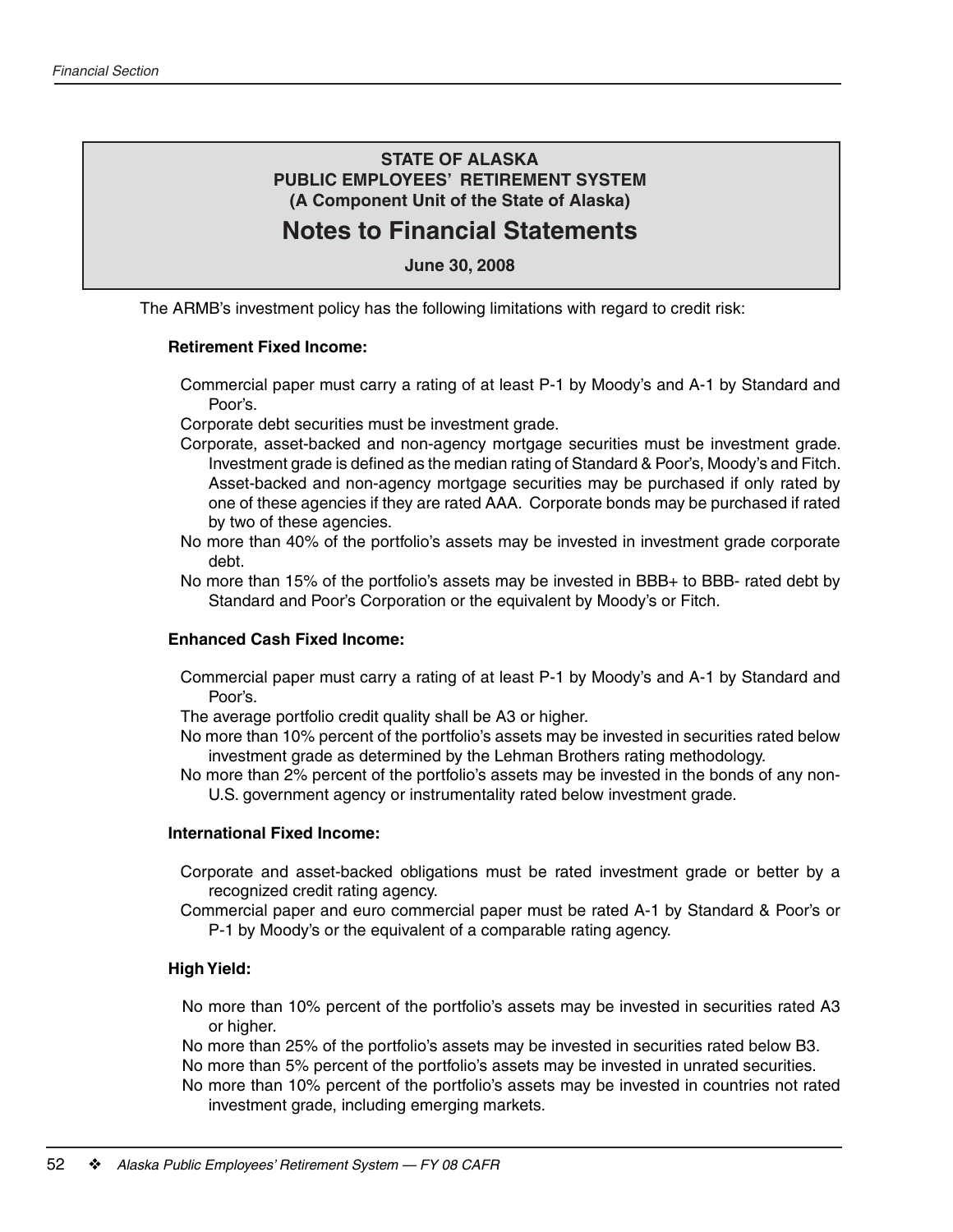**STATE OF ALASKA**
**PUBLIC EMPLOYEES' RETIREMENT SYSTEM**
**(A Component Unit of the State of Alaska)**

# Notes to Financial Statements

**June 30, 2008**

The ARMB's investment policy has the following limitations with regard to credit risk:

**Retirement Fixed Income:**

Commercial paper must carry a rating of at least P-1 by Moody's and A-1 by Standard and Poor's.

Corporate debt securities must be investment grade.

Corporate, asset-backed and non-agency mortgage securities must be investment grade. Investment grade is defined as the median rating of Standard & Poor's, Moody's and Fitch. Asset-backed and non-agency mortgage securities may be purchased if only rated by one of these agencies if they are rated AAA. Corporate bonds may be purchased if rated by two of these agencies.

No more than 40% of the portfolio's assets may be invested in investment grade corporate debt.

No more than 15% of the portfolio's assets may be invested in BBB+ to BBB- rated debt by Standard and Poor's Corporation or the equivalent by Moody's or Fitch.

**Enhanced Cash Fixed Income:**

Commercial paper must carry a rating of at least P-1 by Moody's and A-1 by Standard and Poor's.

The average portfolio credit quality shall be A3 or higher.

No more than 10% percent of the portfolio's assets may be invested in securities rated below investment grade as determined by the Lehman Brothers rating methodology.

No more than 2% percent of the portfolio's assets may be invested in the bonds of any non-U.S. government agency or instrumentality rated below investment grade.

**International Fixed Income:**

Corporate and asset-backed obligations must be rated investment grade or better by a recognized credit rating agency.

Commercial paper and euro commercial paper must be rated A-1 by Standard & Poor's or P-1 by Moody's or the equivalent of a comparable rating agency.

**High Yield:**

No more than 10% percent of the portfolio's assets may be invested in securities rated A3 or higher.

No more than 25% of the portfolio's assets may be invested in securities rated below B3.

No more than 5% percent of the portfolio's assets may be invested in unrated securities.

No more than 10% percent of the portfolio's assets may be invested in countries not rated investment grade, including emerging markets.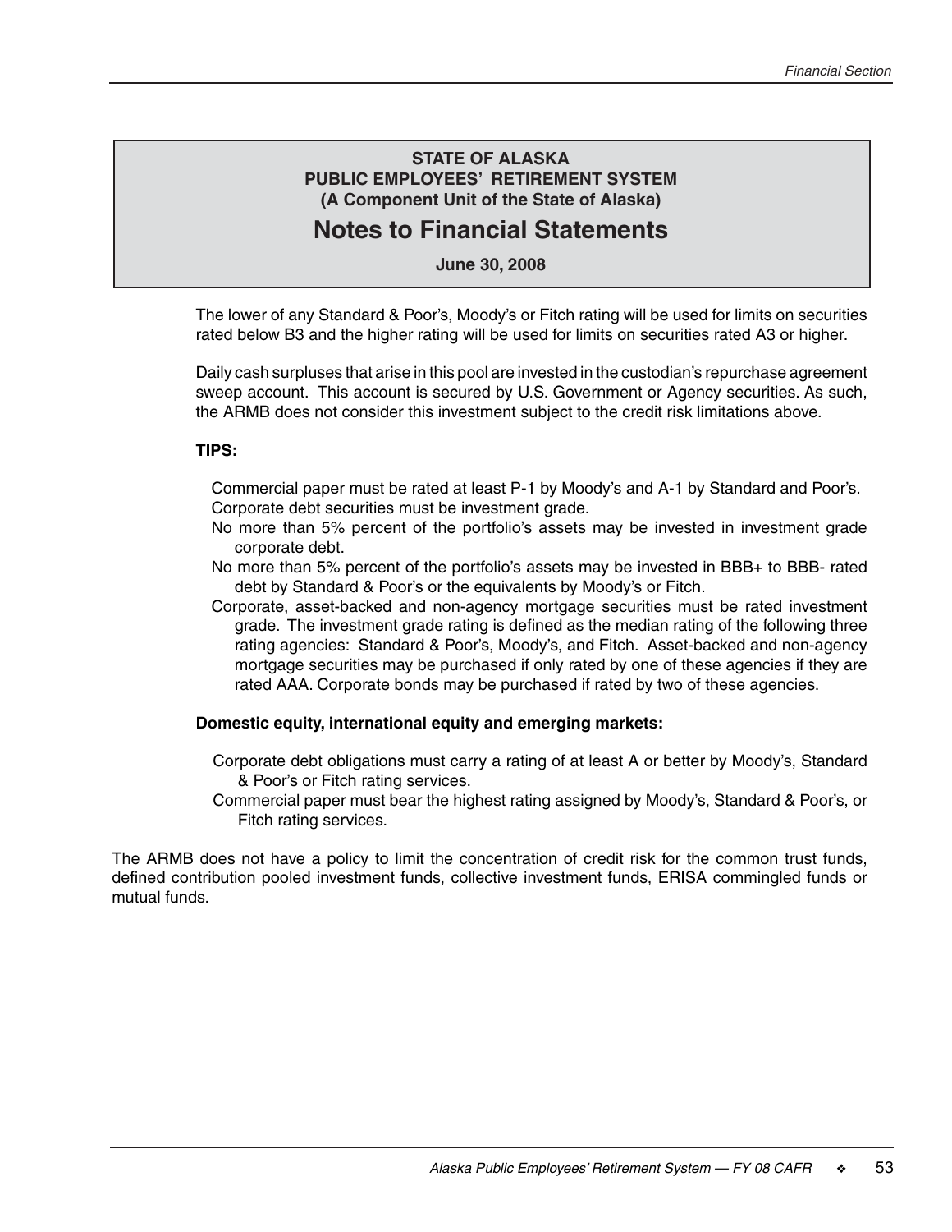**STATE OF ALASKA**
**PUBLIC EMPLOYEES' RETIREMENT SYSTEM**
**(A Component Unit of the State of Alaska)**

# Notes to Financial Statements

**June 30, 2008**

The lower of any Standard & Poor's, Moody's or Fitch rating will be used for limits on securities rated below B3 and the higher rating will be used for limits on securities rated A3 or higher.

Daily cash surpluses that arise in this pool are invested in the custodian's repurchase agreement sweep account. This account is secured by U.S. Government or Agency securities. As such, the ARMB does not consider this investment subject to the credit risk limitations above.

**TIPS:**

Commercial paper must be rated at least P-1 by Moody's and A-1 by Standard and Poor's.

Corporate debt securities must be investment grade.

No more than 5% percent of the portfolio's assets may be invested in investment grade corporate debt.

No more than 5% percent of the portfolio's assets may be invested in BBB+ to BBB- rated debt by Standard & Poor's or the equivalents by Moody's or Fitch.

Corporate, asset-backed and non-agency mortgage securities must be rated investment grade. The investment grade rating is defined as the median rating of the following three rating agencies: Standard & Poor's, Moody's, and Fitch. Asset-backed and non-agency mortgage securities may be purchased if only rated by one of these agencies if they are rated AAA. Corporate bonds may be purchased if rated by two of these agencies.

**Domestic equity, international equity and emerging markets:**

Corporate debt obligations must carry a rating of at least A or better by Moody's, Standard & Poor's or Fitch rating services.

Commercial paper must bear the highest rating assigned by Moody's, Standard & Poor's, or Fitch rating services.

The ARMB does not have a policy to limit the concentration of credit risk for the common trust funds, defined contribution pooled investment funds, collective investment funds, ERISA commingled funds or mutual funds.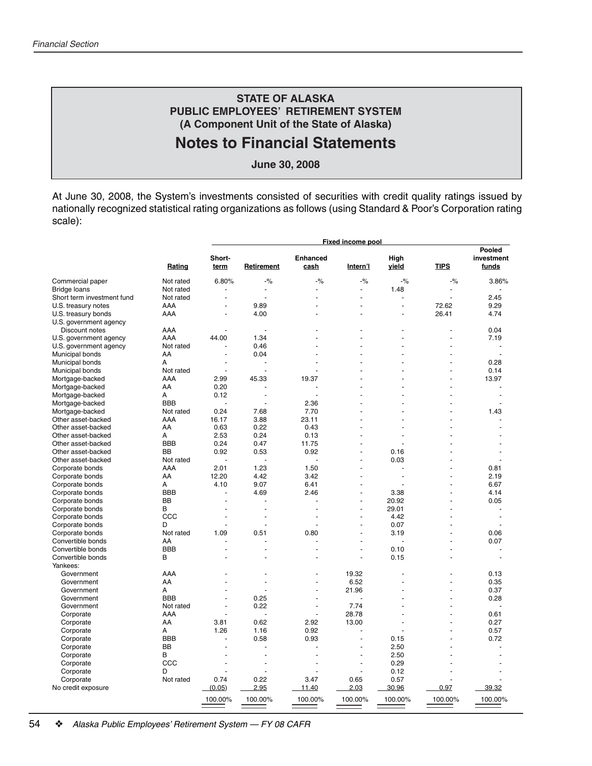**STATE OF ALASKA**
**PUBLIC EMPLOYEES' RETIREMENT SYSTEM**
**(A Component Unit of the State of Alaska)**

# Notes to Financial Statements

**June 30, 2008**

At June 30, 2008, the System's investments consisted of securities with credit quality ratings issued by nationally recognized statistical rating organizations as follows (using Standard & Poor's Corporation rating scale):

| | | Fixed income pool | | | | | | | |
|---|---|---|---|---|---|---|---|---|
| | Rating | Short-term | Retirement | Enhanced cash | Intern'l | High yield | TIPS | Pooled investment funds |
| Commercial paper | Not rated | 6.80% | -% | -% | -% | -% | -% | 3.86% |
| Bridge loans | Not rated | - | - | - | - | 1.48 | - | - |
| Short term investment fund | Not rated | - | - | - | - | - | - | 2.45 |
| U.S. treasury notes | AAA | - | 9.89 | - | - | - | 72.62 | 9.29 |
| U.S. treasury bonds | AAA | - | 4.00 | - | - | - | 26.41 | 4.74 |
| U.S. government agency Discount notes | AAA | - | - | - | - | - | - | 0.04 |
| U.S. government agency | AAA | 44.00 | 1.34 | - | - | - | - | 7.19 |
| U.S. government agency | Not rated | - | 0.46 | - | - | - | - | - |
| Municipal bonds | AA | - | 0.04 | - | - | - | - | - |
| Municipal bonds | A | - | - | - | - | - | - | 0.28 |
| Municipal bonds | Not rated | - | - | - | - | - | - | 0.14 |
| Mortgage-backed | AAA | 2.99 | 45.33 | 19.37 | - | - | - | 13.97 |
| Mortgage-backed | AA | 0.20 | - | - | - | - | - | - |
| Mortgage-backed | A | 0.12 | - | - | - | - | - | - |
| Mortgage-backed | BBB | - | - | 2.36 | - | - | - | - |
| Mortgage-backed | Not rated | 0.24 | 7.68 | 7.70 | - | - | - | 1.43 |
| Other asset-backed | AAA | 16.17 | 3.88 | 23.11 | - | - | - | - |
| Other asset-backed | AA | 0.63 | 0.22 | 0.43 | - | - | - | - |
| Other asset-backed | A | 2.53 | 0.24 | 0.13 | - | - | - | - |
| Other asset-backed | BBB | 0.24 | 0.47 | 11.75 | - | - | - | - |
| Other asset-backed | BB | 0.92 | 0.53 | 0.92 | - | 0.16 | - | - |
| Other asset-backed | Not rated | - | - | - | - | 0.03 | - | - |
| Corporate bonds | AAA | 2.01 | 1.23 | 1.50 | - | - | - | 0.81 |
| Corporate bonds | AA | 12.20 | 4.42 | 3.42 | - | - | - | 2.19 |
| Corporate bonds | A | 4.10 | 9.07 | 6.41 | - | - | - | 6.67 |
| Corporate bonds | BBB | - | 4.69 | 2.46 | - | 3.38 | - | 4.14 |
| Corporate bonds | BB | - | - | - | - | 20.92 | - | 0.05 |
| Corporate bonds | B | - | - | - | - | 29.01 | - | - |
| Corporate bonds | CCC | - | - | - | - | 4.42 | - | - |
| Corporate bonds | D | - | - | - | - | 0.07 | - | - |
| Corporate bonds | Not rated | 1.09 | 0.51 | 0.80 | - | 3.19 | - | 0.06 |
| Convertible bonds | AA | - | - | - | - | - | - | 0.07 |
| Convertible bonds | BBB | - | - | - | - | 0.10 | - | - |
| Convertible bonds | B | - | - | - | - | 0.15 | - | - |
| Yankees: | | | | | | | | |
| Government | AAA | - | - | - | 19.32 | - | - | 0.13 |
| Government | AA | - | - | - | 6.52 | - | - | 0.35 |
| Government | A | - | - | - | 21.96 | - | - | 0.37 |
| Government | BBB | - | 0.25 | - | - | - | - | 0.28 |
| Government | Not rated | - | 0.22 | - | 7.74 | - | - | - |
| Corporate | AAA | - | - | - | 28.78 | - | - | 0.61 |
| Corporate | AA | 3.81 | 0.62 | 2.92 | 13.00 | - | - | 0.27 |
| Corporate | A | 1.26 | 1.16 | 0.92 | - | - | - | 0.57 |
| Corporate | BBB | - | 0.58 | 0.93 | - | 0.15 | - | 0.72 |
| Corporate | BB | - | - | - | - | 2.50 | - | - |
| Corporate | B | - | - | - | - | 2.50 | - | - |
| Corporate | CCC | - | - | - | - | 0.29 | - | - |
| Corporate | D | - | - | - | - | 0.12 | - | - |
| Corporate | Not rated | 0.74 | 0.22 | 3.47 | 0.65 | 0.57 | - | - |
| No credit exposure | | (0.05) | 2.95 | 11.40 | 2.03 | 30.96 | 0.97 | 39.32 |
| | | 100.00% | 100.00% | 100.00% | 100.00% | 100.00% | 100.00% | 100.00% |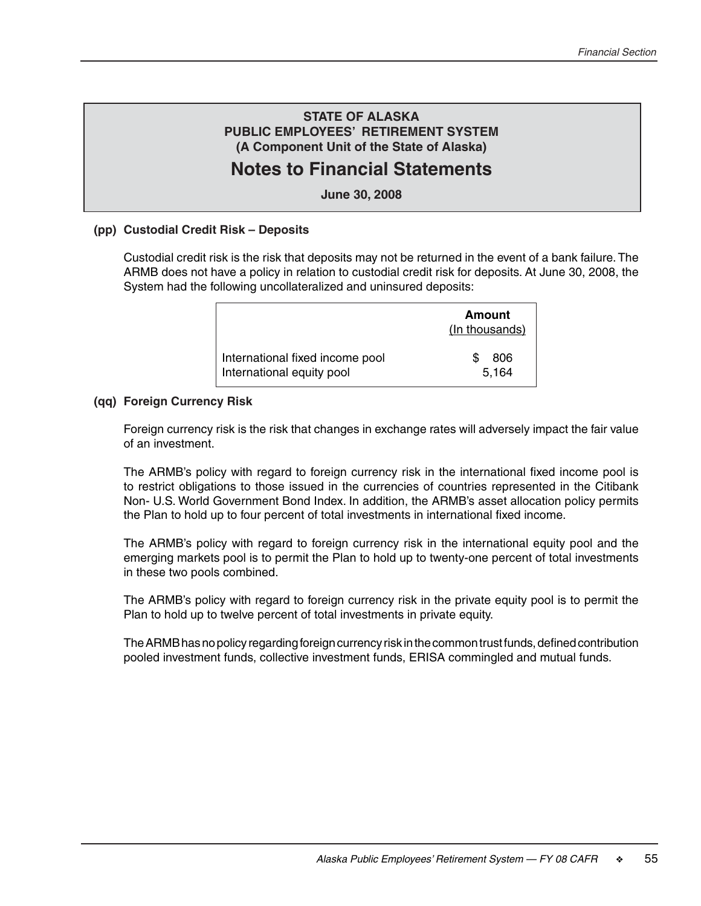# STATE OF ALASKA
## PUBLIC EMPLOYEES' RETIREMENT SYSTEM
### (A Component Unit of the State of Alaska)

# Notes to Financial Statements

**June 30, 2008**

**(pp) Custodial Credit Risk – Deposits**

Custodial credit risk is the risk that deposits may not be returned in the event of a bank failure. The ARMB does not have a policy in relation to custodial credit risk for deposits. At June 30, 2008, the System had the following uncollateralized and uninsured deposits:

| | Amount (In thousands) |
|---|---|
| International fixed income pool | $ 806 |
| International equity pool | 5,164 |

**(qq) Foreign Currency Risk**

Foreign currency risk is the risk that changes in exchange rates will adversely impact the fair value of an investment.

The ARMB's policy with regard to foreign currency risk in the international fixed income pool is to restrict obligations to those issued in the currencies of countries represented in the Citibank Non- U.S. World Government Bond Index. In addition, the ARMB's asset allocation policy permits the Plan to hold up to four percent of total investments in international fixed income.

The ARMB's policy with regard to foreign currency risk in the international equity pool and the emerging markets pool is to permit the Plan to hold up to twenty-one percent of total investments in these two pools combined.

The ARMB's policy with regard to foreign currency risk in the private equity pool is to permit the Plan to hold up to twelve percent of total investments in private equity.

The ARMB has no policy regarding foreign currency risk in the common trust funds, defined contribution pooled investment funds, collective investment funds, ERISA commingled and mutual funds.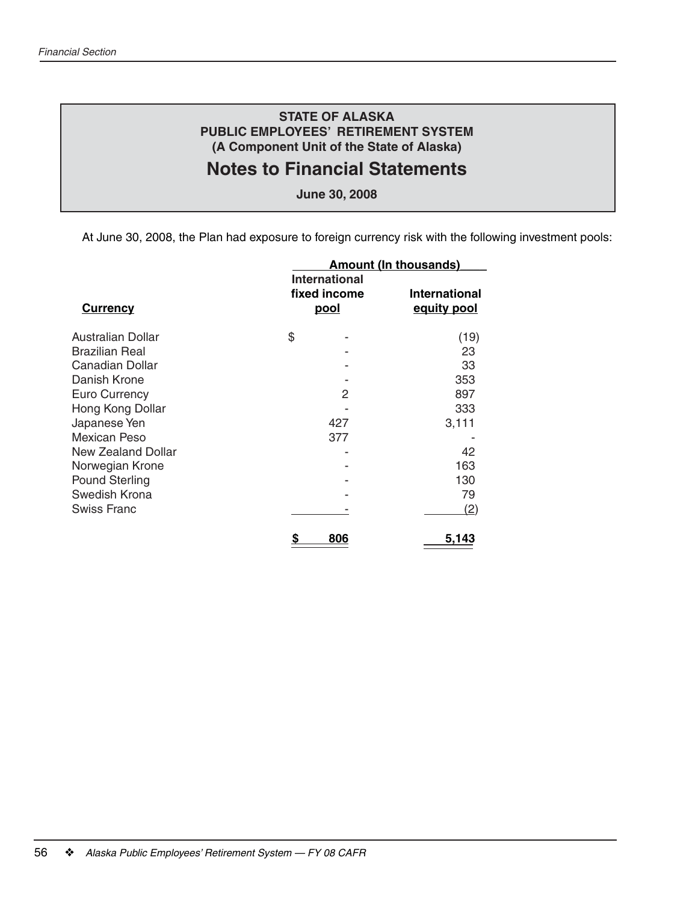**STATE OF ALASKA**
**PUBLIC EMPLOYEES' RETIREMENT SYSTEM**
**(A Component Unit of the State of Alaska)**

# Notes to Financial Statements

**June 30, 2008**

At June 30, 2008, the Plan had exposure to foreign currency risk with the following investment pools:

| | Amount (In thousands) | |
|---|---|---|
| **Currency** | **International fixed income pool** | **International equity pool** |
| Australian Dollar | $ - | (19) |
| Brazilian Real | - | 23 |
| Canadian Dollar | - | 33 |
| Danish Krone | - | 353 |
| Euro Currency | 2 | 897 |
| Hong Kong Dollar | - | 333 |
| Japanese Yen | 427 | 3,111 |
| Mexican Peso | 377 | - |
| New Zealand Dollar | - | 42 |
| Norwegian Krone | - | 163 |
| Pound Sterling | - | 130 |
| Swedish Krona | - | 79 |
| Swiss Franc | - | (2) |
| | **$ 806** | **5,143** |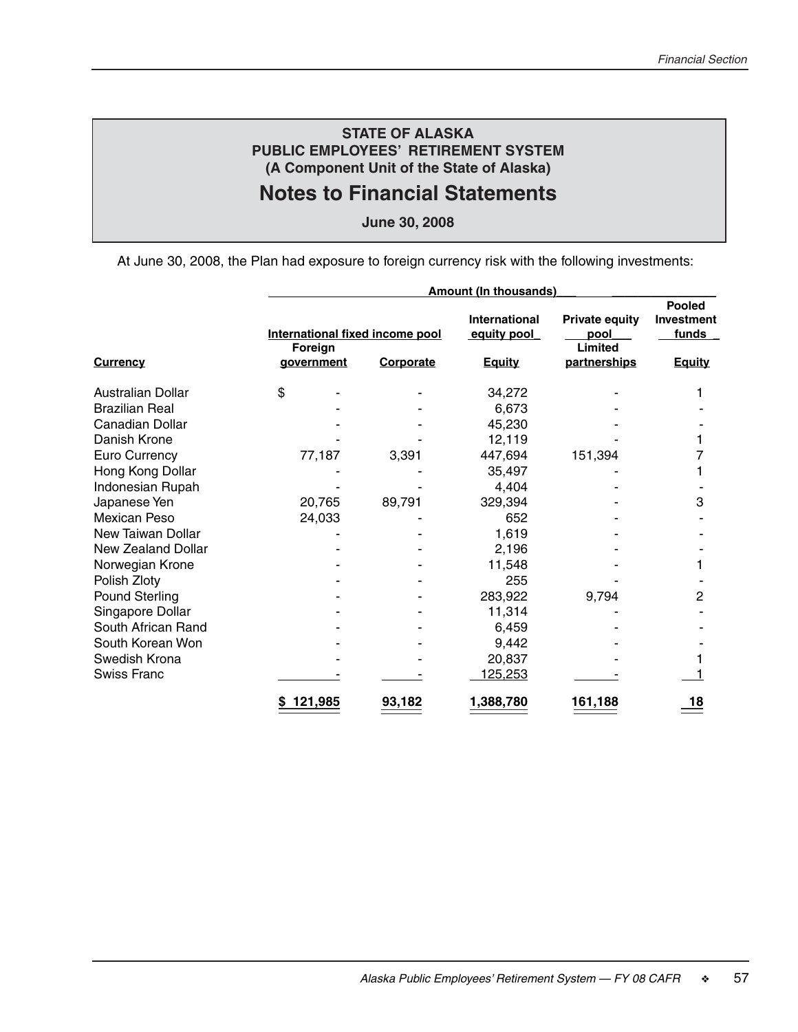**STATE OF ALASKA**
**PUBLIC EMPLOYEES' RETIREMENT SYSTEM**
**(A Component Unit of the State of Alaska)**

# Notes to Financial Statements

**June 30, 2008**

At June 30, 2008, the Plan had exposure to foreign currency risk with the following investments:

| | Amount (In thousands) | | | | |
|---|---|---|---|---|---|
| | International fixed income pool | | International equity pool | Private equity pool | Pooled Investment funds |
| **Currency** | **Foreign government** | **Corporate** | **Equity** | **Limited partnerships** | **Equity** |
| Australian Dollar | $ - | - | 34,272 | - | 1 |
| Brazilian Real | - | - | 6,673 | - | - |
| Canadian Dollar | - | - | 45,230 | - | - |
| Danish Krone | - | - | 12,119 | - | 1 |
| Euro Currency | 77,187 | 3,391 | 447,694 | 151,394 | 7 |
| Hong Kong Dollar | - | - | 35,497 | - | 1 |
| Indonesian Rupah | - | - | 4,404 | - | - |
| Japanese Yen | 20,765 | 89,791 | 329,394 | - | 3 |
| Mexican Peso | 24,033 | - | 652 | - | - |
| New Taiwan Dollar | - | - | 1,619 | - | - |
| New Zealand Dollar | - | - | 2,196 | - | - |
| Norwegian Krone | - | - | 11,548 | - | 1 |
| Polish Zloty | - | - | 255 | - | - |
| Pound Sterling | - | - | 283,922 | 9,794 | 2 |
| Singapore Dollar | - | - | 11,314 | - | - |
| South African Rand | - | - | 6,459 | - | - |
| South Korean Won | - | - | 9,442 | - | - |
| Swedish Krona | - | - | 20,837 | - | 1 |
| Swiss Franc | - | - | 125,253 | - | 1 |
| | **$ 121,985** | **93,182** | **1,388,780** | **161,188** | **18** |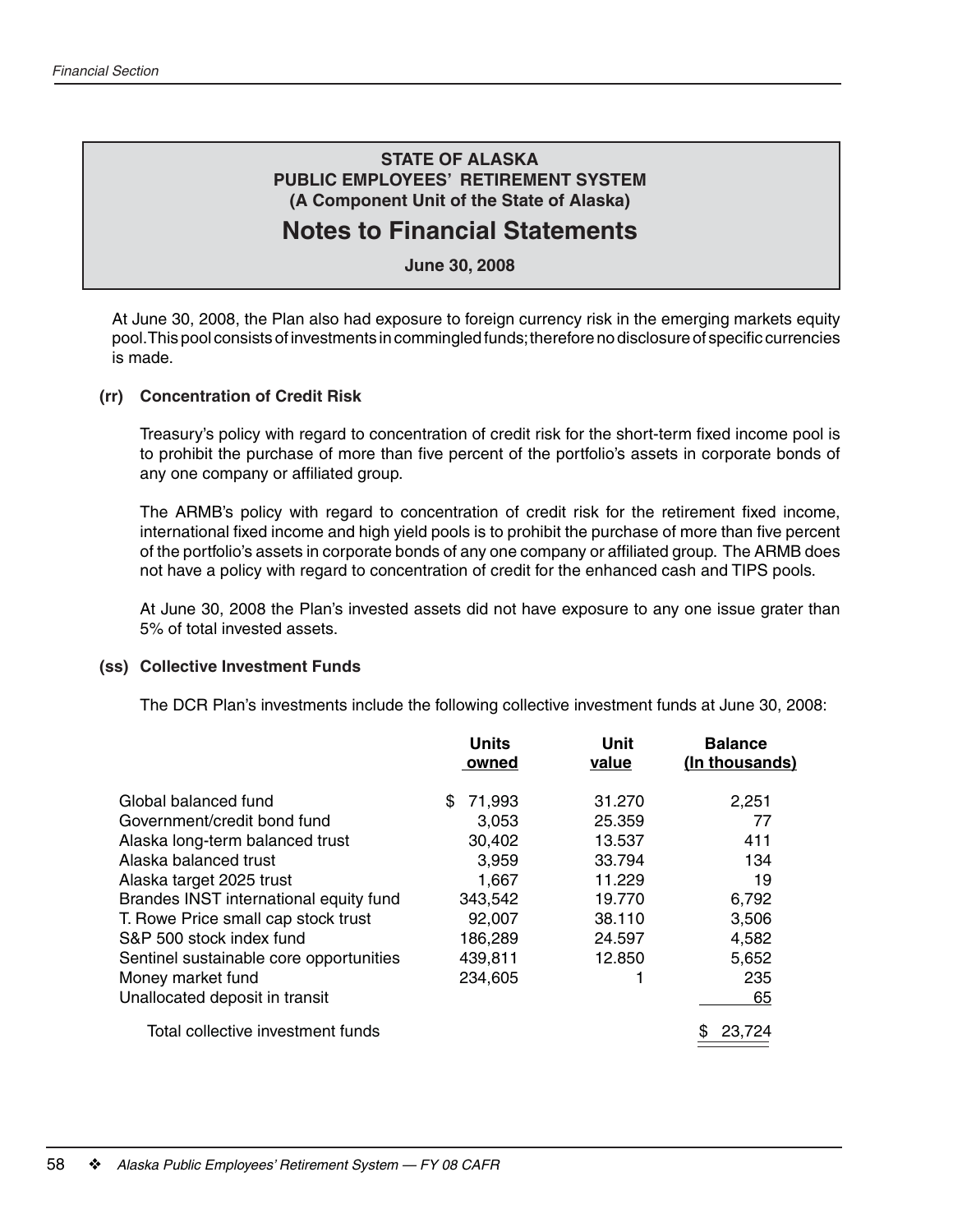**STATE OF ALASKA**
**PUBLIC EMPLOYEES' RETIREMENT SYSTEM**
**(A Component Unit of the State of Alaska)**

# Notes to Financial Statements

**June 30, 2008**

At June 30, 2008, the Plan also had exposure to foreign currency risk in the emerging markets equity pool. This pool consists of investments in commingled funds; therefore no disclosure of specific currencies is made.

### (rr) Concentration of Credit Risk

Treasury's policy with regard to concentration of credit risk for the short-term fixed income pool is to prohibit the purchase of more than five percent of the portfolio's assets in corporate bonds of any one company or affiliated group.

The ARMB's policy with regard to concentration of credit risk for the retirement fixed income, international fixed income and high yield pools is to prohibit the purchase of more than five percent of the portfolio's assets in corporate bonds of any one company or affiliated group. The ARMB does not have a policy with regard to concentration of credit for the enhanced cash and TIPS pools.

At June 30, 2008 the Plan's invested assets did not have exposure to any one issue grater than 5% of total invested assets.

### (ss) Collective Investment Funds

The DCR Plan's investments include the following collective investment funds at June 30, 2008:

| | Units owned | Unit value | Balance (In thousands) |
|---|---|---|---|
| Global balanced fund | $ 71,993 | 31.270 | 2,251 |
| Government/credit bond fund | 3,053 | 25.359 | 77 |
| Alaska long-term balanced trust | 30,402 | 13.537 | 411 |
| Alaska balanced trust | 3,959 | 33.794 | 134 |
| Alaska target 2025 trust | 1,667 | 11.229 | 19 |
| Brandes INST international equity fund | 343,542 | 19.770 | 6,792 |
| T. Rowe Price small cap stock trust | 92,007 | 38.110 | 3,506 |
| S&P 500 stock index fund | 186,289 | 24.597 | 4,582 |
| Sentinel sustainable core opportunities | 439,811 | 12.850 | 5,652 |
| Money market fund | 234,605 | 1 | 235 |
| Unallocated deposit in transit | | | 65 |
| Total collective investment funds | | | $ 23,724 |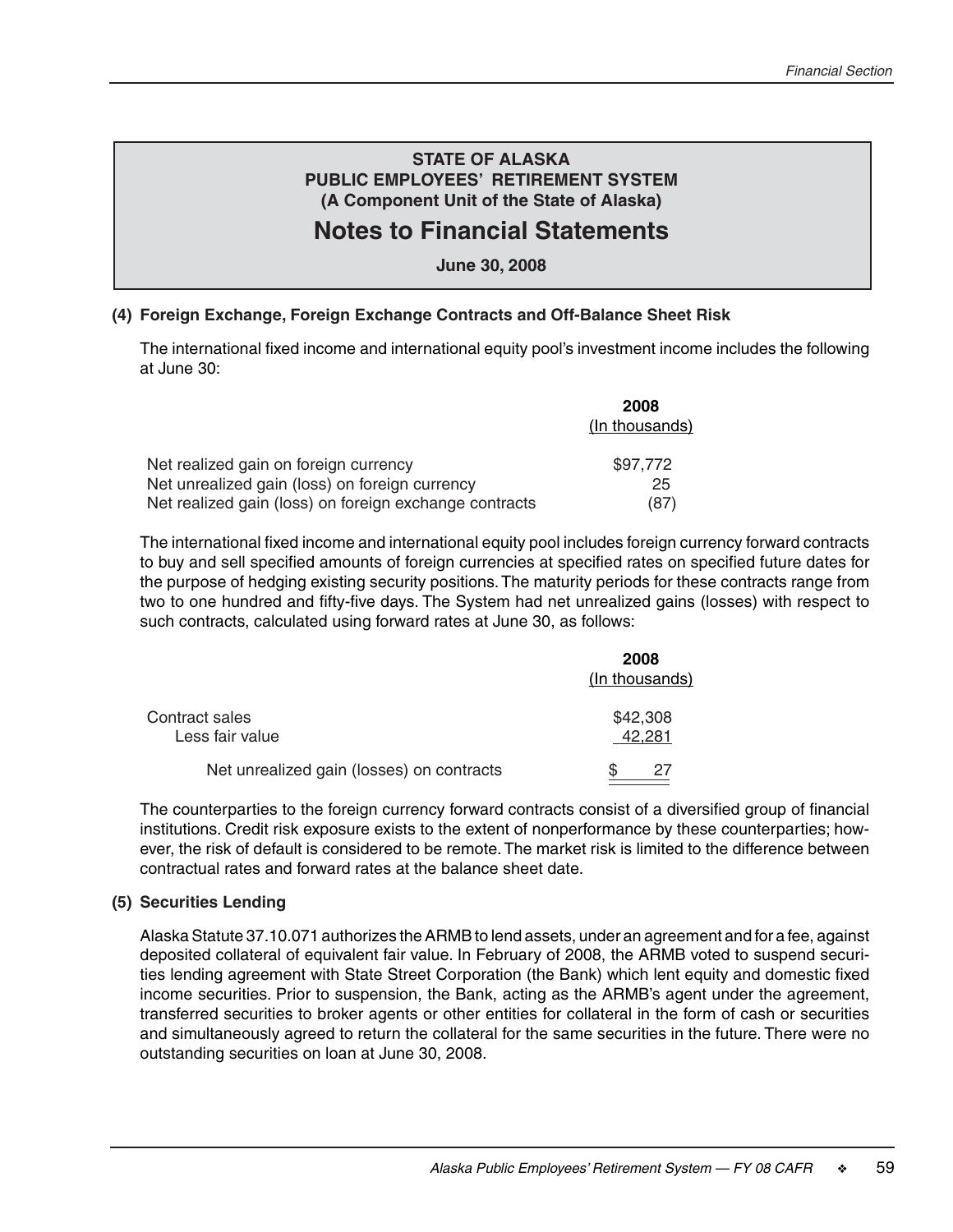**STATE OF ALASKA**
**PUBLIC EMPLOYEES' RETIREMENT SYSTEM**
**(A Component Unit of the State of Alaska)**

# Notes to Financial Statements

**June 30, 2008**

### (4) Foreign Exchange, Foreign Exchange Contracts and Off-Balance Sheet Risk

The international fixed income and international equity pool's investment income includes the following at June 30:

| | 2008 (In thousands) |
|---|---|
| Net realized gain on foreign currency | $97,772 |
| Net unrealized gain (loss) on foreign currency | 25 |
| Net realized gain (loss) on foreign exchange contracts | (87) |

The international fixed income and international equity pool includes foreign currency forward contracts to buy and sell specified amounts of foreign currencies at specified rates on specified future dates for the purpose of hedging existing security positions. The maturity periods for these contracts range from two to one hundred and fifty-five days. The System had net unrealized gains (losses) with respect to such contracts, calculated using forward rates at June 30, as follows:

| | 2008 (In thousands) |
|---|---|
| Contract sales | $42,308 |
| Less fair value | 42,281 |
| Net unrealized gain (losses) on contracts | $ 27 |

The counterparties to the foreign currency forward contracts consist of a diversified group of financial institutions. Credit risk exposure exists to the extent of nonperformance by these counterparties; however, the risk of default is considered to be remote. The market risk is limited to the difference between contractual rates and forward rates at the balance sheet date.

### (5) Securities Lending

Alaska Statute 37.10.071 authorizes the ARMB to lend assets, under an agreement and for a fee, against deposited collateral of equivalent fair value. In February of 2008, the ARMB voted to suspend securities lending agreement with State Street Corporation (the Bank) which lent equity and domestic fixed income securities. Prior to suspension, the Bank, acting as the ARMB's agent under the agreement, transferred securities to broker agents or other entities for collateral in the form of cash or securities and simultaneously agreed to return the collateral for the same securities in the future. There were no outstanding securities on loan at June 30, 2008.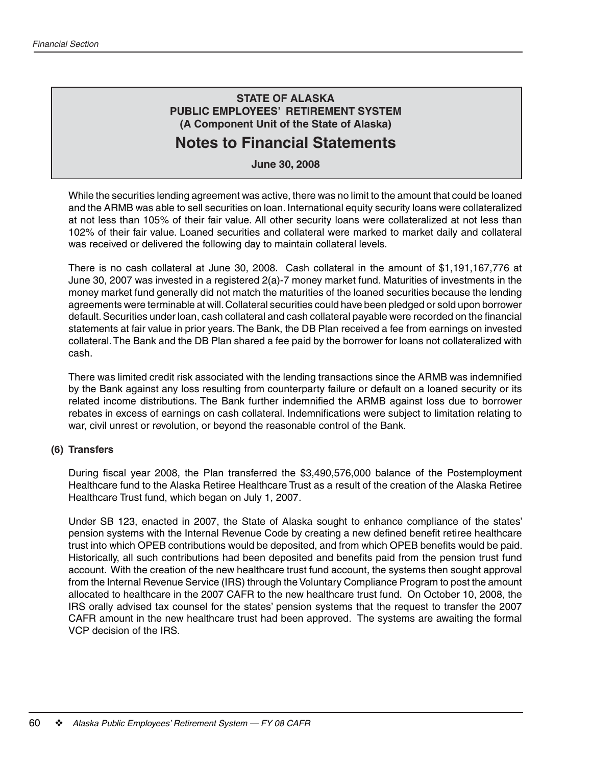# STATE OF ALASKA
## PUBLIC EMPLOYEES' RETIREMENT SYSTEM
### (A Component Unit of the State of Alaska)

# Notes to Financial Statements

**June 30, 2008**

While the securities lending agreement was active, there was no limit to the amount that could be loaned and the ARMB was able to sell securities on loan. International equity security loans were collateralized at not less than 105% of their fair value. All other security loans were collateralized at not less than 102% of their fair value. Loaned securities and collateral were marked to market daily and collateral was received or delivered the following day to maintain collateral levels.

There is no cash collateral at June 30, 2008. Cash collateral in the amount of $1,191,167,776 at June 30, 2007 was invested in a registered 2(a)-7 money market fund. Maturities of investments in the money market fund generally did not match the maturities of the loaned securities because the lending agreements were terminable at will. Collateral securities could have been pledged or sold upon borrower default. Securities under loan, cash collateral and cash collateral payable were recorded on the financial statements at fair value in prior years. The Bank, the DB Plan received a fee from earnings on invested collateral. The Bank and the DB Plan shared a fee paid by the borrower for loans not collateralized with cash.

There was limited credit risk associated with the lending transactions since the ARMB was indemnified by the Bank against any loss resulting from counterparty failure or default on a loaned security or its related income distributions. The Bank further indemnified the ARMB against loss due to borrower rebates in excess of earnings on cash collateral. Indemnifications were subject to limitation relating to war, civil unrest or revolution, or beyond the reasonable control of the Bank.

**(6) Transfers**

During fiscal year 2008, the Plan transferred the $3,490,576,000 balance of the Postemployment Healthcare fund to the Alaska Retiree Healthcare Trust as a result of the creation of the Alaska Retiree Healthcare Trust fund, which began on July 1, 2007.

Under SB 123, enacted in 2007, the State of Alaska sought to enhance compliance of the states' pension systems with the Internal Revenue Code by creating a new defined benefit retiree healthcare trust into which OPEB contributions would be deposited, and from which OPEB benefits would be paid. Historically, all such contributions had been deposited and benefits paid from the pension trust fund account. With the creation of the new healthcare trust fund account, the systems then sought approval from the Internal Revenue Service (IRS) through the Voluntary Compliance Program to post the amount allocated to healthcare in the 2007 CAFR to the new healthcare trust fund. On October 10, 2008, the IRS orally advised tax counsel for the states' pension systems that the request to transfer the 2007 CAFR amount in the new healthcare trust had been approved. The systems are awaiting the formal VCP decision of the IRS.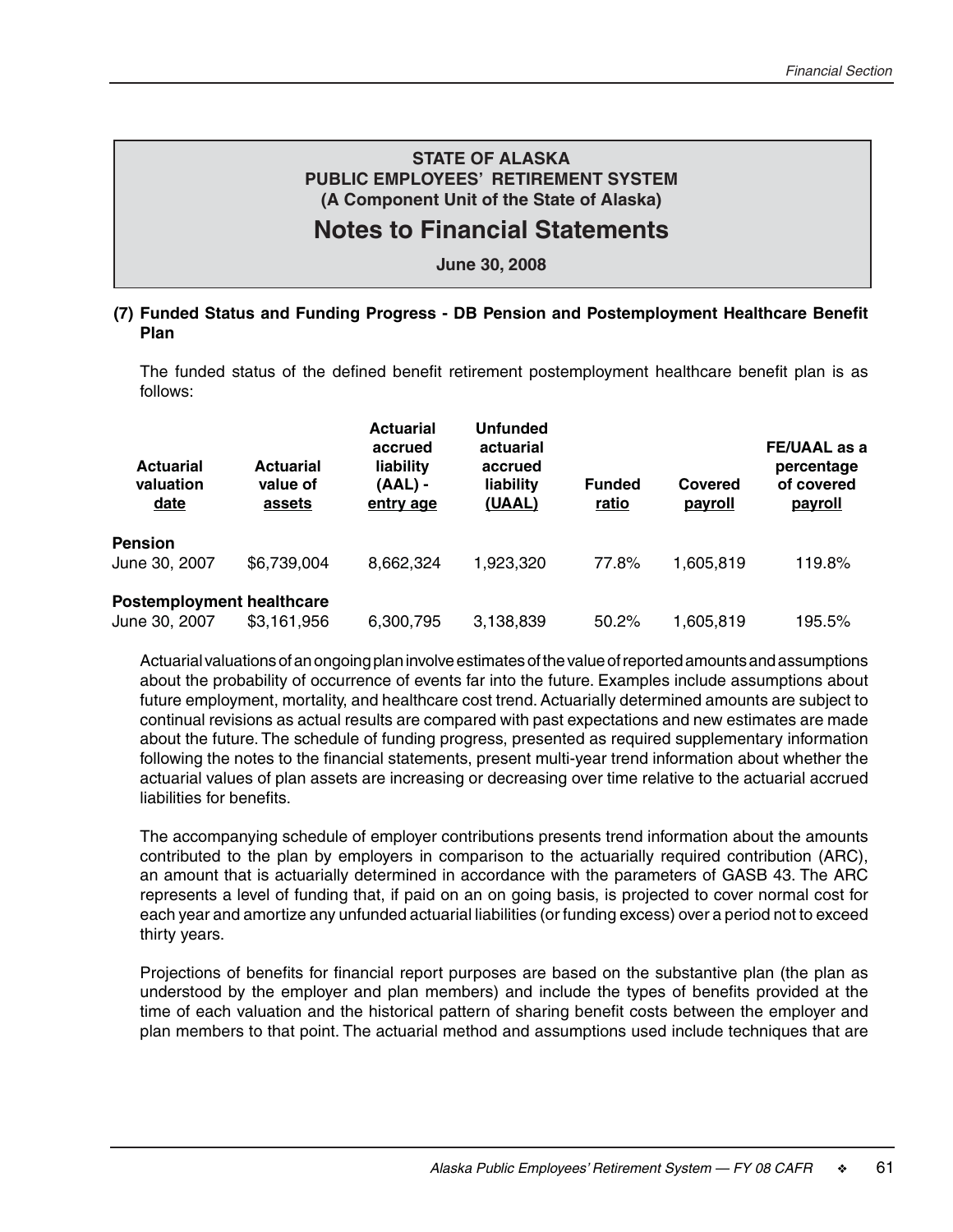# STATE OF ALASKA
## PUBLIC EMPLOYEES' RETIREMENT SYSTEM
### (A Component Unit of the State of Alaska)

# Notes to Financial Statements

**June 30, 2008**

**(7) Funded Status and Funding Progress - DB Pension and Postemployment Healthcare Benefit Plan**

The funded status of the defined benefit retirement postemployment healthcare benefit plan is as follows:

| Actuarial valuation date | Actuarial value of assets | Actuarial accrued liability (AAL) - entry age | Unfunded actuarial accrued liability (UAAL) | Funded ratio | Covered payroll | FE/UAAL as a percentage of covered payroll |
|---|---|---|---|---|---|---|
| **Pension** | | | | | | |
| June 30, 2007 | $6,739,004 | 8,662,324 | 1,923,320 | 77.8% | 1,605,819 | 119.8% |
| **Postemployment healthcare** | | | | | | |
| June 30, 2007 | $3,161,956 | 6,300,795 | 3,138,839 | 50.2% | 1,605,819 | 195.5% |

Actuarial valuations of an ongoing plan involve estimates of the value of reported amounts and assumptions about the probability of occurrence of events far into the future. Examples include assumptions about future employment, mortality, and healthcare cost trend. Actuarially determined amounts are subject to continual revisions as actual results are compared with past expectations and new estimates are made about the future. The schedule of funding progress, presented as required supplementary information following the notes to the financial statements, present multi-year trend information about whether the actuarial values of plan assets are increasing or decreasing over time relative to the actuarial accrued liabilities for benefits.

The accompanying schedule of employer contributions presents trend information about the amounts contributed to the plan by employers in comparison to the actuarially required contribution (ARC), an amount that is actuarially determined in accordance with the parameters of GASB 43. The ARC represents a level of funding that, if paid on an on going basis, is projected to cover normal cost for each year and amortize any unfunded actuarial liabilities (or funding excess) over a period not to exceed thirty years.

Projections of benefits for financial report purposes are based on the substantive plan (the plan as understood by the employer and plan members) and include the types of benefits provided at the time of each valuation and the historical pattern of sharing benefit costs between the employer and plan members to that point. The actuarial method and assumptions used include techniques that are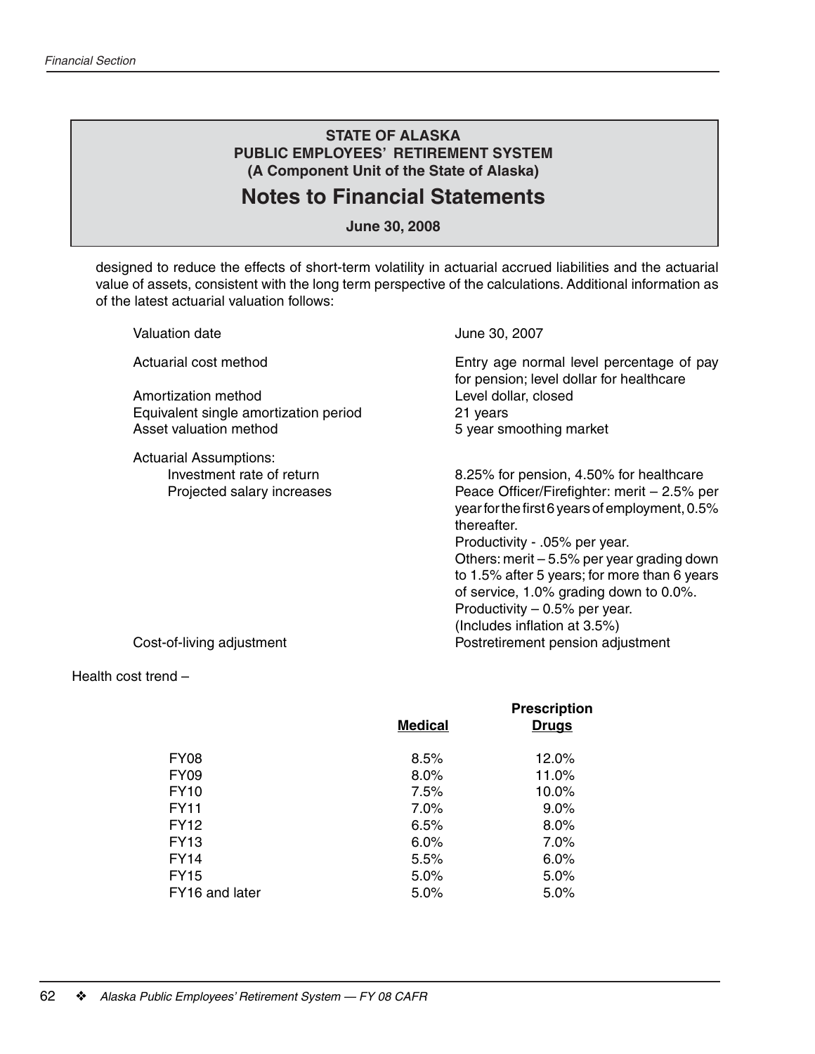**STATE OF ALASKA**
**PUBLIC EMPLOYEES' RETIREMENT SYSTEM**
**(A Component Unit of the State of Alaska)**

# Notes to Financial Statements

**June 30, 2008**

designed to reduce the effects of short-term volatility in actuarial accrued liabilities and the actuarial value of assets, consistent with the long term perspective of the calculations. Additional information as of the latest actuarial valuation follows:

| | |
|---|---|
| Valuation date | June 30, 2007 |
| Actuarial cost method | Entry age normal level percentage of pay for pension; level dollar for healthcare |
| Amortization method | Level dollar, closed |
| Equivalent single amortization period | 21 years |
| Asset valuation method | 5 year smoothing market |
| Actuarial Assumptions: | |
| Investment rate of return | 8.25% for pension, 4.50% for healthcare |
| Projected salary increases | Peace Officer/Firefighter: merit – 2.5% per year for the first 6 years of employment, 0.5% thereafter. Productivity - .05% per year. Others: merit – 5.5% per year grading down to 1.5% after 5 years; for more than 6 years of service, 1.0% grading down to 0.0%. Productivity – 0.5% per year. (Includes inflation at 3.5%) |
| Cost-of-living adjustment | Postretirement pension adjustment |

Health cost trend –

| | Medical | Prescription Drugs |
|---|---|---|
| FY08 | 8.5% | 12.0% |
| FY09 | 8.0% | 11.0% |
| FY10 | 7.5% | 10.0% |
| FY11 | 7.0% | 9.0% |
| FY12 | 6.5% | 8.0% |
| FY13 | 6.0% | 7.0% |
| FY14 | 5.5% | 6.0% |
| FY15 | 5.0% | 5.0% |
| FY16 and later | 5.0% | 5.0% |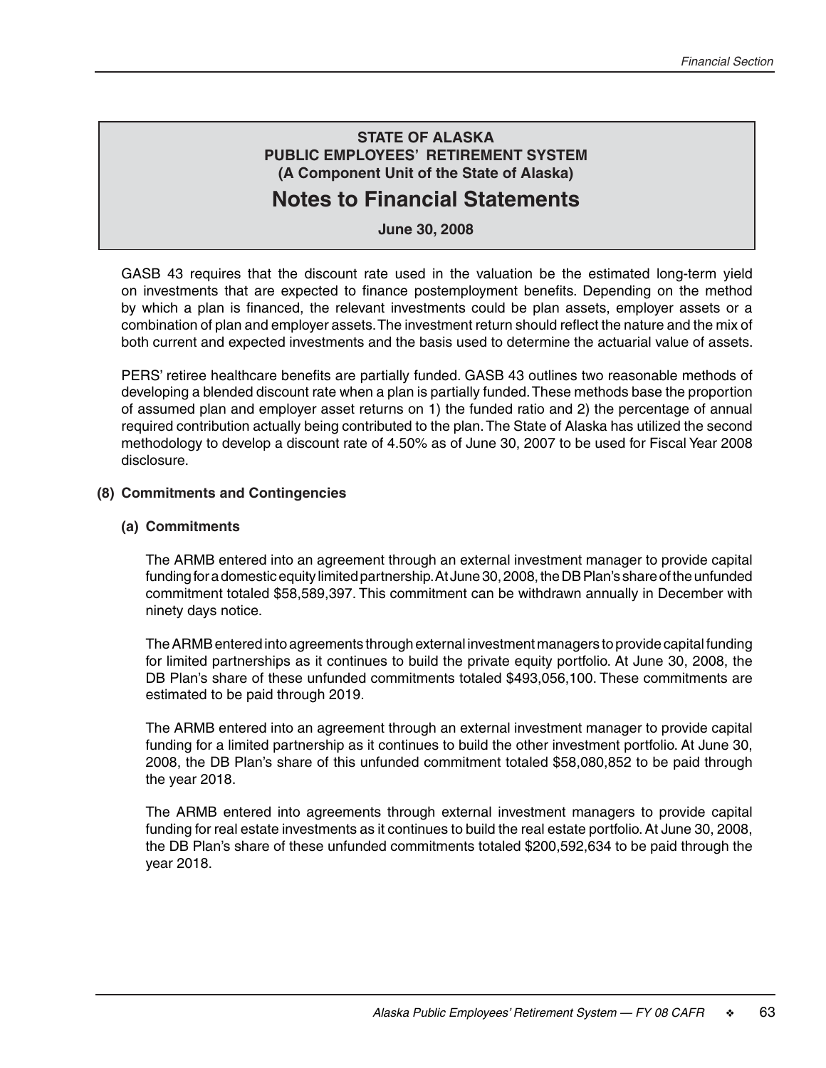**STATE OF ALASKA**
**PUBLIC EMPLOYEES' RETIREMENT SYSTEM**
**(A Component Unit of the State of Alaska)**

# Notes to Financial Statements

**June 30, 2008**

GASB 43 requires that the discount rate used in the valuation be the estimated long-term yield on investments that are expected to finance postemployment benefits. Depending on the method by which a plan is financed, the relevant investments could be plan assets, employer assets or a combination of plan and employer assets. The investment return should reflect the nature and the mix of both current and expected investments and the basis used to determine the actuarial value of assets.

PERS' retiree healthcare benefits are partially funded. GASB 43 outlines two reasonable methods of developing a blended discount rate when a plan is partially funded. These methods base the proportion of assumed plan and employer asset returns on 1) the funded ratio and 2) the percentage of annual required contribution actually being contributed to the plan. The State of Alaska has utilized the second methodology to develop a discount rate of 4.50% as of June 30, 2007 to be used for Fiscal Year 2008 disclosure.

## (8) Commitments and Contingencies

### (a) Commitments

The ARMB entered into an agreement through an external investment manager to provide capital funding for a domestic equity limited partnership. At June 30, 2008, the DB Plan's share of the unfunded commitment totaled $58,589,397. This commitment can be withdrawn annually in December with ninety days notice.

The ARMB entered into agreements through external investment managers to provide capital funding for limited partnerships as it continues to build the private equity portfolio. At June 30, 2008, the DB Plan's share of these unfunded commitments totaled $493,056,100. These commitments are estimated to be paid through 2019.

The ARMB entered into an agreement through an external investment manager to provide capital funding for a limited partnership as it continues to build the other investment portfolio. At June 30, 2008, the DB Plan's share of this unfunded commitment totaled $58,080,852 to be paid through the year 2018.

The ARMB entered into agreements through external investment managers to provide capital funding for real estate investments as it continues to build the real estate portfolio. At June 30, 2008, the DB Plan's share of these unfunded commitments totaled $200,592,634 to be paid through the year 2018.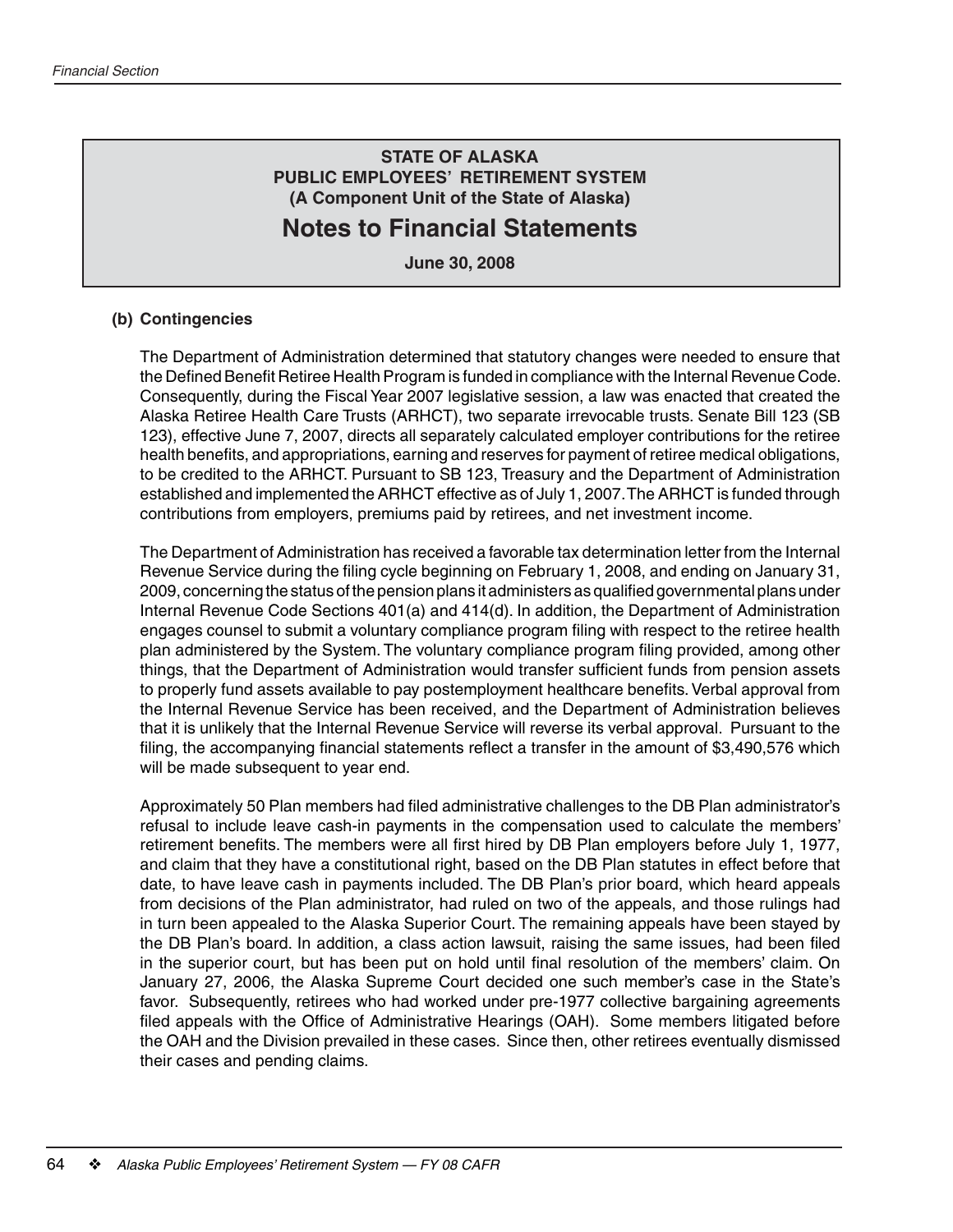## (b) Contingencies

The Department of Administration determined that statutory changes were needed to ensure that the Defined Benefit Retiree Health Program is funded in compliance with the Internal Revenue Code. Consequently, during the Fiscal Year 2007 legislative session, a law was enacted that created the Alaska Retiree Health Care Trusts (ARHCT), two separate irrevocable trusts. Senate Bill 123 (SB 123), effective June 7, 2007, directs all separately calculated employer contributions for the retiree health benefits, and appropriations, earning and reserves for payment of retiree medical obligations, to be credited to the ARHCT. Pursuant to SB 123, Treasury and the Department of Administration established and implemented the ARHCT effective as of July 1, 2007. The ARHCT is funded through contributions from employers, premiums paid by retirees, and net investment income.

The Department of Administration has received a favorable tax determination letter from the Internal Revenue Service during the filing cycle beginning on February 1, 2008, and ending on January 31, 2009, concerning the status of the pension plans it administers as qualified governmental plans under Internal Revenue Code Sections 401(a) and 414(d). In addition, the Department of Administration engages counsel to submit a voluntary compliance program filing with respect to the retiree health plan administered by the System. The voluntary compliance program filing provided, among other things, that the Department of Administration would transfer sufficient funds from pension assets to properly fund assets available to pay postemployment healthcare benefits. Verbal approval from the Internal Revenue Service has been received, and the Department of Administration believes that it is unlikely that the Internal Revenue Service will reverse its verbal approval. Pursuant to the filing, the accompanying financial statements reflect a transfer in the amount of $3,490,576 which will be made subsequent to year end.

Approximately 50 Plan members had filed administrative challenges to the DB Plan administrator's refusal to include leave cash-in payments in the compensation used to calculate the members' retirement benefits. The members were all first hired by DB Plan employers before July 1, 1977, and claim that they have a constitutional right, based on the DB Plan statutes in effect before that date, to have leave cash in payments included. The DB Plan's prior board, which heard appeals from decisions of the Plan administrator, had ruled on two of the appeals, and those rulings had in turn been appealed to the Alaska Superior Court. The remaining appeals have been stayed by the DB Plan's board. In addition, a class action lawsuit, raising the same issues, had been filed in the superior court, but has been put on hold until final resolution of the members' claim. On January 27, 2006, the Alaska Supreme Court decided one such member's case in the State's favor. Subsequently, retirees who had worked under pre-1977 collective bargaining agreements filed appeals with the Office of Administrative Hearings (OAH). Some members litigated before the OAH and the Division prevailed in these cases. Since then, other retirees eventually dismissed their cases and pending claims.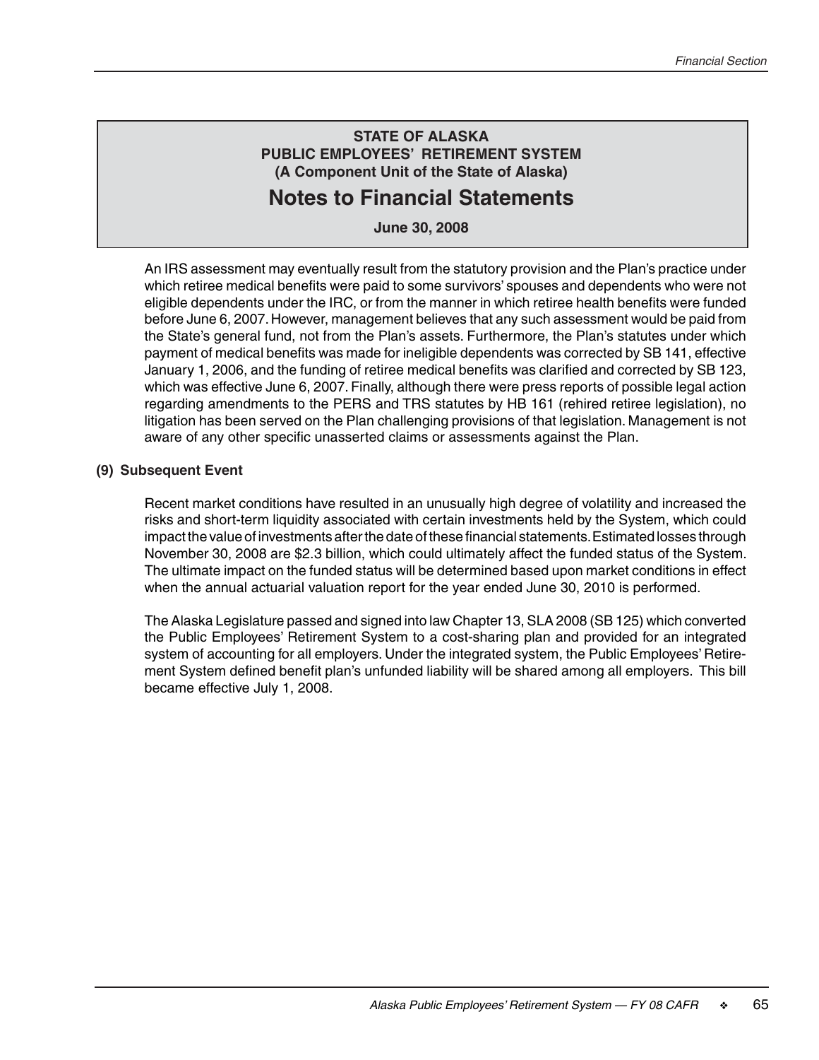# STATE OF ALASKA
## PUBLIC EMPLOYEES' RETIREMENT SYSTEM
### (A Component Unit of the State of Alaska)

# Notes to Financial Statements

**June 30, 2008**

An IRS assessment may eventually result from the statutory provision and the Plan's practice under which retiree medical benefits were paid to some survivors' spouses and dependents who were not eligible dependents under the IRC, or from the manner in which retiree health benefits were funded before June 6, 2007. However, management believes that any such assessment would be paid from the State's general fund, not from the Plan's assets. Furthermore, the Plan's statutes under which payment of medical benefits was made for ineligible dependents was corrected by SB 141, effective January 1, 2006, and the funding of retiree medical benefits was clarified and corrected by SB 123, which was effective June 6, 2007. Finally, although there were press reports of possible legal action regarding amendments to the PERS and TRS statutes by HB 161 (rehired retiree legislation), no litigation has been served on the Plan challenging provisions of that legislation. Management is not aware of any other specific unasserted claims or assessments against the Plan.

**(9) Subsequent Event**

Recent market conditions have resulted in an unusually high degree of volatility and increased the risks and short-term liquidity associated with certain investments held by the System, which could impact the value of investments after the date of these financial statements. Estimated losses through November 30, 2008 are $2.3 billion, which could ultimately affect the funded status of the System. The ultimate impact on the funded status will be determined based upon market conditions in effect when the annual actuarial valuation report for the year ended June 30, 2010 is performed.

The Alaska Legislature passed and signed into law Chapter 13, SLA 2008 (SB 125) which converted the Public Employees' Retirement System to a cost-sharing plan and provided for an integrated system of accounting for all employers. Under the integrated system, the Public Employees' Retirement System defined benefit plan's unfunded liability will be shared among all employers. This bill became effective July 1, 2008.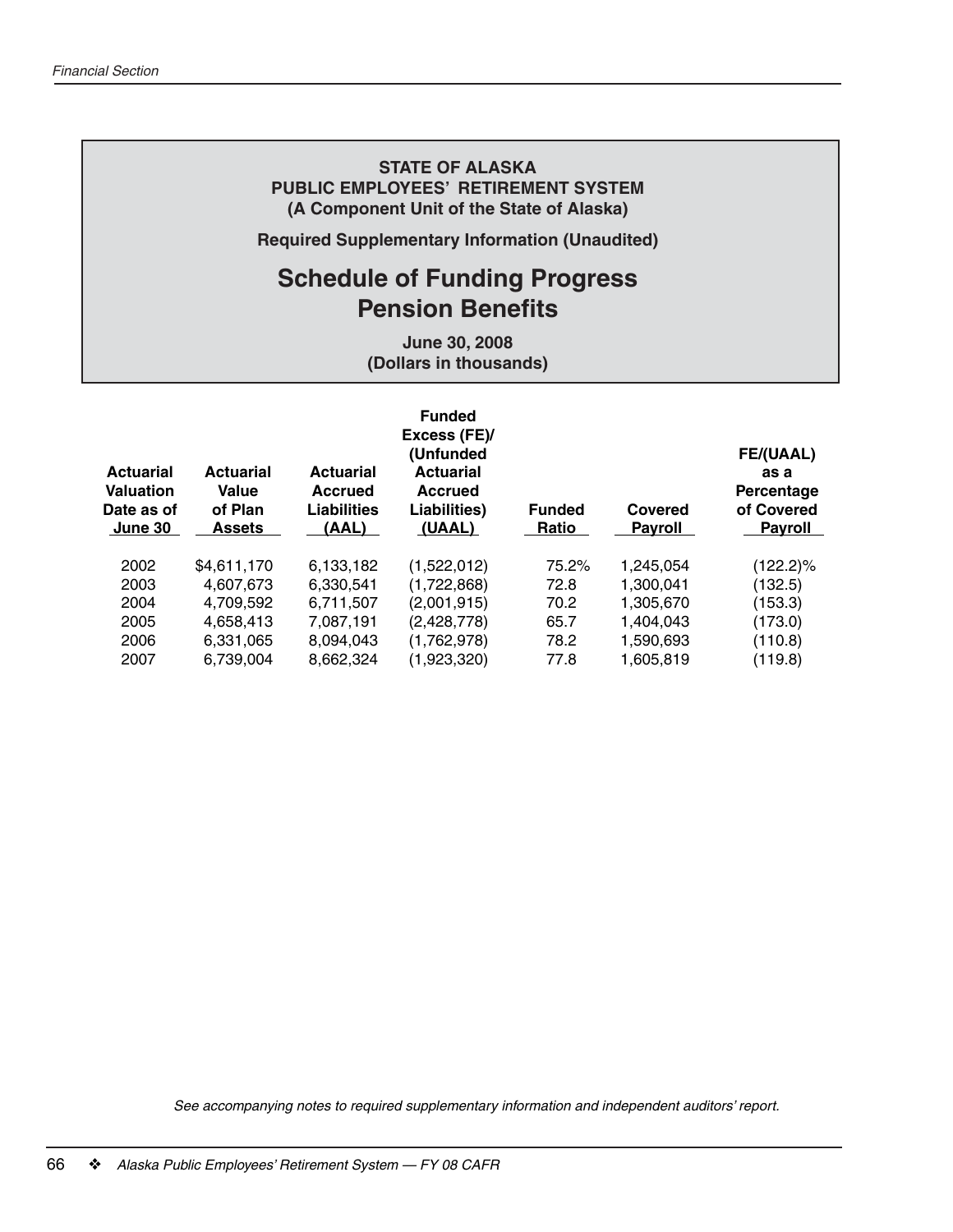**STATE OF ALASKA**
**PUBLIC EMPLOYEES' RETIREMENT SYSTEM**
**(A Component Unit of the State of Alaska)**

**Required Supplementary Information (Unaudited)**

# Schedule of Funding Progress
# Pension Benefits

**June 30, 2008**
**(Dollars in thousands)**

| Actuarial Valuation Date as of June 30 | Actuarial Value of Plan Assets | Actuarial Accrued Liabilities (AAL) | Funded Excess (FE)/ (Unfunded Actuarial Accrued Liabilities) (UAAL) | Funded Ratio | Covered Payroll | FE/(UAAL) as a Percentage of Covered Payroll |
|---|---|---|---|---|---|---|
| 2002 | $4,611,170 | 6,133,182 | (1,522,012) | 75.2% | 1,245,054 | (122.2)% |
| 2003 | 4,607,673 | 6,330,541 | (1,722,868) | 72.8 | 1,300,041 | (132.5) |
| 2004 | 4,709,592 | 6,711,507 | (2,001,915) | 70.2 | 1,305,670 | (153.3) |
| 2005 | 4,658,413 | 7,087,191 | (2,428,778) | 65.7 | 1,404,043 | (173.0) |
| 2006 | 6,331,065 | 8,094,043 | (1,762,978) | 78.2 | 1,590,693 | (110.8) |
| 2007 | 6,739,004 | 8,662,324 | (1,923,320) | 77.8 | 1,605,819 | (119.8) |

*See accompanying notes to required supplementary information and independent auditors' report.*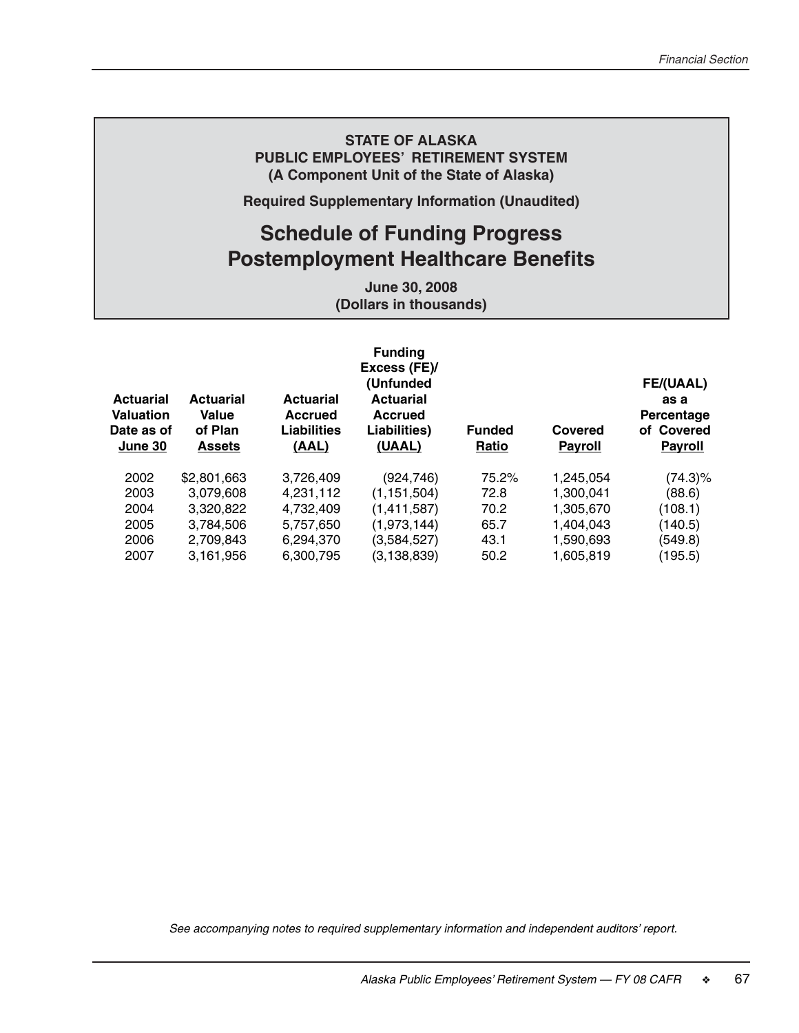**STATE OF ALASKA**
**PUBLIC EMPLOYEES' RETIREMENT SYSTEM**
**(A Component Unit of the State of Alaska)**

**Required Supplementary Information (Unaudited)**

# Schedule of Funding Progress
# Postemployment Healthcare Benefits

**June 30, 2008**
**(Dollars in thousands)**

| Actuarial Valuation Date as of June 30 | Actuarial Value of Plan Assets | Actuarial Accrued Liabilities (AAL) | Funding Excess (FE)/ (Unfunded Actuarial Accrued Liabilities) (UAAL) | Funded Ratio | Covered Payroll | FE/(UAAL) as a Percentage of Covered Payroll |
|---|---|---|---|---|---|---|
| 2002 | $2,801,663 | 3,726,409 | (924,746) | 75.2% | 1,245,054 | (74.3)% |
| 2003 | 3,079,608 | 4,231,112 | (1,151,504) | 72.8 | 1,300,041 | (88.6) |
| 2004 | 3,320,822 | 4,732,409 | (1,411,587) | 70.2 | 1,305,670 | (108.1) |
| 2005 | 3,784,506 | 5,757,650 | (1,973,144) | 65.7 | 1,404,043 | (140.5) |
| 2006 | 2,709,843 | 6,294,370 | (3,584,527) | 43.1 | 1,590,693 | (549.8) |
| 2007 | 3,161,956 | 6,300,795 | (3,138,839) | 50.2 | 1,605,819 | (195.5) |

*See accompanying notes to required supplementary information and independent auditors' report.*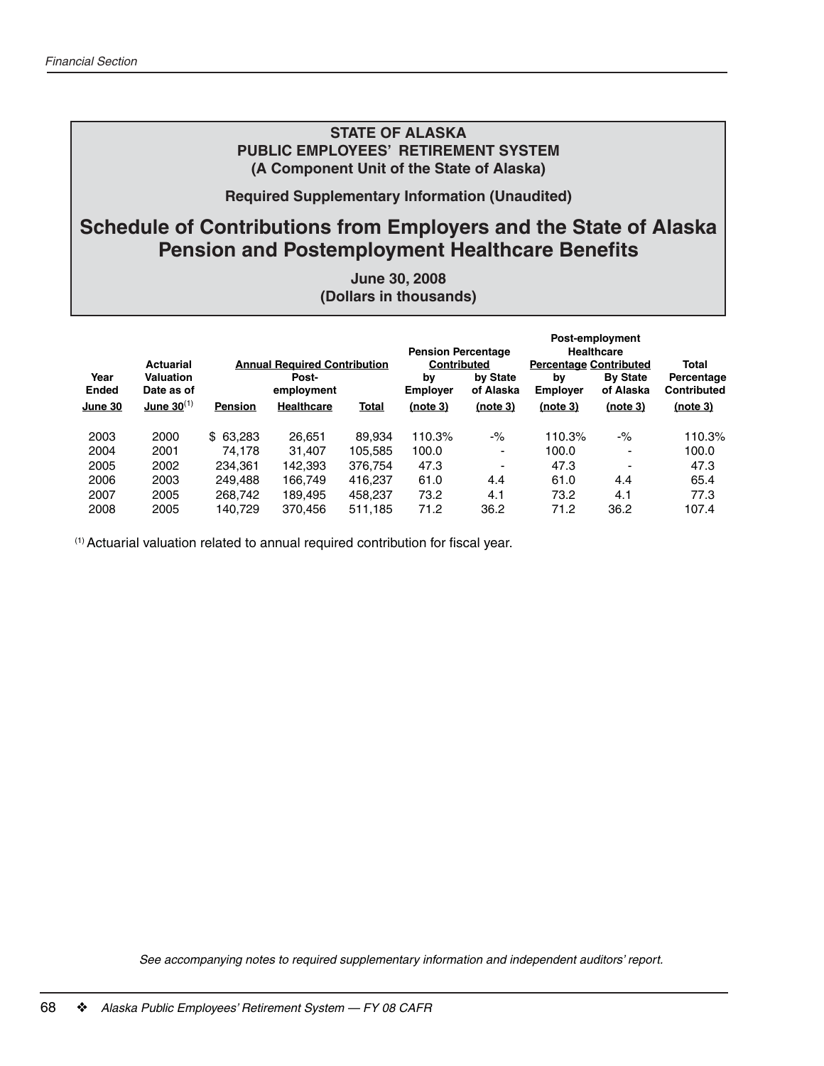# STATE OF ALASKA
## PUBLIC EMPLOYEES' RETIREMENT SYSTEM
### (A Component Unit of the State of Alaska)

**Required Supplementary Information (Unaudited)**

# Schedule of Contributions from Employers and the State of Alaska Pension and Postemployment Healthcare Benefits

**June 30, 2008**
**(Dollars in thousands)**

| Year Ended June 30 | Actuarial Valuation Date as of June 30[1] | Annual Required Contribution | | | Pension Percentage Contributed | | Post-employment Healthcare Percentage Contributed | | Total Percentage Contributed (note 3) |
|---|---|---|---|---|---|---|---|---|---|
| | | Pension | Post-employment Healthcare | Total | by Employer (note 3) | by State of Alaska (note 3) | by Employer (note 3) | By State of Alaska (note 3) | |
| 2003 | 2000 | $ 63,283 | 26,651 | 89,934 | 110.3% | -% | 110.3% | -% | 110.3% |
| 2004 | 2001 | 74,178 | 31,407 | 105,585 | 100.0 | - | 100.0 | - | 100.0 |
| 2005 | 2002 | 234,361 | 142,393 | 376,754 | 47.3 | - | 47.3 | - | 47.3 |
| 2006 | 2003 | 249,488 | 166,749 | 416,237 | 61.0 | 4.4 | 61.0 | 4.4 | 65.4 |
| 2007 | 2005 | 268,742 | 189,495 | 458,237 | 73.2 | 4.1 | 73.2 | 4.1 | 77.3 |
| 2008 | 2005 | 140,729 | 370,456 | 511,185 | 71.2 | 36.2 | 71.2 | 36.2 | 107.4 |

[1] Actuarial valuation related to annual required contribution for fiscal year.

*See accompanying notes to required supplementary information and independent auditors' report.*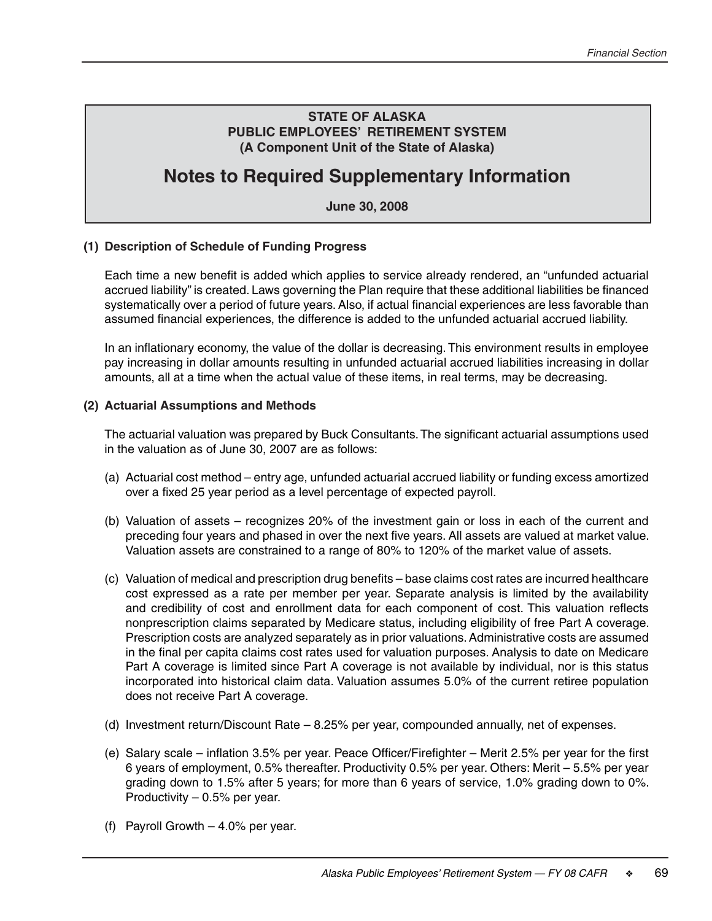**STATE OF ALASKA**
**PUBLIC EMPLOYEES' RETIREMENT SYSTEM**
**(A Component Unit of the State of Alaska)**

# Notes to Required Supplementary Information

**June 30, 2008**

### (1) Description of Schedule of Funding Progress

Each time a new benefit is added which applies to service already rendered, an "unfunded actuarial accrued liability" is created. Laws governing the Plan require that these additional liabilities be financed systematically over a period of future years. Also, if actual financial experiences are less favorable than assumed financial experiences, the difference is added to the unfunded actuarial accrued liability.

In an inflationary economy, the value of the dollar is decreasing. This environment results in employee pay increasing in dollar amounts resulting in unfunded actuarial accrued liabilities increasing in dollar amounts, all at a time when the actual value of these items, in real terms, may be decreasing.

### (2) Actuarial Assumptions and Methods

The actuarial valuation was prepared by Buck Consultants. The significant actuarial assumptions used in the valuation as of June 30, 2007 are as follows:

(a) Actuarial cost method – entry age, unfunded actuarial accrued liability or funding excess amortized over a fixed 25 year period as a level percentage of expected payroll.

(b) Valuation of assets – recognizes 20% of the investment gain or loss in each of the current and preceding four years and phased in over the next five years. All assets are valued at market value. Valuation assets are constrained to a range of 80% to 120% of the market value of assets.

(c) Valuation of medical and prescription drug benefits – base claims cost rates are incurred healthcare cost expressed as a rate per member per year. Separate analysis is limited by the availability and credibility of cost and enrollment data for each component of cost. This valuation reflects nonprescription claims separated by Medicare status, including eligibility of free Part A coverage. Prescription costs are analyzed separately as in prior valuations. Administrative costs are assumed in the final per capita claims cost rates used for valuation purposes. Analysis to date on Medicare Part A coverage is limited since Part A coverage is not available by individual, nor is this status incorporated into historical claim data. Valuation assumes 5.0% of the current retiree population does not receive Part A coverage.

(d) Investment return/Discount Rate – 8.25% per year, compounded annually, net of expenses.

(e) Salary scale – inflation 3.5% per year. Peace Officer/Firefighter – Merit 2.5% per year for the first 6 years of employment, 0.5% thereafter. Productivity 0.5% per year. Others: Merit – 5.5% per year grading down to 1.5% after 5 years; for more than 6 years of service, 1.0% grading down to 0%. Productivity – 0.5% per year.

(f) Payroll Growth – 4.0% per year.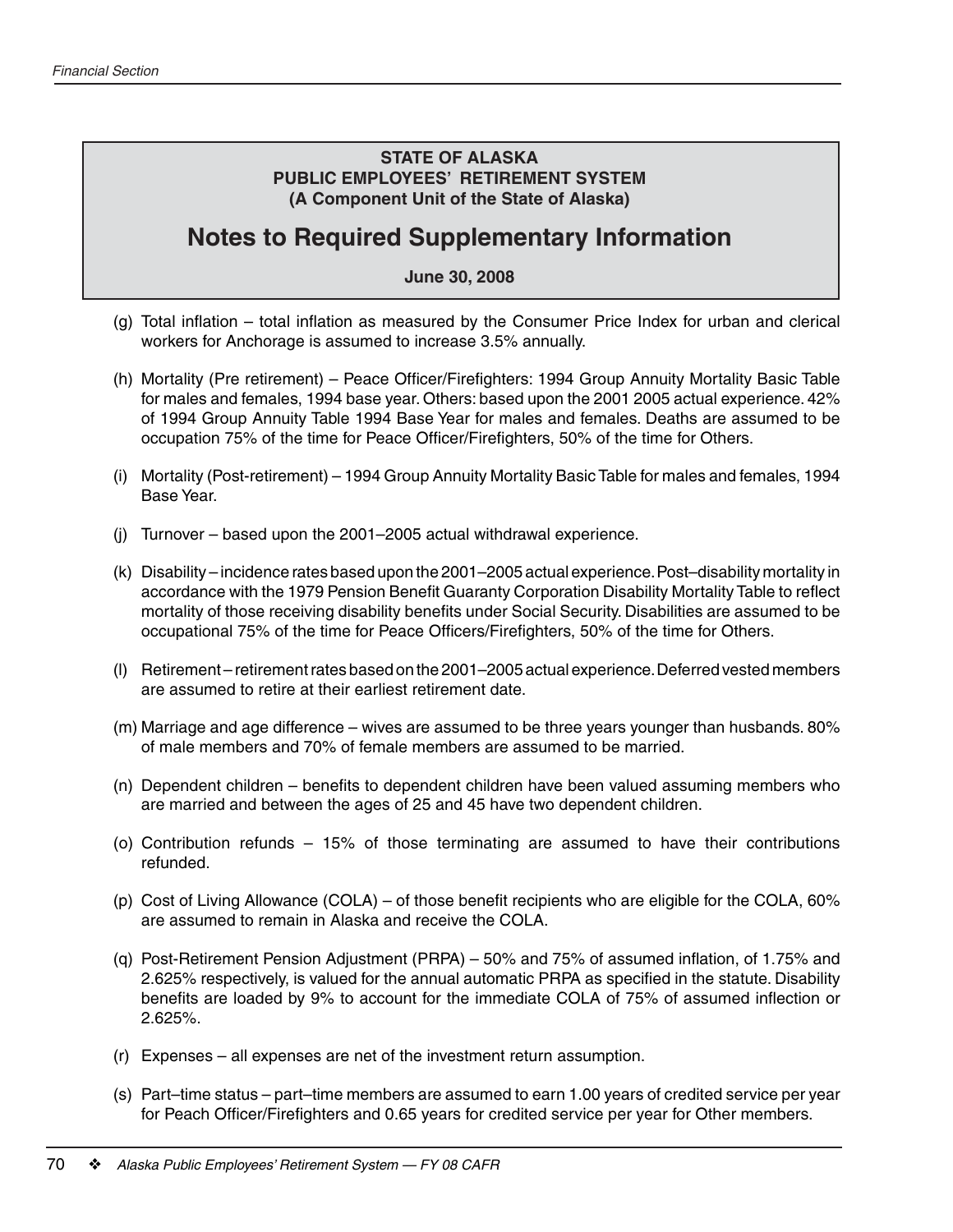**STATE OF ALASKA**
**PUBLIC EMPLOYEES' RETIREMENT SYSTEM**
**(A Component Unit of the State of Alaska)**

# Notes to Required Supplementary Information

**June 30, 2008**

(g) Total inflation – total inflation as measured by the Consumer Price Index for urban and clerical workers for Anchorage is assumed to increase 3.5% annually.

(h) Mortality (Pre retirement) – Peace Officer/Firefighters: 1994 Group Annuity Mortality Basic Table for males and females, 1994 base year. Others: based upon the 2001 2005 actual experience. 42% of 1994 Group Annuity Table 1994 Base Year for males and females. Deaths are assumed to be occupation 75% of the time for Peace Officer/Firefighters, 50% of the time for Others.

(i) Mortality (Post-retirement) – 1994 Group Annuity Mortality Basic Table for males and females, 1994 Base Year.

(j) Turnover – based upon the 2001–2005 actual withdrawal experience.

(k) Disability – incidence rates based upon the 2001–2005 actual experience. Post–disability mortality in accordance with the 1979 Pension Benefit Guaranty Corporation Disability Mortality Table to reflect mortality of those receiving disability benefits under Social Security. Disabilities are assumed to be occupational 75% of the time for Peace Officers/Firefighters, 50% of the time for Others.

(l) Retirement – retirement rates based on the 2001–2005 actual experience. Deferred vested members are assumed to retire at their earliest retirement date.

(m) Marriage and age difference – wives are assumed to be three years younger than husbands. 80% of male members and 70% of female members are assumed to be married.

(n) Dependent children – benefits to dependent children have been valued assuming members who are married and between the ages of 25 and 45 have two dependent children.

(o) Contribution refunds – 15% of those terminating are assumed to have their contributions refunded.

(p) Cost of Living Allowance (COLA) – of those benefit recipients who are eligible for the COLA, 60% are assumed to remain in Alaska and receive the COLA.

(q) Post-Retirement Pension Adjustment (PRPA) – 50% and 75% of assumed inflation, of 1.75% and 2.625% respectively, is valued for the annual automatic PRPA as specified in the statute. Disability benefits are loaded by 9% to account for the immediate COLA of 75% of assumed inflection or 2.625%.

(r) Expenses – all expenses are net of the investment return assumption.

(s) Part–time status – part–time members are assumed to earn 1.00 years of credited service per year for Peach Officer/Firefighters and 0.65 years for credited service per year for Other members.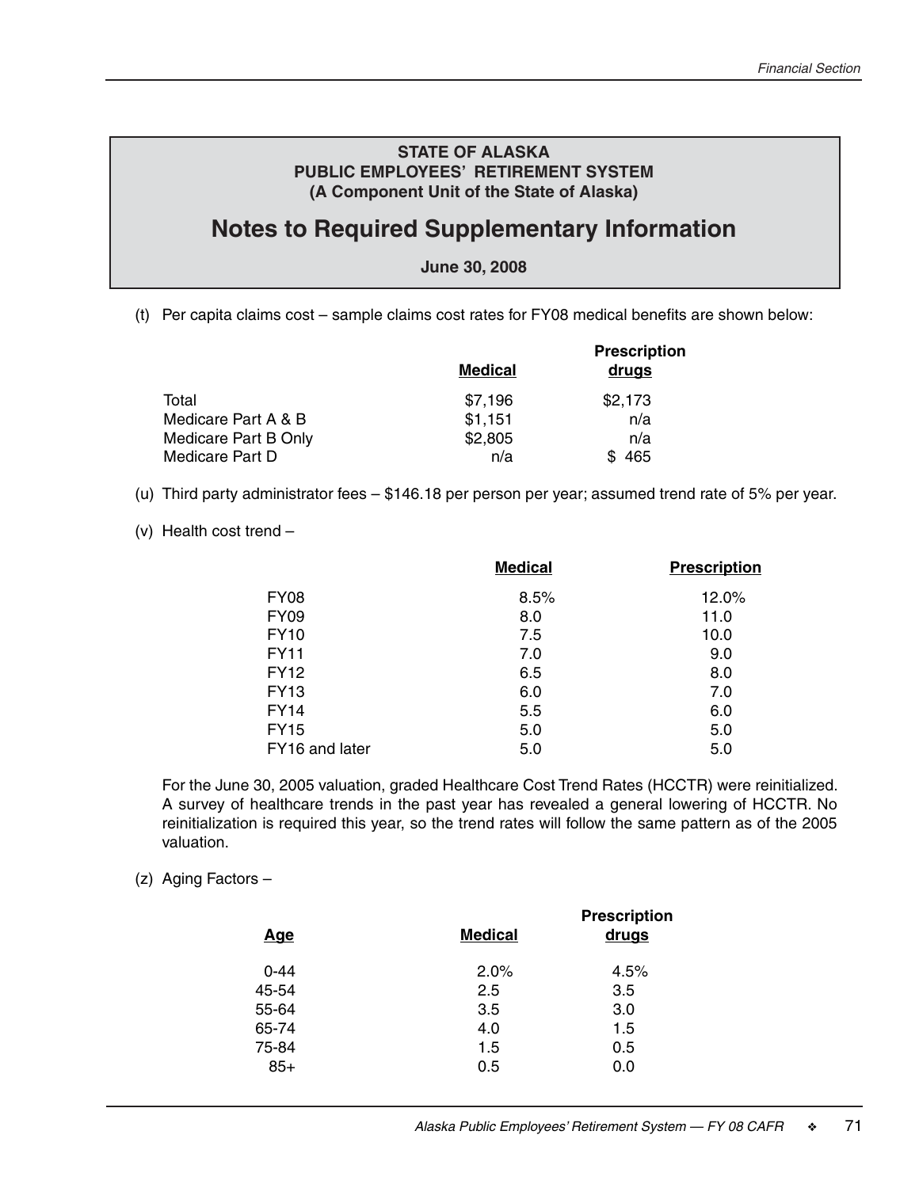**STATE OF ALASKA**
**PUBLIC EMPLOYEES' RETIREMENT SYSTEM**
**(A Component Unit of the State of Alaska)**

# Notes to Required Supplementary Information

**June 30, 2008**

(t) Per capita claims cost – sample claims cost rates for FY08 medical benefits are shown below:

| | Medical | Prescription drugs |
|---|---|---|
| Total | $7,196 | $2,173 |
| Medicare Part A & B | $1,151 | n/a |
| Medicare Part B Only | $2,805 | n/a |
| Medicare Part D | n/a | $ 465 |

(u) Third party administrator fees – $146.18 per person per year; assumed trend rate of 5% per year.

(v) Health cost trend –

| | Medical | Prescription |
|---|---|---|
| FY08 | 8.5% | 12.0% |
| FY09 | 8.0 | 11.0 |
| FY10 | 7.5 | 10.0 |
| FY11 | 7.0 | 9.0 |
| FY12 | 6.5 | 8.0 |
| FY13 | 6.0 | 7.0 |
| FY14 | 5.5 | 6.0 |
| FY15 | 5.0 | 5.0 |
| FY16 and later | 5.0 | 5.0 |

For the June 30, 2005 valuation, graded Healthcare Cost Trend Rates (HCCTR) were reinitialized. A survey of healthcare trends in the past year has revealed a general lowering of HCCTR. No reinitialization is required this year, so the trend rates will follow the same pattern as of the 2005 valuation.

(z) Aging Factors –

| Age | Medical | Prescription drugs |
|---|---|---|
| 0-44 | 2.0% | 4.5% |
| 45-54 | 2.5 | 3.5 |
| 55-64 | 3.5 | 3.0 |
| 65-74 | 4.0 | 1.5 |
| 75-84 | 1.5 | 0.5 |
| 85+ | 0.5 | 0.0 |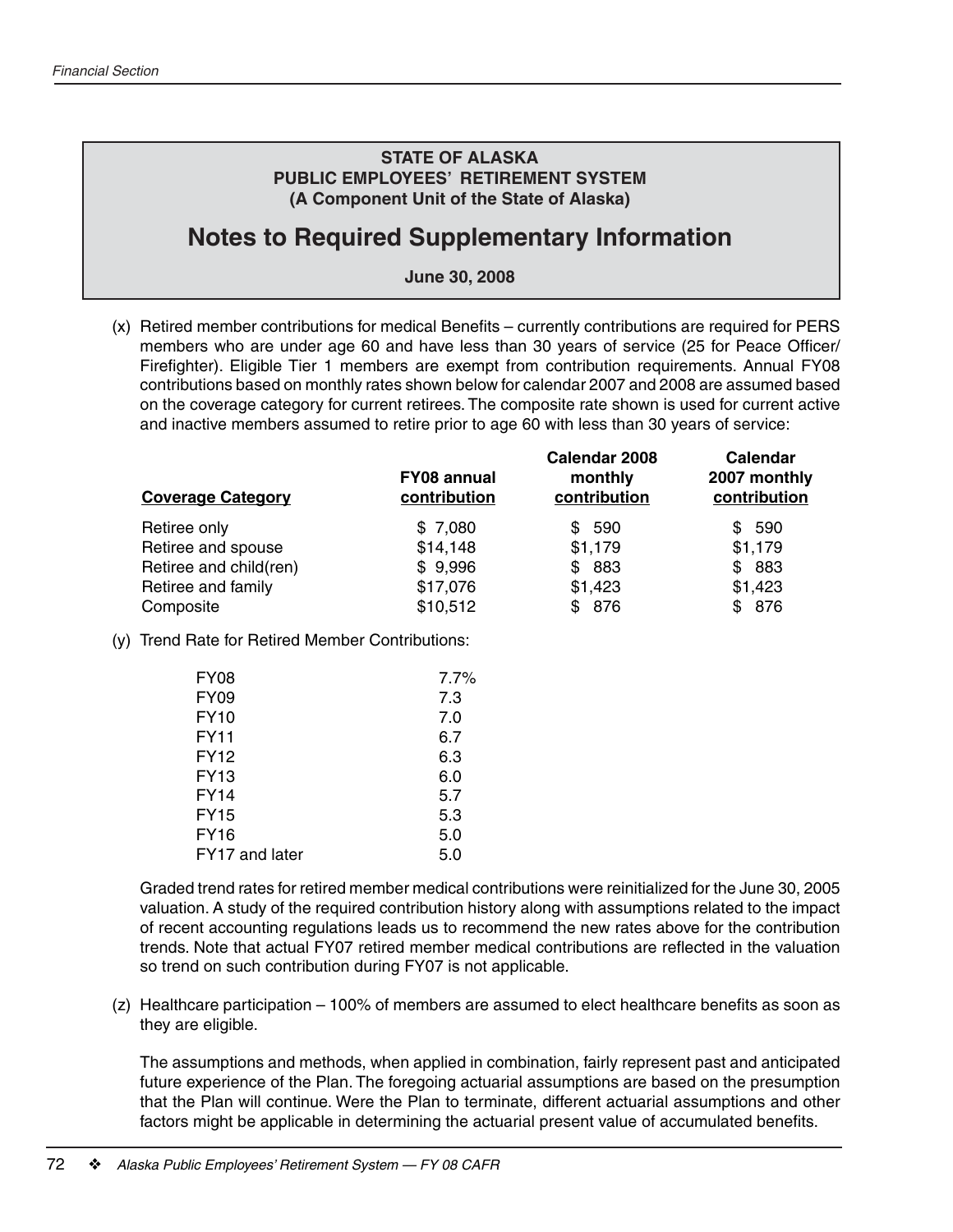**STATE OF ALASKA**
**PUBLIC EMPLOYEES' RETIREMENT SYSTEM**
**(A Component Unit of the State of Alaska)**

# Notes to Required Supplementary Information

**June 30, 2008**

(x) Retired member contributions for medical Benefits – currently contributions are required for PERS members who are under age 60 and have less than 30 years of service (25 for Peace Officer/Firefighter). Eligible Tier 1 members are exempt from contribution requirements. Annual FY08 contributions based on monthly rates shown below for calendar 2007 and 2008 are assumed based on the coverage category for current retirees. The composite rate shown is used for current active and inactive members assumed to retire prior to age 60 with less than 30 years of service:

| Coverage Category | FY08 annual contribution | Calendar 2008 monthly contribution | Calendar 2007 monthly contribution |
|---|---|---|---|
| Retiree only | $ 7,080 | $ 590 | $ 590 |
| Retiree and spouse | $14,148 | $1,179 | $1,179 |
| Retiree and child(ren) | $ 9,996 | $ 883 | $ 883 |
| Retiree and family | $17,076 | $1,423 | $1,423 |
| Composite | $10,512 | $ 876 | $ 876 |

(y) Trend Rate for Retired Member Contributions:

| | |
|---|---|
| FY08 | 7.7% |
| FY09 | 7.3 |
| FY10 | 7.0 |
| FY11 | 6.7 |
| FY12 | 6.3 |
| FY13 | 6.0 |
| FY14 | 5.7 |
| FY15 | 5.3 |
| FY16 | 5.0 |
| FY17 and later | 5.0 |

Graded trend rates for retired member medical contributions were reinitialized for the June 30, 2005 valuation. A study of the required contribution history along with assumptions related to the impact of recent accounting regulations leads us to recommend the new rates above for the contribution trends. Note that actual FY07 retired member medical contributions are reflected in the valuation so trend on such contribution during FY07 is not applicable.

(z) Healthcare participation – 100% of members are assumed to elect healthcare benefits as soon as they are eligible.

The assumptions and methods, when applied in combination, fairly represent past and anticipated future experience of the Plan. The foregoing actuarial assumptions are based on the presumption that the Plan will continue. Were the Plan to terminate, different actuarial assumptions and other factors might be applicable in determining the actuarial present value of accumulated benefits.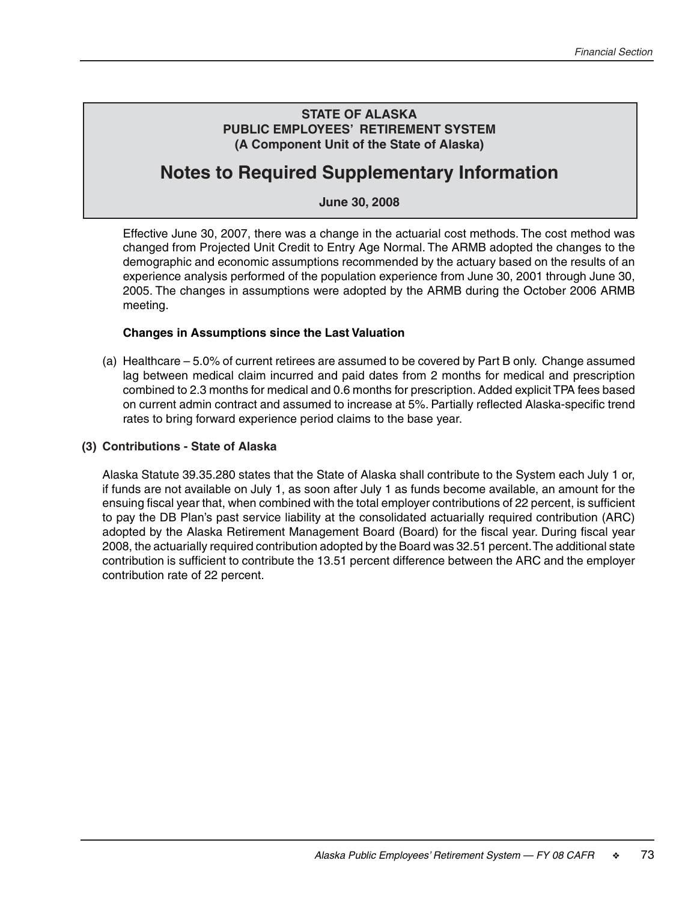**STATE OF ALASKA**
**PUBLIC EMPLOYEES' RETIREMENT SYSTEM**
**(A Component Unit of the State of Alaska)**

# Notes to Required Supplementary Information

**June 30, 2008**

Effective June 30, 2007, there was a change in the actuarial cost methods. The cost method was changed from Projected Unit Credit to Entry Age Normal. The ARMB adopted the changes to the demographic and economic assumptions recommended by the actuary based on the results of an experience analysis performed of the population experience from June 30, 2001 through June 30, 2005. The changes in assumptions were adopted by the ARMB during the October 2006 ARMB meeting.

**Changes in Assumptions since the Last Valuation**

(a) Healthcare – 5.0% of current retirees are assumed to be covered by Part B only. Change assumed lag between medical claim incurred and paid dates from 2 months for medical and prescription combined to 2.3 months for medical and 0.6 months for prescription. Added explicit TPA fees based on current admin contract and assumed to increase at 5%. Partially reflected Alaska-specific trend rates to bring forward experience period claims to the base year.

**(3) Contributions - State of Alaska**

Alaska Statute 39.35.280 states that the State of Alaska shall contribute to the System each July 1 or, if funds are not available on July 1, as soon after July 1 as funds become available, an amount for the ensuing fiscal year that, when combined with the total employer contributions of 22 percent, is sufficient to pay the DB Plan's past service liability at the consolidated actuarially required contribution (ARC) adopted by the Alaska Retirement Management Board (Board) for the fiscal year. During fiscal year 2008, the actuarially required contribution adopted by the Board was 32.51 percent. The additional state contribution is sufficient to contribute the 13.51 percent difference between the ARC and the employer contribution rate of 22 percent.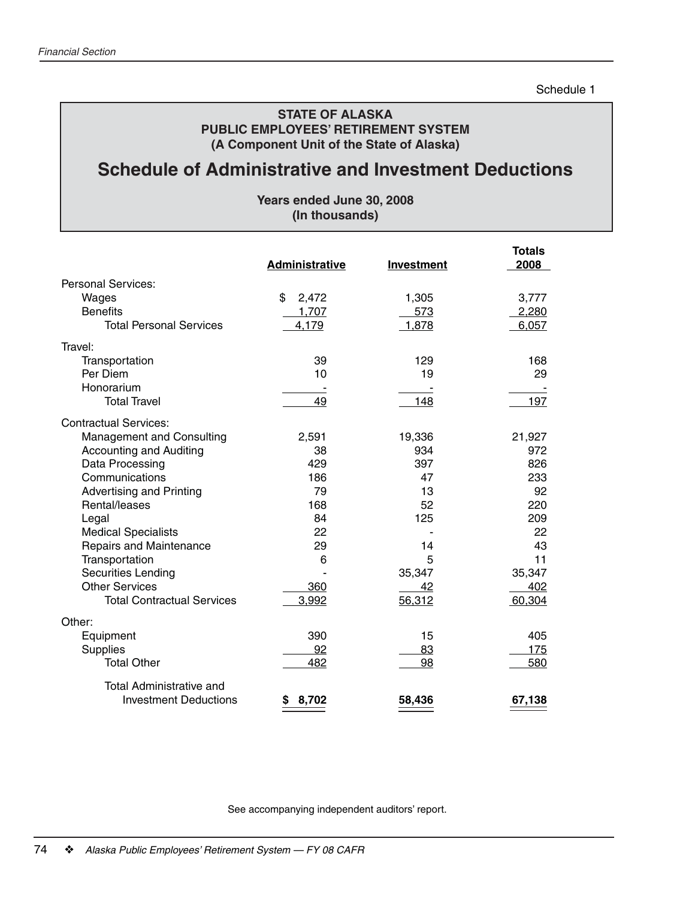Schedule 1

**STATE OF ALASKA**
**PUBLIC EMPLOYEES' RETIREMENT SYSTEM**
**(A Component Unit of the State of Alaska)**

# Schedule of Administrative and Investment Deductions

**Years ended June 30, 2008**
**(In thousands)**

| | Administrative | Investment | Totals 2008 |
|---|---|---|---|
| Personal Services: | | | |
| Wages | $ 2,472 | 1,305 | 3,777 |
| Benefits | 1,707 | 573 | 2,280 |
| Total Personal Services | 4,179 | 1,878 | 6,057 |
| Travel: | | | |
| Transportation | 39 | 129 | 168 |
| Per Diem | 10 | 19 | 29 |
| Honorarium | - | - | - |
| Total Travel | 49 | 148 | 197 |
| Contractual Services: | | | |
| Management and Consulting | 2,591 | 19,336 | 21,927 |
| Accounting and Auditing | 38 | 934 | 972 |
| Data Processing | 429 | 397 | 826 |
| Communications | 186 | 47 | 233 |
| Advertising and Printing | 79 | 13 | 92 |
| Rental/leases | 168 | 52 | 220 |
| Legal | 84 | 125 | 209 |
| Medical Specialists | 22 | - | 22 |
| Repairs and Maintenance | 29 | 14 | 43 |
| Transportation | 6 | 5 | 11 |
| Securities Lending | - | 35,347 | 35,347 |
| Other Services | 360 | 42 | 402 |
| Total Contractual Services | 3,992 | 56,312 | 60,304 |
| Other: | | | |
| Equipment | 390 | 15 | 405 |
| Supplies | 92 | 83 | 175 |
| Total Other | 482 | 98 | 580 |
| Total Administrative and Investment Deductions | **$ 8,702** | **58,436** | **67,138** |

See accompanying independent auditors' report.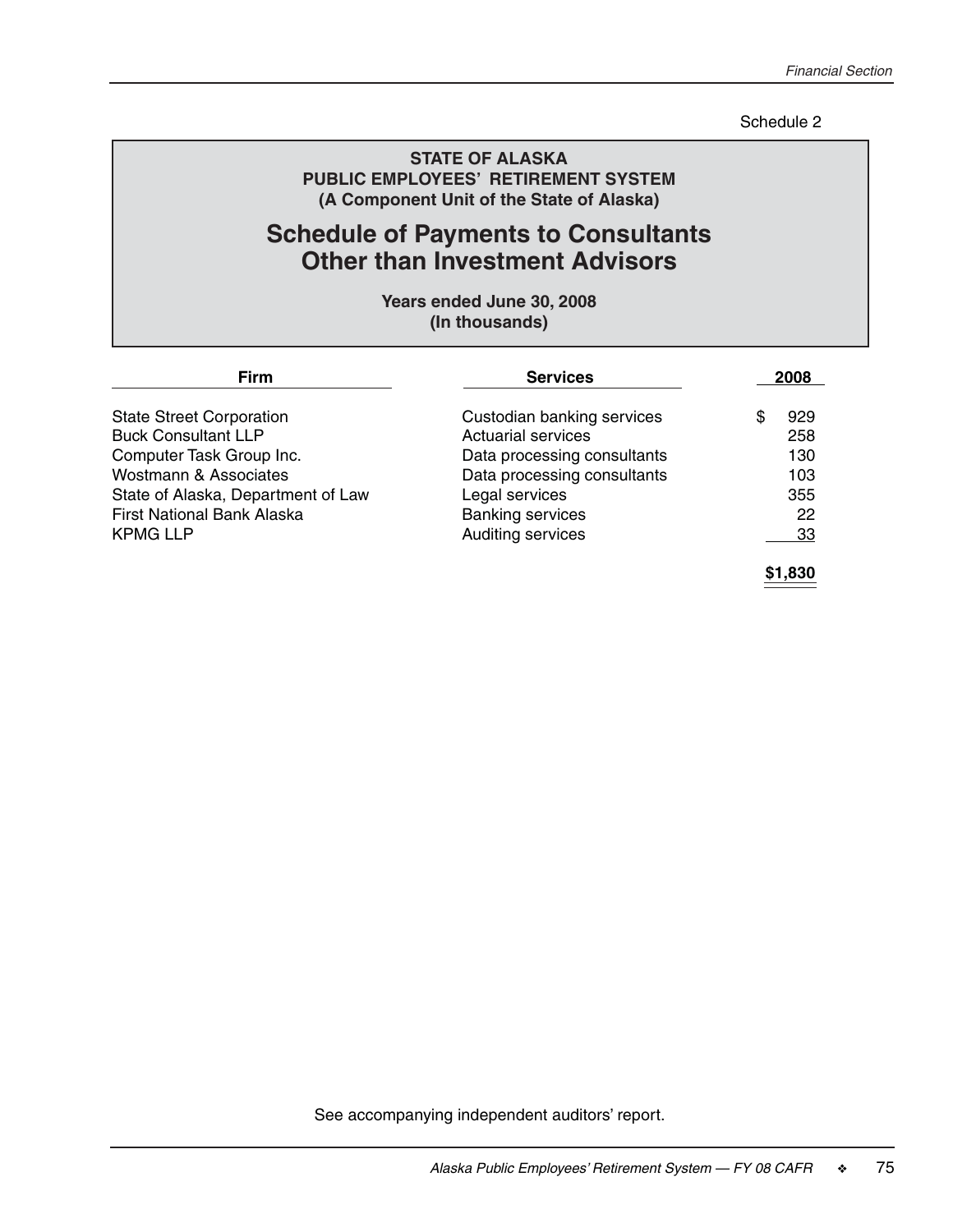Schedule 2

**STATE OF ALASKA**
**PUBLIC EMPLOYEES' RETIREMENT SYSTEM**
**(A Component Unit of the State of Alaska)**

# Schedule of Payments to Consultants Other than Investment Advisors

**Years ended June 30, 2008**
**(In thousands)**

| Firm | Services | 2008 |
|---|---|---|
| State Street Corporation | Custodian banking services | $ 929 |
| Buck Consultant LLP | Actuarial services | 258 |
| Computer Task Group Inc. | Data processing consultants | 130 |
| Wostmann & Associates | Data processing consultants | 103 |
| State of Alaska, Department of Law | Legal services | 355 |
| First National Bank Alaska | Banking services | 22 |
| KPMG LLP | Auditing services | 33 |
| | | **$1,830** |

See accompanying independent auditors' report.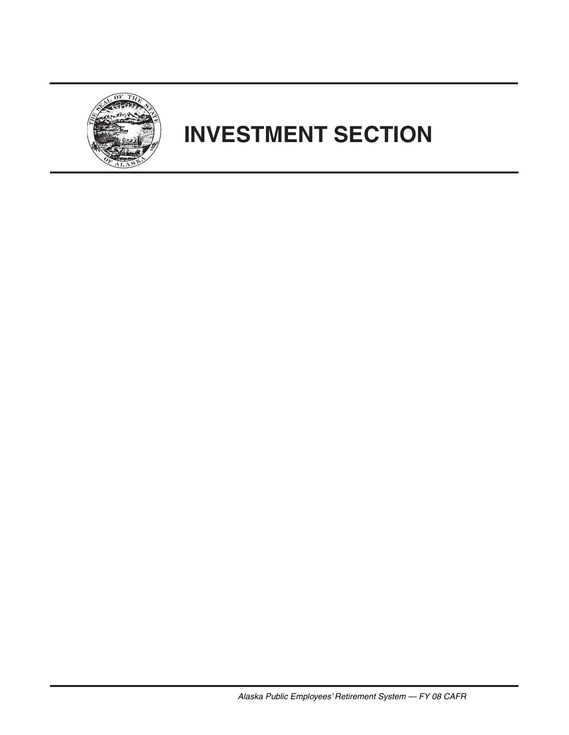# INVESTMENT SECTION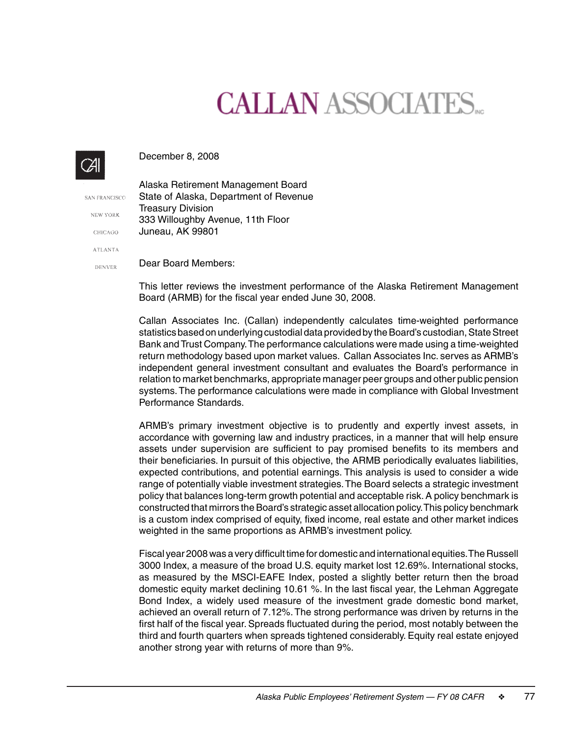# CALLAN ASSOCIATES INC

SAN FRANCISCO

NEW YORK

CHICAGO

ATLANTA

DENVER

December 8, 2008

Alaska Retirement Management Board
State of Alaska, Department of Revenue
Treasury Division
333 Willoughby Avenue, 11th Floor
Juneau, AK 99801

Dear Board Members:

This letter reviews the investment performance of the Alaska Retirement Management Board (ARMB) for the fiscal year ended June 30, 2008.

Callan Associates Inc. (Callan) independently calculates time-weighted performance statistics based on underlying custodial data provided by the Board's custodian, State Street Bank and Trust Company. The performance calculations were made using a time-weighted return methodology based upon market values. Callan Associates Inc. serves as ARMB's independent general investment consultant and evaluates the Board's performance in relation to market benchmarks, appropriate manager peer groups and other public pension systems. The performance calculations were made in compliance with Global Investment Performance Standards.

ARMB's primary investment objective is to prudently and expertly invest assets, in accordance with governing law and industry practices, in a manner that will help ensure assets under supervision are sufficient to pay promised benefits to its members and their beneficiaries. In pursuit of this objective, the ARMB periodically evaluates liabilities, expected contributions, and potential earnings. This analysis is used to consider a wide range of potentially viable investment strategies. The Board selects a strategic investment policy that balances long-term growth potential and acceptable risk. A policy benchmark is constructed that mirrors the Board's strategic asset allocation policy. This policy benchmark is a custom index comprised of equity, fixed income, real estate and other market indices weighted in the same proportions as ARMB's investment policy.

Fiscal year 2008 was a very difficult time for domestic and international equities. The Russell 3000 Index, a measure of the broad U.S. equity market lost 12.69%. International stocks, as measured by the MSCI-EAFE Index, posted a slightly better return then the broad domestic equity market declining 10.61 %. In the last fiscal year, the Lehman Aggregate Bond Index, a widely used measure of the investment grade domestic bond market, achieved an overall return of 7.12%. The strong performance was driven by returns in the first half of the fiscal year. Spreads fluctuated during the period, most notably between the third and fourth quarters when spreads tightened considerably. Equity real estate enjoyed another strong year with returns of more than 9%.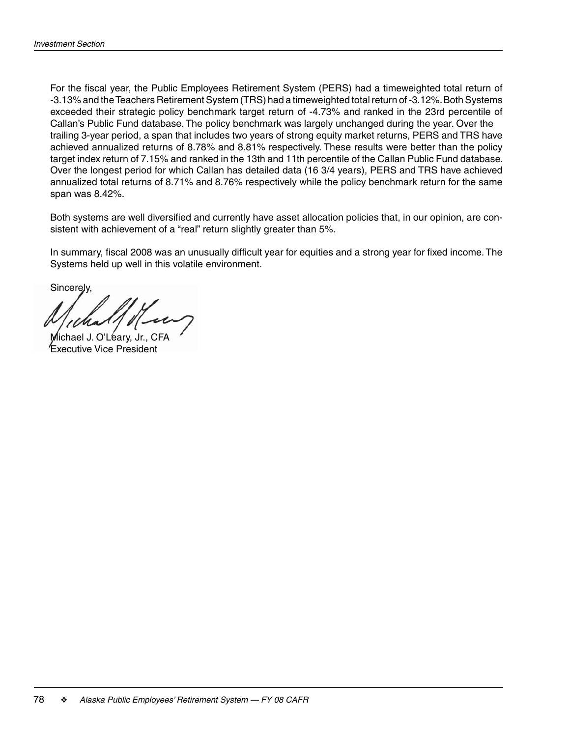For the fiscal year, the Public Employees Retirement System (PERS) had a timeweighted total return of -3.13% and the Teachers Retirement System (TRS) had a timeweighted total return of -3.12%. Both Systems exceeded their strategic policy benchmark target return of -4.73% and ranked in the 23rd percentile of Callan's Public Fund database. The policy benchmark was largely unchanged during the year. Over the trailing 3-year period, a span that includes two years of strong equity market returns, PERS and TRS have achieved annualized returns of 8.78% and 8.81% respectively. These results were better than the policy target index return of 7.15% and ranked in the 13th and 11th percentile of the Callan Public Fund database. Over the longest period for which Callan has detailed data (16 3/4 years), PERS and TRS have achieved annualized total returns of 8.71% and 8.76% respectively while the policy benchmark return for the same span was 8.42%.

Both systems are well diversified and currently have asset allocation policies that, in our opinion, are consistent with achievement of a "real" return slightly greater than 5%.

In summary, fiscal 2008 was an unusually difficult year for equities and a strong year for fixed income. The Systems held up well in this volatile environment.

Sincerely,

Michael J. O'Leary, Jr., CFA
Executive Vice President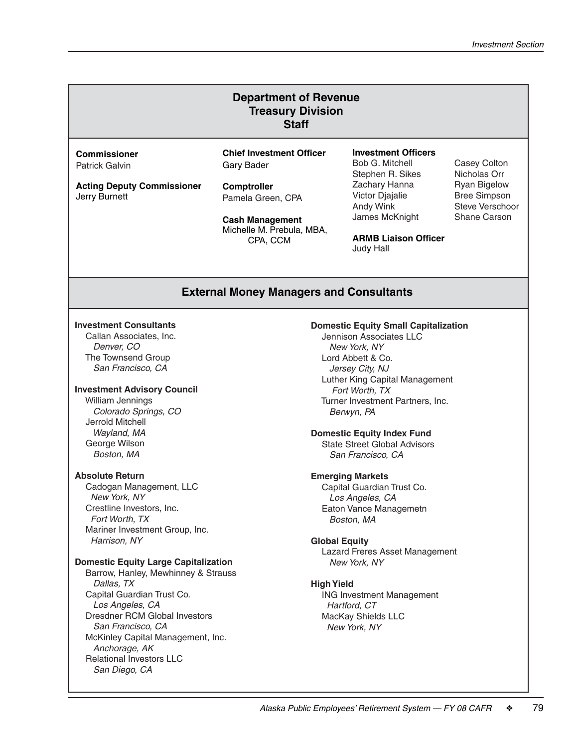## Department of Revenue
## Treasury Division
## Staff

**Commissioner**
Patrick Galvin

**Acting Deputy Commissioner**
Jerry Burnett

**Chief Investment Officer**
Gary Bader

**Comptroller**
Pamela Green, CPA

**Cash Management**
Michelle M. Prebula, MBA, CPA, CCM

**Investment Officers**
Bob G. Mitchell
Stephen R. Sikes
Zachary Hanna
Victor Djajalie
Andy Wink
James McKnight
Casey Colton
Nicholas Orr
Ryan Bigelow
Bree Simpson
Steve Verschoor
Shane Carson

**ARMB Liaison Officer**
Judy Hall

## External Money Managers and Consultants

**Investment Consultants**
Callan Associates, Inc.
*Denver, CO*
The Townsend Group
*San Francisco, CA*

**Investment Advisory Council**
William Jennings
*Colorado Springs, CO*
Jerrold Mitchell
*Wayland, MA*
George Wilson
*Boston, MA*

**Absolute Return**
Cadogan Management, LLC
*New York, NY*
Crestline Investors, Inc.
*Fort Worth, TX*
Mariner Investment Group, Inc.
*Harrison, NY*

**Domestic Equity Large Capitalization**
Barrow, Hanley, Mewhinney & Strauss
*Dallas, TX*
Capital Guardian Trust Co.
*Los Angeles, CA*
Dresdner RCM Global Investors
*San Francisco, CA*
McKinley Capital Management, Inc.
*Anchorage, AK*
Relational Investors LLC
*San Diego, CA*

**Domestic Equity Small Capitalization**
Jennison Associates LLC
*New York, NY*
Lord Abbett & Co.
*Jersey City, NJ*
Luther King Capital Management
*Fort Worth, TX*
Turner Investment Partners, Inc.
*Berwyn, PA*

**Domestic Equity Index Fund**
State Street Global Advisors
*San Francisco, CA*

**Emerging Markets**
Capital Guardian Trust Co.
*Los Angeles, CA*
Eaton Vance Managemetn
*Boston, MA*

**Global Equity**
Lazard Freres Asset Management
*New York, NY*

**High Yield**
ING Investment Management
*Hartford, CT*
MacKay Shields LLC
*New York, NY*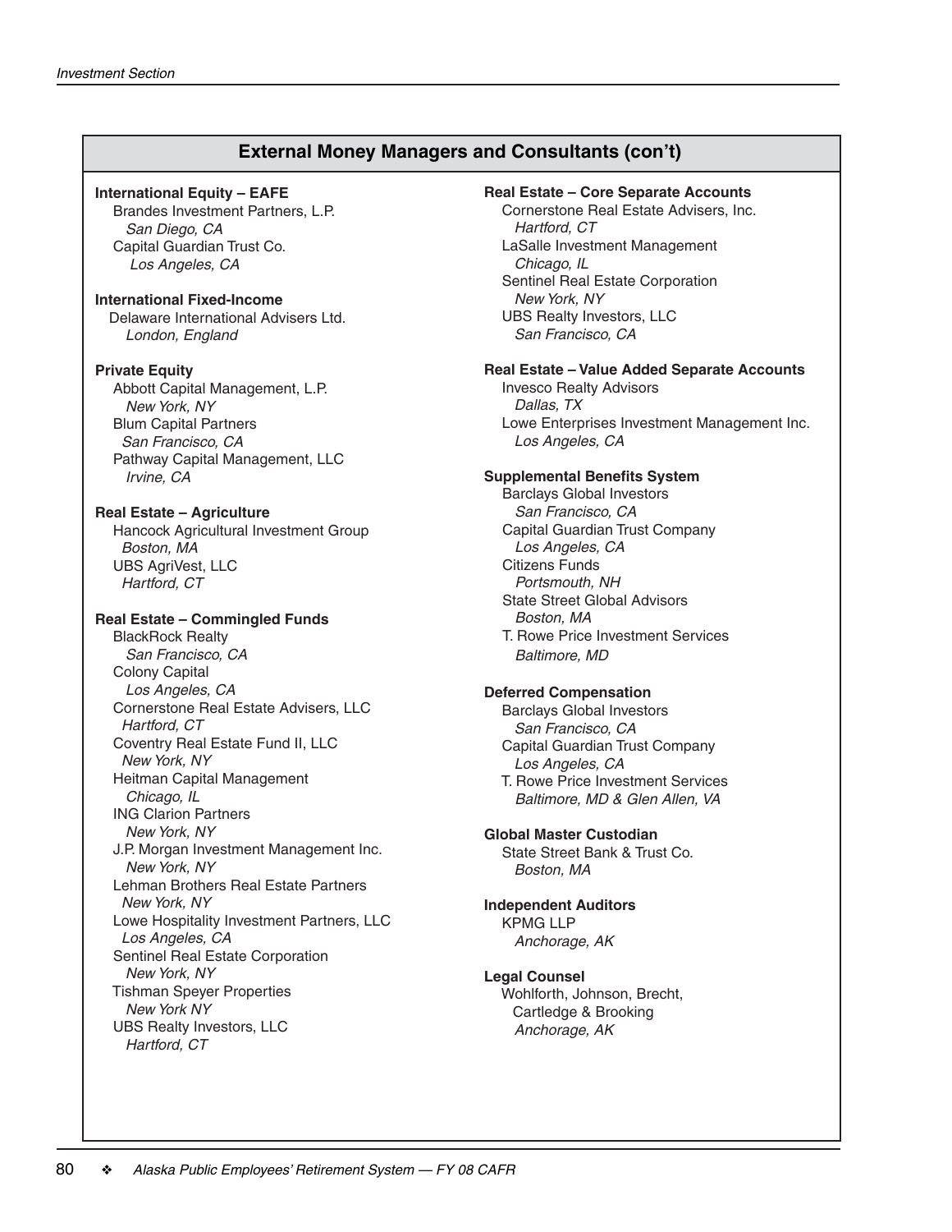## External Money Managers and Consultants (con't)

**International Equity – EAFE**
Brandes Investment Partners, L.P.
*San Diego, CA*
Capital Guardian Trust Co.
*Los Angeles, CA*

**International Fixed-Income**
Delaware International Advisers Ltd.
*London, England*

**Private Equity**
Abbott Capital Management, L.P.
*New York, NY*
Blum Capital Partners
*San Francisco, CA*
Pathway Capital Management, LLC
*Irvine, CA*

**Real Estate – Agriculture**
Hancock Agricultural Investment Group
*Boston, MA*
UBS AgriVest, LLC
*Hartford, CT*

**Real Estate – Commingled Funds**
BlackRock Realty
*San Francisco, CA*
Colony Capital
*Los Angeles, CA*
Cornerstone Real Estate Advisers, LLC
*Hartford, CT*
Coventry Real Estate Fund II, LLC
*New York, NY*
Heitman Capital Management
*Chicago, IL*
ING Clarion Partners
*New York, NY*
J.P. Morgan Investment Management Inc.
*New York, NY*
Lehman Brothers Real Estate Partners
*New York, NY*
Lowe Hospitality Investment Partners, LLC
*Los Angeles, CA*
Sentinel Real Estate Corporation
*New York, NY*
Tishman Speyer Properties
*New York NY*
UBS Realty Investors, LLC
*Hartford, CT*

**Real Estate – Core Separate Accounts**
Cornerstone Real Estate Advisers, Inc.
*Hartford, CT*
LaSalle Investment Management
*Chicago, IL*
Sentinel Real Estate Corporation
*New York, NY*
UBS Realty Investors, LLC
*San Francisco, CA*

**Real Estate – Value Added Separate Accounts**
Invesco Realty Advisors
*Dallas, TX*
Lowe Enterprises Investment Management Inc.
*Los Angeles, CA*

**Supplemental Benefits System**
Barclays Global Investors
*San Francisco, CA*
Capital Guardian Trust Company
*Los Angeles, CA*
Citizens Funds
*Portsmouth, NH*
State Street Global Advisors
*Boston, MA*
T. Rowe Price Investment Services
*Baltimore, MD*

**Deferred Compensation**
Barclays Global Investors
*San Francisco, CA*
Capital Guardian Trust Company
*Los Angeles, CA*
T. Rowe Price Investment Services
*Baltimore, MD & Glen Allen, VA*

**Global Master Custodian**
State Street Bank & Trust Co.
*Boston, MA*

**Independent Auditors**
KPMG LLP
*Anchorage, AK*

**Legal Counsel**
Wohlforth, Johnson, Brecht, Cartledge & Brooking
*Anchorage, AK*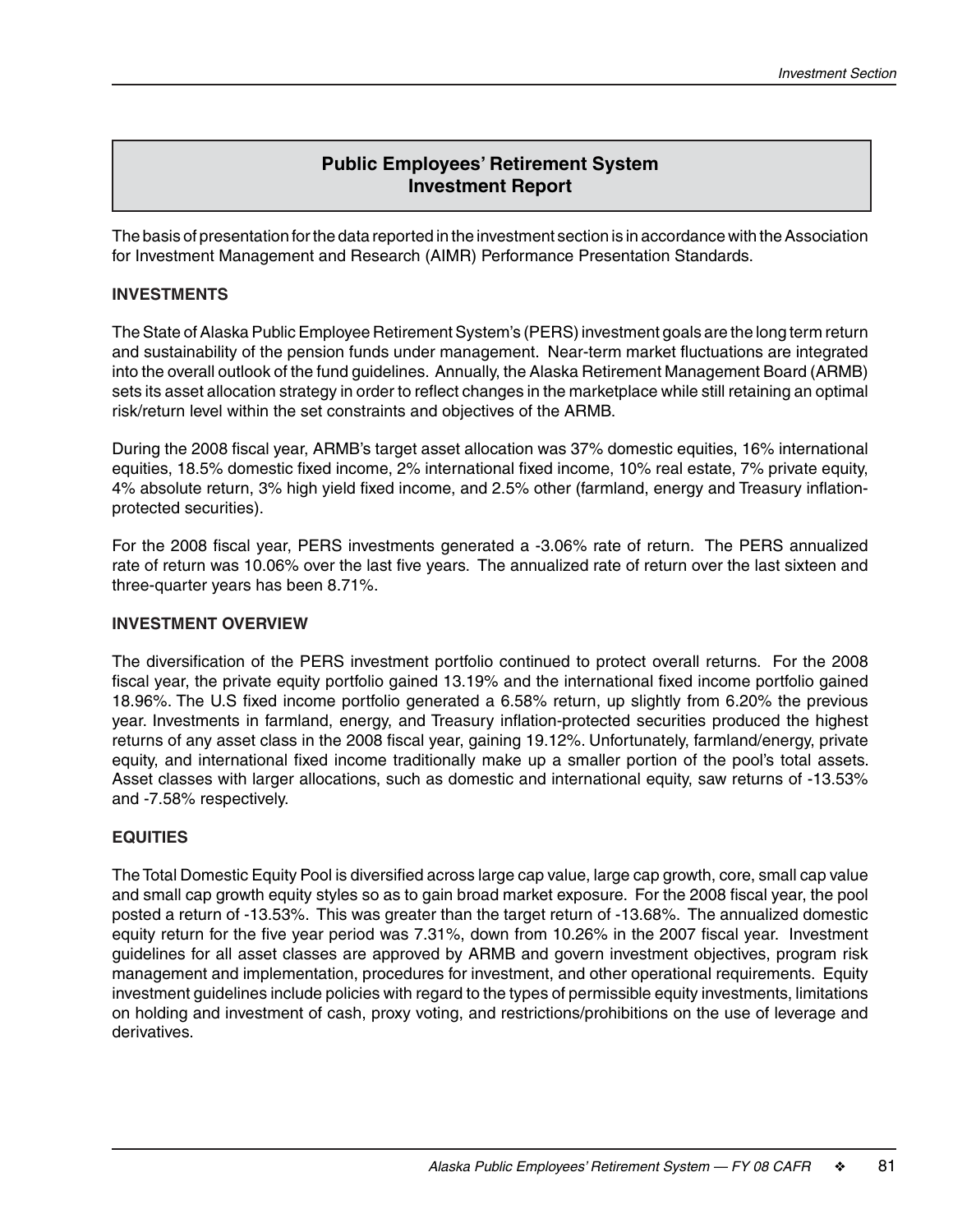# Public Employees' Retirement System Investment Report

The basis of presentation for the data reported in the investment section is in accordance with the Association for Investment Management and Research (AIMR) Performance Presentation Standards.

**INVESTMENTS**

The State of Alaska Public Employee Retirement System's (PERS) investment goals are the long term return and sustainability of the pension funds under management. Near-term market fluctuations are integrated into the overall outlook of the fund guidelines. Annually, the Alaska Retirement Management Board (ARMB) sets its asset allocation strategy in order to reflect changes in the marketplace while still retaining an optimal risk/return level within the set constraints and objectives of the ARMB.

During the 2008 fiscal year, ARMB's target asset allocation was 37% domestic equities, 16% international equities, 18.5% domestic fixed income, 2% international fixed income, 10% real estate, 7% private equity, 4% absolute return, 3% high yield fixed income, and 2.5% other (farmland, energy and Treasury inflation-protected securities).

For the 2008 fiscal year, PERS investments generated a -3.06% rate of return. The PERS annualized rate of return was 10.06% over the last five years. The annualized rate of return over the last sixteen and three-quarter years has been 8.71%.

**INVESTMENT OVERVIEW**

The diversification of the PERS investment portfolio continued to protect overall returns. For the 2008 fiscal year, the private equity portfolio gained 13.19% and the international fixed income portfolio gained 18.96%. The U.S fixed income portfolio generated a 6.58% return, up slightly from 6.20% the previous year. Investments in farmland, energy, and Treasury inflation-protected securities produced the highest returns of any asset class in the 2008 fiscal year, gaining 19.12%. Unfortunately, farmland/energy, private equity, and international fixed income traditionally make up a smaller portion of the pool's total assets. Asset classes with larger allocations, such as domestic and international equity, saw returns of -13.53% and -7.58% respectively.

**EQUITIES**

The Total Domestic Equity Pool is diversified across large cap value, large cap growth, core, small cap value and small cap growth equity styles so as to gain broad market exposure. For the 2008 fiscal year, the pool posted a return of -13.53%. This was greater than the target return of -13.68%. The annualized domestic equity return for the five year period was 7.31%, down from 10.26% in the 2007 fiscal year. Investment guidelines for all asset classes are approved by ARMB and govern investment objectives, program risk management and implementation, procedures for investment, and other operational requirements. Equity investment guidelines include policies with regard to the types of permissible equity investments, limitations on holding and investment of cash, proxy voting, and restrictions/prohibitions on the use of leverage and derivatives.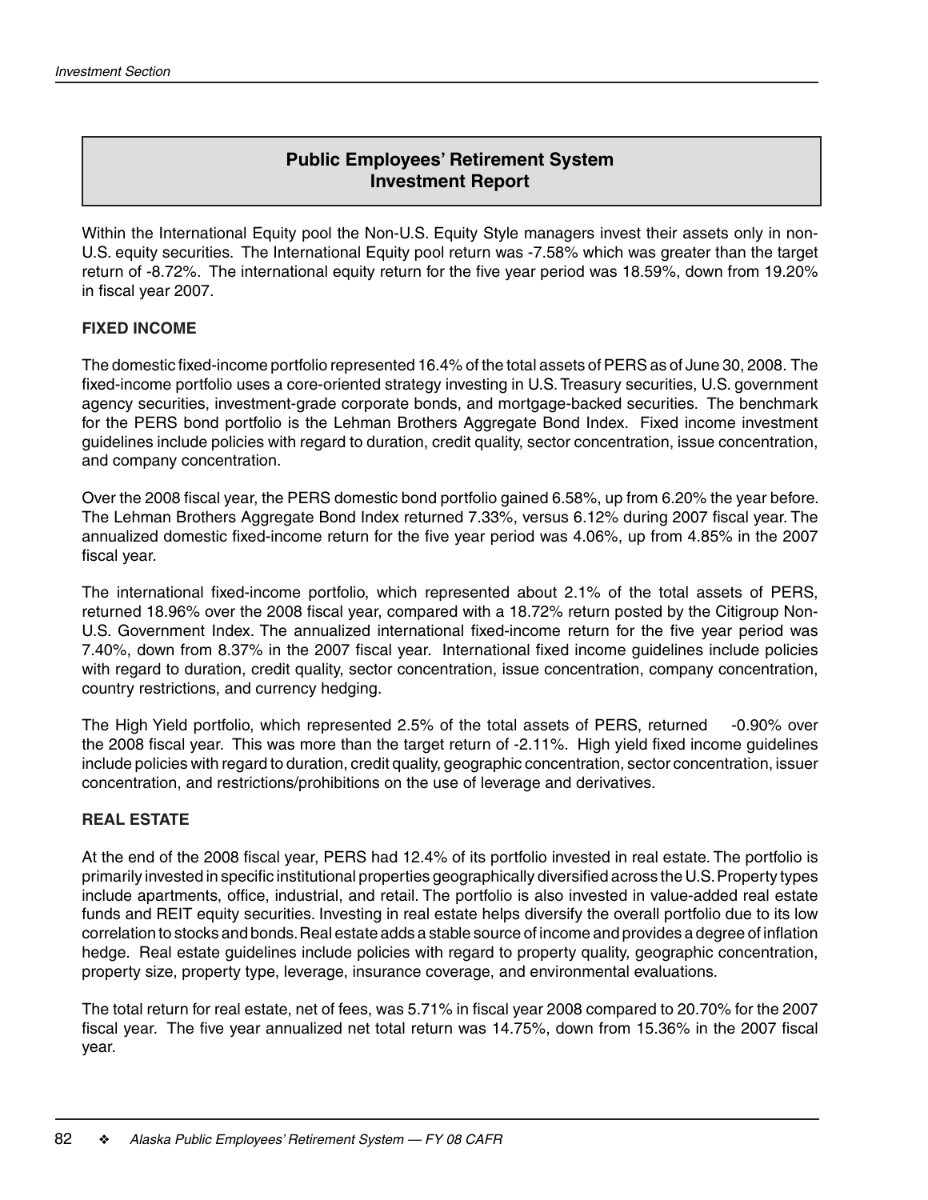## Public Employees' Retirement System Investment Report

Within the International Equity pool the Non-U.S. Equity Style managers invest their assets only in non-U.S. equity securities. The International Equity pool return was -7.58% which was greater than the target return of -8.72%. The international equity return for the five year period was 18.59%, down from 19.20% in fiscal year 2007.

### FIXED INCOME

The domestic fixed-income portfolio represented 16.4% of the total assets of PERS as of June 30, 2008. The fixed-income portfolio uses a core-oriented strategy investing in U.S. Treasury securities, U.S. government agency securities, investment-grade corporate bonds, and mortgage-backed securities. The benchmark for the PERS bond portfolio is the Lehman Brothers Aggregate Bond Index. Fixed income investment guidelines include policies with regard to duration, credit quality, sector concentration, issue concentration, and company concentration.

Over the 2008 fiscal year, the PERS domestic bond portfolio gained 6.58%, up from 6.20% the year before. The Lehman Brothers Aggregate Bond Index returned 7.33%, versus 6.12% during 2007 fiscal year. The annualized domestic fixed-income return for the five year period was 4.06%, up from 4.85% in the 2007 fiscal year.

The international fixed-income portfolio, which represented about 2.1% of the total assets of PERS, returned 18.96% over the 2008 fiscal year, compared with a 18.72% return posted by the Citigroup Non-U.S. Government Index. The annualized international fixed-income return for the five year period was 7.40%, down from 8.37% in the 2007 fiscal year. International fixed income guidelines include policies with regard to duration, credit quality, sector concentration, issue concentration, company concentration, country restrictions, and currency hedging.

The High Yield portfolio, which represented 2.5% of the total assets of PERS, returned -0.90% over the 2008 fiscal year. This was more than the target return of -2.11%. High yield fixed income guidelines include policies with regard to duration, credit quality, geographic concentration, sector concentration, issuer concentration, and restrictions/prohibitions on the use of leverage and derivatives.

### REAL ESTATE

At the end of the 2008 fiscal year, PERS had 12.4% of its portfolio invested in real estate. The portfolio is primarily invested in specific institutional properties geographically diversified across the U.S. Property types include apartments, office, industrial, and retail. The portfolio is also invested in value-added real estate funds and REIT equity securities. Investing in real estate helps diversify the overall portfolio due to its low correlation to stocks and bonds. Real estate adds a stable source of income and provides a degree of inflation hedge. Real estate guidelines include policies with regard to property quality, geographic concentration, property size, property type, leverage, insurance coverage, and environmental evaluations.

The total return for real estate, net of fees, was 5.71% in fiscal year 2008 compared to 20.70% for the 2007 fiscal year. The five year annualized net total return was 14.75%, down from 15.36% in the 2007 fiscal year.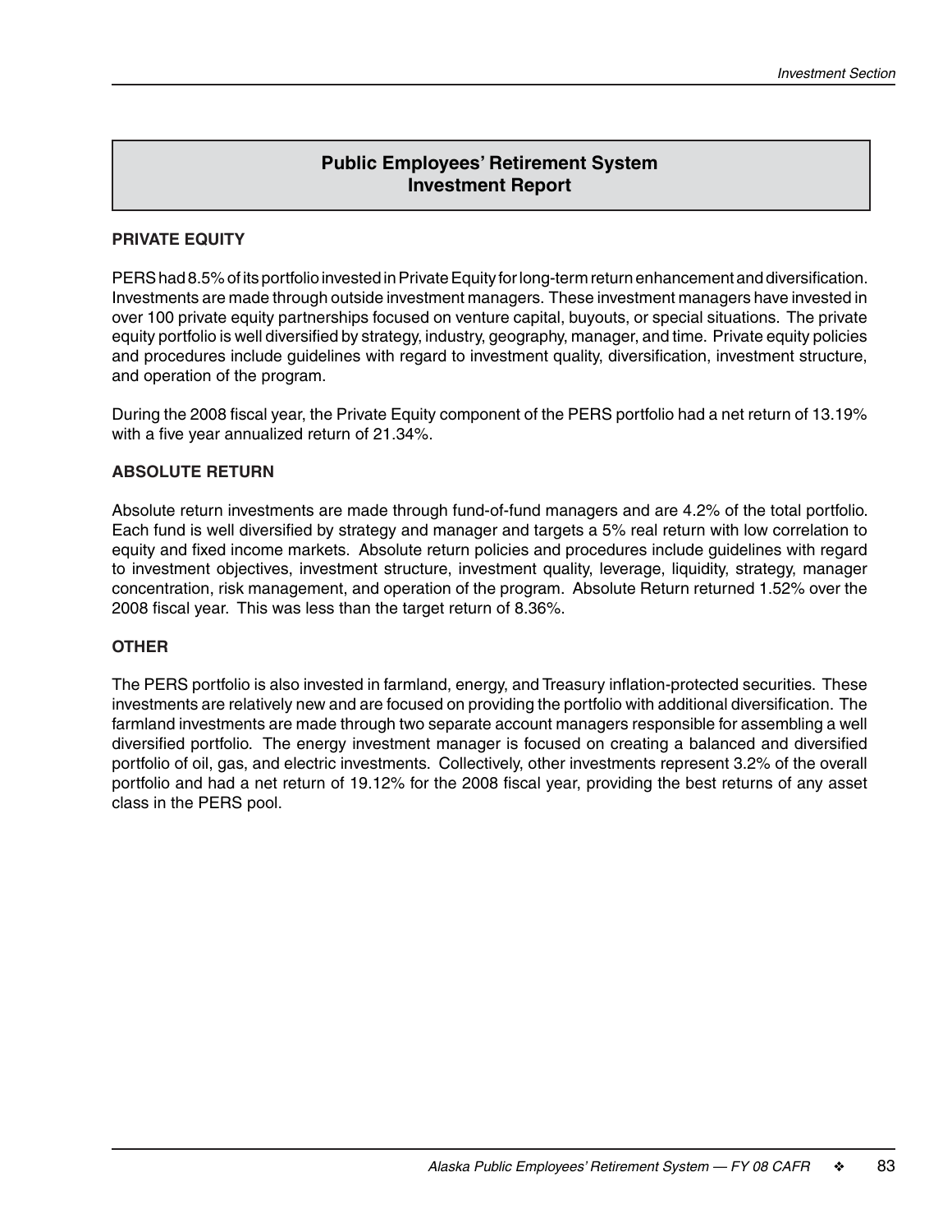# Public Employees' Retirement System Investment Report

### PRIVATE EQUITY

PERS had 8.5% of its portfolio invested in Private Equity for long-term return enhancement and diversification. Investments are made through outside investment managers. These investment managers have invested in over 100 private equity partnerships focused on venture capital, buyouts, or special situations. The private equity portfolio is well diversified by strategy, industry, geography, manager, and time. Private equity policies and procedures include guidelines with regard to investment quality, diversification, investment structure, and operation of the program.

During the 2008 fiscal year, the Private Equity component of the PERS portfolio had a net return of 13.19% with a five year annualized return of 21.34%.

### ABSOLUTE RETURN

Absolute return investments are made through fund-of-fund managers and are 4.2% of the total portfolio. Each fund is well diversified by strategy and manager and targets a 5% real return with low correlation to equity and fixed income markets. Absolute return policies and procedures include guidelines with regard to investment objectives, investment structure, investment quality, leverage, liquidity, strategy, manager concentration, risk management, and operation of the program. Absolute Return returned 1.52% over the 2008 fiscal year. This was less than the target return of 8.36%.

### OTHER

The PERS portfolio is also invested in farmland, energy, and Treasury inflation-protected securities. These investments are relatively new and are focused on providing the portfolio with additional diversification. The farmland investments are made through two separate account managers responsible for assembling a well diversified portfolio. The energy investment manager is focused on creating a balanced and diversified portfolio of oil, gas, and electric investments. Collectively, other investments represent 3.2% of the overall portfolio and had a net return of 19.12% for the 2008 fiscal year, providing the best returns of any asset class in the PERS pool.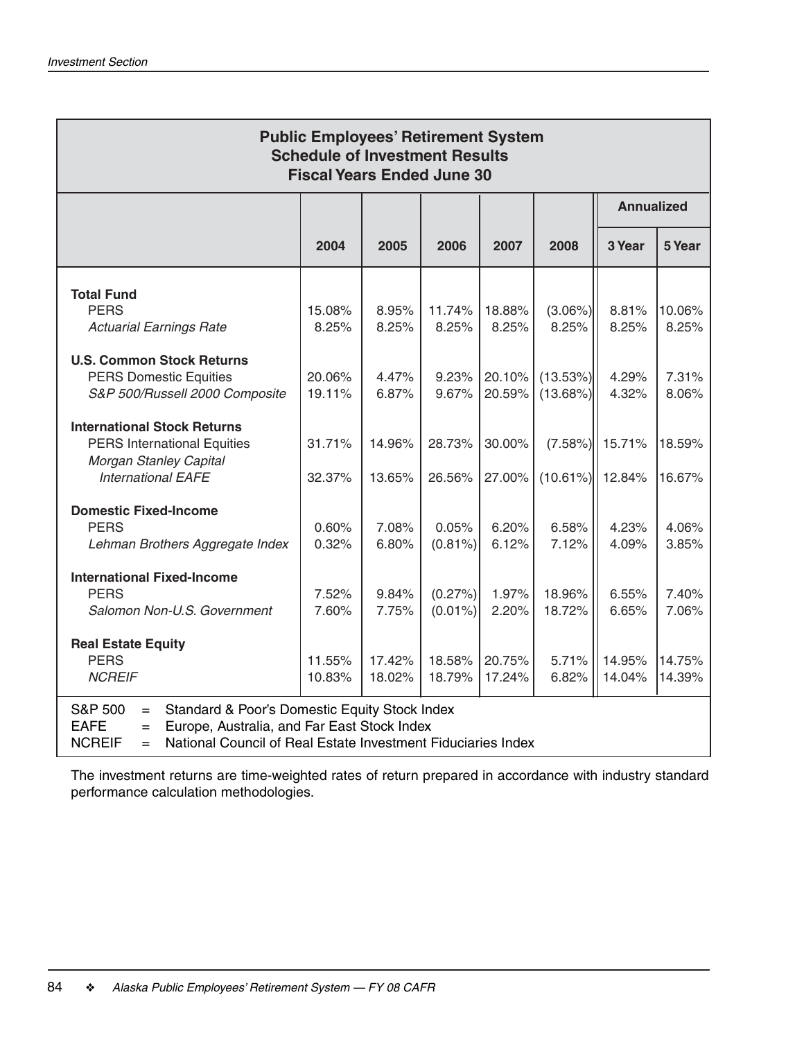## Public Employees' Retirement System
## Schedule of Investment Results
## Fiscal Years Ended June 30

| | 2004 | 2005 | 2006 | 2007 | 2008 | Annualized 3 Year | Annualized 5 Year |
|---|---|---|---|---|---|---|---|
| **Total Fund** | | | | | | | |
| PERS | 15.08% | 8.95% | 11.74% | 18.88% | (3.06%) | 8.81% | 10.06% |
| *Actuarial Earnings Rate* | 8.25% | 8.25% | 8.25% | 8.25% | 8.25% | 8.25% | 8.25% |
| **U.S. Common Stock Returns** | | | | | | | |
| PERS Domestic Equities | 20.06% | 4.47% | 9.23% | 20.10% | (13.53%) | 4.29% | 7.31% |
| *S&P 500/Russell 2000 Composite* | 19.11% | 6.87% | 9.67% | 20.59% | (13.68%) | 4.32% | 8.06% |
| **International Stock Returns** | | | | | | | |
| PERS International Equities | 31.71% | 14.96% | 28.73% | 30.00% | (7.58%) | 15.71% | 18.59% |
| *Morgan Stanley Capital International EAFE* | 32.37% | 13.65% | 26.56% | 27.00% | (10.61%) | 12.84% | 16.67% |
| **Domestic Fixed-Income** | | | | | | | |
| PERS | 0.60% | 7.08% | 0.05% | 6.20% | 6.58% | 4.23% | 4.06% |
| *Lehman Brothers Aggregate Index* | 0.32% | 6.80% | (0.81%) | 6.12% | 7.12% | 4.09% | 3.85% |
| **International Fixed-Income** | | | | | | | |
| PERS | 7.52% | 9.84% | (0.27%) | 1.97% | 18.96% | 6.55% | 7.40% |
| *Salomon Non-U.S. Government* | 7.60% | 7.75% | (0.01%) | 2.20% | 18.72% | 6.65% | 7.06% |
| **Real Estate Equity** | | | | | | | |
| PERS | 11.55% | 17.42% | 18.58% | 20.75% | 5.71% | 14.95% | 14.75% |
| *NCREIF* | 10.83% | 18.02% | 18.79% | 17.24% | 6.82% | 14.04% | 14.39% |

S&P 500 = Standard & Poor's Domestic Equity Stock Index
EAFE = Europe, Australia, and Far East Stock Index
NCREIF = National Council of Real Estate Investment Fiduciaries Index

The investment returns are time-weighted rates of return prepared in accordance with industry standard performance calculation methodologies.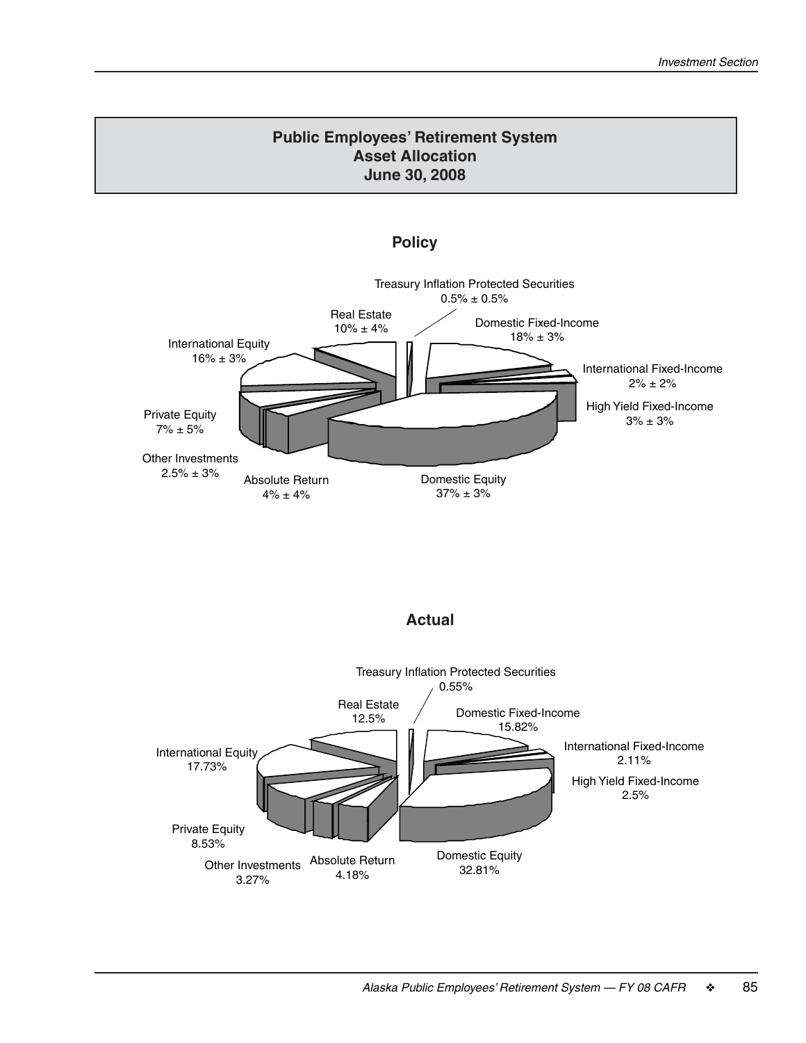## Public Employees' Retirement System Asset Allocation June 30, 2008

### Policy

Treasury Inflation Protected Securities 0.5% ± 0.5%

Real Estate 10% ± 4%

Domestic Fixed-Income 18% ± 3%

International Equity 16% ± 3%

International Fixed-Income 2% ± 2%

High Yield Fixed-Income 3% ± 3%

Private Equity 7% ± 5%

Other Investments 2.5% ± 3%

Absolute Return 4% ± 4%

Domestic Equity 37% ± 3%

### Actual

Treasury Inflation Protected Securities 0.55%

Real Estate 12.5%

Domestic Fixed-Income 15.82%

International Equity 17.73%

International Fixed-Income 2.11%

High Yield Fixed-Income 2.5%

Private Equity 8.53%

Other Investments 3.27%

Absolute Return 4.18%

Domestic Equity 32.81%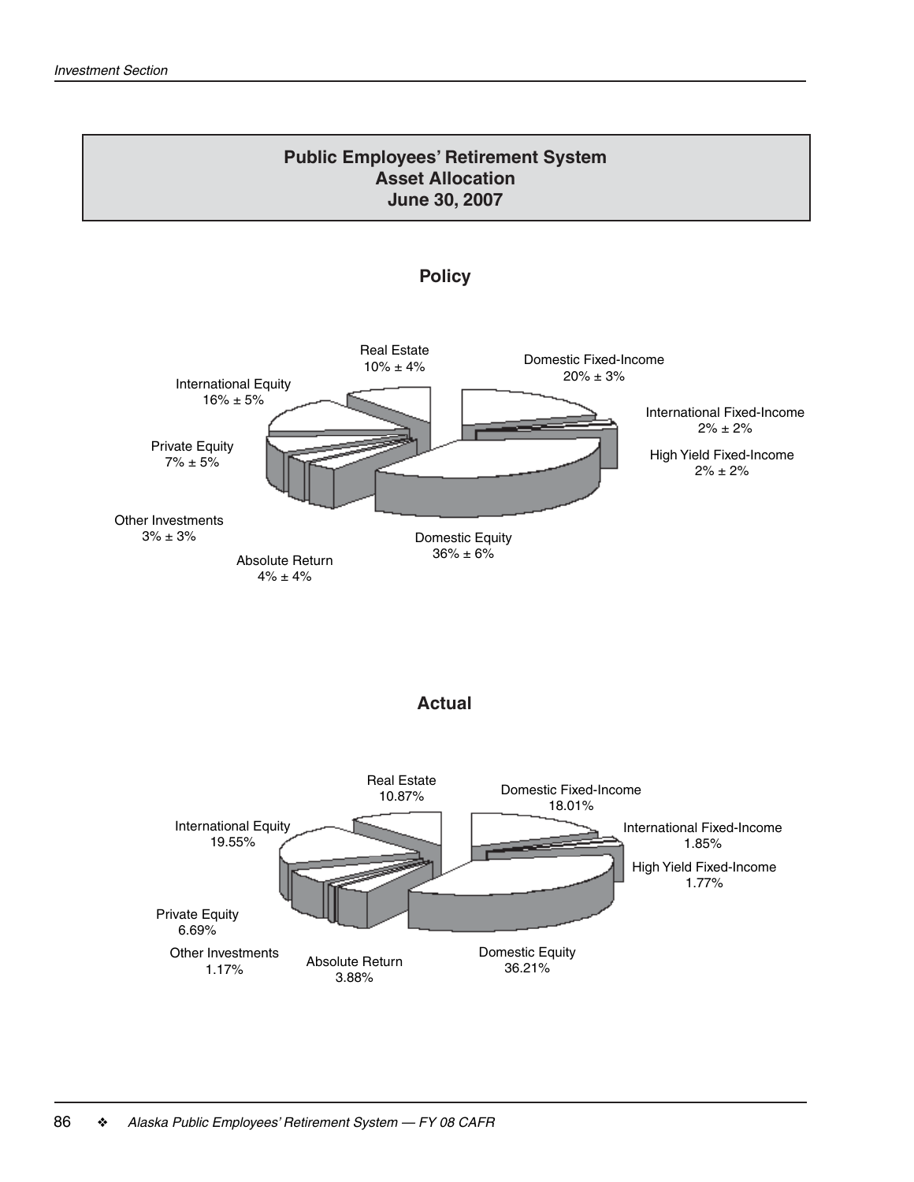## Public Employees' Retirement System
## Asset Allocation
## June 30, 2007

### Policy

Real Estate
10% ± 4%

Domestic Fixed-Income
20% ± 3%

International Fixed-Income
2% ± 2%

High Yield Fixed-Income
2% ± 2%

Domestic Equity
36% ± 6%

Absolute Return
4% ± 4%

Other Investments
3% ± 3%

Private Equity
7% ± 5%

International Equity
16% ± 5%

### Actual

Real Estate
10.87%

Domestic Fixed-Income
18.01%

International Fixed-Income
1.85%

High Yield Fixed-Income
1.77%

Domestic Equity
36.21%

Absolute Return
3.88%

Other Investments
1.17%

Private Equity
6.69%

International Equity
19.55%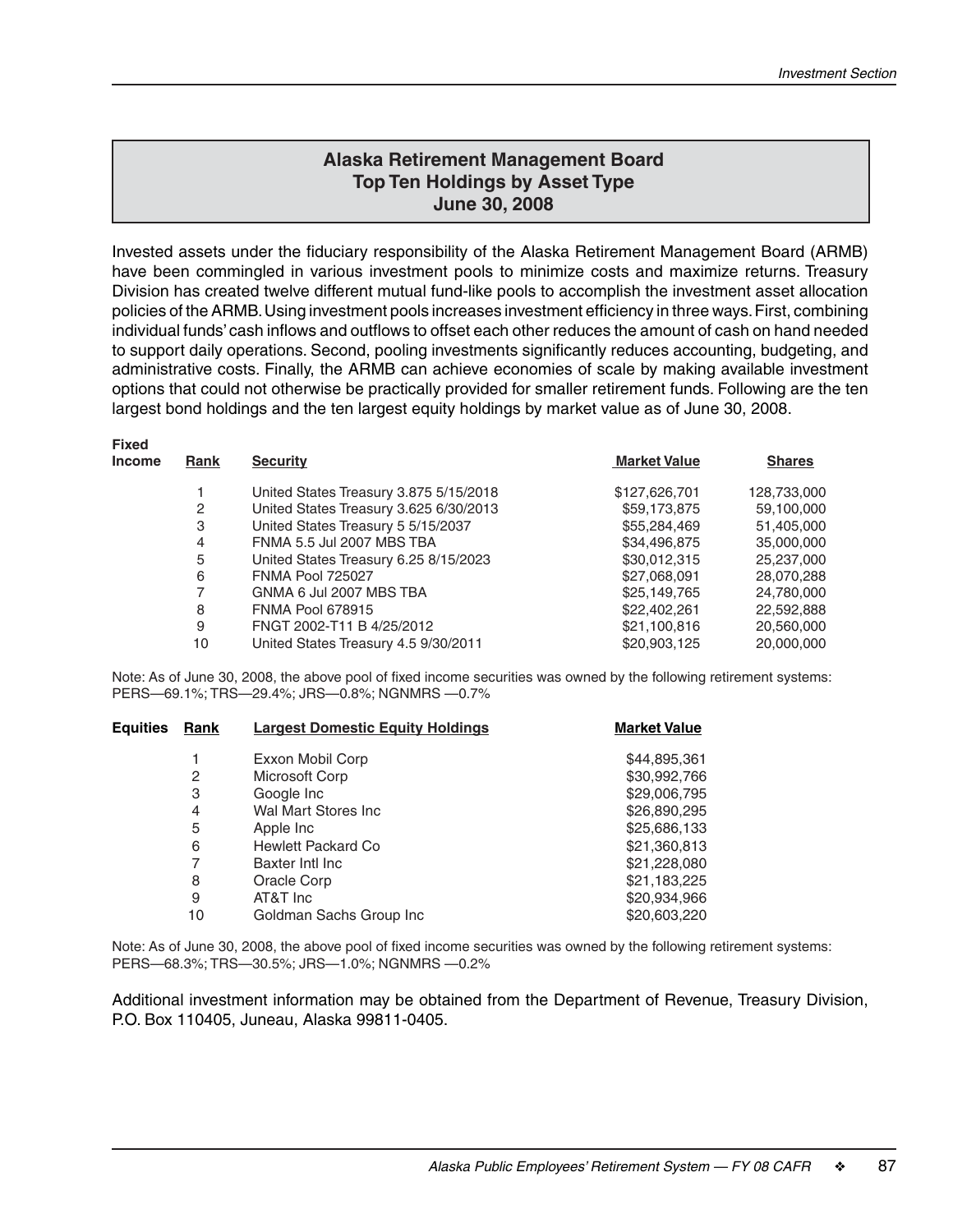## Alaska Retirement Management Board
## Top Ten Holdings by Asset Type
## June 30, 2008

Invested assets under the fiduciary responsibility of the Alaska Retirement Management Board (ARMB) have been commingled in various investment pools to minimize costs and maximize returns. Treasury Division has created twelve different mutual fund-like pools to accomplish the investment asset allocation policies of the ARMB. Using investment pools increases investment efficiency in three ways. First, combining individual funds' cash inflows and outflows to offset each other reduces the amount of cash on hand needed to support daily operations. Second, pooling investments significantly reduces accounting, budgeting, and administrative costs. Finally, the ARMB can achieve economies of scale by making available investment options that could not otherwise be practically provided for smaller retirement funds. Following are the ten largest bond holdings and the ten largest equity holdings by market value as of June 30, 2008.

| Fixed Income | Rank | Security | Market Value | Shares |
|---|---|---|---|---|
| | 1 | United States Treasury 3.875 5/15/2018 | $127,626,701 | 128,733,000 |
| | 2 | United States Treasury 3.625 6/30/2013 | $59,173,875 | 59,100,000 |
| | 3 | United States Treasury 5 5/15/2037 | $55,284,469 | 51,405,000 |
| | 4 | FNMA 5.5 Jul 2007 MBS TBA | $34,496,875 | 35,000,000 |
| | 5 | United States Treasury 6.25 8/15/2023 | $30,012,315 | 25,237,000 |
| | 6 | FNMA Pool 725027 | $27,068,091 | 28,070,288 |
| | 7 | GNMA 6 Jul 2007 MBS TBA | $25,149,765 | 24,780,000 |
| | 8 | FNMA Pool 678915 | $22,402,261 | 22,592,888 |
| | 9 | FNGT 2002-T11 B 4/25/2012 | $21,100,816 | 20,560,000 |
| | 10 | United States Treasury 4.5 9/30/2011 | $20,903,125 | 20,000,000 |

Note: As of June 30, 2008, the above pool of fixed income securities was owned by the following retirement systems: PERS—69.1%; TRS—29.4%; JRS—0.8%; NGNMRS —0.7%

| Equities | Rank | Largest Domestic Equity Holdings | Market Value |
|---|---|---|---|
| | 1 | Exxon Mobil Corp | $44,895,361 |
| | 2 | Microsoft Corp | $30,992,766 |
| | 3 | Google Inc | $29,006,795 |
| | 4 | Wal Mart Stores Inc | $26,890,295 |
| | 5 | Apple Inc | $25,686,133 |
| | 6 | Hewlett Packard Co | $21,360,813 |
| | 7 | Baxter Intl Inc | $21,228,080 |
| | 8 | Oracle Corp | $21,183,225 |
| | 9 | AT&T Inc | $20,934,966 |
| | 10 | Goldman Sachs Group Inc | $20,603,220 |

Note: As of June 30, 2008, the above pool of fixed income securities was owned by the following retirement systems: PERS—68.3%; TRS—30.5%; JRS—1.0%; NGNMRS —0.2%

Additional investment information may be obtained from the Department of Revenue, Treasury Division, P.O. Box 110405, Juneau, Alaska 99811-0405.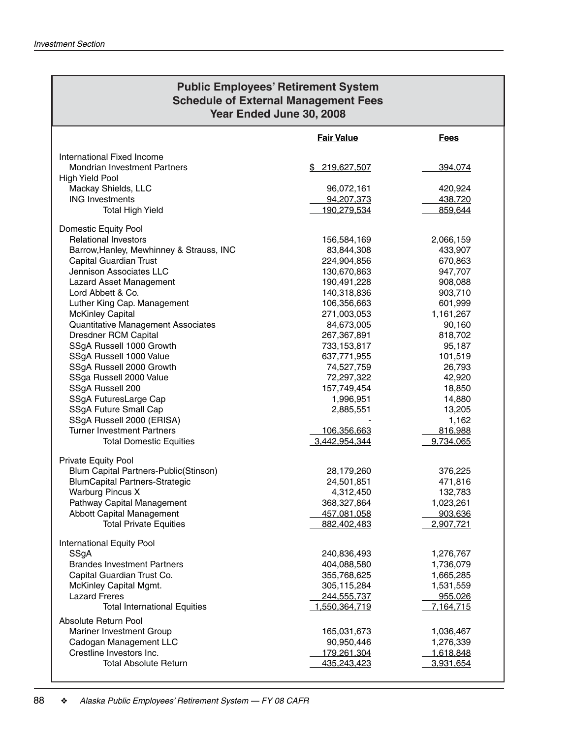## Public Employees' Retirement System
## Schedule of External Management Fees
## Year Ended June 30, 2008

| | Fair Value | Fees |
|---|---|---|
| International Fixed Income | | |
| Mondrian Investment Partners | $ 219,627,507 | 394,074 |
| High Yield Pool | | |
| Mackay Shields, LLC | 96,072,161 | 420,924 |
| ING Investments | 94,207,373 | 438,720 |
| Total High Yield | 190,279,534 | 859,644 |
| Domestic Equity Pool | | |
| Relational Investors | 156,584,169 | 2,066,159 |
| Barrow,Hanley, Mewhinney & Strauss, INC | 83,844,308 | 433,907 |
| Capital Guardian Trust | 224,904,856 | 670,863 |
| Jennison Associates LLC | 130,670,863 | 947,707 |
| Lazard Asset Management | 190,491,228 | 908,088 |
| Lord Abbett & Co. | 140,318,836 | 903,710 |
| Luther King Cap. Management | 106,356,663 | 601,999 |
| McKinley Capital | 271,003,053 | 1,161,267 |
| Quantitative Management Associates | 84,673,005 | 90,160 |
| Dresdner RCM Capital | 267,367,891 | 818,702 |
| SSgA Russell 1000 Growth | 733,153,817 | 95,187 |
| SSgA Russell 1000 Value | 637,771,955 | 101,519 |
| SSgA Russell 2000 Growth | 74,527,759 | 26,793 |
| SSga Russell 2000 Value | 72,297,322 | 42,920 |
| SSgA Russell 200 | 157,749,454 | 18,850 |
| SSgA FuturesLarge Cap | 1,996,951 | 14,880 |
| SSgA Future Small Cap | 2,885,551 | 13,205 |
| SSgA Russell 2000 (ERISA) | - | 1,162 |
| Turner Investment Partners | 106,356,663 | 816,988 |
| Total Domestic Equities | 3,442,954,344 | 9,734,065 |
| Private Equity Pool | | |
| Blum Capital Partners-Public(Stinson) | 28,179,260 | 376,225 |
| BlumCapital Partners-Strategic | 24,501,851 | 471,816 |
| Warburg Pincus X | 4,312,450 | 132,783 |
| Pathway Capital Management | 368,327,864 | 1,023,261 |
| Abbott Capital Management | 457,081,058 | 903,636 |
| Total Private Equities | 882,402,483 | 2,907,721 |
| International Equity Pool | | |
| SSgA | 240,836,493 | 1,276,767 |
| Brandes Investment Partners | 404,088,580 | 1,736,079 |
| Capital Guardian Trust Co. | 355,768,625 | 1,665,285 |
| McKinley Capital Mgmt. | 305,115,284 | 1,531,559 |
| Lazard Freres | 244,555,737 | 955,026 |
| Total International Equities | 1,550,364,719 | 7,164,715 |
| Absolute Return Pool | | |
| Mariner Investment Group | 165,031,673 | 1,036,467 |
| Cadogan Management LLC | 90,950,446 | 1,276,339 |
| Crestline Investors Inc. | 179,261,304 | 1,618,848 |
| Total Absolute Return | 435,243,423 | 3,931,654 |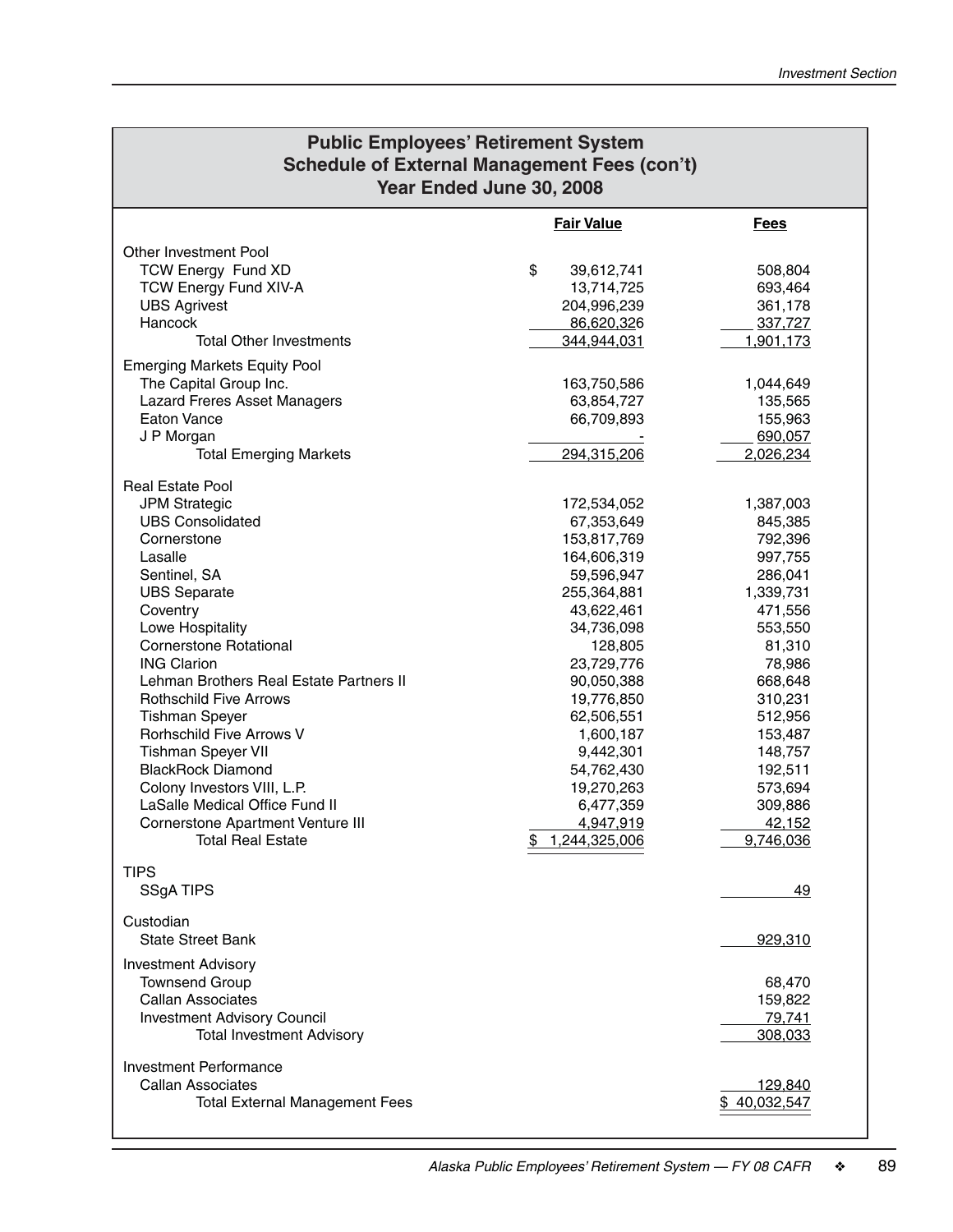## Public Employees' Retirement System
## Schedule of External Management Fees (con't)
## Year Ended June 30, 2008

| | Fair Value | Fees |
|---|---|---|
| **Other Investment Pool** | | |
| TCW Energy Fund XD | $ 39,612,741 | 508,804 |
| TCW Energy Fund XIV-A | 13,714,725 | 693,464 |
| UBS Agrivest | 204,996,239 | 361,178 |
| Hancock | 86,620,326 | 337,727 |
| Total Other Investments | 344,944,031 | 1,901,173 |
| **Emerging Markets Equity Pool** | | |
| The Capital Group Inc. | 163,750,586 | 1,044,649 |
| Lazard Freres Asset Managers | 63,854,727 | 135,565 |
| Eaton Vance | 66,709,893 | 155,963 |
| J P Morgan | - | 690,057 |
| Total Emerging Markets | 294,315,206 | 2,026,234 |
| **Real Estate Pool** | | |
| JPM Strategic | 172,534,052 | 1,387,003 |
| UBS Consolidated | 67,353,649 | 845,385 |
| Cornerstone | 153,817,769 | 792,396 |
| Lasalle | 164,606,319 | 997,755 |
| Sentinel, SA | 59,596,947 | 286,041 |
| UBS Separate | 255,364,881 | 1,339,731 |
| Coventry | 43,622,461 | 471,556 |
| Lowe Hospitality | 34,736,098 | 553,550 |
| Cornerstone Rotational | 128,805 | 81,310 |
| ING Clarion | 23,729,776 | 78,986 |
| Lehman Brothers Real Estate Partners II | 90,050,388 | 668,648 |
| Rothschild Five Arrows | 19,776,850 | 310,231 |
| Tishman Speyer | 62,506,551 | 512,956 |
| Rorhschild Five Arrows V | 1,600,187 | 153,487 |
| Tishman Speyer VII | 9,442,301 | 148,757 |
| BlackRock Diamond | 54,762,430 | 192,511 |
| Colony Investors VIII, L.P. | 19,270,263 | 573,694 |
| LaSalle Medical Office Fund II | 6,477,359 | 309,886 |
| Cornerstone Apartment Venture III | 4,947,919 | 42,152 |
| Total Real Estate | $ 1,244,325,006 | 9,746,036 |
| **TIPS** | | |
| SSgA TIPS | | 49 |
| **Custodian** | | |
| State Street Bank | | 929,310 |
| **Investment Advisory** | | |
| Townsend Group | | 68,470 |
| Callan Associates | | 159,822 |
| Investment Advisory Council | | 79,741 |
| Total Investment Advisory | | 308,033 |
| **Investment Performance** | | |
| Callan Associates | | 129,840 |
| Total External Management Fees | | $ 40,032,547 |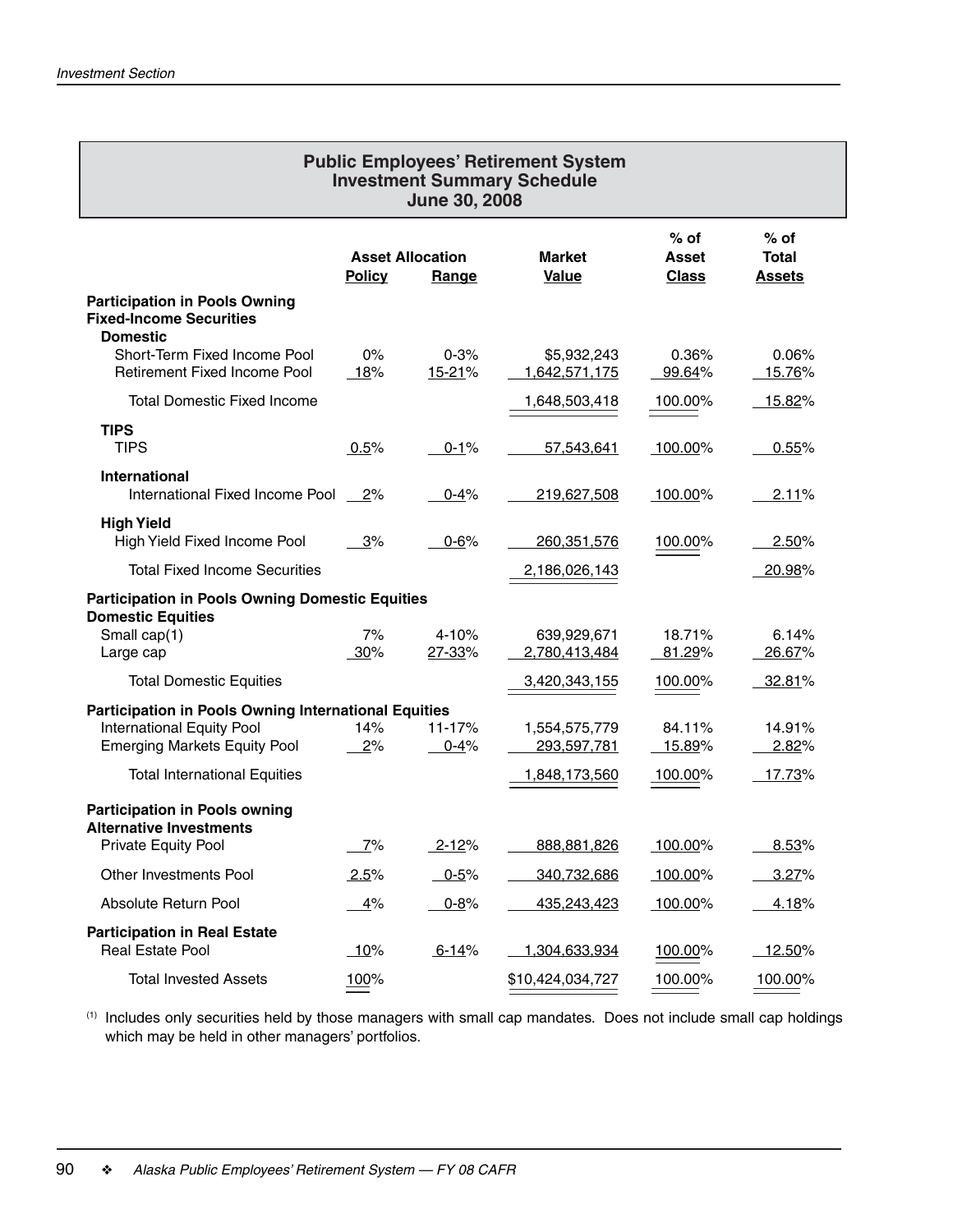## Public Employees' Retirement System
## Investment Summary Schedule
## June 30, 2008

| | Asset Allocation Policy | Asset Allocation Range | Market Value | % of Asset Class | % of Total Assets |
|---|---|---|---|---|---|
| **Participation in Pools Owning Fixed-Income Securities** | | | | | |
| **Domestic** | | | | | |
| Short-Term Fixed Income Pool | 0% | 0-3% | $5,932,243 | 0.36% | 0.06% |
| Retirement Fixed Income Pool | 18% | 15-21% | 1,642,571,175 | 99.64% | 15.76% |
| Total Domestic Fixed Income | | | 1,648,503,418 | 100.00% | 15.82% |
| **TIPS** | | | | | |
| TIPS | 0.5% | 0-1% | 57,543,641 | 100.00% | 0.55% |
| **International** | | | | | |
| International Fixed Income Pool | 2% | 0-4% | 219,627,508 | 100.00% | 2.11% |
| **High Yield** | | | | | |
| High Yield Fixed Income Pool | 3% | 0-6% | 260,351,576 | 100.00% | 2.50% |
| Total Fixed Income Securities | | | 2,186,026,143 | | 20.98% |
| **Participation in Pools Owning Domestic Equities** | | | | | |
| **Domestic Equities** | | | | | |
| Small cap(1) | 7% | 4-10% | 639,929,671 | 18.71% | 6.14% |
| Large cap | 30% | 27-33% | 2,780,413,484 | 81.29% | 26.67% |
| Total Domestic Equities | | | 3,420,343,155 | 100.00% | 32.81% |
| **Participation in Pools Owning International Equities** | | | | | |
| International Equity Pool | 14% | 11-17% | 1,554,575,779 | 84.11% | 14.91% |
| Emerging Markets Equity Pool | 2% | 0-4% | 293,597,781 | 15.89% | 2.82% |
| Total International Equities | | | 1,848,173,560 | 100.00% | 17.73% |
| **Participation in Pools owning Alternative Investments** | | | | | |
| Private Equity Pool | 7% | 2-12% | 888,881,826 | 100.00% | 8.53% |
| Other Investments Pool | 2.5% | 0-5% | 340,732,686 | 100.00% | 3.27% |
| Absolute Return Pool | 4% | 0-8% | 435,243,423 | 100.00% | 4.18% |
| **Participation in Real Estate** | | | | | |
| Real Estate Pool | 10% | 6-14% | 1,304,633,934 | 100.00% | 12.50% |
| Total Invested Assets | 100% | | $10,424,034,727 | 100.00% | 100.00% |

(1) Includes only securities held by those managers with small cap mandates. Does not include small cap holdings which may be held in other managers' portfolios.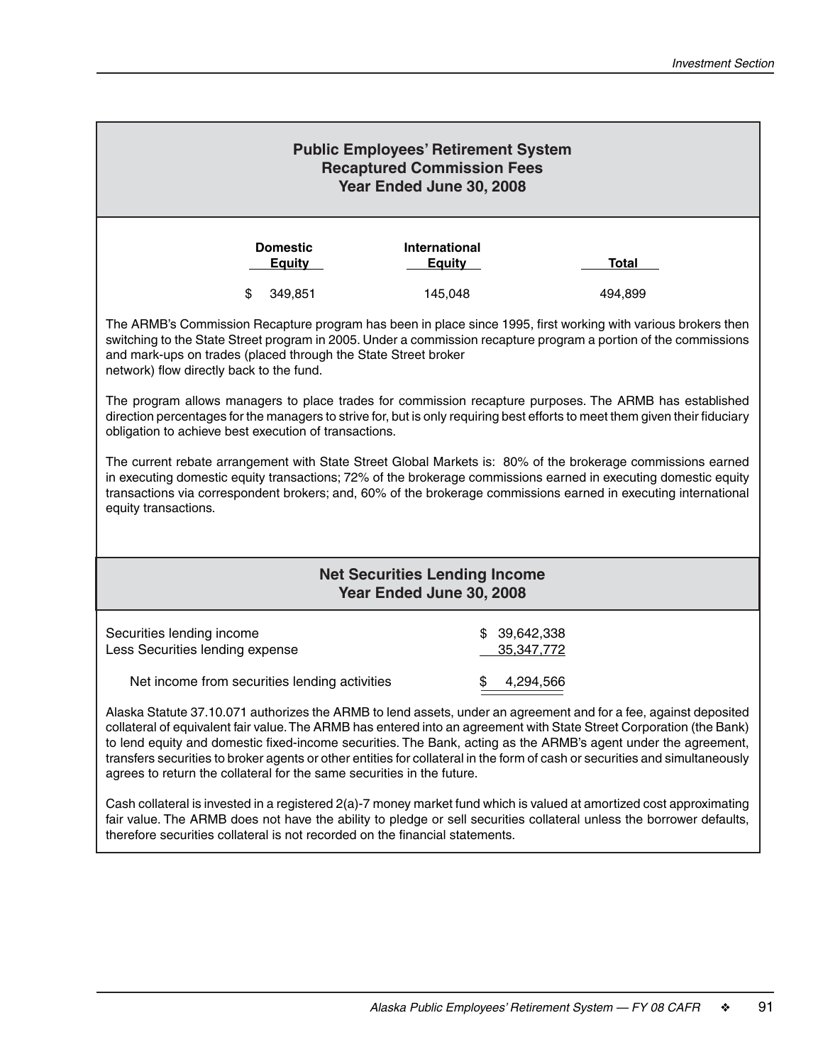## Public Employees' Retirement System
## Recaptured Commission Fees
## Year Ended June 30, 2008

| Domestic Equity | International Equity | Total |
|---|---|---|
| $ 349,851 | 145,048 | 494,899 |

The ARMB's Commission Recapture program has been in place since 1995, first working with various brokers then switching to the State Street program in 2005. Under a commission recapture program a portion of the commissions and mark-ups on trades (placed through the State Street broker network) flow directly back to the fund.

The program allows managers to place trades for commission recapture purposes. The ARMB has established direction percentages for the managers to strive for, but is only requiring best efforts to meet them given their fiduciary obligation to achieve best execution of transactions.

The current rebate arrangement with State Street Global Markets is: 80% of the brokerage commissions earned in executing domestic equity transactions; 72% of the brokerage commissions earned in executing domestic equity transactions via correspondent brokers; and, 60% of the brokerage commissions earned in executing international equity transactions.

## Net Securities Lending Income
## Year Ended June 30, 2008

| | |
|---|---|
| Securities lending income | $ 39,642,338 |
| Less Securities lending expense | 35,347,772 |
| Net income from securities lending activities | $ 4,294,566 |

Alaska Statute 37.10.071 authorizes the ARMB to lend assets, under an agreement and for a fee, against deposited collateral of equivalent fair value. The ARMB has entered into an agreement with State Street Corporation (the Bank) to lend equity and domestic fixed-income securities. The Bank, acting as the ARMB's agent under the agreement, transfers securities to broker agents or other entities for collateral in the form of cash or securities and simultaneously agrees to return the collateral for the same securities in the future.

Cash collateral is invested in a registered 2(a)-7 money market fund which is valued at amortized cost approximating fair value. The ARMB does not have the ability to pledge or sell securities collateral unless the borrower defaults, therefore securities collateral is not recorded on the financial statements.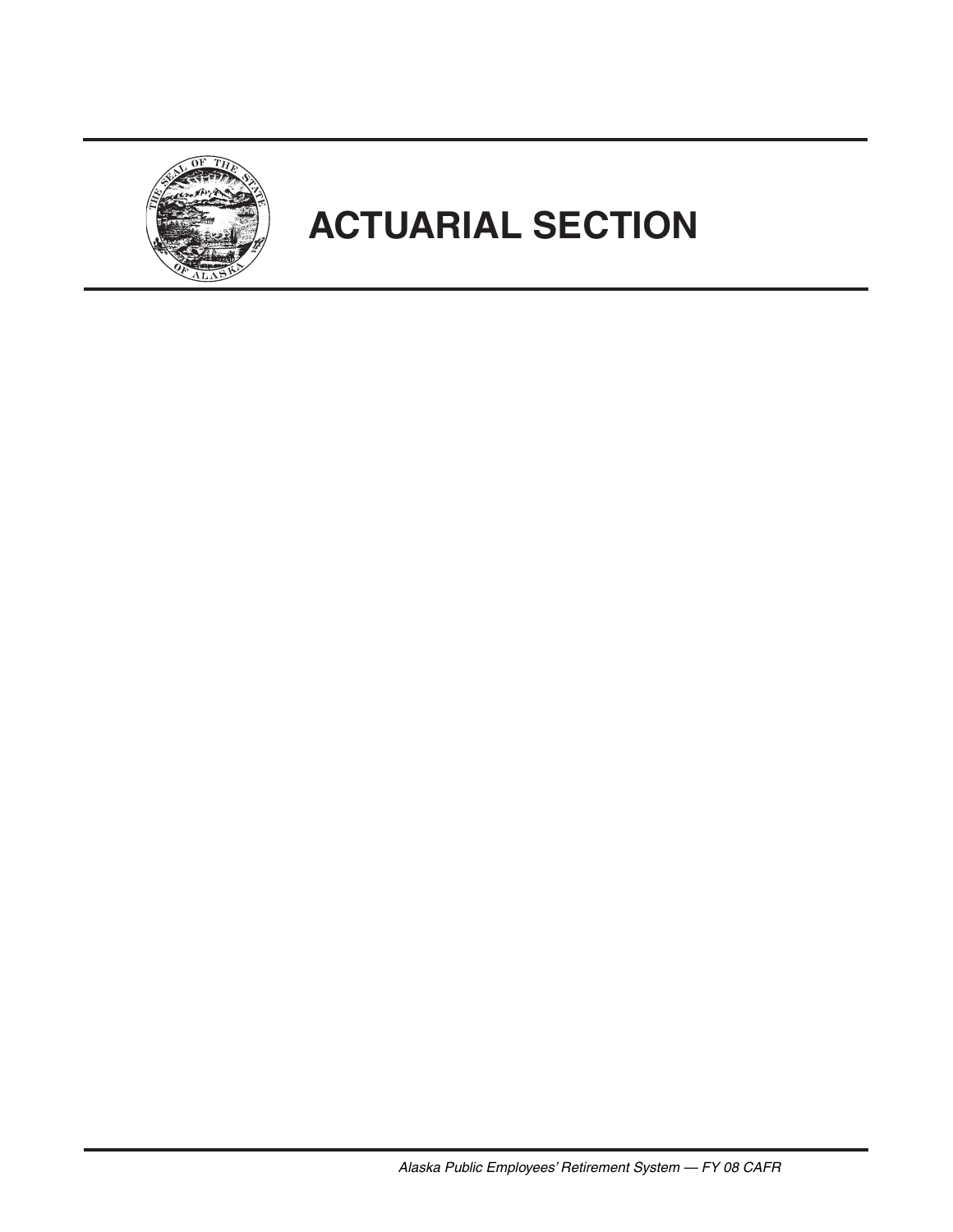# ACTUARIAL SECTION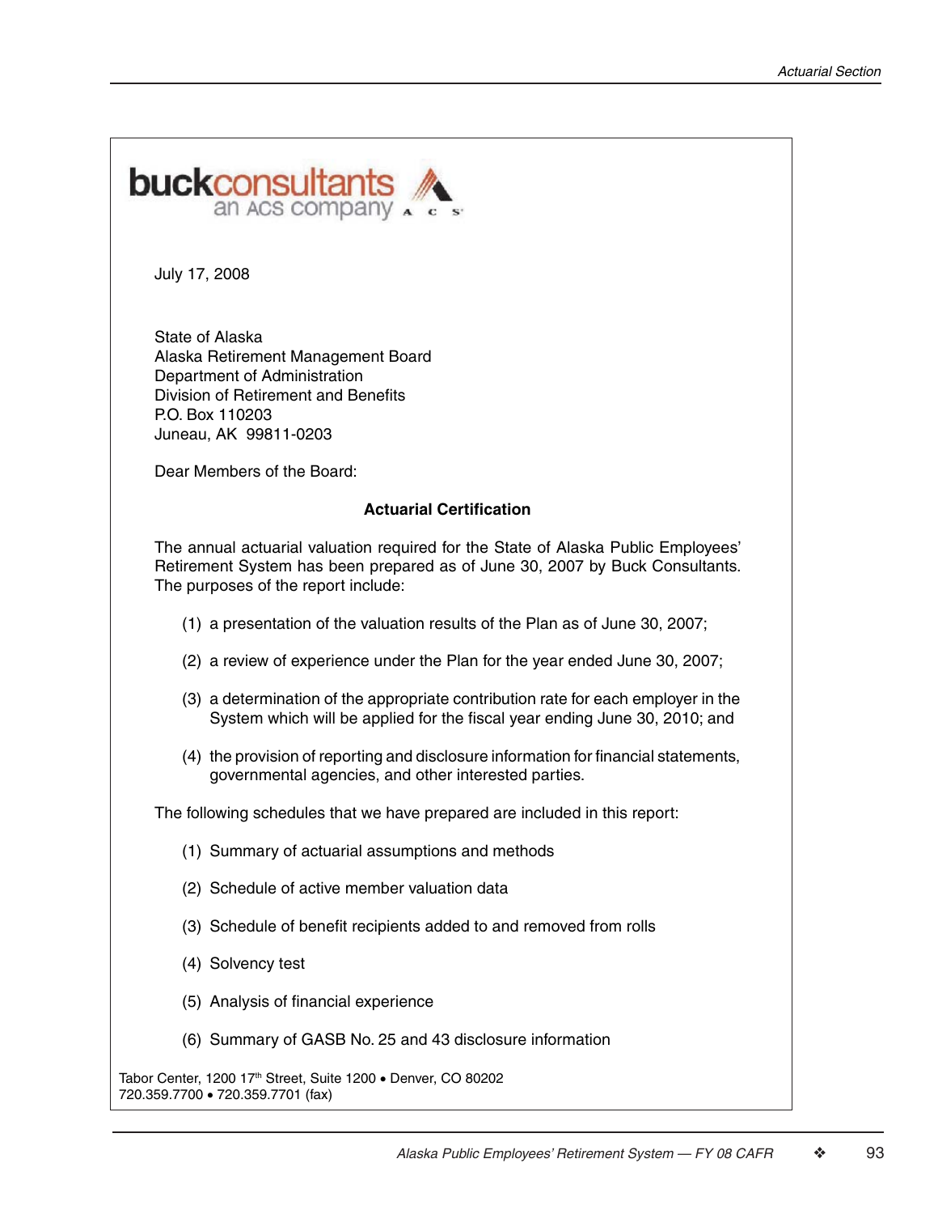buckconsultants
an ACS company

July 17, 2008

State of Alaska
Alaska Retirement Management Board
Department of Administration
Division of Retirement and Benefits
P.O. Box 110203
Juneau, AK 99811-0203

Dear Members of the Board:

**Actuarial Certification**

The annual actuarial valuation required for the State of Alaska Public Employees' Retirement System has been prepared as of June 30, 2007 by Buck Consultants. The purposes of the report include:

(1) a presentation of the valuation results of the Plan as of June 30, 2007;

(2) a review of experience under the Plan for the year ended June 30, 2007;

(3) a determination of the appropriate contribution rate for each employer in the System which will be applied for the fiscal year ending June 30, 2010; and

(4) the provision of reporting and disclosure information for financial statements, governmental agencies, and other interested parties.

The following schedules that we have prepared are included in this report:

(1) Summary of actuarial assumptions and methods

(2) Schedule of active member valuation data

(3) Schedule of benefit recipients added to and removed from rolls

(4) Solvency test

(5) Analysis of financial experience

(6) Summary of GASB No. 25 and 43 disclosure information

Tabor Center, 1200 17th Street, Suite 1200 • Denver, CO 80202
720.359.7700 • 720.359.7701 (fax)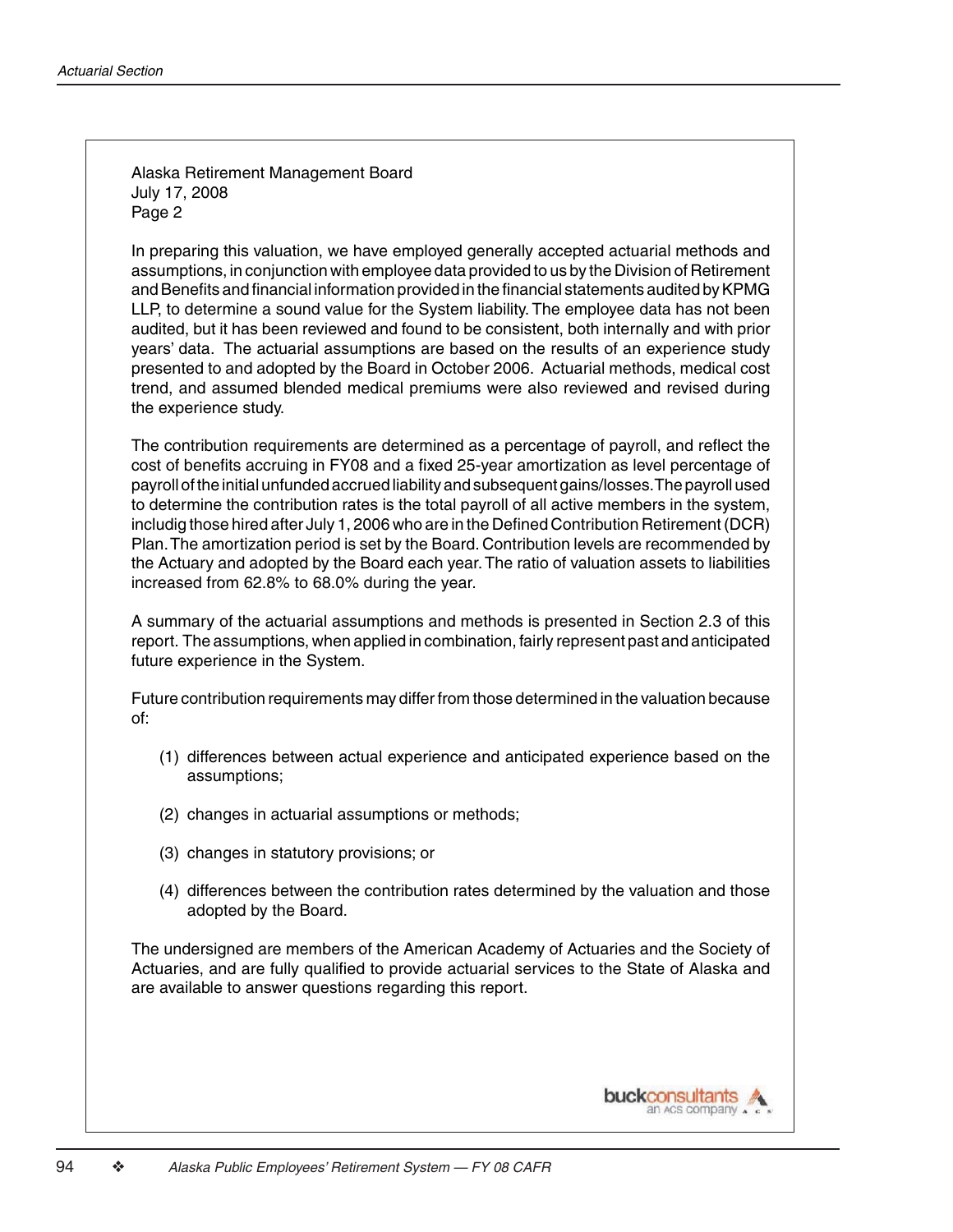Alaska Retirement Management Board
July 17, 2008
Page 2

In preparing this valuation, we have employed generally accepted actuarial methods and assumptions, in conjunction with employee data provided to us by the Division of Retirement and Benefits and financial information provided in the financial statements audited by KPMG LLP, to determine a sound value for the System liability. The employee data has not been audited, but it has been reviewed and found to be consistent, both internally and with prior years' data. The actuarial assumptions are based on the results of an experience study presented to and adopted by the Board in October 2006. Actuarial methods, medical cost trend, and assumed blended medical premiums were also reviewed and revised during the experience study.

The contribution requirements are determined as a percentage of payroll, and reflect the cost of benefits accruing in FY08 and a fixed 25-year amortization as level percentage of payroll of the initial unfunded accrued liability and subsequent gains/losses. The payroll used to determine the contribution rates is the total payroll of all active members in the system, includig those hired after July 1, 2006 who are in the Defined Contribution Retirement (DCR) Plan. The amortization period is set by the Board. Contribution levels are recommended by the Actuary and adopted by the Board each year. The ratio of valuation assets to liabilities increased from 62.8% to 68.0% during the year.

A summary of the actuarial assumptions and methods is presented in Section 2.3 of this report. The assumptions, when applied in combination, fairly represent past and anticipated future experience in the System.

Future contribution requirements may differ from those determined in the valuation because of:

(1) differences between actual experience and anticipated experience based on the assumptions;

(2) changes in actuarial assumptions or methods;

(3) changes in statutory provisions; or

(4) differences between the contribution rates determined by the valuation and those adopted by the Board.

The undersigned are members of the American Academy of Actuaries and the Society of Actuaries, and are fully qualified to provide actuarial services to the State of Alaska and are available to answer questions regarding this report.

buckconsultants
an ACS company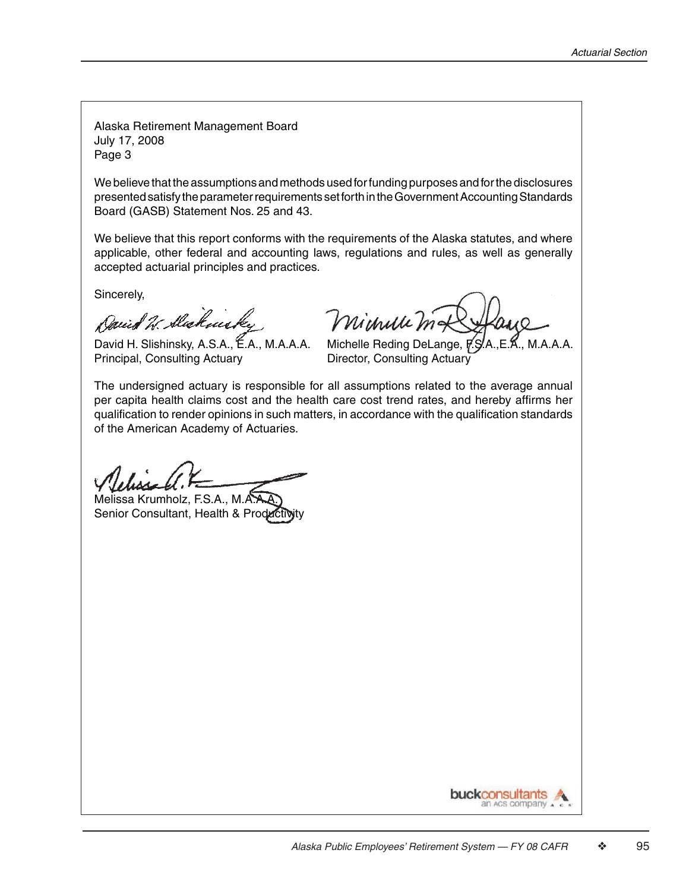Alaska Retirement Management Board
July 17, 2008
Page 3

We believe that the assumptions and methods used for funding purposes and for the disclosures presented satisfy the parameter requirements set forth in the Government Accounting Standards Board (GASB) Statement Nos. 25 and 43.

We believe that this report conforms with the requirements of the Alaska statutes, and where applicable, other federal and accounting laws, regulations and rules, as well as generally accepted actuarial principles and practices.

Sincerely,

David H. Slishinsky, A.S.A., E.A., M.A.A.A.
Principal, Consulting Actuary

Michelle Reding DeLange, F.S.A., E.A., M.A.A.A.
Director, Consulting Actuary

The undersigned actuary is responsible for all assumptions related to the average annual per capita health claims cost and the health care cost trend rates, and hereby affirms her qualification to render opinions in such matters, in accordance with the qualification standards of the American Academy of Actuaries.

Melissa Krumholz, F.S.A., M.A.A.A.
Senior Consultant, Health & Productivity

buckconsultants
an ACS company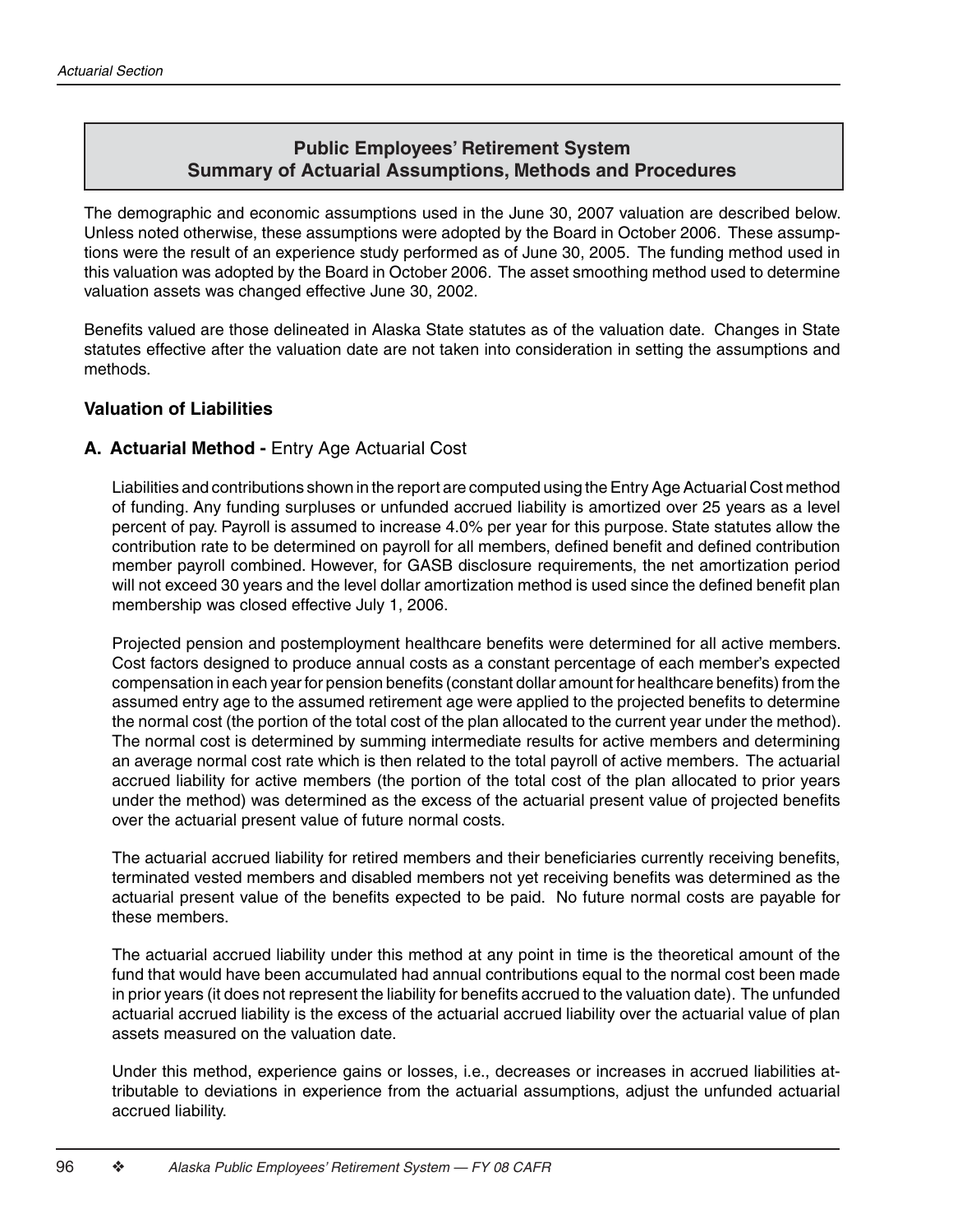## Public Employees' Retirement System
## Summary of Actuarial Assumptions, Methods and Procedures

The demographic and economic assumptions used in the June 30, 2007 valuation are described below. Unless noted otherwise, these assumptions were adopted by the Board in October 2006. These assumptions were the result of an experience study performed as of June 30, 2005. The funding method used in this valuation was adopted by the Board in October 2006. The asset smoothing method used to determine valuation assets was changed effective June 30, 2002.

Benefits valued are those delineated in Alaska State statutes as of the valuation date. Changes in State statutes effective after the valuation date are not taken into consideration in setting the assumptions and methods.

### Valuation of Liabilities

**A. Actuarial Method -** Entry Age Actuarial Cost

Liabilities and contributions shown in the report are computed using the Entry Age Actuarial Cost method of funding. Any funding surpluses or unfunded accrued liability is amortized over 25 years as a level percent of pay. Payroll is assumed to increase 4.0% per year for this purpose. State statutes allow the contribution rate to be determined on payroll for all members, defined benefit and defined contribution member payroll combined. However, for GASB disclosure requirements, the net amortization period will not exceed 30 years and the level dollar amortization method is used since the defined benefit plan membership was closed effective July 1, 2006.

Projected pension and postemployment healthcare benefits were determined for all active members. Cost factors designed to produce annual costs as a constant percentage of each member's expected compensation in each year for pension benefits (constant dollar amount for healthcare benefits) from the assumed entry age to the assumed retirement age were applied to the projected benefits to determine the normal cost (the portion of the total cost of the plan allocated to the current year under the method). The normal cost is determined by summing intermediate results for active members and determining an average normal cost rate which is then related to the total payroll of active members. The actuarial accrued liability for active members (the portion of the total cost of the plan allocated to prior years under the method) was determined as the excess of the actuarial present value of projected benefits over the actuarial present value of future normal costs.

The actuarial accrued liability for retired members and their beneficiaries currently receiving benefits, terminated vested members and disabled members not yet receiving benefits was determined as the actuarial present value of the benefits expected to be paid. No future normal costs are payable for these members.

The actuarial accrued liability under this method at any point in time is the theoretical amount of the fund that would have been accumulated had annual contributions equal to the normal cost been made in prior years (it does not represent the liability for benefits accrued to the valuation date). The unfunded actuarial accrued liability is the excess of the actuarial accrued liability over the actuarial value of plan assets measured on the valuation date.

Under this method, experience gains or losses, i.e., decreases or increases in accrued liabilities attributable to deviations in experience from the actuarial assumptions, adjust the unfunded actuarial accrued liability.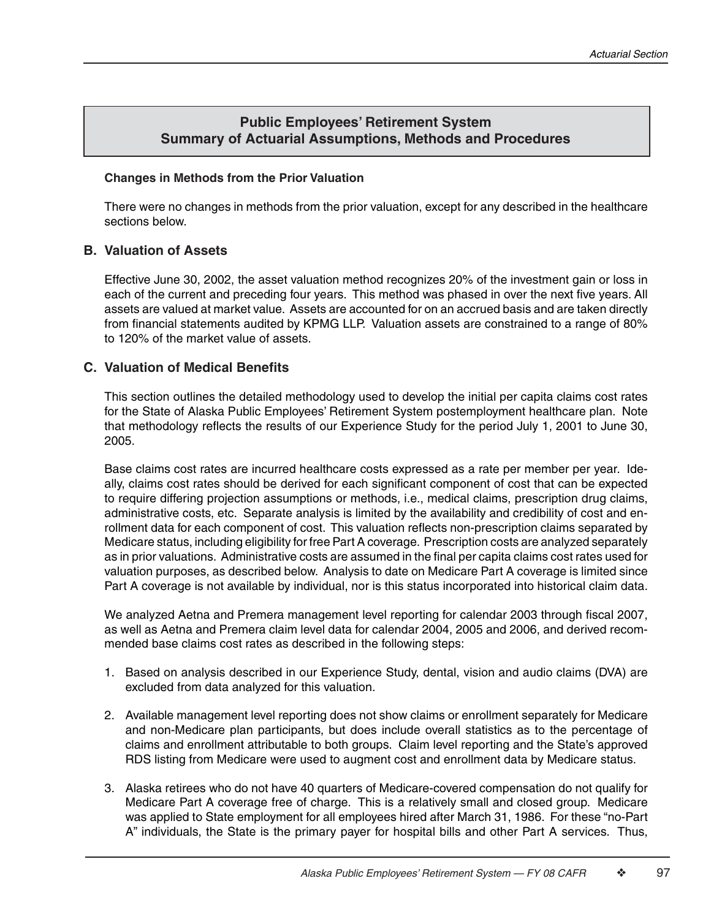## Public Employees' Retirement System
## Summary of Actuarial Assumptions, Methods and Procedures

**Changes in Methods from the Prior Valuation**

There were no changes in methods from the prior valuation, except for any described in the healthcare sections below.

### B. Valuation of Assets

Effective June 30, 2002, the asset valuation method recognizes 20% of the investment gain or loss in each of the current and preceding four years. This method was phased in over the next five years. All assets are valued at market value. Assets are accounted for on an accrued basis and are taken directly from financial statements audited by KPMG LLP. Valuation assets are constrained to a range of 80% to 120% of the market value of assets.

### C. Valuation of Medical Benefits

This section outlines the detailed methodology used to develop the initial per capita claims cost rates for the State of Alaska Public Employees' Retirement System postemployment healthcare plan. Note that methodology reflects the results of our Experience Study for the period July 1, 2001 to June 30, 2005.

Base claims cost rates are incurred healthcare costs expressed as a rate per member per year. Ideally, claims cost rates should be derived for each significant component of cost that can be expected to require differing projection assumptions or methods, i.e., medical claims, prescription drug claims, administrative costs, etc. Separate analysis is limited by the availability and credibility of cost and enrollment data for each component of cost. This valuation reflects non-prescription claims separated by Medicare status, including eligibility for free Part A coverage. Prescription costs are analyzed separately as in prior valuations. Administrative costs are assumed in the final per capita claims cost rates used for valuation purposes, as described below. Analysis to date on Medicare Part A coverage is limited since Part A coverage is not available by individual, nor is this status incorporated into historical claim data.

We analyzed Aetna and Premera management level reporting for calendar 2003 through fiscal 2007, as well as Aetna and Premera claim level data for calendar 2004, 2005 and 2006, and derived recommended base claims cost rates as described in the following steps:

1. Based on analysis described in our Experience Study, dental, vision and audio claims (DVA) are excluded from data analyzed for this valuation.

2. Available management level reporting does not show claims or enrollment separately for Medicare and non-Medicare plan participants, but does include overall statistics as to the percentage of claims and enrollment attributable to both groups. Claim level reporting and the State's approved RDS listing from Medicare were used to augment cost and enrollment data by Medicare status.

3. Alaska retirees who do not have 40 quarters of Medicare-covered compensation do not qualify for Medicare Part A coverage free of charge. This is a relatively small and closed group. Medicare was applied to State employment for all employees hired after March 31, 1986. For these "no-Part A" individuals, the State is the primary payer for hospital bills and other Part A services. Thus,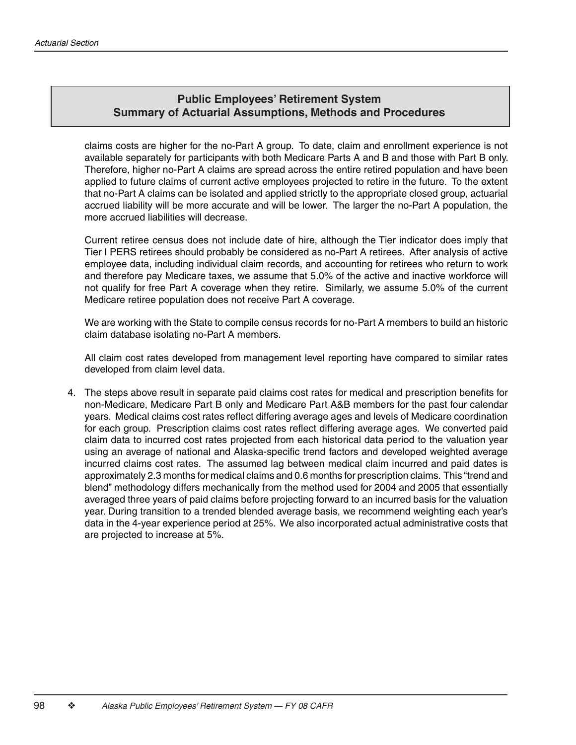## Public Employees' Retirement System
## Summary of Actuarial Assumptions, Methods and Procedures

claims costs are higher for the no-Part A group. To date, claim and enrollment experience is not available separately for participants with both Medicare Parts A and B and those with Part B only. Therefore, higher no-Part A claims are spread across the entire retired population and have been applied to future claims of current active employees projected to retire in the future. To the extent that no-Part A claims can be isolated and applied strictly to the appropriate closed group, actuarial accrued liability will be more accurate and will be lower. The larger the no-Part A population, the more accrued liabilities will decrease.

Current retiree census does not include date of hire, although the Tier indicator does imply that Tier I PERS retirees should probably be considered as no-Part A retirees. After analysis of active employee data, including individual claim records, and accounting for retirees who return to work and therefore pay Medicare taxes, we assume that 5.0% of the active and inactive workforce will not qualify for free Part A coverage when they retire. Similarly, we assume 5.0% of the current Medicare retiree population does not receive Part A coverage.

We are working with the State to compile census records for no-Part A members to build an historic claim database isolating no-Part A members.

All claim cost rates developed from management level reporting have compared to similar rates developed from claim level data.

4. The steps above result in separate paid claims cost rates for medical and prescription benefits for non-Medicare, Medicare Part B only and Medicare Part A&B members for the past four calendar years. Medical claims cost rates reflect differing average ages and levels of Medicare coordination for each group. Prescription claims cost rates reflect differing average ages. We converted paid claim data to incurred cost rates projected from each historical data period to the valuation year using an average of national and Alaska-specific trend factors and developed weighted average incurred claims cost rates. The assumed lag between medical claim incurred and paid dates is approximately 2.3 months for medical claims and 0.6 months for prescription claims. This "trend and blend" methodology differs mechanically from the method used for 2004 and 2005 that essentially averaged three years of paid claims before projecting forward to an incurred basis for the valuation year. During transition to a trended blended average basis, we recommend weighting each year's data in the 4-year experience period at 25%. We also incorporated actual administrative costs that are projected to increase at 5%.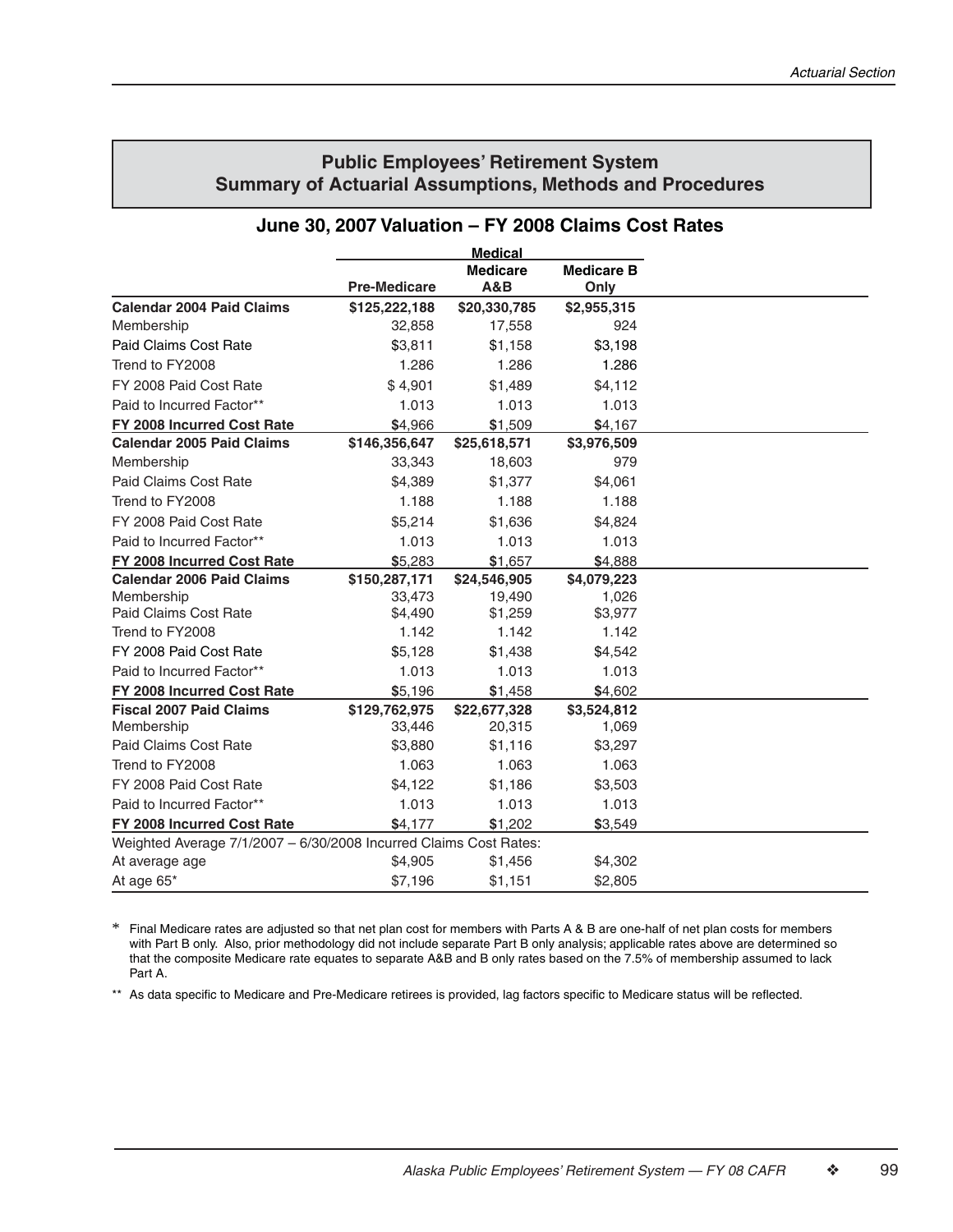## Public Employees' Retirement System
## Summary of Actuarial Assumptions, Methods and Procedures

### June 30, 2007 Valuation – FY 2008 Claims Cost Rates

| | Medical | | |
|---|---|---|---|
| | Pre-Medicare | Medicare A&B | Medicare B Only |
| **Calendar 2004 Paid Claims** | **$125,222,188** | **$20,330,785** | **$2,955,315** |
| Membership | 32,858 | 17,558 | 924 |
| Paid Claims Cost Rate | $3,811 | $1,158 | $3,198 |
| Trend to FY2008 | 1.286 | 1.286 | 1.286 |
| FY 2008 Paid Cost Rate | $ 4,901 | $1,489 | $4,112 |
| Paid to Incurred Factor** | 1.013 | 1.013 | 1.013 |
| **FY 2008 Incurred Cost Rate** | **$4,966** | **$1,509** | **$4,167** |
| **Calendar 2005 Paid Claims** | **$146,356,647** | **$25,618,571** | **$3,976,509** |
| Membership | 33,343 | 18,603 | 979 |
| Paid Claims Cost Rate | $4,389 | $1,377 | $4,061 |
| Trend to FY2008 | 1.188 | 1.188 | 1.188 |
| FY 2008 Paid Cost Rate | $5,214 | $1,636 | $4,824 |
| Paid to Incurred Factor** | 1.013 | 1.013 | 1.013 |
| **FY 2008 Incurred Cost Rate** | **$5,283** | **$1,657** | **$4,888** |
| **Calendar 2006 Paid Claims** | **$150,287,171** | **$24,546,905** | **$4,079,223** |
| Membership | 33,473 | 19,490 | 1,026 |
| Paid Claims Cost Rate | $4,490 | $1,259 | $3,977 |
| Trend to FY2008 | 1.142 | 1.142 | 1.142 |
| FY 2008 Paid Cost Rate | $5,128 | $1,438 | $4,542 |
| Paid to Incurred Factor** | 1.013 | 1.013 | 1.013 |
| **FY 2008 Incurred Cost Rate** | **$5,196** | **$1,458** | **$4,602** |
| **Fiscal 2007 Paid Claims** | **$129,762,975** | **$22,677,328** | **$3,524,812** |
| Membership | 33,446 | 20,315 | 1,069 |
| Paid Claims Cost Rate | $3,880 | $1,116 | $3,297 |
| Trend to FY2008 | 1.063 | 1.063 | 1.063 |
| FY 2008 Paid Cost Rate | $4,122 | $1,186 | $3,503 |
| Paid to Incurred Factor** | 1.013 | 1.013 | 1.013 |
| **FY 2008 Incurred Cost Rate** | **$4,177** | **$1,202** | **$3,549** |
| Weighted Average 7/1/2007 – 6/30/2008 Incurred Claims Cost Rates: | | | |
| At average age | $4,905 | $1,456 | $4,302 |
| At age 65* | $7,196 | $1,151 | $2,805 |

\* Final Medicare rates are adjusted so that net plan cost for members with Parts A & B are one-half of net plan costs for members with Part B only. Also, prior methodology did not include separate Part B only analysis; applicable rates above are determined so that the composite Medicare rate equates to separate A&B and B only rates based on the 7.5% of membership assumed to lack Part A.

\** As data specific to Medicare and Pre-Medicare retirees is provided, lag factors specific to Medicare status will be reflected.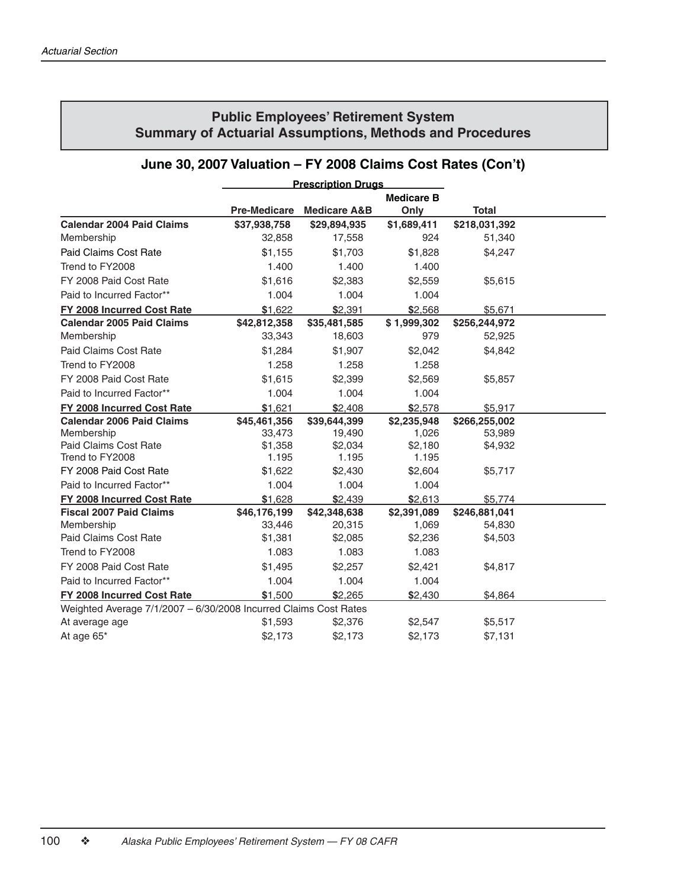## Public Employees' Retirement System
## Summary of Actuarial Assumptions, Methods and Procedures

### June 30, 2007 Valuation – FY 2008 Claims Cost Rates (Con't)

| | Prescription Drugs | | | |
|---|---|---|---|---|
| | Pre-Medicare | Medicare A&B | Medicare B Only | Total |
| **Calendar 2004 Paid Claims** | **$37,938,758** | **$29,894,935** | **$1,689,411** | **$218,031,392** |
| Membership | 32,858 | 17,558 | 924 | 51,340 |
| Paid Claims Cost Rate | $1,155 | $1,703 | $1,828 | $4,247 |
| Trend to FY2008 | 1.400 | 1.400 | 1.400 | |
| FY 2008 Paid Cost Rate | $1,616 | $2,383 | $2,559 | $5,615 |
| Paid to Incurred Factor** | 1.004 | 1.004 | 1.004 | |
| **FY 2008 Incurred Cost Rate** | $1,622 | $2,391 | $2,568 | $5,671 |
| **Calendar 2005 Paid Claims** | **$42,812,358** | **$35,481,585** | **$ 1,999,302** | **$256,244,972** |
| Membership | 33,343 | 18,603 | 979 | 52,925 |
| Paid Claims Cost Rate | $1,284 | $1,907 | $2,042 | $4,842 |
| Trend to FY2008 | 1.258 | 1.258 | 1.258 | |
| FY 2008 Paid Cost Rate | $1,615 | $2,399 | $2,569 | $5,857 |
| Paid to Incurred Factor** | 1.004 | 1.004 | 1.004 | |
| **FY 2008 Incurred Cost Rate** | $1,621 | $2,408 | $2,578 | $5,917 |
| **Calendar 2006 Paid Claims** | **$45,461,356** | **$39,644,399** | **$2,235,948** | **$266,255,002** |
| Membership | 33,473 | 19,490 | 1,026 | 53,989 |
| Paid Claims Cost Rate | $1,358 | $2,034 | $2,180 | $4,932 |
| Trend to FY2008 | 1.195 | 1.195 | 1.195 | |
| FY 2008 Paid Cost Rate | $1,622 | $2,430 | $2,604 | $5,717 |
| Paid to Incurred Factor** | 1.004 | 1.004 | 1.004 | |
| **FY 2008 Incurred Cost Rate** | $1,628 | $2,439 | $2,613 | $5,774 |
| **Fiscal 2007 Paid Claims** | **$46,176,199** | **$42,348,638** | **$2,391,089** | **$246,881,041** |
| Membership | 33,446 | 20,315 | 1,069 | 54,830 |
| Paid Claims Cost Rate | $1,381 | $2,085 | $2,236 | $4,503 |
| Trend to FY2008 | 1.083 | 1.083 | 1.083 | |
| FY 2008 Paid Cost Rate | $1,495 | $2,257 | $2,421 | $4,817 |
| Paid to Incurred Factor** | 1.004 | 1.004 | 1.004 | |
| **FY 2008 Incurred Cost Rate** | $1,500 | $2,265 | $2,430 | $4,864 |
| Weighted Average 7/1/2007 – 6/30/2008 Incurred Claims Cost Rates | | | | |
| At average age | $1,593 | $2,376 | $2,547 | $5,517 |
| At age 65* | $2,173 | $2,173 | $2,173 | $7,131 |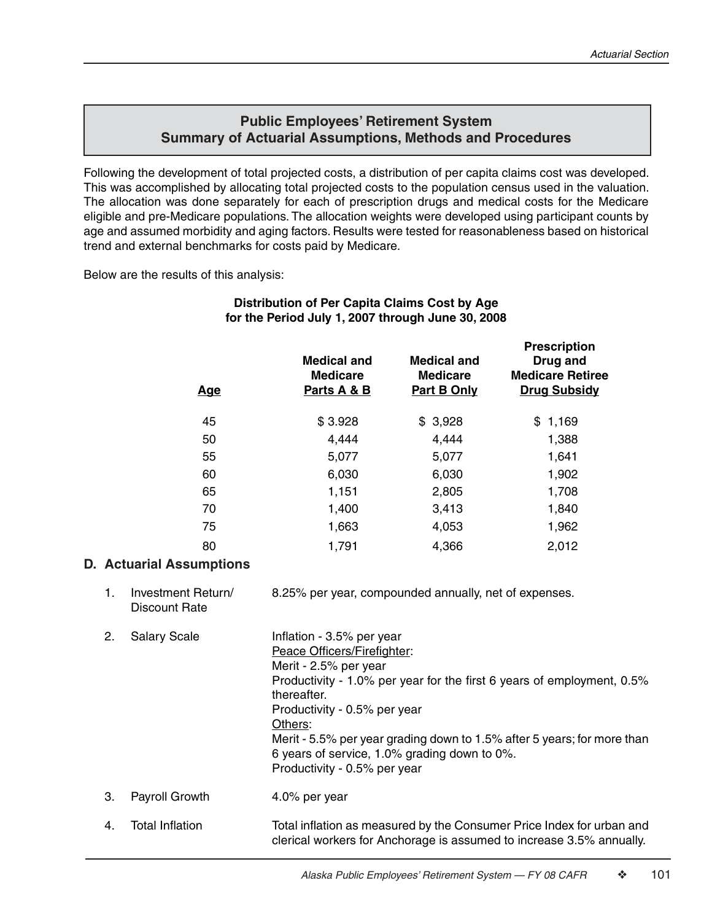## Public Employees' Retirement System
## Summary of Actuarial Assumptions, Methods and Procedures

Following the development of total projected costs, a distribution of per capita claims cost was developed. This was accomplished by allocating total projected costs to the population census used in the valuation. The allocation was done separately for each of prescription drugs and medical costs for the Medicare eligible and pre-Medicare populations. The allocation weights were developed using participant counts by age and assumed morbidity and aging factors. Results were tested for reasonableness based on historical trend and external benchmarks for costs paid by Medicare.

Below are the results of this analysis:

**Distribution of Per Capita Claims Cost by Age for the Period July 1, 2007 through June 30, 2008**

| Age | Medical and Medicare Parts A & B | Medical and Medicare Part B Only | Prescription Drug and Medicare Retiree Drug Subsidy |
|---|---|---|---|
| 45 | $ 3.928 | $ 3,928 | $ 1,169 |
| 50 | 4,444 | 4,444 | 1,388 |
| 55 | 5,077 | 5,077 | 1,641 |
| 60 | 6,030 | 6,030 | 1,902 |
| 65 | 1,151 | 2,805 | 1,708 |
| 70 | 1,400 | 3,413 | 1,840 |
| 75 | 1,663 | 4,053 | 1,962 |
| 80 | 1,791 | 4,366 | 2,012 |

### D. Actuarial Assumptions

1. **Investment Return/ Discount Rate** — 8.25% per year, compounded annually, net of expenses.

2. **Salary Scale** — Inflation - 3.5% per year
   Peace Officers/Firefighter:
   Merit - 2.5% per year
   Productivity - 1.0% per year for the first 6 years of employment, 0.5% thereafter.
   Productivity - 0.5% per year
   Others:
   Merit - 5.5% per year grading down to 1.5% after 5 years; for more than 6 years of service, 1.0% grading down to 0%.
   Productivity - 0.5% per year

3. **Payroll Growth** — 4.0% per year

4. **Total Inflation** — Total inflation as measured by the Consumer Price Index for urban and clerical workers for Anchorage is assumed to increase 3.5% annually.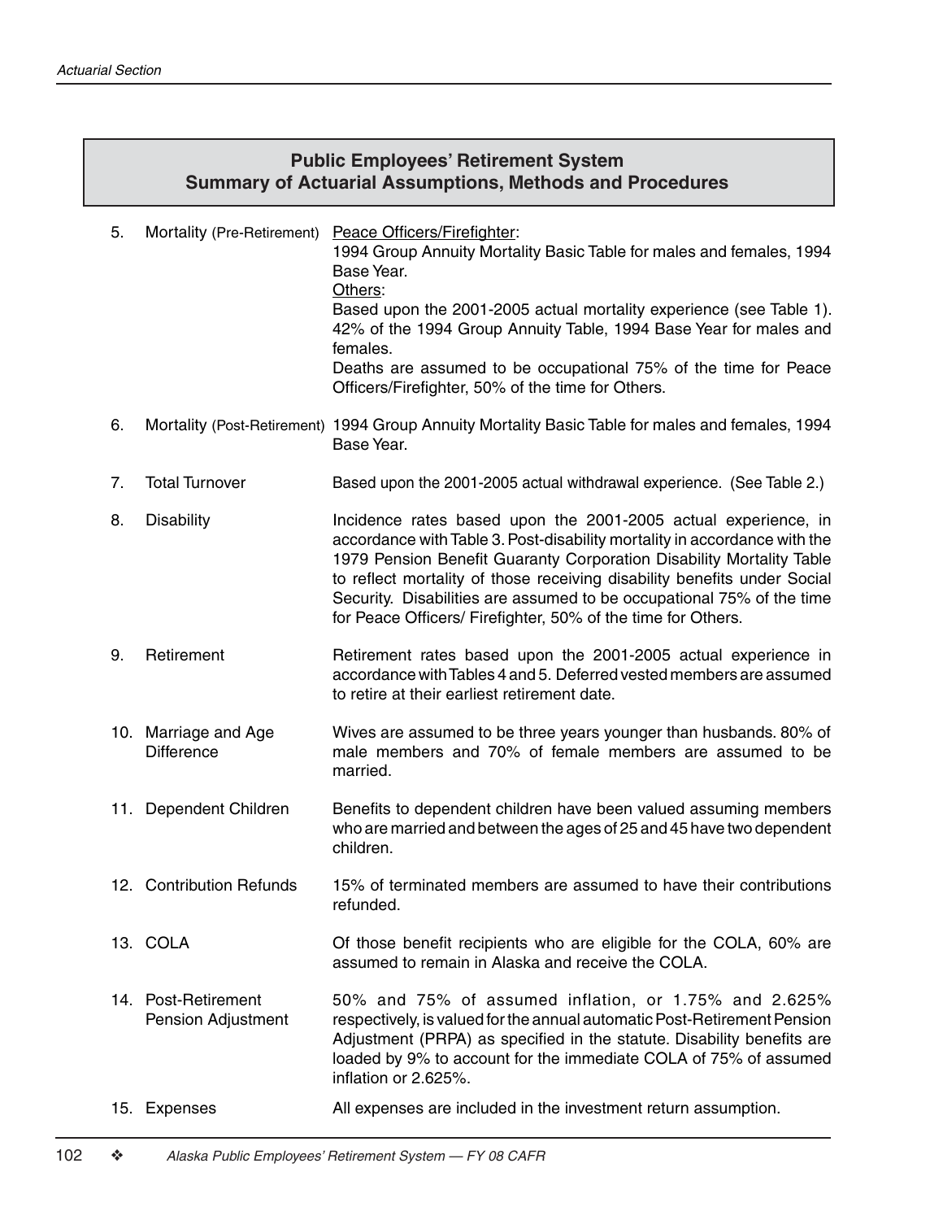## Public Employees' Retirement System
## Summary of Actuarial Assumptions, Methods and Procedures

5. Mortality (Pre-Retirement)

   Peace Officers/Firefighter:
   1994 Group Annuity Mortality Basic Table for males and females, 1994 Base Year.

   Others:
   Based upon the 2001-2005 actual mortality experience (see Table 1). 42% of the 1994 Group Annuity Table, 1994 Base Year for males and females.

   Deaths are assumed to be occupational 75% of the time for Peace Officers/Firefighter, 50% of the time for Others.

6. Mortality (Post-Retirement)

   1994 Group Annuity Mortality Basic Table for males and females, 1994 Base Year.

7. Total Turnover

   Based upon the 2001-2005 actual withdrawal experience. (See Table 2.)

8. Disability

   Incidence rates based upon the 2001-2005 actual experience, in accordance with Table 3. Post-disability mortality in accordance with the 1979 Pension Benefit Guaranty Corporation Disability Mortality Table to reflect mortality of those receiving disability benefits under Social Security. Disabilities are assumed to be occupational 75% of the time for Peace Officers/ Firefighter, 50% of the time for Others.

9. Retirement

   Retirement rates based upon the 2001-2005 actual experience in accordance with Tables 4 and 5. Deferred vested members are assumed to retire at their earliest retirement date.

10. Marriage and Age Difference

    Wives are assumed to be three years younger than husbands. 80% of male members and 70% of female members are assumed to be married.

11. Dependent Children

    Benefits to dependent children have been valued assuming members who are married and between the ages of 25 and 45 have two dependent children.

12. Contribution Refunds

    15% of terminated members are assumed to have their contributions refunded.

13. COLA

    Of those benefit recipients who are eligible for the COLA, 60% are assumed to remain in Alaska and receive the COLA.

14. Post-Retirement Pension Adjustment

    50% and 75% of assumed inflation, or 1.75% and 2.625% respectively, is valued for the annual automatic Post-Retirement Pension Adjustment (PRPA) as specified in the statute. Disability benefits are loaded by 9% to account for the immediate COLA of 75% of assumed inflation or 2.625%.

15. Expenses

    All expenses are included in the investment return assumption.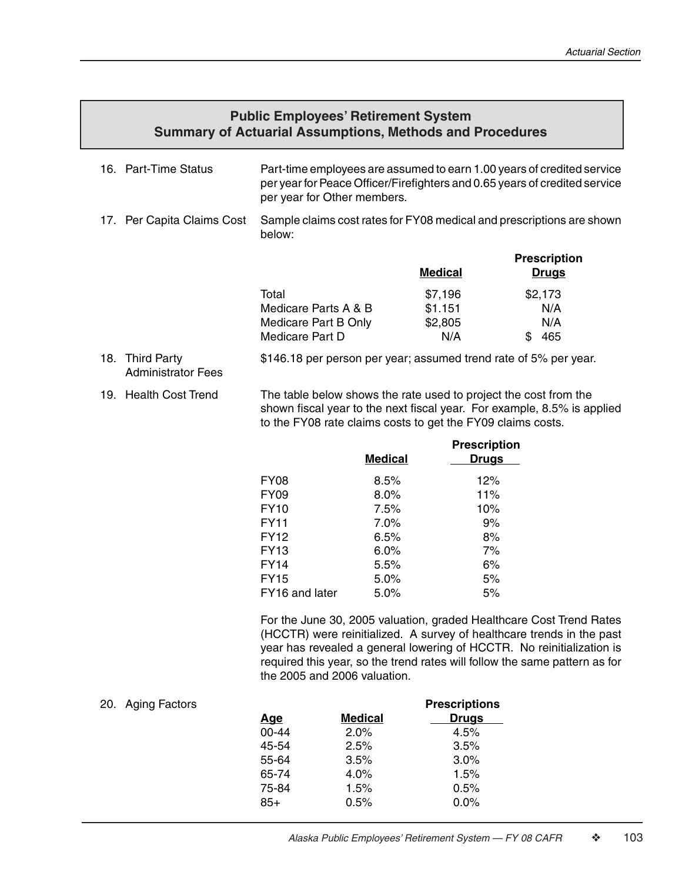## Public Employees' Retirement System
## Summary of Actuarial Assumptions, Methods and Procedures

16. Part-Time Status

Part-time employees are assumed to earn 1.00 years of credited service per year for Peace Officer/Firefighters and 0.65 years of credited service per year for Other members.

17. Per Capita Claims Cost

Sample claims cost rates for FY08 medical and prescriptions are shown below:

| | Medical | Prescription Drugs |
|---|---|---|
| Total | $7,196 | $2,173 |
| Medicare Parts A & B | $1.151 | N/A |
| Medicare Part B Only | $2,805 | N/A |
| Medicare Part D | N/A | $ 465 |

18. Third Party Administrator Fees

$146.18 per person per year; assumed trend rate of 5% per year.

19. Health Cost Trend

The table below shows the rate used to project the cost from the shown fiscal year to the next fiscal year. For example, 8.5% is applied to the FY08 rate claims costs to get the FY09 claims costs.

| | Medical | Prescription Drugs |
|---|---|---|
| FY08 | 8.5% | 12% |
| FY09 | 8.0% | 11% |
| FY10 | 7.5% | 10% |
| FY11 | 7.0% | 9% |
| FY12 | 6.5% | 8% |
| FY13 | 6.0% | 7% |
| FY14 | 5.5% | 6% |
| FY15 | 5.0% | 5% |
| FY16 and later | 5.0% | 5% |

For the June 30, 2005 valuation, graded Healthcare Cost Trend Rates (HCCTR) were reinitialized. A survey of healthcare trends in the past year has revealed a general lowering of HCCTR. No reinitialization is required this year, so the trend rates will follow the same pattern as for the 2005 and 2006 valuation.

20. Aging Factors

| Age | Medical | Prescriptions Drugs |
|---|---|---|
| 00-44 | 2.0% | 4.5% |
| 45-54 | 2.5% | 3.5% |
| 55-64 | 3.5% | 3.0% |
| 65-74 | 4.0% | 1.5% |
| 75-84 | 1.5% | 0.5% |
| 85+ | 0.5% | 0.0% |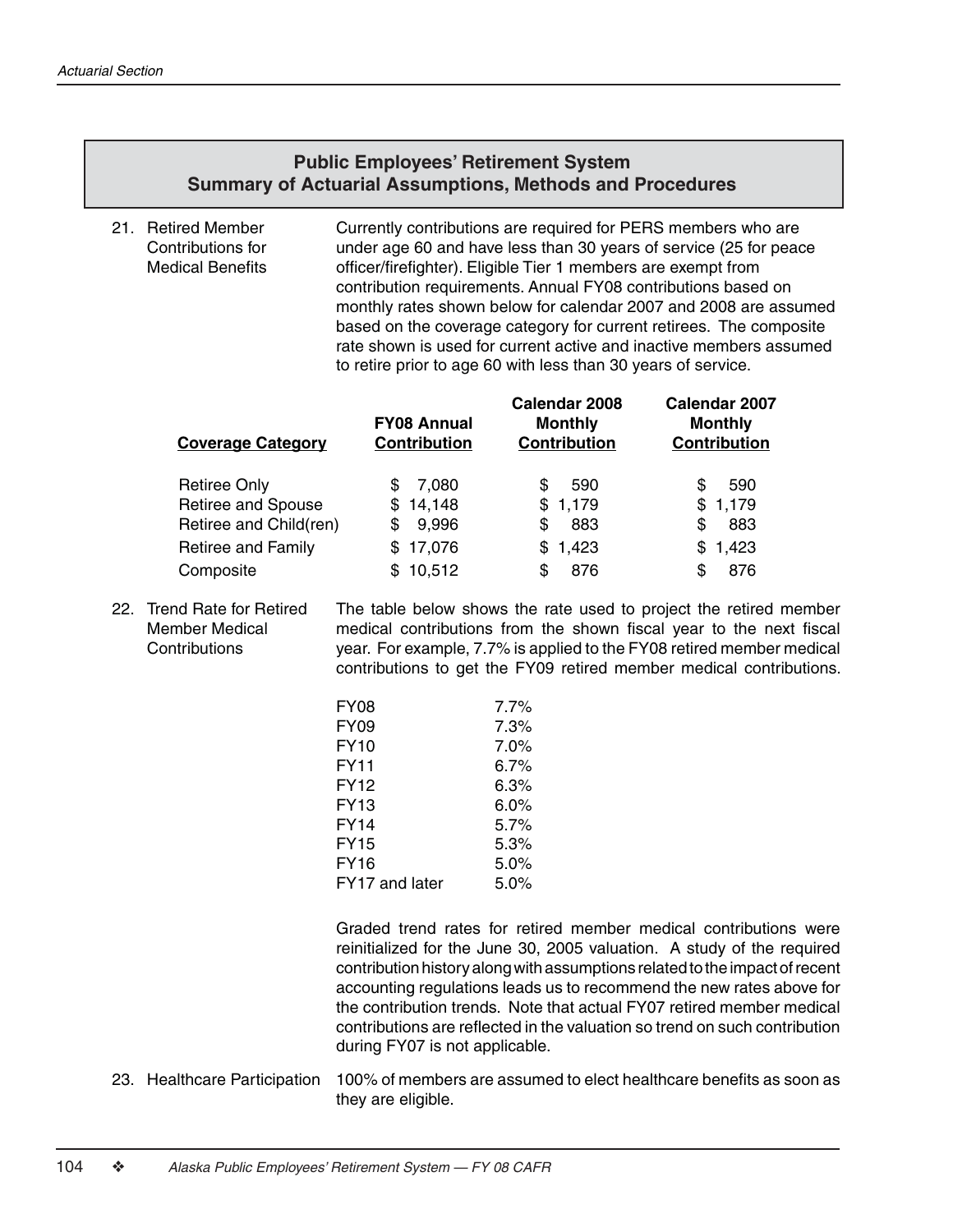## Public Employees' Retirement System
## Summary of Actuarial Assumptions, Methods and Procedures

21. Retired Member Contributions for Medical Benefits

Currently contributions are required for PERS members who are under age 60 and have less than 30 years of service (25 for peace officer/firefighter). Eligible Tier 1 members are exempt from contribution requirements. Annual FY08 contributions based on monthly rates shown below for calendar 2007 and 2008 are assumed based on the coverage category for current retirees. The composite rate shown is used for current active and inactive members assumed to retire prior to age 60 with less than 30 years of service.

| Coverage Category | FY08 Annual Contribution | Calendar 2008 Monthly Contribution | Calendar 2007 Monthly Contribution |
|---|---|---|---|
| Retiree Only | $ 7,080 | $ 590 | $ 590 |
| Retiree and Spouse | $ 14,148 | $ 1,179 | $ 1,179 |
| Retiree and Child(ren) | $ 9,996 | $ 883 | $ 883 |
| Retiree and Family | $ 17,076 | $ 1,423 | $ 1,423 |
| Composite | $ 10,512 | $ 876 | $ 876 |

22. Trend Rate for Retired Member Medical Contributions

The table below shows the rate used to project the retired member medical contributions from the shown fiscal year to the next fiscal year. For example, 7.7% is applied to the FY08 retired member medical contributions to get the FY09 retired member medical contributions.

| Fiscal Year | Rate |
|---|---|
| FY08 | 7.7% |
| FY09 | 7.3% |
| FY10 | 7.0% |
| FY11 | 6.7% |
| FY12 | 6.3% |
| FY13 | 6.0% |
| FY14 | 5.7% |
| FY15 | 5.3% |
| FY16 | 5.0% |
| FY17 and later | 5.0% |

Graded trend rates for retired member medical contributions were reinitialized for the June 30, 2005 valuation. A study of the required contribution history along with assumptions related to the impact of recent accounting regulations leads us to recommend the new rates above for the contribution trends. Note that actual FY07 retired member medical contributions are reflected in the valuation so trend on such contribution during FY07 is not applicable.

23. Healthcare Participation

100% of members are assumed to elect healthcare benefits as soon as they are eligible.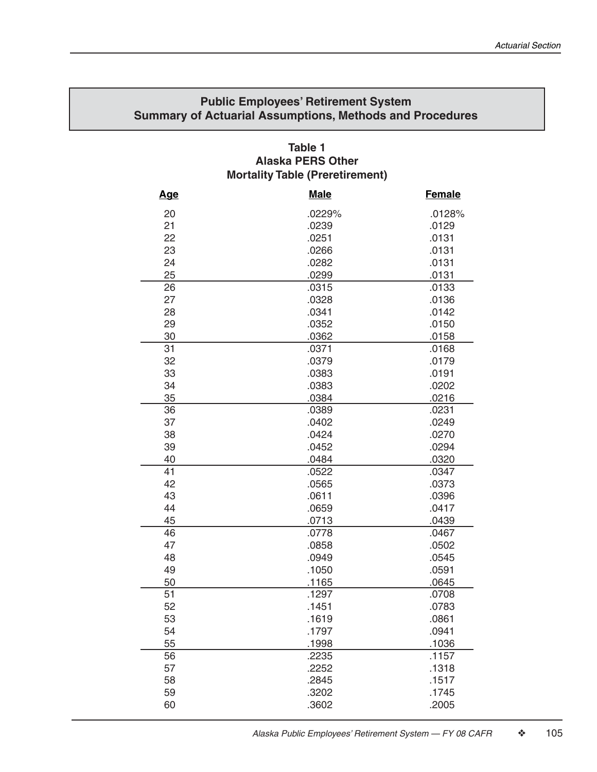## Public Employees' Retirement System
## Summary of Actuarial Assumptions, Methods and Procedures

### Table 1
### Alaska PERS Other
### Mortality Table (Preretirement)

| Age | Male | Female |
|---|---|---|
| 20 | .0229% | .0128% |
| 21 | .0239 | .0129 |
| 22 | .0251 | .0131 |
| 23 | .0266 | .0131 |
| 24 | .0282 | .0131 |
| 25 | .0299 | .0131 |
| 26 | .0315 | .0133 |
| 27 | .0328 | .0136 |
| 28 | .0341 | .0142 |
| 29 | .0352 | .0150 |
| 30 | .0362 | .0158 |
| 31 | .0371 | .0168 |
| 32 | .0379 | .0179 |
| 33 | .0383 | .0191 |
| 34 | .0383 | .0202 |
| 35 | .0384 | .0216 |
| 36 | .0389 | .0231 |
| 37 | .0402 | .0249 |
| 38 | .0424 | .0270 |
| 39 | .0452 | .0294 |
| 40 | .0484 | .0320 |
| 41 | .0522 | .0347 |
| 42 | .0565 | .0373 |
| 43 | .0611 | .0396 |
| 44 | .0659 | .0417 |
| 45 | .0713 | .0439 |
| 46 | .0778 | .0467 |
| 47 | .0858 | .0502 |
| 48 | .0949 | .0545 |
| 49 | .1050 | .0591 |
| 50 | .1165 | .0645 |
| 51 | .1297 | .0708 |
| 52 | .1451 | .0783 |
| 53 | .1619 | .0861 |
| 54 | .1797 | .0941 |
| 55 | .1998 | .1036 |
| 56 | .2235 | .1157 |
| 57 | .2252 | .1318 |
| 58 | .2845 | .1517 |
| 59 | .3202 | .1745 |
| 60 | .3602 | .2005 |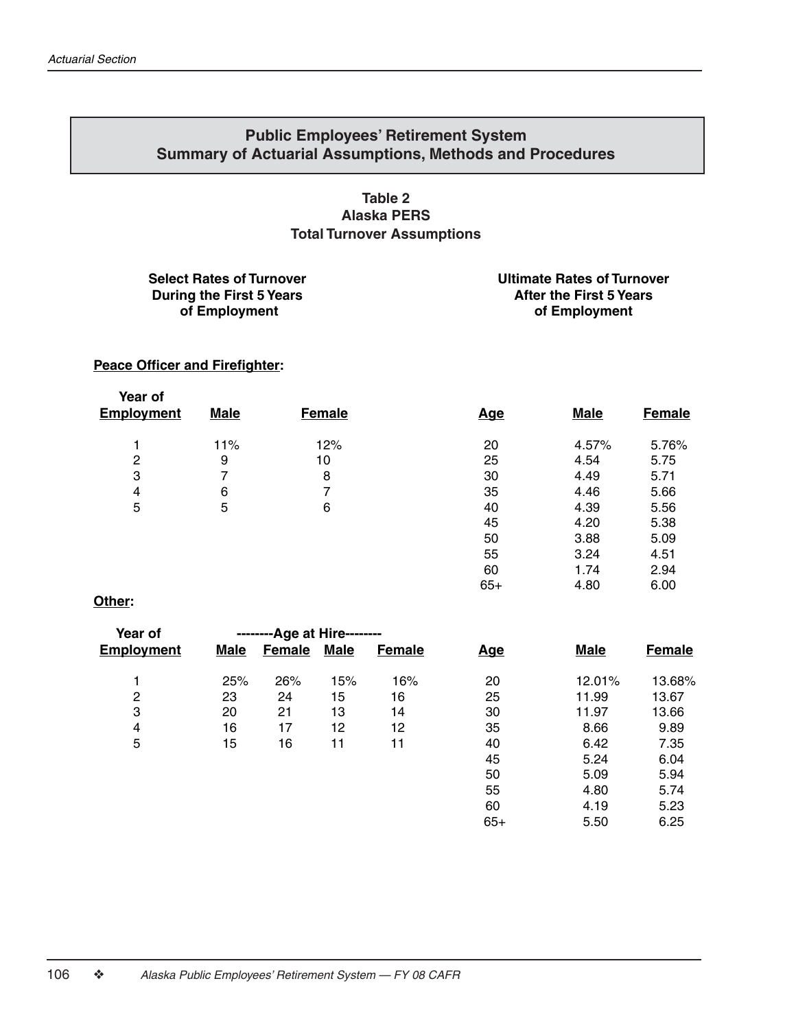## Public Employees' Retirement System
## Summary of Actuarial Assumptions, Methods and Procedures

### Table 2
### Alaska PERS
### Total Turnover Assumptions

**Select Rates of Turnover During the First 5 Years of Employment**

**Ultimate Rates of Turnover After the First 5 Years of Employment**

**Peace Officer and Firefighter:**

| Year of Employment | Male | Female |
|---|---|---|
| 1 | 11% | 12% |
| 2 | 9 | 10 |
| 3 | 7 | 8 |
| 4 | 6 | 7 |
| 5 | 5 | 6 |

| Age | Male | Female |
|---|---|---|
| 20 | 4.57% | 5.76% |
| 25 | 4.54 | 5.75 |
| 30 | 4.49 | 5.71 |
| 35 | 4.46 | 5.66 |
| 40 | 4.39 | 5.56 |
| 45 | 4.20 | 5.38 |
| 50 | 3.88 | 5.09 |
| 55 | 3.24 | 4.51 |
| 60 | 1.74 | 2.94 |
| 65+ | 4.80 | 6.00 |

**Other:**

| Year of Employment | --------Age at Hire-------- | | | |
|---|---|---|---|---|
| | Male | Female | Male | Female |
| 1 | 25% | 26% | 15% | 16% |
| 2 | 23 | 24 | 15 | 16 |
| 3 | 20 | 21 | 13 | 14 |
| 4 | 16 | 17 | 12 | 12 |
| 5 | 15 | 16 | 11 | 11 |

| Age | Male | Female |
|---|---|---|
| 20 | 12.01% | 13.68% |
| 25 | 11.99 | 13.67 |
| 30 | 11.97 | 13.66 |
| 35 | 8.66 | 9.89 |
| 40 | 6.42 | 7.35 |
| 45 | 5.24 | 6.04 |
| 50 | 5.09 | 5.94 |
| 55 | 4.80 | 5.74 |
| 60 | 4.19 | 5.23 |
| 65+ | 5.50 | 6.25 |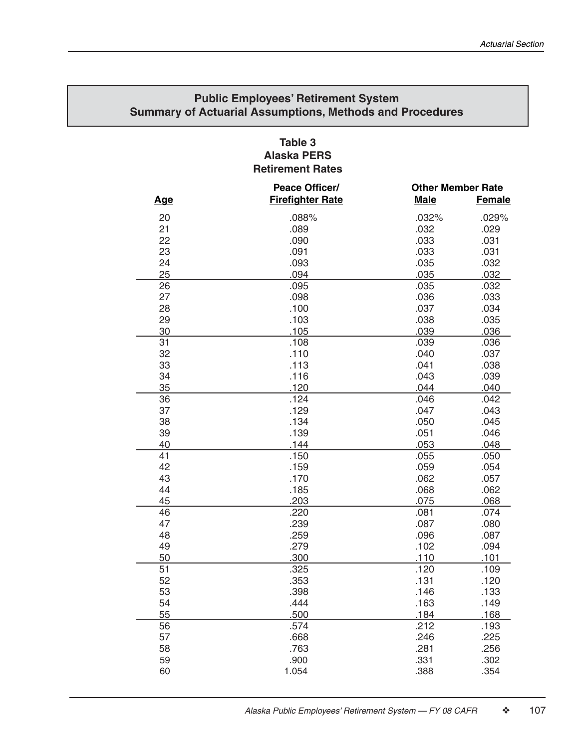## Public Employees' Retirement System
## Summary of Actuarial Assumptions, Methods and Procedures

### Table 3
### Alaska PERS
### Retirement Rates

| Age | Peace Officer/ Firefighter Rate | Other Member Rate Male | Other Member Rate Female |
|---|---|---|---|
| 20 | .088% | .032% | .029% |
| 21 | .089 | .032 | .029 |
| 22 | .090 | .033 | .031 |
| 23 | .091 | .033 | .031 |
| 24 | .093 | .035 | .032 |
| 25 | .094 | .035 | .032 |
| 26 | .095 | .035 | .032 |
| 27 | .098 | .036 | .033 |
| 28 | .100 | .037 | .034 |
| 29 | .103 | .038 | .035 |
| 30 | .105 | .039 | .036 |
| 31 | .108 | .039 | .036 |
| 32 | .110 | .040 | .037 |
| 33 | .113 | .041 | .038 |
| 34 | .116 | .043 | .039 |
| 35 | .120 | .044 | .040 |
| 36 | .124 | .046 | .042 |
| 37 | .129 | .047 | .043 |
| 38 | .134 | .050 | .045 |
| 39 | .139 | .051 | .046 |
| 40 | .144 | .053 | .048 |
| 41 | .150 | .055 | .050 |
| 42 | .159 | .059 | .054 |
| 43 | .170 | .062 | .057 |
| 44 | .185 | .068 | .062 |
| 45 | .203 | .075 | .068 |
| 46 | .220 | .081 | .074 |
| 47 | .239 | .087 | .080 |
| 48 | .259 | .096 | .087 |
| 49 | .279 | .102 | .094 |
| 50 | .300 | .110 | .101 |
| 51 | .325 | .120 | .109 |
| 52 | .353 | .131 | .120 |
| 53 | .398 | .146 | .133 |
| 54 | .444 | .163 | .149 |
| 55 | .500 | .184 | .168 |
| 56 | .574 | .212 | .193 |
| 57 | .668 | .246 | .225 |
| 58 | .763 | .281 | .256 |
| 59 | .900 | .331 | .302 |
| 60 | 1.054 | .388 | .354 |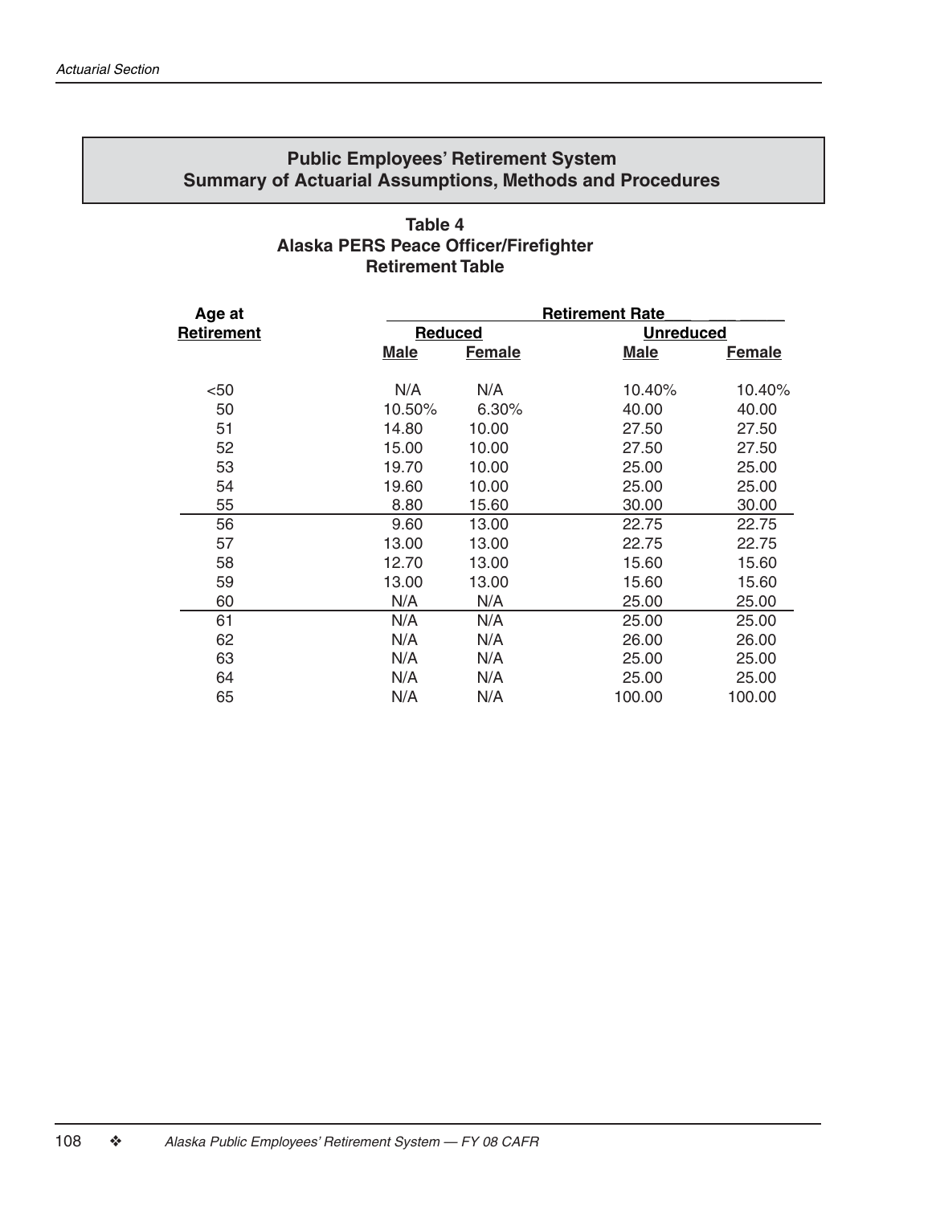## Public Employees' Retirement System
## Summary of Actuarial Assumptions, Methods and Procedures

### Table 4
### Alaska PERS Peace Officer/Firefighter
### Retirement Table

| Age at Retirement | Retirement Rate | | | |
|---|---|---|---|---|
| | Reduced | | Unreduced | |
| | Male | Female | Male | Female |
| <50 | N/A | N/A | 10.40% | 10.40% |
| 50 | 10.50% | 6.30% | 40.00 | 40.00 |
| 51 | 14.80 | 10.00 | 27.50 | 27.50 |
| 52 | 15.00 | 10.00 | 27.50 | 27.50 |
| 53 | 19.70 | 10.00 | 25.00 | 25.00 |
| 54 | 19.60 | 10.00 | 25.00 | 25.00 |
| 55 | 8.80 | 15.60 | 30.00 | 30.00 |
| 56 | 9.60 | 13.00 | 22.75 | 22.75 |
| 57 | 13.00 | 13.00 | 22.75 | 22.75 |
| 58 | 12.70 | 13.00 | 15.60 | 15.60 |
| 59 | 13.00 | 13.00 | 15.60 | 15.60 |
| 60 | N/A | N/A | 25.00 | 25.00 |
| 61 | N/A | N/A | 25.00 | 25.00 |
| 62 | N/A | N/A | 26.00 | 26.00 |
| 63 | N/A | N/A | 25.00 | 25.00 |
| 64 | N/A | N/A | 25.00 | 25.00 |
| 65 | N/A | N/A | 100.00 | 100.00 |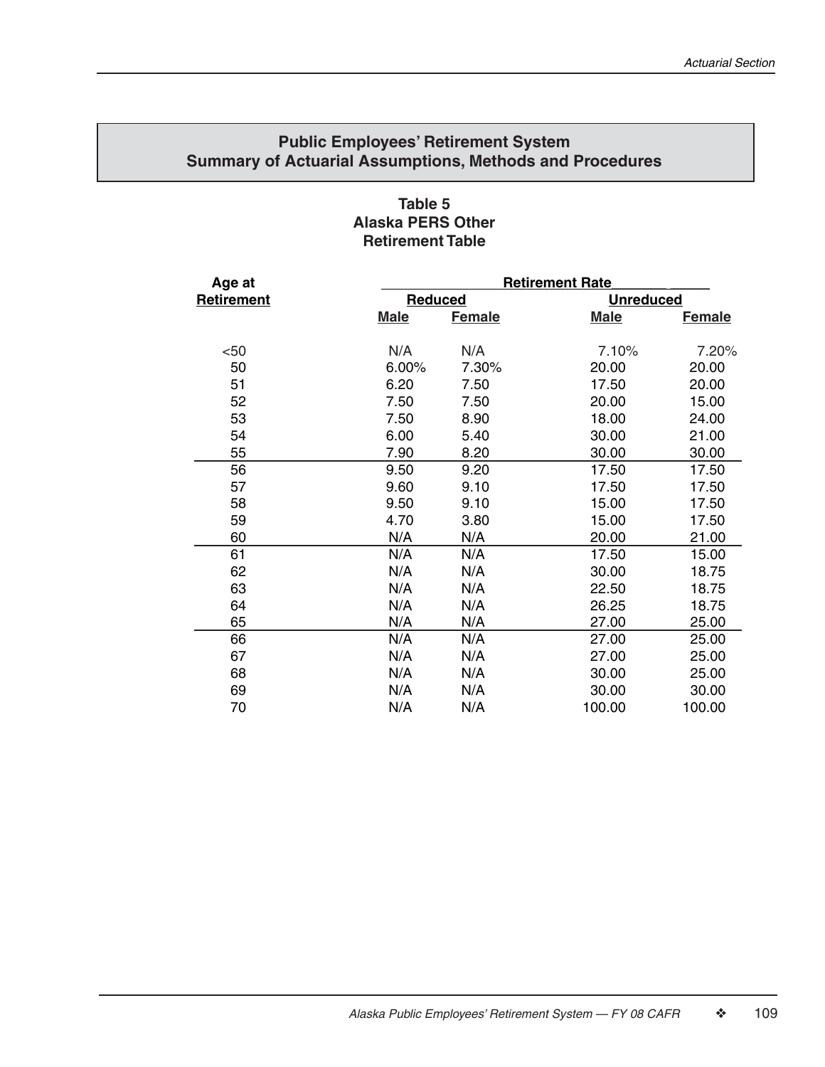## Public Employees' Retirement System
## Summary of Actuarial Assumptions, Methods and Procedures

### Table 5
### Alaska PERS Other
### Retirement Table

| Age at Retirement | Retirement Rate | | | |
|---|---|---|---|---|
| | Reduced | | Unreduced | |
| | Male | Female | Male | Female |
| <50 | N/A | N/A | 7.10% | 7.20% |
| 50 | 6.00% | 7.30% | 20.00 | 20.00 |
| 51 | 6.20 | 7.50 | 17.50 | 20.00 |
| 52 | 7.50 | 7.50 | 20.00 | 15.00 |
| 53 | 7.50 | 8.90 | 18.00 | 24.00 |
| 54 | 6.00 | 5.40 | 30.00 | 21.00 |
| 55 | 7.90 | 8.20 | 30.00 | 30.00 |
| 56 | 9.50 | 9.20 | 17.50 | 17.50 |
| 57 | 9.60 | 9.10 | 17.50 | 17.50 |
| 58 | 9.50 | 9.10 | 15.00 | 17.50 |
| 59 | 4.70 | 3.80 | 15.00 | 17.50 |
| 60 | N/A | N/A | 20.00 | 21.00 |
| 61 | N/A | N/A | 17.50 | 15.00 |
| 62 | N/A | N/A | 30.00 | 18.75 |
| 63 | N/A | N/A | 22.50 | 18.75 |
| 64 | N/A | N/A | 26.25 | 18.75 |
| 65 | N/A | N/A | 27.00 | 25.00 |
| 66 | N/A | N/A | 27.00 | 25.00 |
| 67 | N/A | N/A | 27.00 | 25.00 |
| 68 | N/A | N/A | 30.00 | 25.00 |
| 69 | N/A | N/A | 30.00 | 30.00 |
| 70 | N/A | N/A | 100.00 | 100.00 |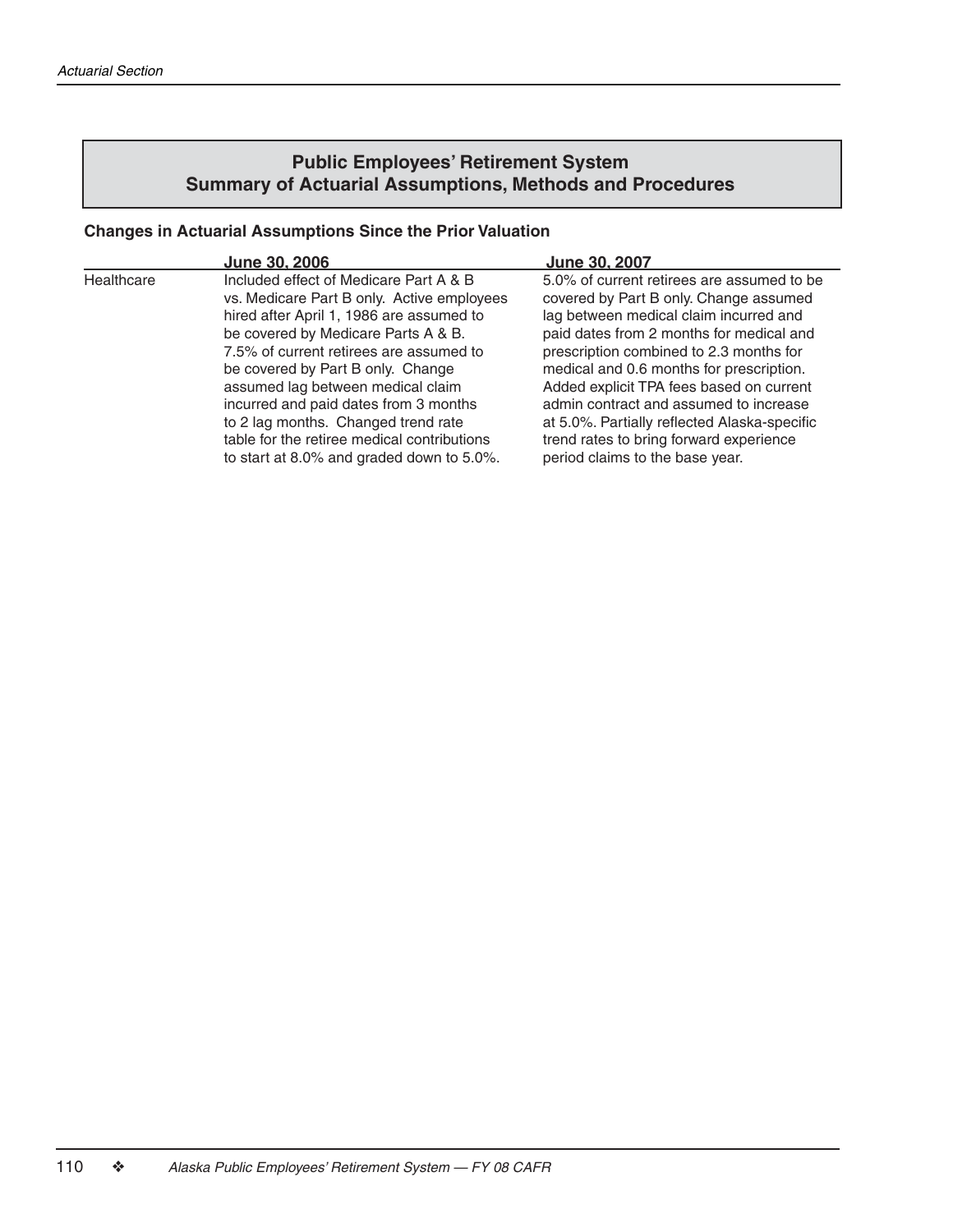# Public Employees' Retirement System
# Summary of Actuarial Assumptions, Methods and Procedures

**Changes in Actuarial Assumptions Since the Prior Valuation**

| | June 30, 2006 | June 30, 2007 |
|---|---|---|
| Healthcare | Included effect of Medicare Part A & B vs. Medicare Part B only. Active employees hired after April 1, 1986 are assumed to be covered by Medicare Parts A & B. 7.5% of current retirees are assumed to be covered by Part B only. Change assumed lag between medical claim incurred and paid dates from 3 months to 2 lag months. Changed trend rate table for the retiree medical contributions to start at 8.0% and graded down to 5.0%. | 5.0% of current retirees are assumed to be covered by Part B only. Change assumed lag between medical claim incurred and paid dates from 2 months for medical and prescription combined to 2.3 months for medical and 0.6 months for prescription. Added explicit TPA fees based on current admin contract and assumed to increase at 5.0%. Partially reflected Alaska-specific trend rates to bring forward experience period claims to the base year. |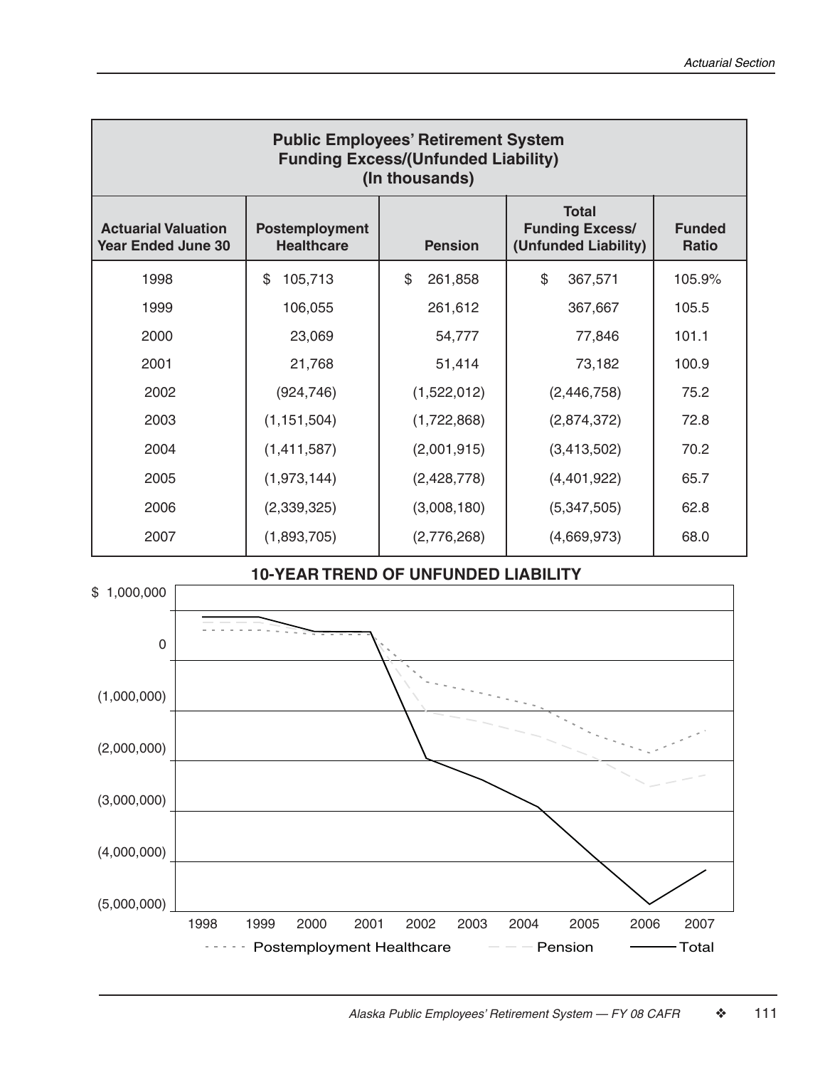| Public Employees' Retirement System Funding Excess/(Unfunded Liability) (In thousands) | | | | |
|---|---|---|---|---|
| Actuarial Valuation Year Ended June 30 | Postemployment Healthcare | Pension | Total Funding Excess/ (Unfunded Liability) | Funded Ratio |
| 1998 | $ 105,713 | $ 261,858 | $ 367,571 | 105.9% |
| 1999 | 106,055 | 261,612 | 367,667 | 105.5 |
| 2000 | 23,069 | 54,777 | 77,846 | 101.1 |
| 2001 | 21,768 | 51,414 | 73,182 | 100.9 |
| 2002 | (924,746) | (1,522,012) | (2,446,758) | 75.2 |
| 2003 | (1,151,504) | (1,722,868) | (2,874,372) | 72.8 |
| 2004 | (1,411,587) | (2,001,915) | (3,413,502) | 70.2 |
| 2005 | (1,973,144) | (2,428,778) | (4,401,922) | 65.7 |
| 2006 | (2,339,325) | (3,008,180) | (5,347,505) | 62.8 |
| 2007 | (1,893,705) | (2,776,268) | (4,669,973) | 68.0 |

**10-YEAR TREND OF UNFUNDED LIABILITY**

$ 1,000,000
0
(1,000,000)
(2,000,000)
(3,000,000)
(4,000,000)
(5,000,000)

1998 1999 2000 2001 2002 2003 2004 2005 2006 2007

Postemployment Healthcare — Pension — Total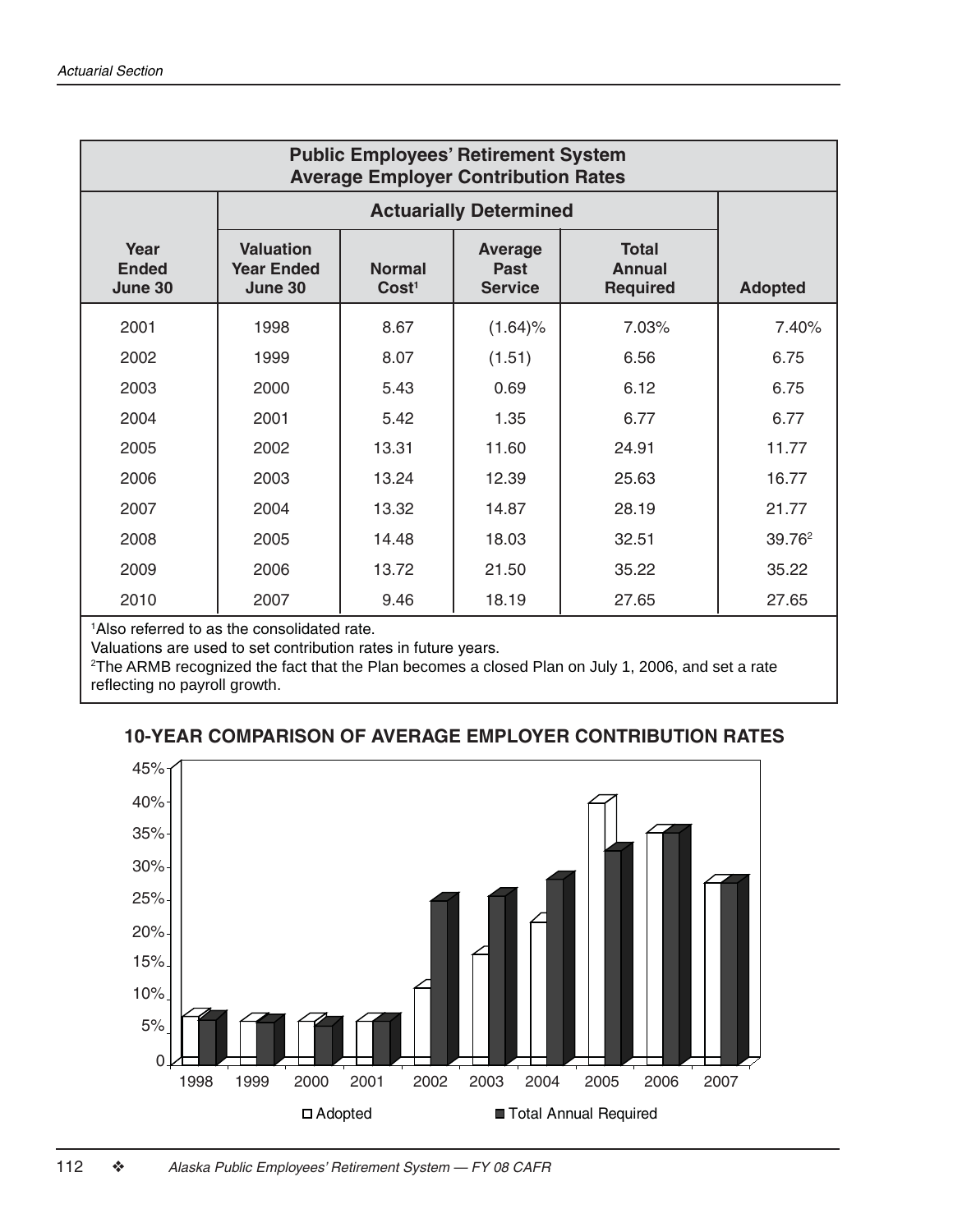## Public Employees' Retirement System
## Average Employer Contribution Rates

| Year Ended June 30 | Actuarially Determined | | | | Adopted |
|---|---|---|---|---|---|
| | Valuation Year Ended June 30 | Normal Cost[1] | Average Past Service | Total Annual Required | |
| 2001 | 1998 | 8.67 | (1.64)% | 7.03% | 7.40% |
| 2002 | 1999 | 8.07 | (1.51) | 6.56 | 6.75 |
| 2003 | 2000 | 5.43 | 0.69 | 6.12 | 6.75 |
| 2004 | 2001 | 5.42 | 1.35 | 6.77 | 6.77 |
| 2005 | 2002 | 13.31 | 11.60 | 24.91 | 11.77 |
| 2006 | 2003 | 13.24 | 12.39 | 25.63 | 16.77 |
| 2007 | 2004 | 13.32 | 14.87 | 28.19 | 21.77 |
| 2008 | 2005 | 14.48 | 18.03 | 32.51 | 39.76[2] |
| 2009 | 2006 | 13.72 | 21.50 | 35.22 | 35.22 |
| 2010 | 2007 | 9.46 | 18.19 | 27.65 | 27.65 |

[1]Also referred to as the consolidated rate.

Valuations are used to set contribution rates in future years.

[2]The ARMB recognized the fact that the Plan becomes a closed Plan on July 1, 2006, and set a rate reflecting no payroll growth.

### 10-YEAR COMPARISON OF AVERAGE EMPLOYER CONTRIBUTION RATES

| Valuation Year | Adopted | Total Annual Required |
|---|---|---|
| 1998 | 7.40% | 7.03% |
| 1999 | 6.75% | 6.56% |
| 2000 | 6.75% | 6.12% |
| 2001 | 6.77% | 6.77% |
| 2002 | 11.77% | 24.91% |
| 2003 | 16.77% | 25.63% |
| 2004 | 21.77% | 28.19% |
| 2005 | 39.76% | 32.51% |
| 2006 | 35.22% | 35.22% |
| 2007 | 27.65% | 27.65% |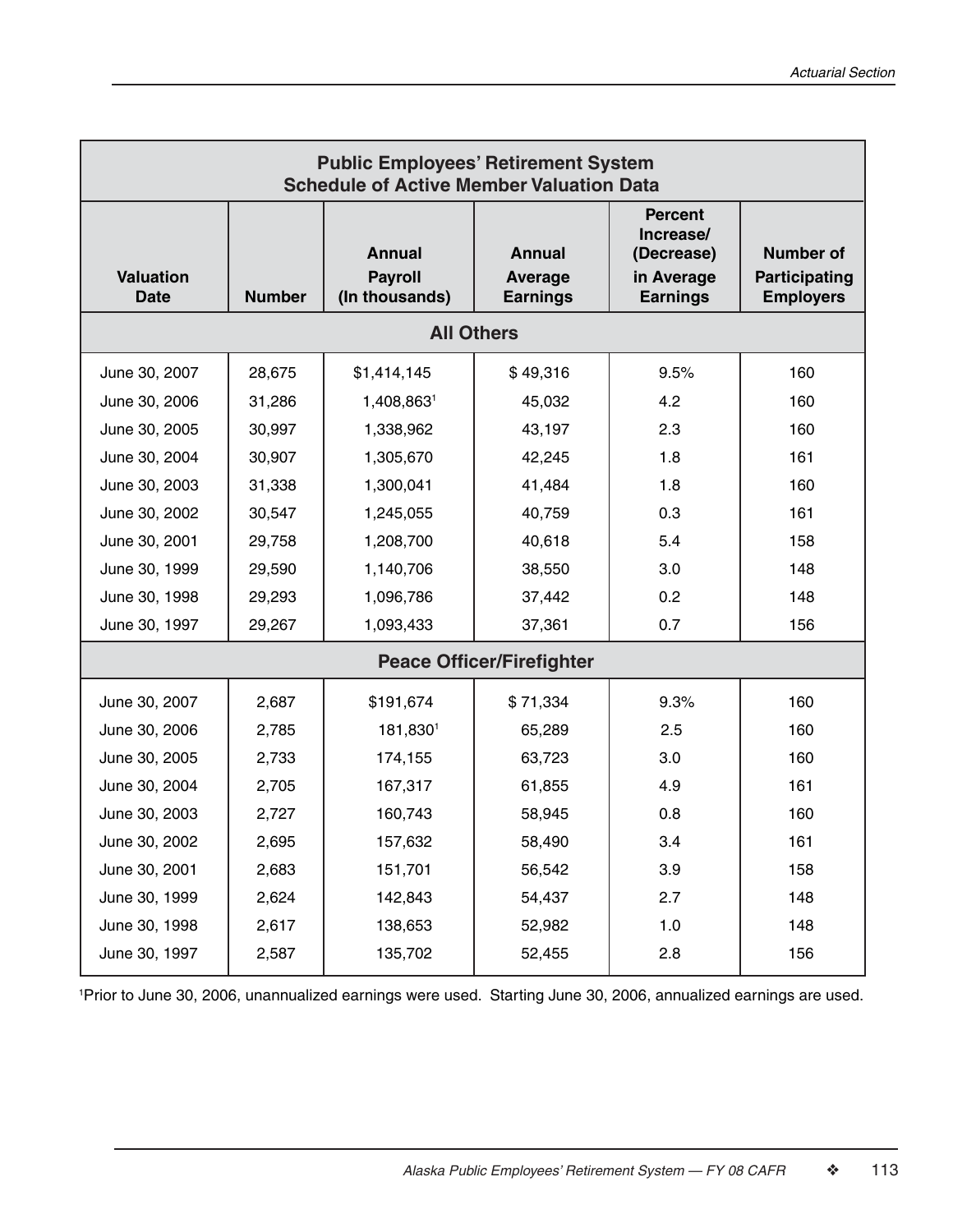## Public Employees' Retirement System
### Schedule of Active Member Valuation Data

| Valuation Date | Number | Annual Payroll (In thousands) | Annual Average Earnings | Percent Increase/ (Decrease) in Average Earnings | Number of Participating Employers |
|---|---|---|---|---|---|
| **All Others** | | | | | |
| June 30, 2007 | 28,675 | $1,414,145 | $ 49,316 | 9.5% | 160 |
| June 30, 2006 | 31,286 | 1,408,863[1] | 45,032 | 4.2 | 160 |
| June 30, 2005 | 30,997 | 1,338,962 | 43,197 | 2.3 | 160 |
| June 30, 2004 | 30,907 | 1,305,670 | 42,245 | 1.8 | 161 |
| June 30, 2003 | 31,338 | 1,300,041 | 41,484 | 1.8 | 160 |
| June 30, 2002 | 30,547 | 1,245,055 | 40,759 | 0.3 | 161 |
| June 30, 2001 | 29,758 | 1,208,700 | 40,618 | 5.4 | 158 |
| June 30, 1999 | 29,590 | 1,140,706 | 38,550 | 3.0 | 148 |
| June 30, 1998 | 29,293 | 1,096,786 | 37,442 | 0.2 | 148 |
| June 30, 1997 | 29,267 | 1,093,433 | 37,361 | 0.7 | 156 |
| **Peace Officer/Firefighter** | | | | | |
| June 30, 2007 | 2,687 | $191,674 | $ 71,334 | 9.3% | 160 |
| June 30, 2006 | 2,785 | 181,830[1] | 65,289 | 2.5 | 160 |
| June 30, 2005 | 2,733 | 174,155 | 63,723 | 3.0 | 160 |
| June 30, 2004 | 2,705 | 167,317 | 61,855 | 4.9 | 161 |
| June 30, 2003 | 2,727 | 160,743 | 58,945 | 0.8 | 160 |
| June 30, 2002 | 2,695 | 157,632 | 58,490 | 3.4 | 161 |
| June 30, 2001 | 2,683 | 151,701 | 56,542 | 3.9 | 158 |
| June 30, 1999 | 2,624 | 142,843 | 54,437 | 2.7 | 148 |
| June 30, 1998 | 2,617 | 138,653 | 52,982 | 1.0 | 148 |
| June 30, 1997 | 2,587 | 135,702 | 52,455 | 2.8 | 156 |

[1]Prior to June 30, 2006, unannualized earnings were used. Starting June 30, 2006, annualized earnings are used.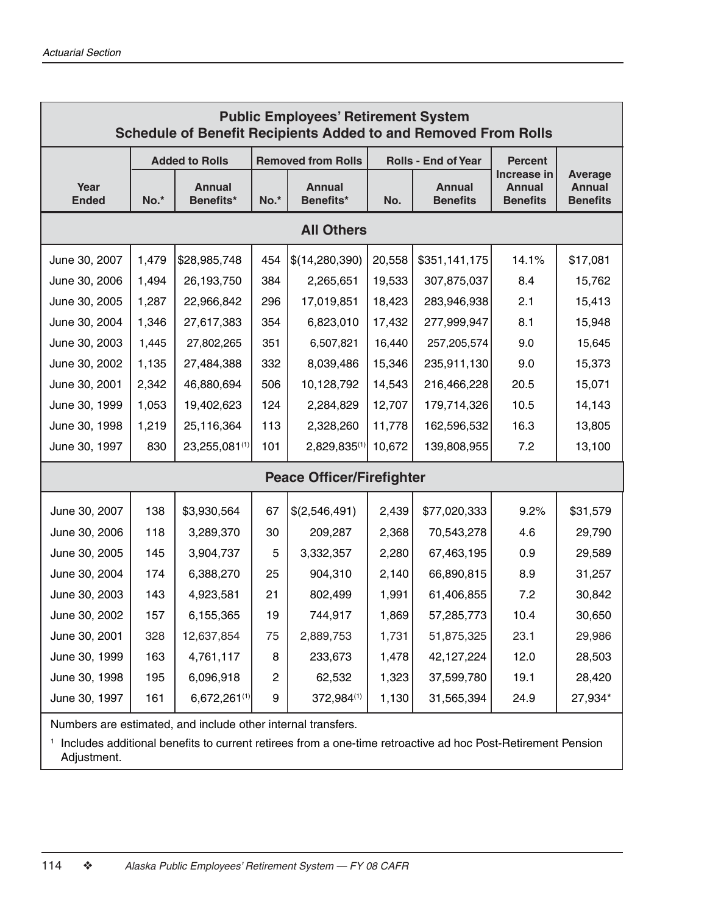## Public Employees' Retirement System
## Schedule of Benefit Recipients Added to and Removed From Rolls

| Year Ended | Added to Rolls No.* | Added to Rolls Annual Benefits* | Removed from Rolls No.* | Removed from Rolls Annual Benefits* | Rolls - End of Year No. | Rolls - End of Year Annual Benefits | Percent Increase in Annual Benefits | Average Annual Benefits |
|---|---|---|---|---|---|---|---|---|
| **All Others** | | | | | | | | |
| June 30, 2007 | 1,479 | $28,985,748 | 454 | $(14,280,390) | 20,558 | $351,141,175 | 14.1% | $17,081 |
| June 30, 2006 | 1,494 | 26,193,750 | 384 | 2,265,651 | 19,533 | 307,875,037 | 8.4 | 15,762 |
| June 30, 2005 | 1,287 | 22,966,842 | 296 | 17,019,851 | 18,423 | 283,946,938 | 2.1 | 15,413 |
| June 30, 2004 | 1,346 | 27,617,383 | 354 | 6,823,010 | 17,432 | 277,999,947 | 8.1 | 15,948 |
| June 30, 2003 | 1,445 | 27,802,265 | 351 | 6,507,821 | 16,440 | 257,205,574 | 9.0 | 15,645 |
| June 30, 2002 | 1,135 | 27,484,388 | 332 | 8,039,486 | 15,346 | 235,911,130 | 9.0 | 15,373 |
| June 30, 2001 | 2,342 | 46,880,694 | 506 | 10,128,792 | 14,543 | 216,466,228 | 20.5 | 15,071 |
| June 30, 1999 | 1,053 | 19,402,623 | 124 | 2,284,829 | 12,707 | 179,714,326 | 10.5 | 14,143 |
| June 30, 1998 | 1,219 | 25,116,364 | 113 | 2,328,260 | 11,778 | 162,596,532 | 16.3 | 13,805 |
| June 30, 1997 | 830 | 23,255,081[1] | 101 | 2,829,835[1] | 10,672 | 139,808,955 | 7.2 | 13,100 |
| **Peace Officer/Firefighter** | | | | | | | | |
| June 30, 2007 | 138 | $3,930,564 | 67 | $(2,546,491) | 2,439 | $77,020,333 | 9.2% | $31,579 |
| June 30, 2006 | 118 | 3,289,370 | 30 | 209,287 | 2,368 | 70,543,278 | 4.6 | 29,790 |
| June 30, 2005 | 145 | 3,904,737 | 5 | 3,332,357 | 2,280 | 67,463,195 | 0.9 | 29,589 |
| June 30, 2004 | 174 | 6,388,270 | 25 | 904,310 | 2,140 | 66,890,815 | 8.9 | 31,257 |
| June 30, 2003 | 143 | 4,923,581 | 21 | 802,499 | 1,991 | 61,406,855 | 7.2 | 30,842 |
| June 30, 2002 | 157 | 6,155,365 | 19 | 744,917 | 1,869 | 57,285,773 | 10.4 | 30,650 |
| June 30, 2001 | 328 | 12,637,854 | 75 | 2,889,753 | 1,731 | 51,875,325 | 23.1 | 29,986 |
| June 30, 1999 | 163 | 4,761,117 | 8 | 233,673 | 1,478 | 42,127,224 | 12.0 | 28,503 |
| June 30, 1998 | 195 | 6,096,918 | 2 | 62,532 | 1,323 | 37,599,780 | 19.1 | 28,420 |
| June 30, 1997 | 161 | 6,672,261[1] | 9 | 372,984[1] | 1,130 | 31,565,394 | 24.9 | 27,934* |

Numbers are estimated, and include other internal transfers.

[1] Includes additional benefits to current retirees from a one-time retroactive ad hoc Post-Retirement Pension Adjustment.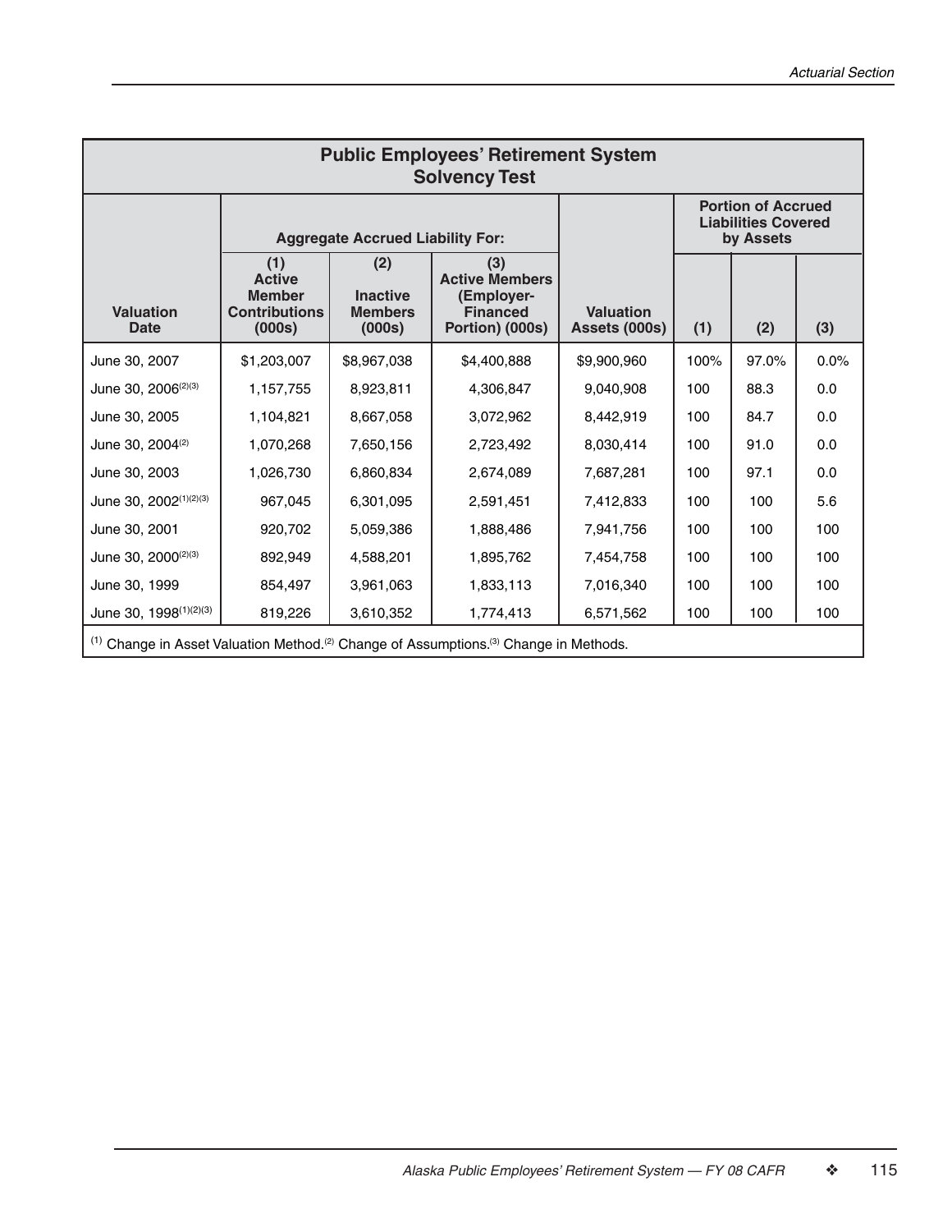## Public Employees' Retirement System Solvency Test

| Valuation Date | Aggregate Accrued Liability For: | | | Valuation Assets (000s) | Portion of Accrued Liabilities Covered by Assets | | |
|---|---|---|---|---|---|---|---|
| | (1) Active Member Contributions (000s) | (2) Inactive Members (000s) | (3) Active Members (Employer-Financed Portion) (000s) | | (1) | (2) | (3) |
| June 30, 2007 | $1,203,007 | $8,967,038 | $4,400,888 | $9,900,960 | 100% | 97.0% | 0.0% |
| June 30, 2006[(2)(3)] | 1,157,755 | 8,923,811 | 4,306,847 | 9,040,908 | 100 | 88.3 | 0.0 |
| June 30, 2005 | 1,104,821 | 8,667,058 | 3,072,962 | 8,442,919 | 100 | 84.7 | 0.0 |
| June 30, 2004[(2)] | 1,070,268 | 7,650,156 | 2,723,492 | 8,030,414 | 100 | 91.0 | 0.0 |
| June 30, 2003 | 1,026,730 | 6,860,834 | 2,674,089 | 7,687,281 | 100 | 97.1 | 0.0 |
| June 30, 2002[(1)(2)(3)] | 967,045 | 6,301,095 | 2,591,451 | 7,412,833 | 100 | 100 | 5.6 |
| June 30, 2001 | 920,702 | 5,059,386 | 1,888,486 | 7,941,756 | 100 | 100 | 100 |
| June 30, 2000[(2)(3)] | 892,949 | 4,588,201 | 1,895,762 | 7,454,758 | 100 | 100 | 100 |
| June 30, 1999 | 854,497 | 3,961,063 | 1,833,113 | 7,016,340 | 100 | 100 | 100 |
| June 30, 1998[(1)(2)(3)] | 819,226 | 3,610,352 | 1,774,413 | 6,571,562 | 100 | 100 | 100 |

[(1)] Change in Asset Valuation Method.[(2)] Change of Assumptions.[(3)] Change in Methods.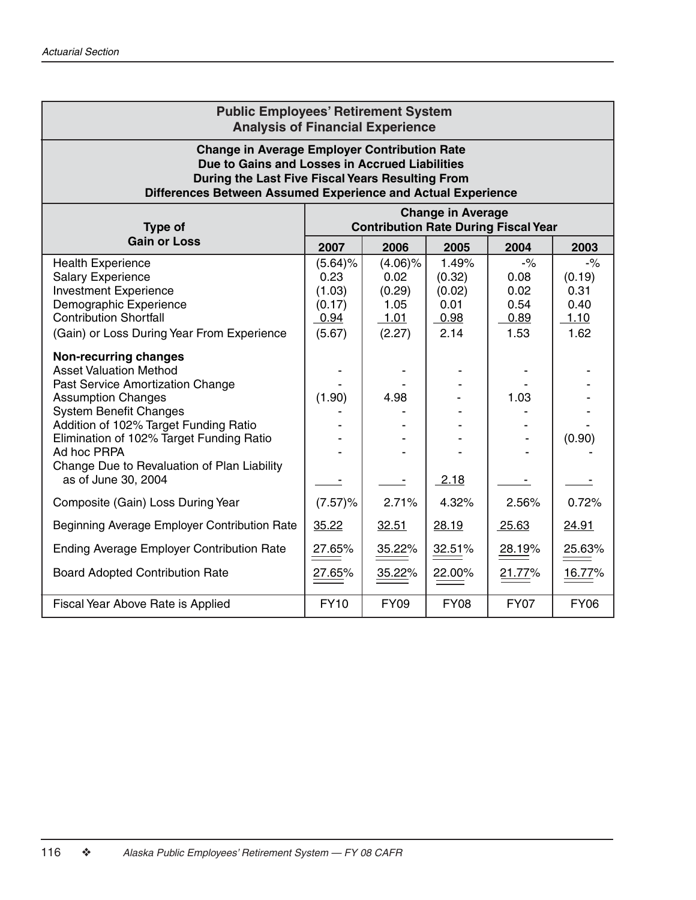## Public Employees' Retirement System
## Analysis of Financial Experience

### Change in Average Employer Contribution Rate Due to Gains and Losses in Accrued Liabilities During the Last Five Fiscal Years Resulting From Differences Between Assumed Experience and Actual Experience

| Type of Gain or Loss | Change in Average Contribution Rate During Fiscal Year | | | | |
|---|---|---|---|---|---|
| | 2007 | 2006 | 2005 | 2004 | 2003 |
| Health Experience | (5.64)% | (4.06)% | 1.49% | -% | -% |
| Salary Experience | 0.23 | 0.02 | (0.32) | 0.08 | (0.19) |
| Investment Experience | (1.03) | (0.29) | (0.02) | 0.02 | 0.31 |
| Demographic Experience | (0.17) | 1.05 | 0.01 | 0.54 | 0.40 |
| Contribution Shortfall | 0.94 | 1.01 | 0.98 | 0.89 | 1.10 |
| (Gain) or Loss During Year From Experience | (5.67) | (2.27) | 2.14 | 1.53 | 1.62 |
| **Non-recurring changes** | | | | | |
| Asset Valuation Method | - | - | - | - | - |
| Past Service Amortization Change | - | - | - | - | - |
| Assumption Changes | (1.90) | 4.98 | - | 1.03 | - |
| System Benefit Changes | - | - | - | - | - |
| Addition of 102% Target Funding Ratio | - | - | - | - | - |
| Elimination of 102% Target Funding Ratio | - | - | - | - | (0.90) |
| Ad hoc PRPA | - | - | - | - | - |
| Change Due to Revaluation of Plan Liability as of June 30, 2004 | - | - | 2.18 | - | - |
| Composite (Gain) Loss During Year | (7.57)% | 2.71% | 4.32% | 2.56% | 0.72% |
| Beginning Average Employer Contribution Rate | 35.22 | 32.51 | 28.19 | 25.63 | 24.91 |
| Ending Average Employer Contribution Rate | 27.65% | 35.22% | 32.51% | 28.19% | 25.63% |
| Board Adopted Contribution Rate | 27.65% | 35.22% | 22.00% | 21.77% | 16.77% |
| Fiscal Year Above Rate is Applied | FY10 | FY09 | FY08 | FY07 | FY06 |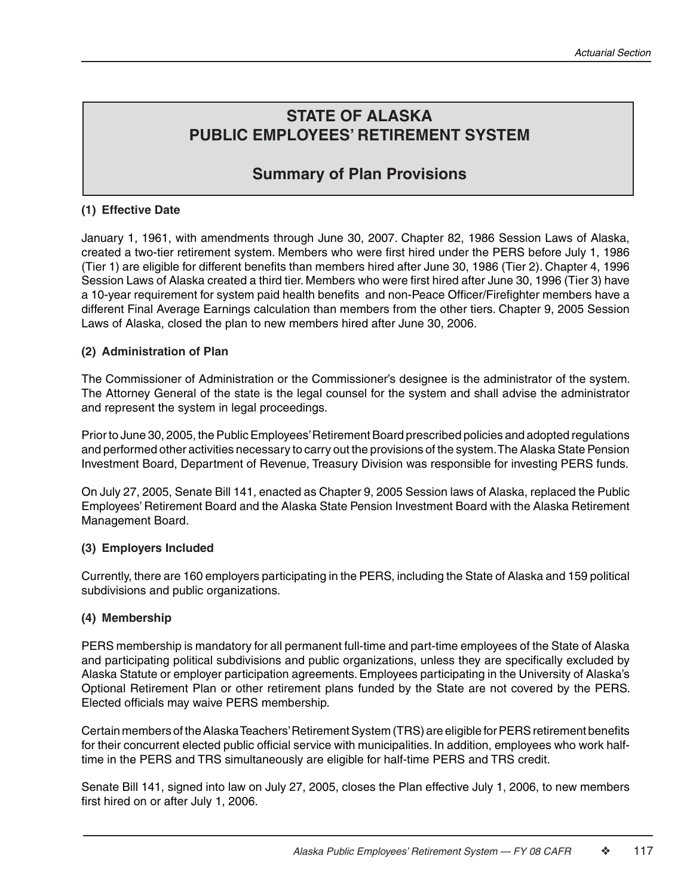# STATE OF ALASKA
# PUBLIC EMPLOYEES' RETIREMENT SYSTEM

## Summary of Plan Provisions

### (1) Effective Date

January 1, 1961, with amendments through June 30, 2007. Chapter 82, 1986 Session Laws of Alaska, created a two-tier retirement system. Members who were first hired under the PERS before July 1, 1986 (Tier 1) are eligible for different benefits than members hired after June 30, 1986 (Tier 2). Chapter 4, 1996 Session Laws of Alaska created a third tier. Members who were first hired after June 30, 1996 (Tier 3) have a 10-year requirement for system paid health benefits and non-Peace Officer/Firefighter members have a different Final Average Earnings calculation than members from the other tiers. Chapter 9, 2005 Session Laws of Alaska, closed the plan to new members hired after June 30, 2006.

### (2) Administration of Plan

The Commissioner of Administration or the Commissioner's designee is the administrator of the system. The Attorney General of the state is the legal counsel for the system and shall advise the administrator and represent the system in legal proceedings.

Prior to June 30, 2005, the Public Employees' Retirement Board prescribed policies and adopted regulations and performed other activities necessary to carry out the provisions of the system. The Alaska State Pension Investment Board, Department of Revenue, Treasury Division was responsible for investing PERS funds.

On July 27, 2005, Senate Bill 141, enacted as Chapter 9, 2005 Session laws of Alaska, replaced the Public Employees' Retirement Board and the Alaska State Pension Investment Board with the Alaska Retirement Management Board.

### (3) Employers Included

Currently, there are 160 employers participating in the PERS, including the State of Alaska and 159 political subdivisions and public organizations.

### (4) Membership

PERS membership is mandatory for all permanent full-time and part-time employees of the State of Alaska and participating political subdivisions and public organizations, unless they are specifically excluded by Alaska Statute or employer participation agreements. Employees participating in the University of Alaska's Optional Retirement Plan or other retirement plans funded by the State are not covered by the PERS. Elected officials may waive PERS membership.

Certain members of the Alaska Teachers' Retirement System (TRS) are eligible for PERS retirement benefits for their concurrent elected public official service with municipalities. In addition, employees who work half-time in the PERS and TRS simultaneously are eligible for half-time PERS and TRS credit.

Senate Bill 141, signed into law on July 27, 2005, closes the Plan effective July 1, 2006, to new members first hired on or after July 1, 2006.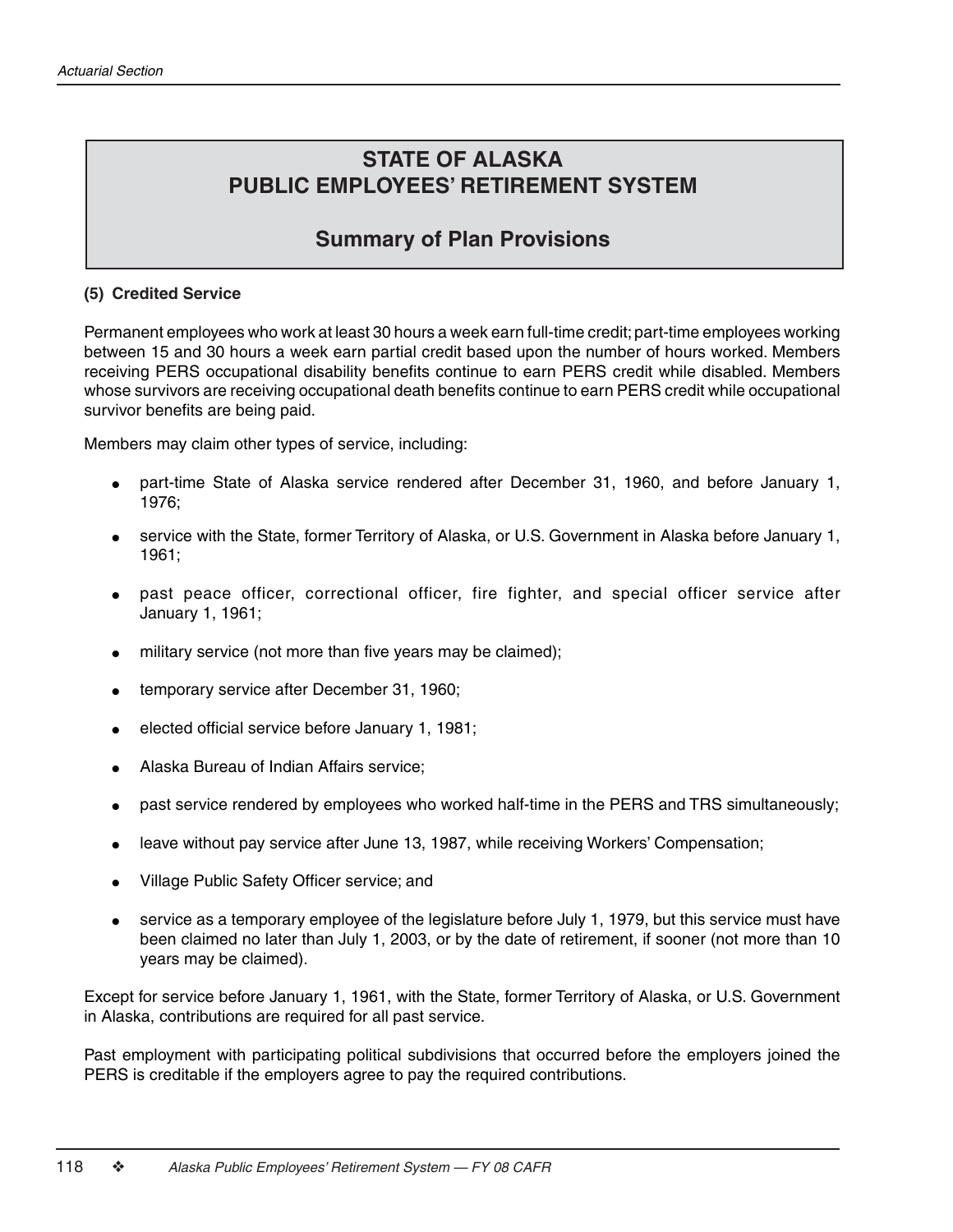# STATE OF ALASKA
# PUBLIC EMPLOYEES' RETIREMENT SYSTEM

## Summary of Plan Provisions

**(5) Credited Service**

Permanent employees who work at least 30 hours a week earn full-time credit; part-time employees working between 15 and 30 hours a week earn partial credit based upon the number of hours worked. Members receiving PERS occupational disability benefits continue to earn PERS credit while disabled. Members whose survivors are receiving occupational death benefits continue to earn PERS credit while occupational survivor benefits are being paid.

Members may claim other types of service, including:

- part-time State of Alaska service rendered after December 31, 1960, and before January 1, 1976;
- service with the State, former Territory of Alaska, or U.S. Government in Alaska before January 1, 1961;
- past peace officer, correctional officer, fire fighter, and special officer service after January 1, 1961;
- military service (not more than five years may be claimed);
- temporary service after December 31, 1960;
- elected official service before January 1, 1981;
- Alaska Bureau of Indian Affairs service;
- past service rendered by employees who worked half-time in the PERS and TRS simultaneously;
- leave without pay service after June 13, 1987, while receiving Workers' Compensation;
- Village Public Safety Officer service; and
- service as a temporary employee of the legislature before July 1, 1979, but this service must have been claimed no later than July 1, 2003, or by the date of retirement, if sooner (not more than 10 years may be claimed).

Except for service before January 1, 1961, with the State, former Territory of Alaska, or U.S. Government in Alaska, contributions are required for all past service.

Past employment with participating political subdivisions that occurred before the employers joined the PERS is creditable if the employers agree to pay the required contributions.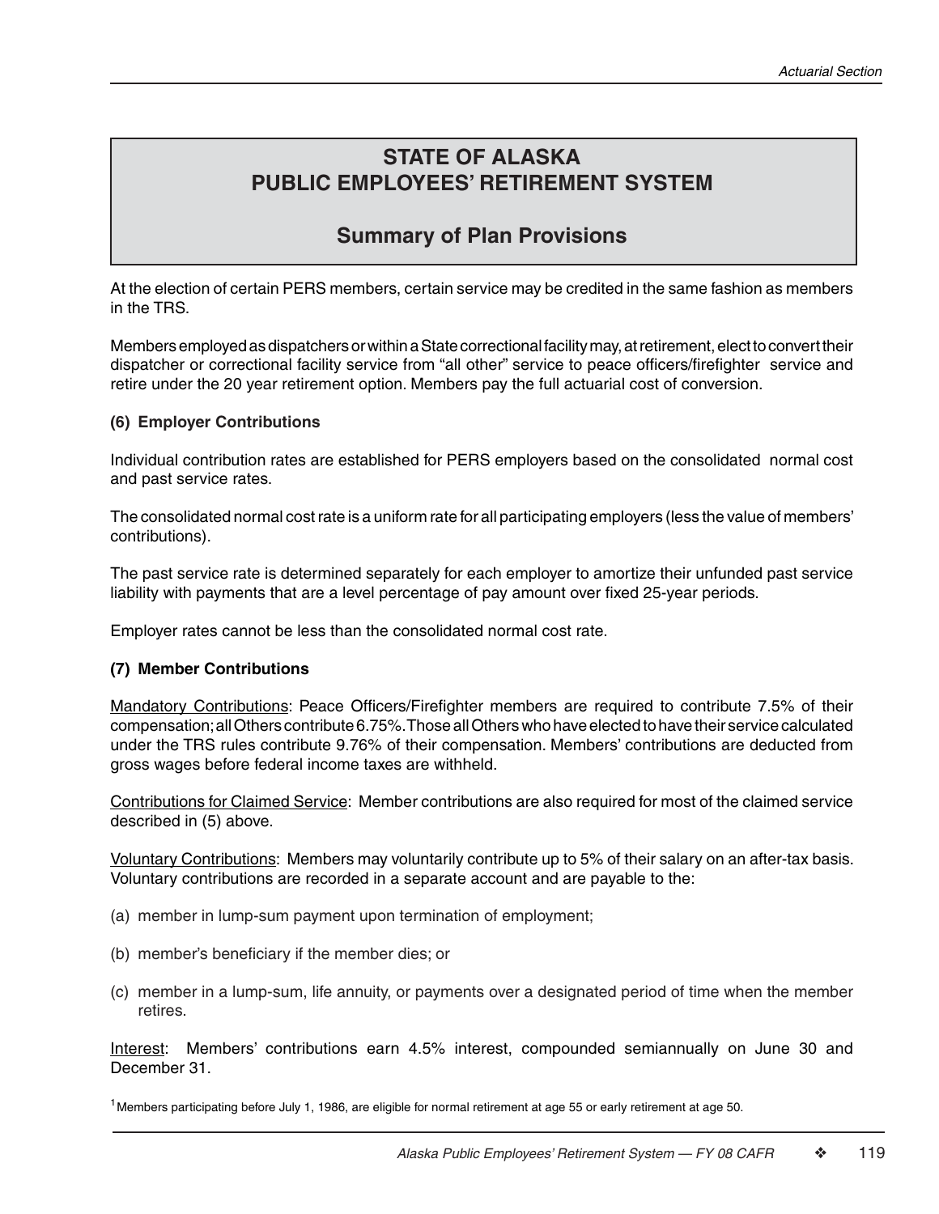# STATE OF ALASKA PUBLIC EMPLOYEES' RETIREMENT SYSTEM

## Summary of Plan Provisions

At the election of certain PERS members, certain service may be credited in the same fashion as members in the TRS.

Members employed as dispatchers or within a State correctional facility may, at retirement, elect to convert their dispatcher or correctional facility service from "all other" service to peace officers/firefighter service and retire under the 20 year retirement option. Members pay the full actuarial cost of conversion.

### (6) Employer Contributions

Individual contribution rates are established for PERS employers based on the consolidated normal cost and past service rates.

The consolidated normal cost rate is a uniform rate for all participating employers (less the value of members' contributions).

The past service rate is determined separately for each employer to amortize their unfunded past service liability with payments that are a level percentage of pay amount over fixed 25-year periods.

Employer rates cannot be less than the consolidated normal cost rate.

### (7) Member Contributions

Mandatory Contributions: Peace Officers/Firefighter members are required to contribute 7.5% of their compensation; all Others contribute 6.75%. Those all Others who have elected to have their service calculated under the TRS rules contribute 9.76% of their compensation. Members' contributions are deducted from gross wages before federal income taxes are withheld.

Contributions for Claimed Service: Member contributions are also required for most of the claimed service described in (5) above.

Voluntary Contributions: Members may voluntarily contribute up to 5% of their salary on an after-tax basis. Voluntary contributions are recorded in a separate account and are payable to the:

(a) member in lump-sum payment upon termination of employment;

(b) member's beneficiary if the member dies; or

(c) member in a lump-sum, life annuity, or payments over a designated period of time when the member retires.

Interest: Members' contributions earn 4.5% interest, compounded semiannually on June 30 and December 31.

[1] Members participating before July 1, 1986, are eligible for normal retirement at age 55 or early retirement at age 50.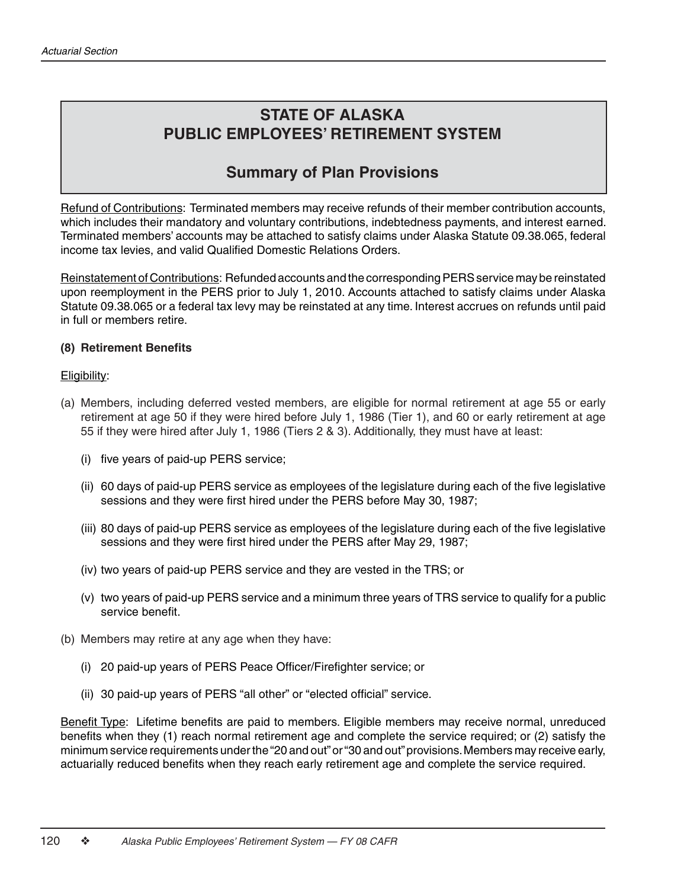# STATE OF ALASKA
# PUBLIC EMPLOYEES' RETIREMENT SYSTEM

## Summary of Plan Provisions

Refund of Contributions: Terminated members may receive refunds of their member contribution accounts, which includes their mandatory and voluntary contributions, indebtedness payments, and interest earned. Terminated members' accounts may be attached to satisfy claims under Alaska Statute 09.38.065, federal income tax levies, and valid Qualified Domestic Relations Orders.

Reinstatement of Contributions: Refunded accounts and the corresponding PERS service may be reinstated upon reemployment in the PERS prior to July 1, 2010. Accounts attached to satisfy claims under Alaska Statute 09.38.065 or a federal tax levy may be reinstated at any time. Interest accrues on refunds until paid in full or members retire.

**(8) Retirement Benefits**

Eligibility:

(a) Members, including deferred vested members, are eligible for normal retirement at age 55 or early retirement at age 50 if they were hired before July 1, 1986 (Tier 1), and 60 or early retirement at age 55 if they were hired after July 1, 1986 (Tiers 2 & 3). Additionally, they must have at least:

- (i) five years of paid-up PERS service;
- (ii) 60 days of paid-up PERS service as employees of the legislature during each of the five legislative sessions and they were first hired under the PERS before May 30, 1987;
- (iii) 80 days of paid-up PERS service as employees of the legislature during each of the five legislative sessions and they were first hired under the PERS after May 29, 1987;
- (iv) two years of paid-up PERS service and they are vested in the TRS; or
- (v) two years of paid-up PERS service and a minimum three years of TRS service to qualify for a public service benefit.

(b) Members may retire at any age when they have:

- (i) 20 paid-up years of PERS Peace Officer/Firefighter service; or
- (ii) 30 paid-up years of PERS "all other" or "elected official" service.

Benefit Type: Lifetime benefits are paid to members. Eligible members may receive normal, unreduced benefits when they (1) reach normal retirement age and complete the service required; or (2) satisfy the minimum service requirements under the "20 and out" or "30 and out" provisions. Members may receive early, actuarially reduced benefits when they reach early retirement age and complete the service required.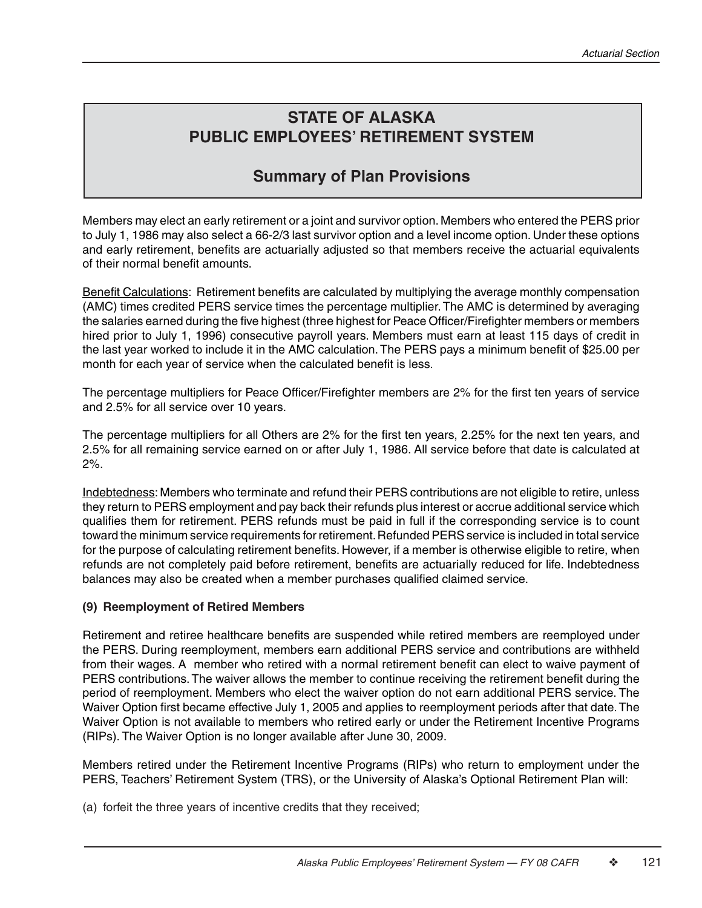# STATE OF ALASKA
# PUBLIC EMPLOYEES' RETIREMENT SYSTEM

## Summary of Plan Provisions

Members may elect an early retirement or a joint and survivor option. Members who entered the PERS prior to July 1, 1986 may also select a 66-2/3 last survivor option and a level income option. Under these options and early retirement, benefits are actuarially adjusted so that members receive the actuarial equivalents of their normal benefit amounts.

Benefit Calculations: Retirement benefits are calculated by multiplying the average monthly compensation (AMC) times credited PERS service times the percentage multiplier. The AMC is determined by averaging the salaries earned during the five highest (three highest for Peace Officer/Firefighter members or members hired prior to July 1, 1996) consecutive payroll years. Members must earn at least 115 days of credit in the last year worked to include it in the AMC calculation. The PERS pays a minimum benefit of $25.00 per month for each year of service when the calculated benefit is less.

The percentage multipliers for Peace Officer/Firefighter members are 2% for the first ten years of service and 2.5% for all service over 10 years.

The percentage multipliers for all Others are 2% for the first ten years, 2.25% for the next ten years, and 2.5% for all remaining service earned on or after July 1, 1986. All service before that date is calculated at 2%.

Indebtedness: Members who terminate and refund their PERS contributions are not eligible to retire, unless they return to PERS employment and pay back their refunds plus interest or accrue additional service which qualifies them for retirement. PERS refunds must be paid in full if the corresponding service is to count toward the minimum service requirements for retirement. Refunded PERS service is included in total service for the purpose of calculating retirement benefits. However, if a member is otherwise eligible to retire, when refunds are not completely paid before retirement, benefits are actuarially reduced for life. Indebtedness balances may also be created when a member purchases qualified claimed service.

**(9) Reemployment of Retired Members**

Retirement and retiree healthcare benefits are suspended while retired members are reemployed under the PERS. During reemployment, members earn additional PERS service and contributions are withheld from their wages. A member who retired with a normal retirement benefit can elect to waive payment of PERS contributions. The waiver allows the member to continue receiving the retirement benefit during the period of reemployment. Members who elect the waiver option do not earn additional PERS service. The Waiver Option first became effective July 1, 2005 and applies to reemployment periods after that date. The Waiver Option is not available to members who retired early or under the Retirement Incentive Programs (RIPs). The Waiver Option is no longer available after June 30, 2009.

Members retired under the Retirement Incentive Programs (RIPs) who return to employment under the PERS, Teachers' Retirement System (TRS), or the University of Alaska's Optional Retirement Plan will:

(a) forfeit the three years of incentive credits that they received;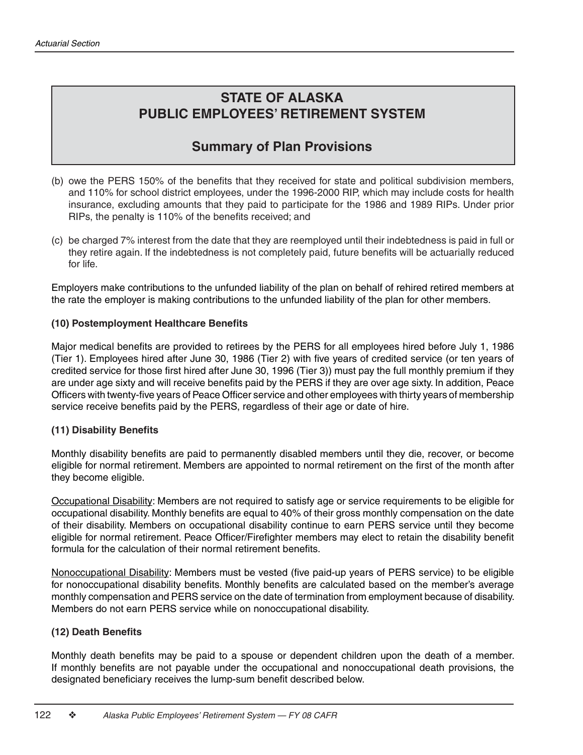# STATE OF ALASKA
# PUBLIC EMPLOYEES' RETIREMENT SYSTEM

## Summary of Plan Provisions

(b) owe the PERS 150% of the benefits that they received for state and political subdivision members, and 110% for school district employees, under the 1996-2000 RIP, which may include costs for health insurance, excluding amounts that they paid to participate for the 1986 and 1989 RIPs. Under prior RIPs, the penalty is 110% of the benefits received; and

(c) be charged 7% interest from the date that they are reemployed until their indebtedness is paid in full or they retire again. If the indebtedness is not completely paid, future benefits will be actuarially reduced for life.

Employers make contributions to the unfunded liability of the plan on behalf of rehired retired members at the rate the employer is making contributions to the unfunded liability of the plan for other members.

**(10) Postemployment Healthcare Benefits**

Major medical benefits are provided to retirees by the PERS for all employees hired before July 1, 1986 (Tier 1). Employees hired after June 30, 1986 (Tier 2) with five years of credited service (or ten years of credited service for those first hired after June 30, 1996 (Tier 3)) must pay the full monthly premium if they are under age sixty and will receive benefits paid by the PERS if they are over age sixty. In addition, Peace Officers with twenty-five years of Peace Officer service and other employees with thirty years of membership service receive benefits paid by the PERS, regardless of their age or date of hire.

**(11) Disability Benefits**

Monthly disability benefits are paid to permanently disabled members until they die, recover, or become eligible for normal retirement. Members are appointed to normal retirement on the first of the month after they become eligible.

Occupational Disability: Members are not required to satisfy age or service requirements to be eligible for occupational disability. Monthly benefits are equal to 40% of their gross monthly compensation on the date of their disability. Members on occupational disability continue to earn PERS service until they become eligible for normal retirement. Peace Officer/Firefighter members may elect to retain the disability benefit formula for the calculation of their normal retirement benefits.

Nonoccupational Disability: Members must be vested (five paid-up years of PERS service) to be eligible for nonoccupational disability benefits. Monthly benefits are calculated based on the member's average monthly compensation and PERS service on the date of termination from employment because of disability. Members do not earn PERS service while on nonoccupational disability.

**(12) Death Benefits**

Monthly death benefits may be paid to a spouse or dependent children upon the death of a member. If monthly benefits are not payable under the occupational and nonoccupational death provisions, the designated beneficiary receives the lump-sum benefit described below.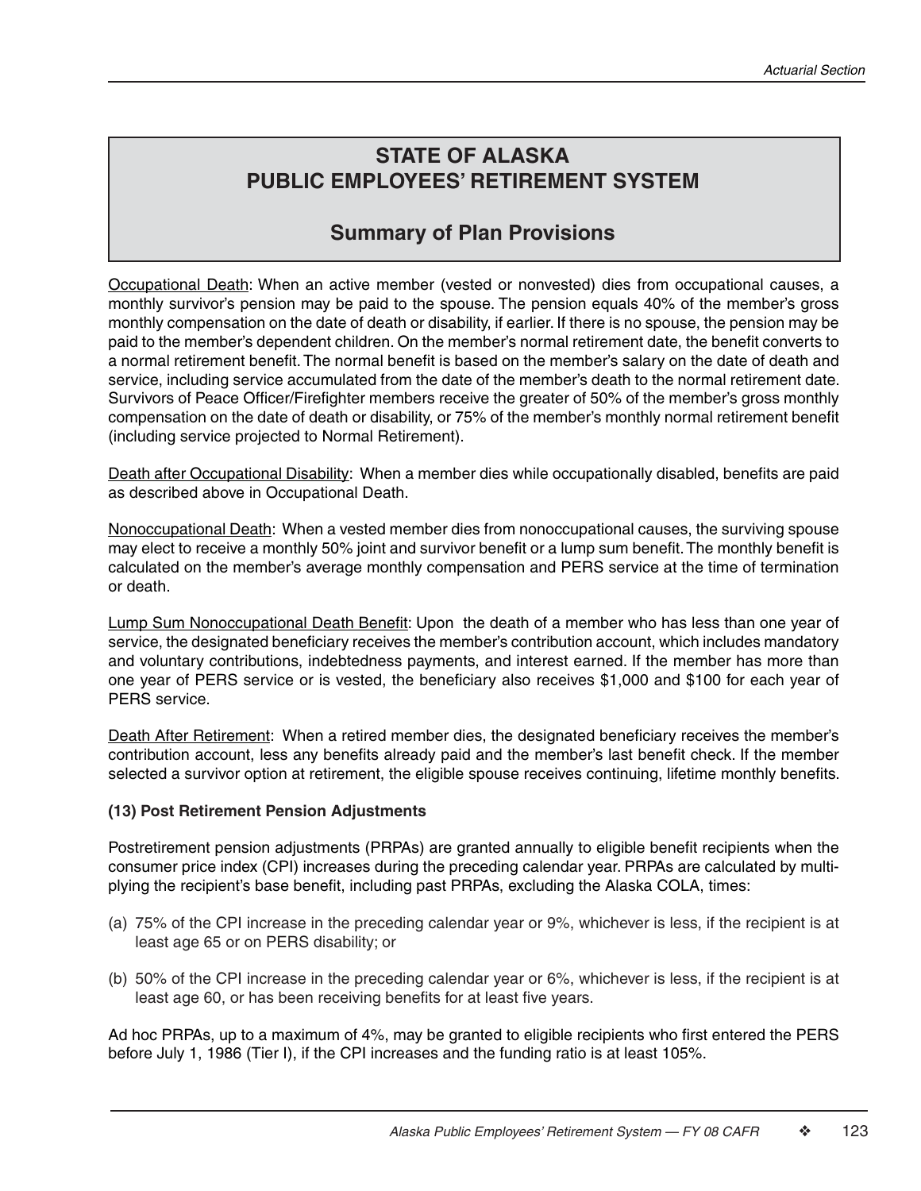# STATE OF ALASKA
# PUBLIC EMPLOYEES' RETIREMENT SYSTEM

## Summary of Plan Provisions

Occupational Death: When an active member (vested or nonvested) dies from occupational causes, a monthly survivor's pension may be paid to the spouse. The pension equals 40% of the member's gross monthly compensation on the date of death or disability, if earlier. If there is no spouse, the pension may be paid to the member's dependent children. On the member's normal retirement date, the benefit converts to a normal retirement benefit. The normal benefit is based on the member's salary on the date of death and service, including service accumulated from the date of the member's death to the normal retirement date. Survivors of Peace Officer/Firefighter members receive the greater of 50% of the member's gross monthly compensation on the date of death or disability, or 75% of the member's monthly normal retirement benefit (including service projected to Normal Retirement).

Death after Occupational Disability: When a member dies while occupationally disabled, benefits are paid as described above in Occupational Death.

Nonoccupational Death: When a vested member dies from nonoccupational causes, the surviving spouse may elect to receive a monthly 50% joint and survivor benefit or a lump sum benefit. The monthly benefit is calculated on the member's average monthly compensation and PERS service at the time of termination or death.

Lump Sum Nonoccupational Death Benefit: Upon the death of a member who has less than one year of service, the designated beneficiary receives the member's contribution account, which includes mandatory and voluntary contributions, indebtedness payments, and interest earned. If the member has more than one year of PERS service or is vested, the beneficiary also receives $1,000 and $100 for each year of PERS service.

Death After Retirement: When a retired member dies, the designated beneficiary receives the member's contribution account, less any benefits already paid and the member's last benefit check. If the member selected a survivor option at retirement, the eligible spouse receives continuing, lifetime monthly benefits.

**(13) Post Retirement Pension Adjustments**

Postretirement pension adjustments (PRPAs) are granted annually to eligible benefit recipients when the consumer price index (CPI) increases during the preceding calendar year. PRPAs are calculated by multiplying the recipient's base benefit, including past PRPAs, excluding the Alaska COLA, times:

(a) 75% of the CPI increase in the preceding calendar year or 9%, whichever is less, if the recipient is at least age 65 or on PERS disability; or

(b) 50% of the CPI increase in the preceding calendar year or 6%, whichever is less, if the recipient is at least age 60, or has been receiving benefits for at least five years.

Ad hoc PRPAs, up to a maximum of 4%, may be granted to eligible recipients who first entered the PERS before July 1, 1986 (Tier I), if the CPI increases and the funding ratio is at least 105%.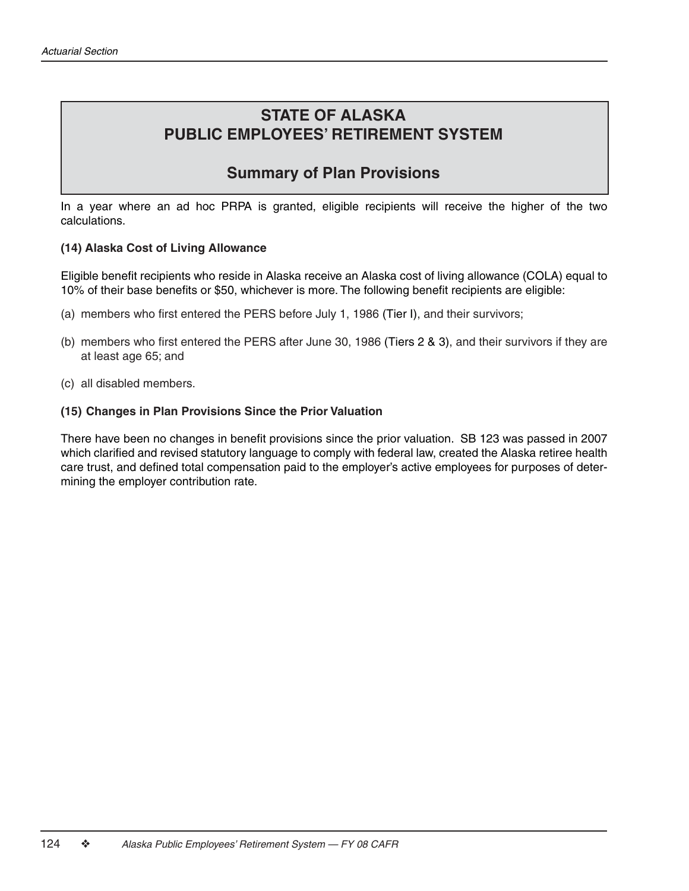# STATE OF ALASKA
# PUBLIC EMPLOYEES' RETIREMENT SYSTEM

## Summary of Plan Provisions

In a year where an ad hoc PRPA is granted, eligible recipients will receive the higher of the two calculations.

**(14) Alaska Cost of Living Allowance**

Eligible benefit recipients who reside in Alaska receive an Alaska cost of living allowance (COLA) equal to 10% of their base benefits or $50, whichever is more. The following benefit recipients are eligible:

(a) members who first entered the PERS before July 1, 1986 (Tier I), and their survivors;

(b) members who first entered the PERS after June 30, 1986 (Tiers 2 & 3), and their survivors if they are at least age 65; and

(c) all disabled members.

**(15) Changes in Plan Provisions Since the Prior Valuation**

There have been no changes in benefit provisions since the prior valuation. SB 123 was passed in 2007 which clarified and revised statutory language to comply with federal law, created the Alaska retiree health care trust, and defined total compensation paid to the employer's active employees for purposes of determining the employer contribution rate.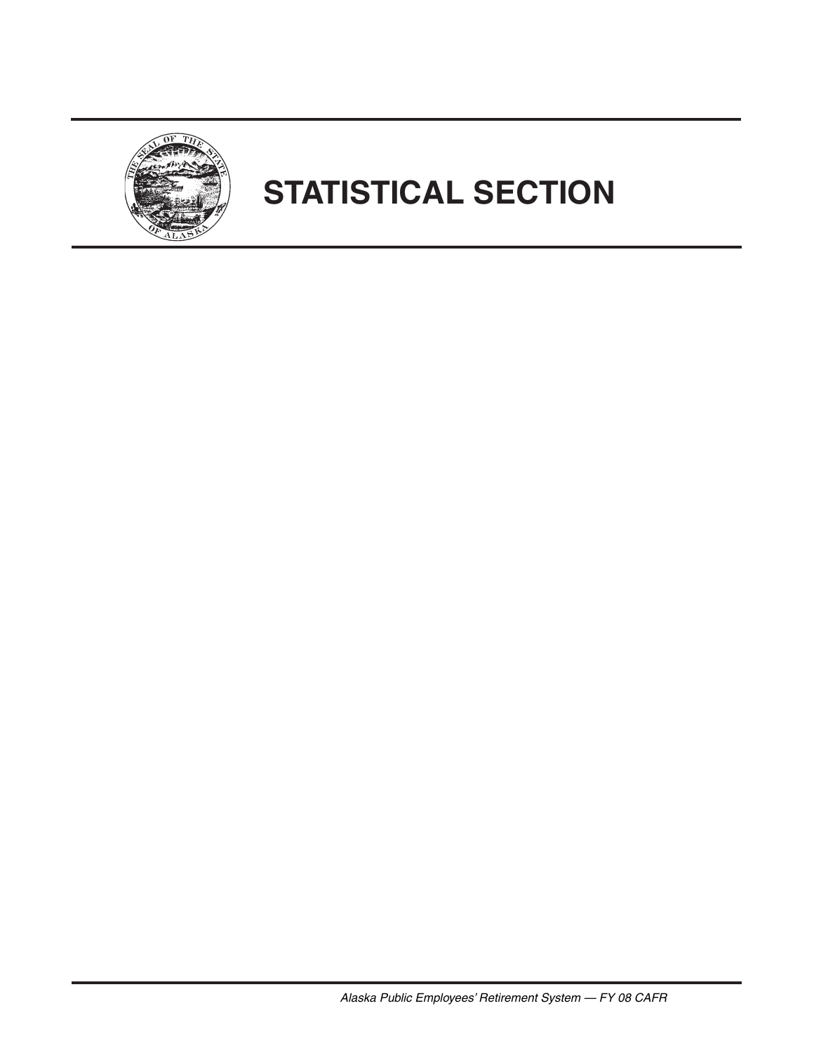# STATISTICAL SECTION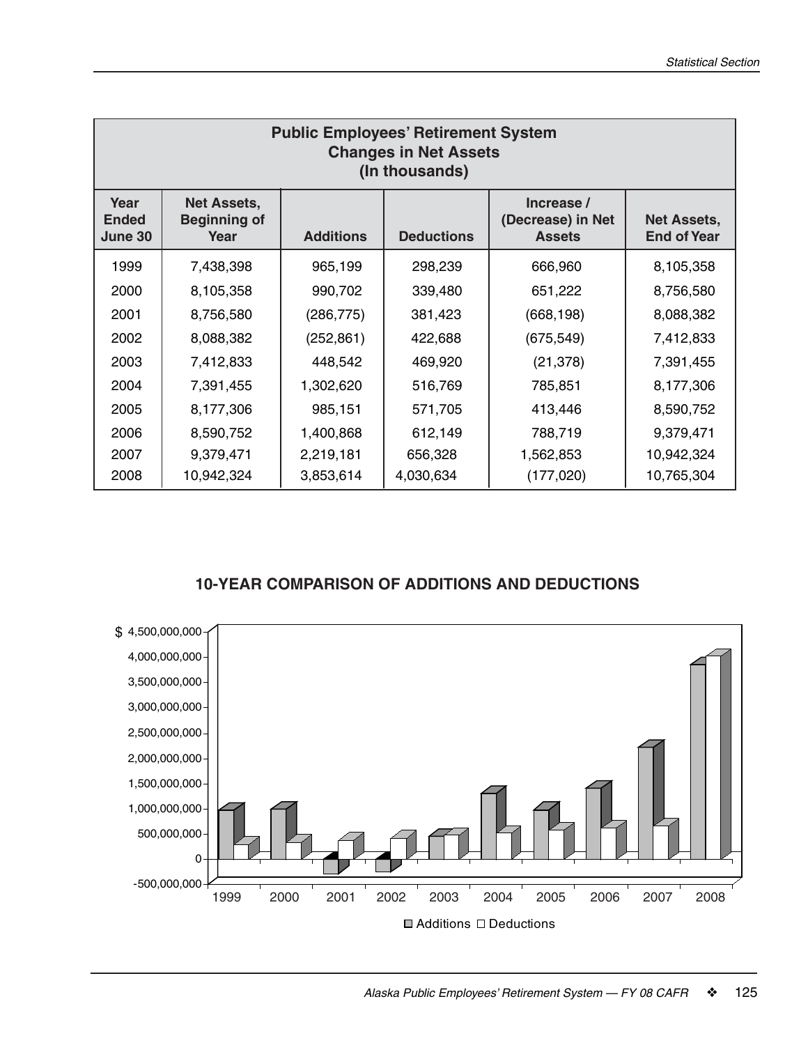| Public Employees' Retirement System Changes in Net Assets (In thousands) | | | | | |
|---|---|---|---|---|---|
| Year Ended June 30 | Net Assets, Beginning of Year | Additions | Deductions | Increase / (Decrease) in Net Assets | Net Assets, End of Year |
| 1999 | 7,438,398 | 965,199 | 298,239 | 666,960 | 8,105,358 |
| 2000 | 8,105,358 | 990,702 | 339,480 | 651,222 | 8,756,580 |
| 2001 | 8,756,580 | (286,775) | 381,423 | (668,198) | 8,088,382 |
| 2002 | 8,088,382 | (252,861) | 422,688 | (675,549) | 7,412,833 |
| 2003 | 7,412,833 | 448,542 | 469,920 | (21,378) | 7,391,455 |
| 2004 | 7,391,455 | 1,302,620 | 516,769 | 785,851 | 8,177,306 |
| 2005 | 8,177,306 | 985,151 | 571,705 | 413,446 | 8,590,752 |
| 2006 | 8,590,752 | 1,400,868 | 612,149 | 788,719 | 9,379,471 |
| 2007 | 9,379,471 | 2,219,181 | 656,328 | 1,562,853 | 10,942,324 |
| 2008 | 10,942,324 | 3,853,614 | 4,030,634 | (177,020) | 10,765,304 |

## 10-YEAR COMPARISON OF ADDITIONS AND DEDUCTIONS

$ 4,500,000,000
4,000,000,000
3,500,000,000
3,000,000,000
2,500,000,000
2,000,000,000
1,500,000,000
1,000,000,000
500,000,000
0
-500,000,000

1999 2000 2001 2002 2003 2004 2005 2006 2007 2008

Additions Deductions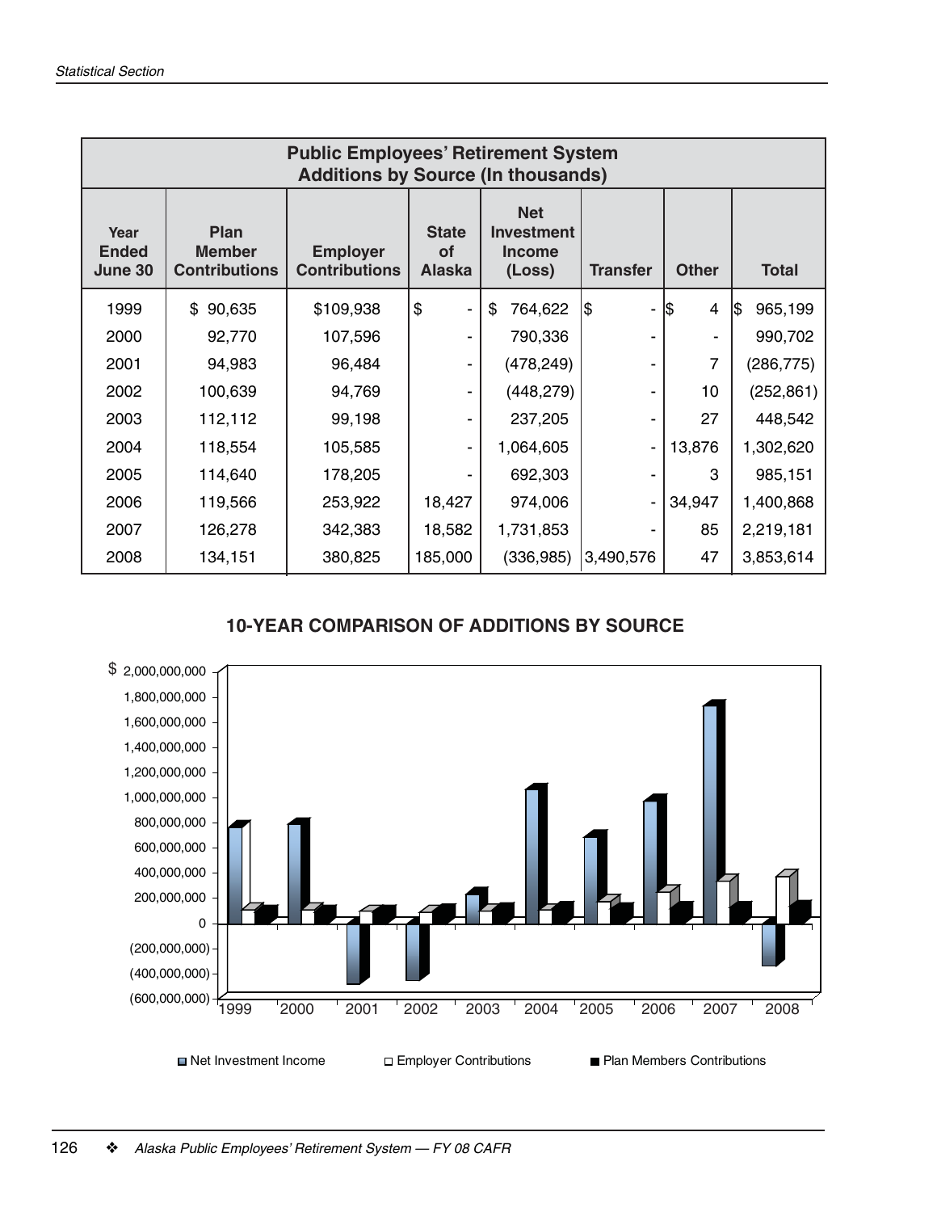## Public Employees' Retirement System
### Additions by Source (In thousands)

| Year Ended June 30 | Plan Member Contributions | Employer Contributions | State of Alaska | Net Investment Income (Loss) | Transfer | Other | Total |
|---|---|---|---|---|---|---|---|
| 1999 | $ 90,635 | $109,938 | $ - | $ 764,622 | $ - | $ 4 | $ 965,199 |
| 2000 | 92,770 | 107,596 | - | 790,336 | - | - | 990,702 |
| 2001 | 94,983 | 96,484 | - | (478,249) | - | 7 | (286,775) |
| 2002 | 100,639 | 94,769 | - | (448,279) | - | 10 | (252,861) |
| 2003 | 112,112 | 99,198 | - | 237,205 | - | 27 | 448,542 |
| 2004 | 118,554 | 105,585 | - | 1,064,605 | - | 13,876 | 1,302,620 |
| 2005 | 114,640 | 178,205 | - | 692,303 | - | 3 | 985,151 |
| 2006 | 119,566 | 253,922 | 18,427 | 974,006 | - | 34,947 | 1,400,868 |
| 2007 | 126,278 | 342,383 | 18,582 | 1,731,853 | - | 85 | 2,219,181 |
| 2008 | 134,151 | 380,825 | 185,000 | (336,985) | 3,490,576 | 47 | 3,853,614 |

### 10-YEAR COMPARISON OF ADDITIONS BY SOURCE

$ 2,000,000,000
1,800,000,000
1,600,000,000
1,400,000,000
1,200,000,000
1,000,000,000
800,000,000
600,000,000
400,000,000
200,000,000
0
(200,000,000)
(400,000,000)
(600,000,000)

1999 2000 2001 2002 2003 2004 2005 2006 2007 2008

Net Investment Income | Employer Contributions | Plan Members Contributions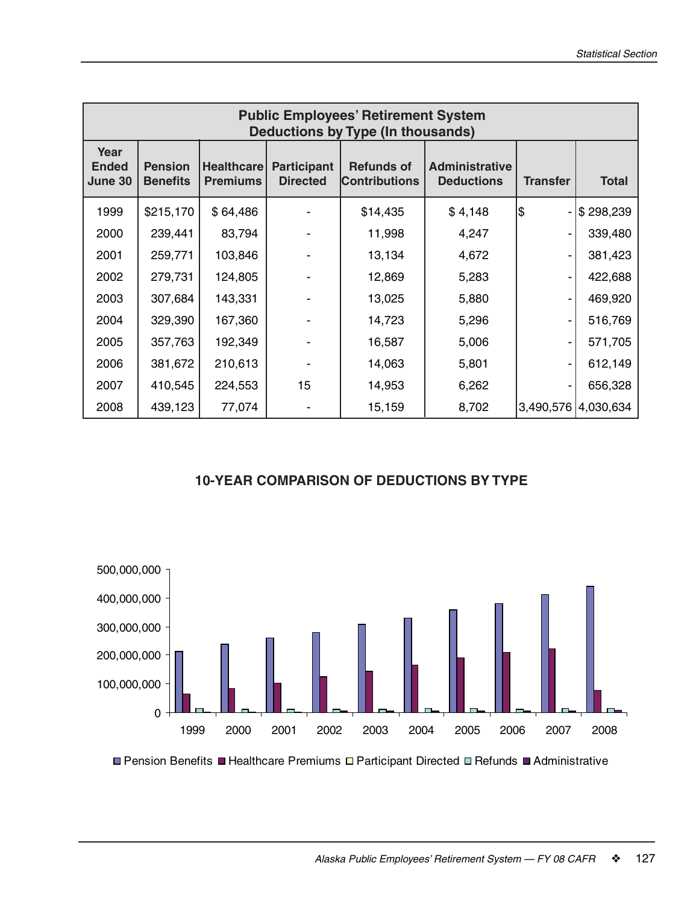## Public Employees' Retirement System Deductions by Type (In thousands)

| Year Ended June 30 | Pension Benefits | Healthcare Premiums | Participant Directed | Refunds of Contributions | Administrative Deductions | Transfer | Total |
|---|---|---|---|---|---|---|---|
| 1999 | $215,170 | $ 64,486 | - | $14,435 | $ 4,148 | $ - | $ 298,239 |
| 2000 | 239,441 | 83,794 | - | 11,998 | 4,247 | - | 339,480 |
| 2001 | 259,771 | 103,846 | - | 13,134 | 4,672 | - | 381,423 |
| 2002 | 279,731 | 124,805 | - | 12,869 | 5,283 | - | 422,688 |
| 2003 | 307,684 | 143,331 | - | 13,025 | 5,880 | - | 469,920 |
| 2004 | 329,390 | 167,360 | - | 14,723 | 5,296 | - | 516,769 |
| 2005 | 357,763 | 192,349 | - | 16,587 | 5,006 | - | 571,705 |
| 2006 | 381,672 | 210,613 | - | 14,063 | 5,801 | - | 612,149 |
| 2007 | 410,545 | 224,553 | 15 | 14,953 | 6,262 | - | 656,328 |
| 2008 | 439,123 | 77,074 | - | 15,159 | 8,702 | 3,490,576 | 4,030,634 |

### 10-YEAR COMPARISON OF DEDUCTIONS BY TYPE

| Year | Pension Benefits | Healthcare Premiums | Participant Directed | Refunds | Administrative |
|---|---|---|---|---|---|
| 1999 | 215,170,000 | 64,486,000 | - | 14,435,000 | 4,148,000 |
| 2000 | 239,441,000 | 83,794,000 | - | 11,998,000 | 4,247,000 |
| 2001 | 259,771,000 | 103,846,000 | - | 13,134,000 | 4,672,000 |
| 2002 | 279,731,000 | 124,805,000 | - | 12,869,000 | 5,283,000 |
| 2003 | 307,684,000 | 143,331,000 | - | 13,025,000 | 5,880,000 |
| 2004 | 329,390,000 | 167,360,000 | - | 14,723,000 | 5,296,000 |
| 2005 | 357,763,000 | 192,349,000 | - | 16,587,000 | 5,006,000 |
| 2006 | 381,672,000 | 210,613,000 | - | 14,063,000 | 5,801,000 |
| 2007 | 410,545,000 | 224,553,000 | 15,000 | 14,953,000 | 6,262,000 |
| 2008 | 439,123,000 | 77,074,000 | - | 15,159,000 | 8,702,000 |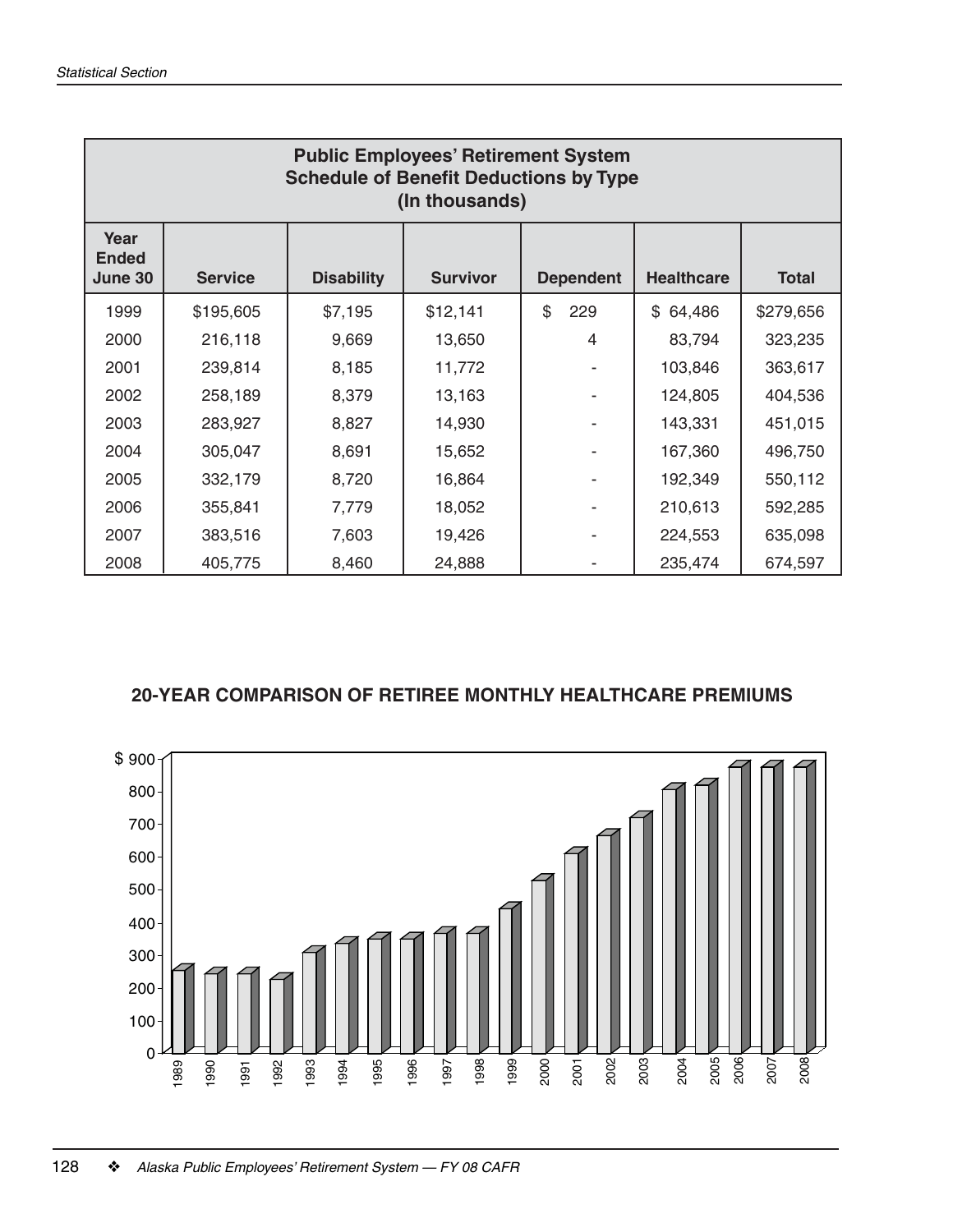| Public Employees' Retirement System Schedule of Benefit Deductions by Type (In thousands) | | | | | | |
|---|---|---|---|---|---|---|
| Year Ended June 30 | Service | Disability | Survivor | Dependent | Healthcare | Total |
| 1999 | $195,605 | $7,195 | $12,141 | $ 229 | $ 64,486 | $279,656 |
| 2000 | 216,118 | 9,669 | 13,650 | 4 | 83,794 | 323,235 |
| 2001 | 239,814 | 8,185 | 11,772 | - | 103,846 | 363,617 |
| 2002 | 258,189 | 8,379 | 13,163 | - | 124,805 | 404,536 |
| 2003 | 283,927 | 8,827 | 14,930 | - | 143,331 | 451,015 |
| 2004 | 305,047 | 8,691 | 15,652 | - | 167,360 | 496,750 |
| 2005 | 332,179 | 8,720 | 16,864 | - | 192,349 | 550,112 |
| 2006 | 355,841 | 7,779 | 18,052 | - | 210,613 | 592,285 |
| 2007 | 383,516 | 7,603 | 19,426 | - | 224,553 | 635,098 |
| 2008 | 405,775 | 8,460 | 24,888 | - | 235,474 | 674,597 |

## 20-YEAR COMPARISON OF RETIREE MONTHLY HEALTHCARE PREMIUMS

$ 900
800
700
600
500
400
300
200
100
0

1989 1990 1991 1992 1993 1994 1995 1996 1997 1998 1999 2000 2001 2002 2003 2004 2005 2006 2007 2008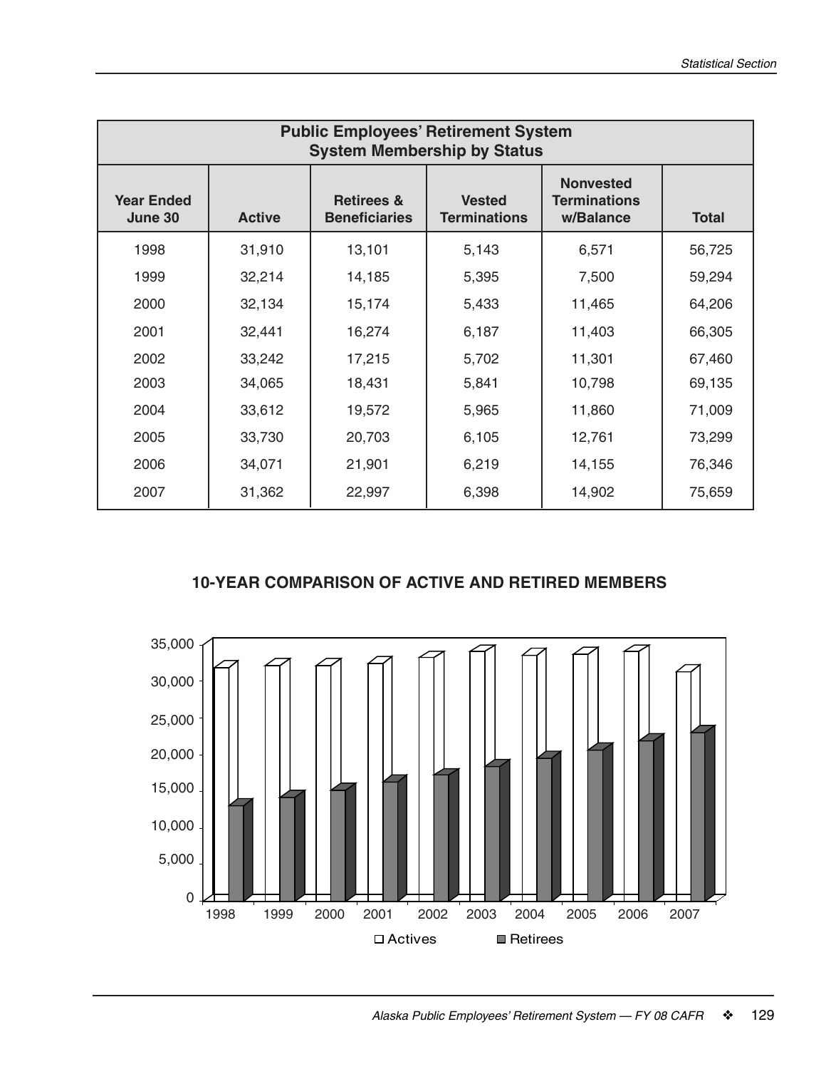| Public Employees' Retirement System<br>System Membership by Status | | | | | |
|---|---|---|---|---|---|
| **Year Ended June 30** | **Active** | **Retirees & Beneficiaries** | **Vested Terminations** | **Nonvested Terminations w/Balance** | **Total** |
| 1998 | 31,910 | 13,101 | 5,143 | 6,571 | 56,725 |
| 1999 | 32,214 | 14,185 | 5,395 | 7,500 | 59,294 |
| 2000 | 32,134 | 15,174 | 5,433 | 11,465 | 64,206 |
| 2001 | 32,441 | 16,274 | 6,187 | 11,403 | 66,305 |
| 2002 | 33,242 | 17,215 | 5,702 | 11,301 | 67,460 |
| 2003 | 34,065 | 18,431 | 5,841 | 10,798 | 69,135 |
| 2004 | 33,612 | 19,572 | 5,965 | 11,860 | 71,009 |
| 2005 | 33,730 | 20,703 | 6,105 | 12,761 | 73,299 |
| 2006 | 34,071 | 21,901 | 6,219 | 14,155 | 76,346 |
| 2007 | 31,362 | 22,997 | 6,398 | 14,902 | 75,659 |

**10-YEAR COMPARISON OF ACTIVE AND RETIRED MEMBERS**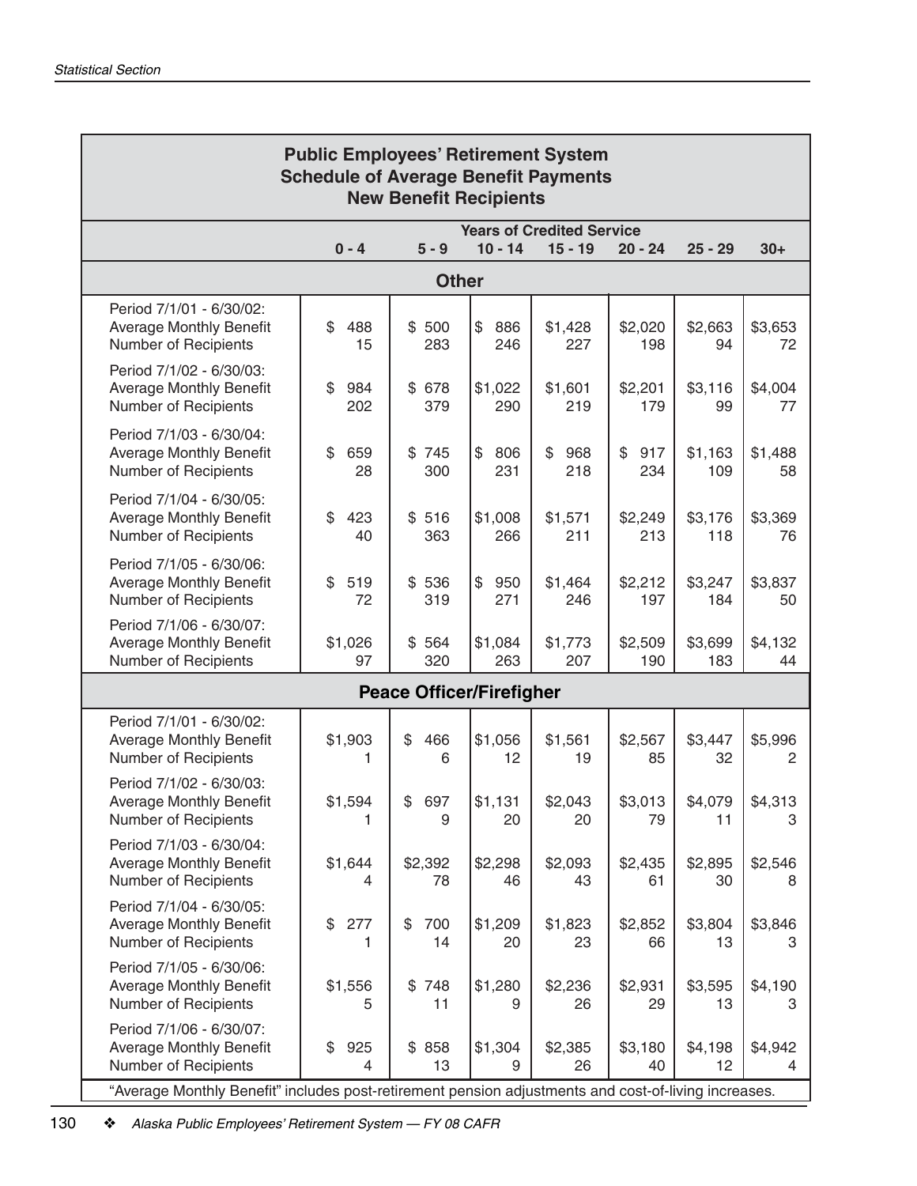## Public Employees' Retirement System
## Schedule of Average Benefit Payments
## New Benefit Recipients

| | Years of Credited Service | | | | | | |
|---|---|---|---|---|---|---|---|
| | 0 - 4 | 5 - 9 | 10 - 14 | 15 - 19 | 20 - 24 | 25 - 29 | 30+ |
| **Other** | | | | | | | |
| Period 7/1/01 - 6/30/02: | | | | | | | |
| Average Monthly Benefit | $ 488 | $ 500 | $ 886 | $1,428 | $2,020 | $2,663 | $3,653 |
| Number of Recipients | 15 | 283 | 246 | 227 | 198 | 94 | 72 |
| Period 7/1/02 - 6/30/03: | | | | | | | |
| Average Monthly Benefit | $ 984 | $ 678 | $1,022 | $1,601 | $2,201 | $3,116 | $4,004 |
| Number of Recipients | 202 | 379 | 290 | 219 | 179 | 99 | 77 |
| Period 7/1/03 - 6/30/04: | | | | | | | |
| Average Monthly Benefit | $ 659 | $ 745 | $ 806 | $ 968 | $ 917 | $1,163 | $1,488 |
| Number of Recipients | 28 | 300 | 231 | 218 | 234 | 109 | 58 |
| Period 7/1/04 - 6/30/05: | | | | | | | |
| Average Monthly Benefit | $ 423 | $ 516 | $1,008 | $1,571 | $2,249 | $3,176 | $3,369 |
| Number of Recipients | 40 | 363 | 266 | 211 | 213 | 118 | 76 |
| Period 7/1/05 - 6/30/06: | | | | | | | |
| Average Monthly Benefit | $ 519 | $ 536 | $ 950 | $1,464 | $2,212 | $3,247 | $3,837 |
| Number of Recipients | 72 | 319 | 271 | 246 | 197 | 184 | 50 |
| Period 7/1/06 - 6/30/07: | | | | | | | |
| Average Monthly Benefit | $1,026 | $ 564 | $1,084 | $1,773 | $2,509 | $3,699 | $4,132 |
| Number of Recipients | 97 | 320 | 263 | 207 | 190 | 183 | 44 |
| **Peace Officer/Firefigher** | | | | | | | |
| Period 7/1/01 - 6/30/02: | | | | | | | |
| Average Monthly Benefit | $1,903 | $ 466 | $1,056 | $1,561 | $2,567 | $3,447 | $5,996 |
| Number of Recipients | 1 | 6 | 12 | 19 | 85 | 32 | 2 |
| Period 7/1/02 - 6/30/03: | | | | | | | |
| Average Monthly Benefit | $1,594 | $ 697 | $1,131 | $2,043 | $3,013 | $4,079 | $4,313 |
| Number of Recipients | 1 | 9 | 20 | 20 | 79 | 11 | 3 |
| Period 7/1/03 - 6/30/04: | | | | | | | |
| Average Monthly Benefit | $1,644 | $2,392 | $2,298 | $2,093 | $2,435 | $2,895 | $2,546 |
| Number of Recipients | 4 | 78 | 46 | 43 | 61 | 30 | 8 |
| Period 7/1/04 - 6/30/05: | | | | | | | |
| Average Monthly Benefit | $ 277 | $ 700 | $1,209 | $1,823 | $2,852 | $3,804 | $3,846 |
| Number of Recipients | 1 | 14 | 20 | 23 | 66 | 13 | 3 |
| Period 7/1/05 - 6/30/06: | | | | | | | |
| Average Monthly Benefit | $1,556 | $ 748 | $1,280 | $2,236 | $2,931 | $3,595 | $4,190 |
| Number of Recipients | 5 | 11 | 9 | 26 | 29 | 13 | 3 |
| Period 7/1/06 - 6/30/07: | | | | | | | |
| Average Monthly Benefit | $ 925 | $ 858 | $1,304 | $2,385 | $3,180 | $4,198 | $4,942 |
| Number of Recipients | 4 | 13 | 9 | 26 | 40 | 12 | 4 |

"Average Monthly Benefit" includes post-retirement pension adjustments and cost-of-living increases.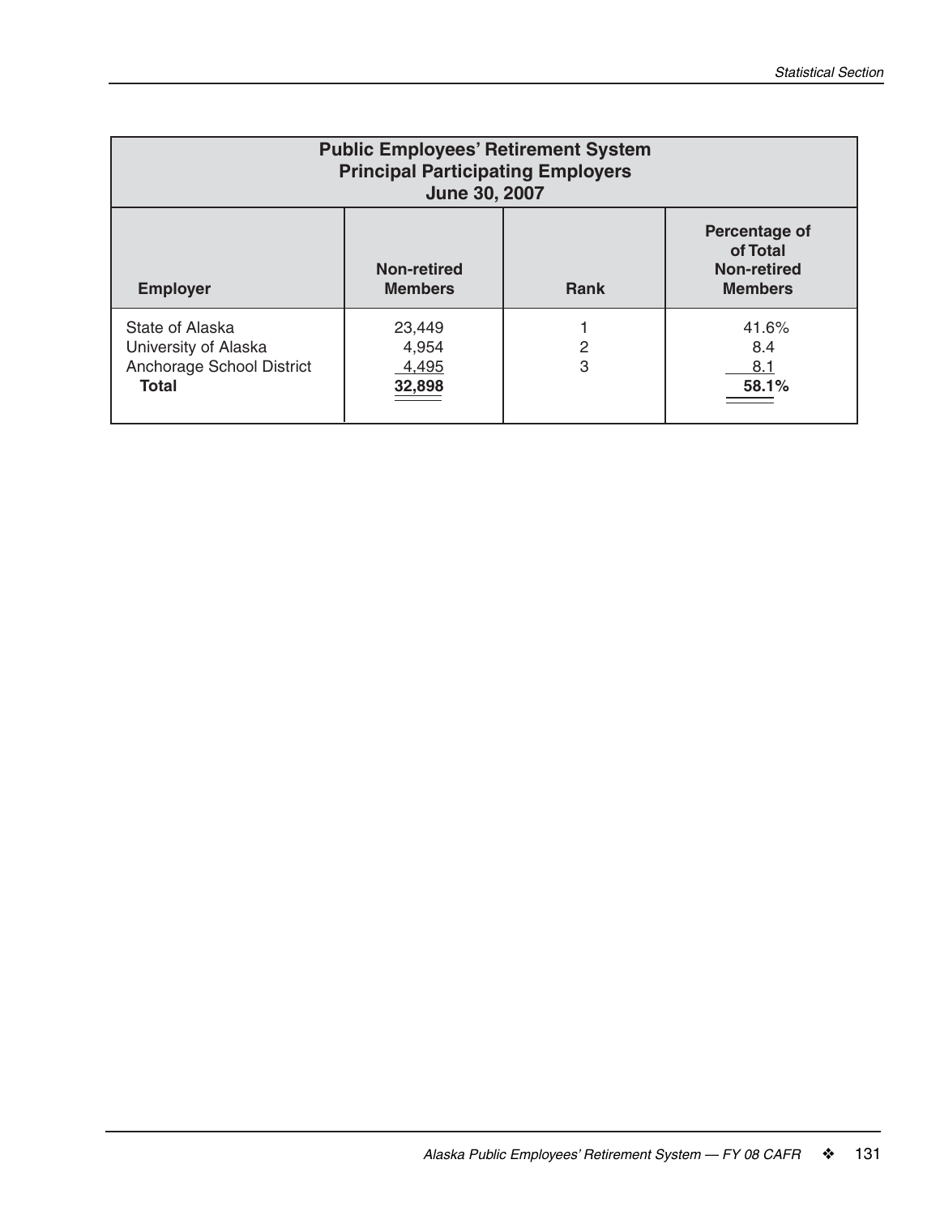## Public Employees' Retirement System
## Principal Participating Employers
## June 30, 2007

| Employer | Non-retired Members | Rank | Percentage of of Total Non-retired Members |
|---|---|---|---|
| State of Alaska | 23,449 | 1 | 41.6% |
| University of Alaska | 4,954 | 2 | 8.4 |
| Anchorage School District | 4,495 | 3 | 8.1 |
| **Total** | **32,898** | | **58.1%** |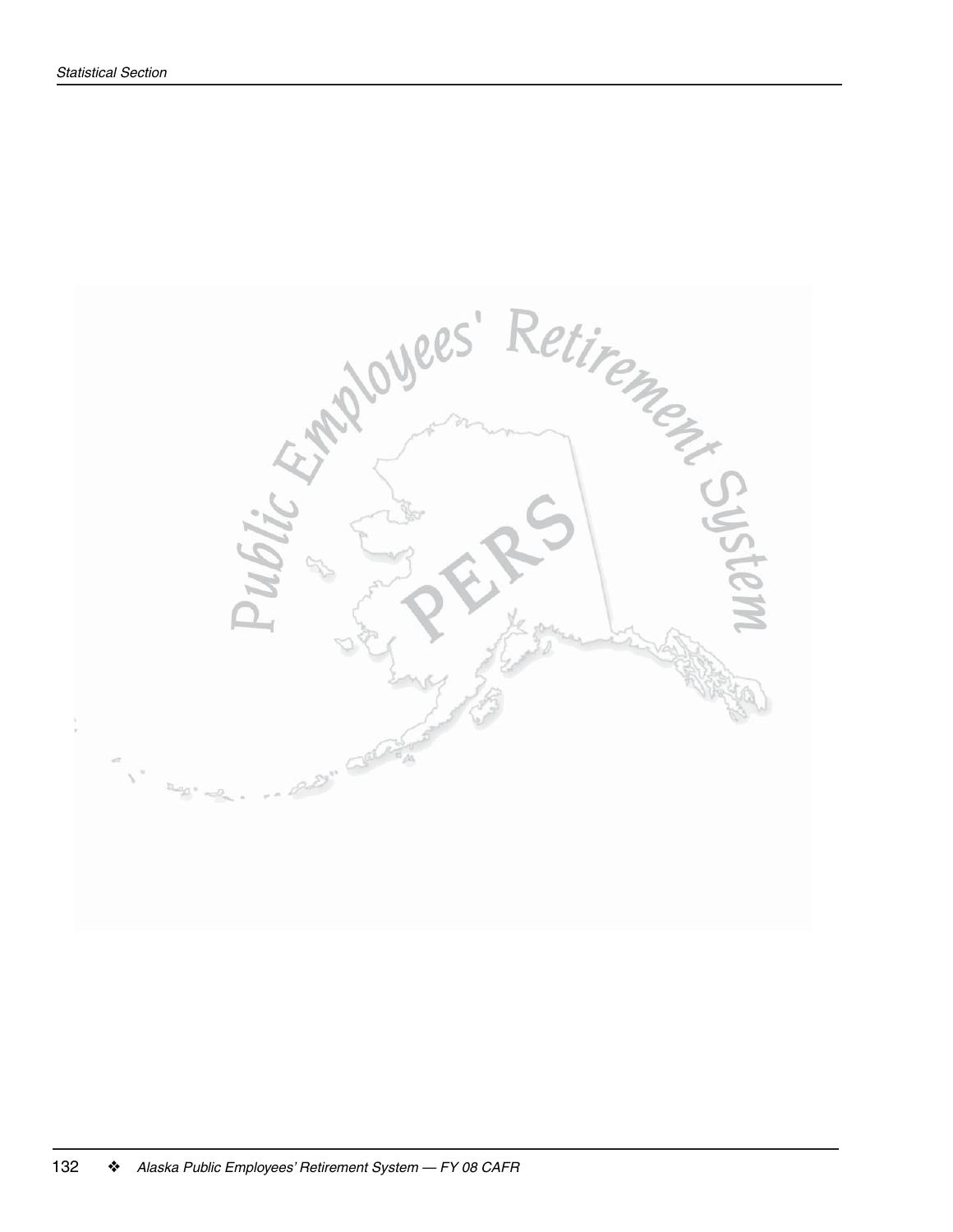Public Employees' Retirement System

PERS